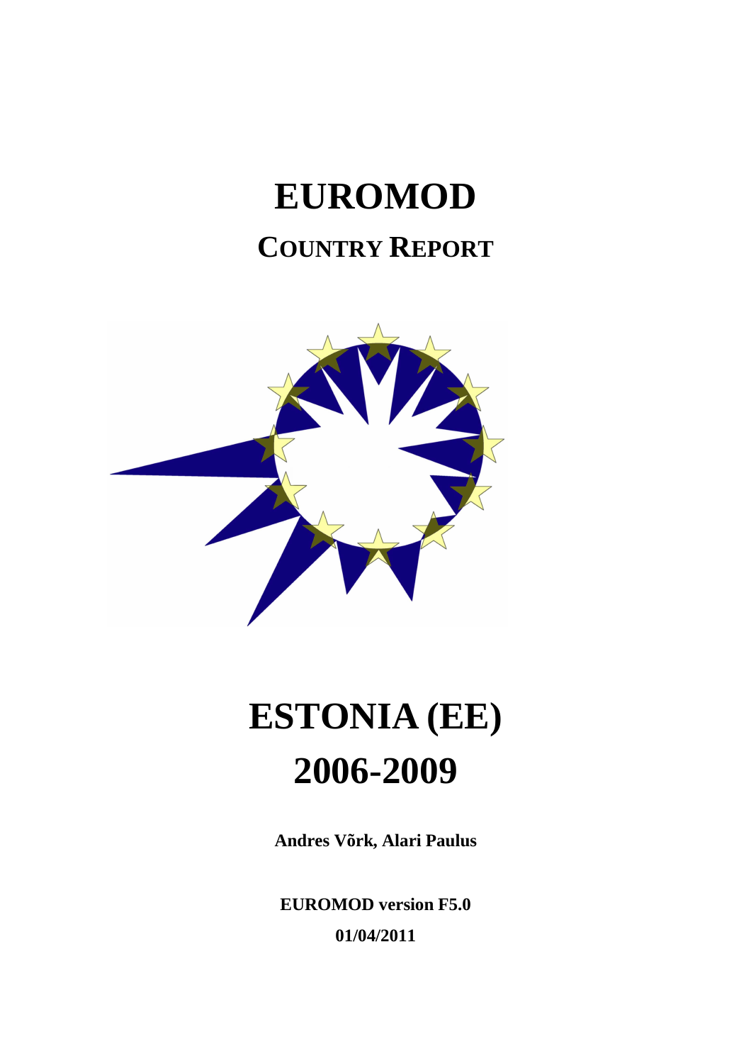# EUROMOD

## COUNTRY REPORT

# ESTONIA (EE)

# 2006-2009

**Andres Võrk, Alari Paulus**

**EUROMOD version F5.0**

**01/04/2011**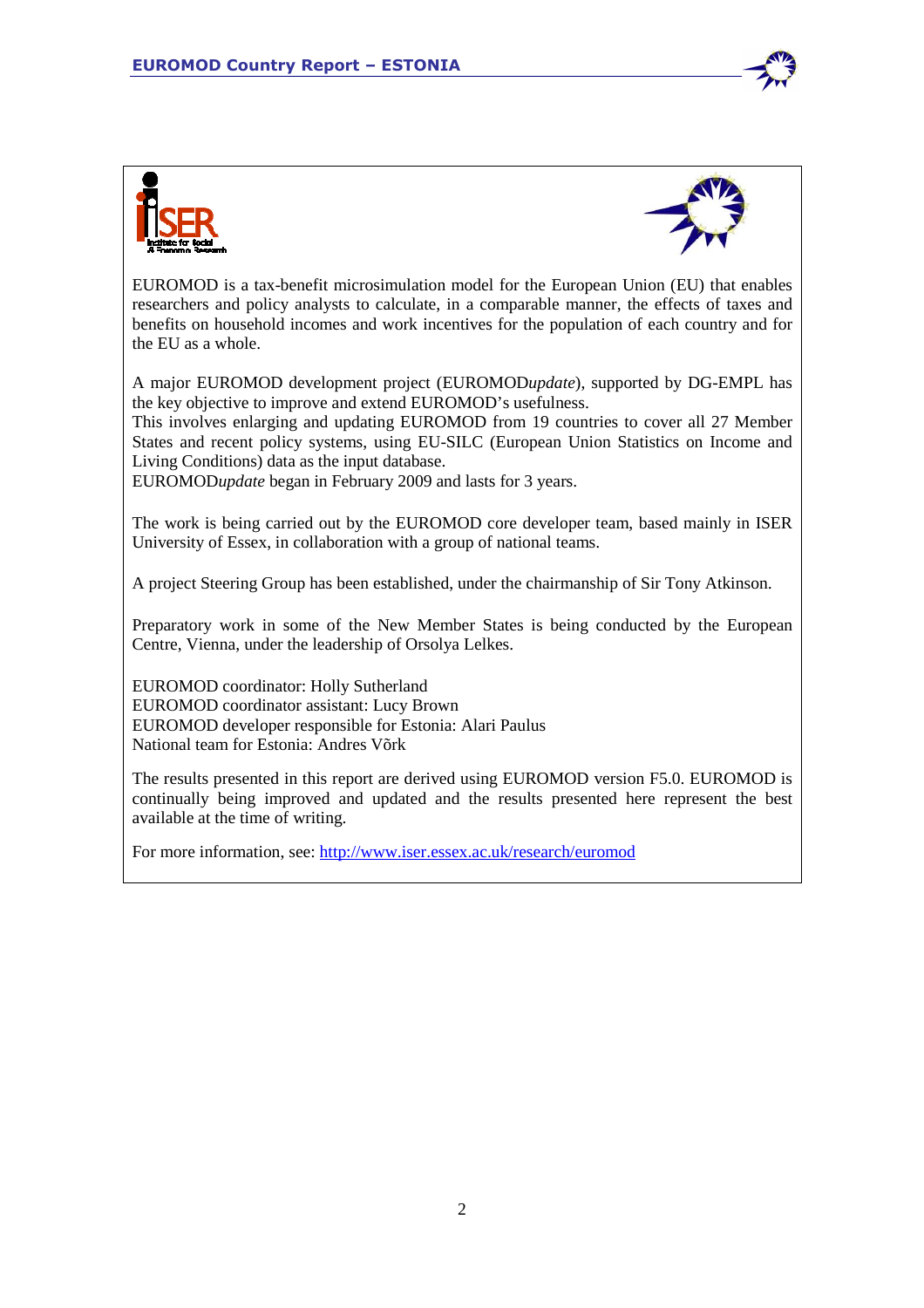EUROMOD is a tax-benefit microsimulation model for the European Union (EU) that enables researchers and policy analysts to calculate, in a comparable manner, the effects of taxes and benefits on household incomes and work incentives for the population of each country and for the EU as a whole.

A major EUROMOD development project (EUROMOD*update*), supported by DG-EMPL has the key objective to improve and extend EUROMOD's usefulness.
This involves enlarging and updating EUROMOD from 19 countries to cover all 27 Member States and recent policy systems, using EU-SILC (European Union Statistics on Income and Living Conditions) data as the input database.
EUROMOD*update* began in February 2009 and lasts for 3 years.

The work is being carried out by the EUROMOD core developer team, based mainly in ISER University of Essex, in collaboration with a group of national teams.

A project Steering Group has been established, under the chairmanship of Sir Tony Atkinson.

Preparatory work in some of the New Member States is being conducted by the European Centre, Vienna, under the leadership of Orsolya Lelkes.

EUROMOD coordinator: Holly Sutherland
EUROMOD coordinator assistant: Lucy Brown
EUROMOD developer responsible for Estonia: Alari Paulus
National team for Estonia: Andres Võrk

The results presented in this report are derived using EUROMOD version F5.0. EUROMOD is continually being improved and updated and the results presented here represent the best available at the time of writing.

For more information, see: http://www.iser.essex.ac.uk/research/euromod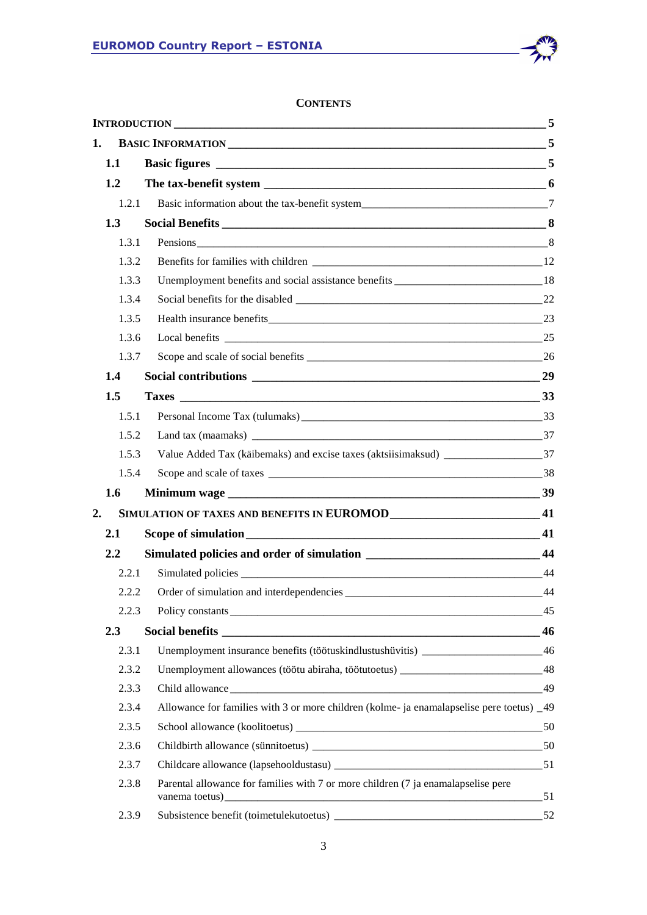**CONTENTS**

**INTRODUCTION** 5

**1. BASIC INFORMATION** 5

**1.1 Basic figures** 5

**1.2 The tax-benefit system** 6

1.2.1 Basic information about the tax-benefit system 7

**1.3 Social Benefits** 8

1.3.1 Pensions 8

1.3.2 Benefits for families with children 12

1.3.3 Unemployment benefits and social assistance benefits 18

1.3.4 Social benefits for the disabled 22

1.3.5 Health insurance benefits 23

1.3.6 Local benefits 25

1.3.7 Scope and scale of social benefits 26

**1.4 Social contributions** 29

**1.5 Taxes** 33

1.5.1 Personal Income Tax (tulumaks) 33

1.5.2 Land tax (maamaks) 37

1.5.3 Value Added Tax (käibemaks) and excise taxes (aktsiisimaksud) 37

1.5.4 Scope and scale of taxes 38

**1.6 Minimum wage** 39

**2. SIMULATION OF TAXES AND BENEFITS IN EUROMOD** 41

**2.1 Scope of simulation** 41

**2.2 Simulated policies and order of simulation** 44

2.2.1 Simulated policies 44

2.2.2 Order of simulation and interdependencies 44

2.2.3 Policy constants 45

**2.3 Social benefits** 46

2.3.1 Unemployment insurance benefits (töötuskindlustushüvitis) 46

2.3.2 Unemployment allowances (tööttu abiraha, töötutoetus) 48

2.3.3 Child allowance 49

2.3.4 Allowance for families with 3 or more children (kolme- ja enamalapselise pere toetus) 49

2.3.5 School allowance (koolitoetus) 50

2.3.6 Childbirth allowance (sünnitoetus) 50

2.3.7 Childcare allowance (lapsehooldustasu) 51

2.3.8 Parental allowance for families with 7 or more children (7 ja enamalapselise pere vanema toetus) 51

2.3.9 Subsistence benefit (toimetulekutoetus) 52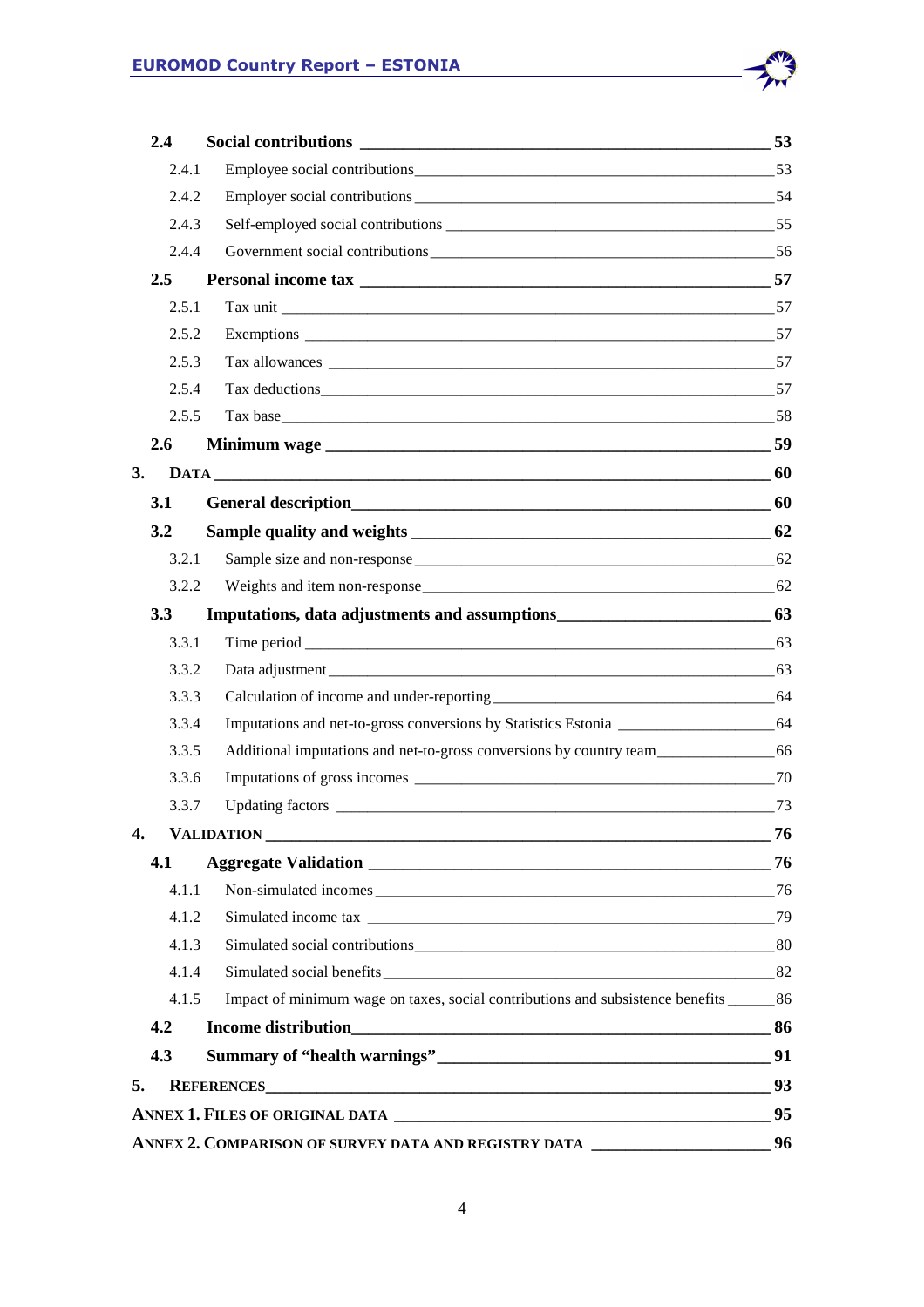- **2.4 Social contributions** — 53
  - 2.4.1 Employee social contributions — 53
  - 2.4.2 Employer social contributions — 54
  - 2.4.3 Self-employed social contributions — 55
  - 2.4.4 Government social contributions — 56
- **2.5 Personal income tax** — 57
  - 2.5.1 Tax unit — 57
  - 2.5.2 Exemptions — 57
  - 2.5.3 Tax allowances — 57
  - 2.5.4 Tax deductions — 57
  - 2.5.5 Tax base — 58
- **2.6 Minimum wage** — 59

**3. DATA** — 60

- **3.1 General description** — 60
- **3.2 Sample quality and weights** — 62
  - 3.2.1 Sample size and non-response — 62
  - 3.2.2 Weights and item non-response — 62
- **3.3 Imputations, data adjustments and assumptions** — 63
  - 3.3.1 Time period — 63
  - 3.3.2 Data adjustment — 63
  - 3.3.3 Calculation of income and under-reporting — 64
  - 3.3.4 Imputations and net-to-gross conversions by Statistics Estonia — 64
  - 3.3.5 Additional imputations and net-to-gross conversions by country team — 66
  - 3.3.6 Imputations of gross incomes — 70
  - 3.3.7 Updating factors — 73

**4. VALIDATION** — 76

- **4.1 Aggregate Validation** — 76
  - 4.1.1 Non-simulated incomes — 76
  - 4.1.2 Simulated income tax — 79
  - 4.1.3 Simulated social contributions — 80
  - 4.1.4 Simulated social benefits — 82
  - 4.1.5 Impact of minimum wage on taxes, social contributions and subsistence benefits — 86
- **4.2 Income distribution** — 86
- **4.3 Summary of "health warnings"** — 91

**5. REFERENCES** — 93

**ANNEX 1. FILES OF ORIGINAL DATA** — 95

**ANNEX 2. COMPARISON OF SURVEY DATA AND REGISTRY DATA** — 96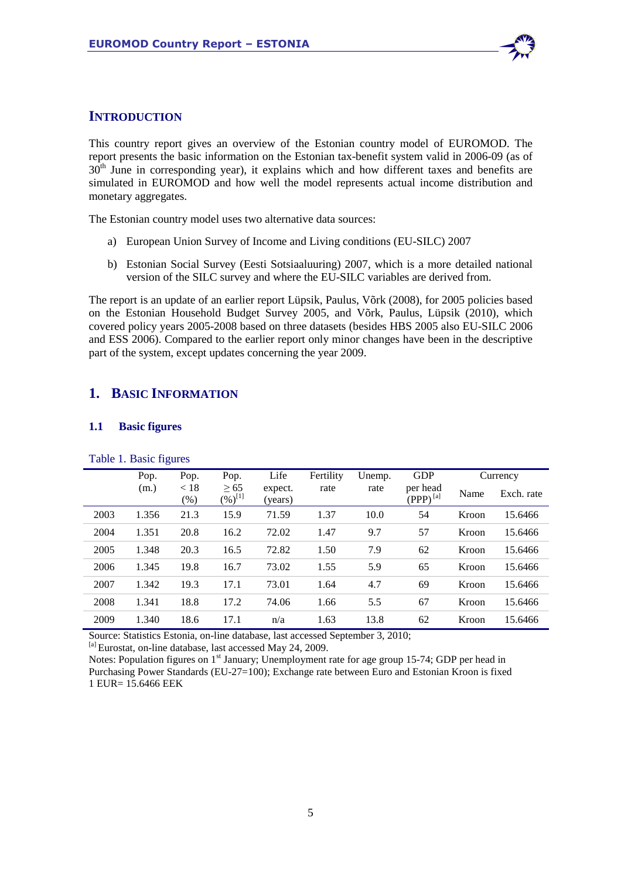## INTRODUCTION

This country report gives an overview of the Estonian country model of EUROMOD. The report presents the basic information on the Estonian tax-benefit system valid in 2006-09 (as of 30th June in corresponding year), it explains which and how different taxes and benefits are simulated in EUROMOD and how well the model represents actual income distribution and monetary aggregates.

The Estonian country model uses two alternative data sources:

a) European Union Survey of Income and Living conditions (EU-SILC) 2007

b) Estonian Social Survey (Eesti Sotsiaaluuring) 2007, which is a more detailed national version of the SILC survey and where the EU-SILC variables are derived from.

The report is an update of an earlier report Lüpsik, Paulus, Võrk (2008), for 2005 policies based on the Estonian Household Budget Survey 2005, and Võrk, Paulus, Lüpsik (2010), which covered policy years 2005-2008 based on three datasets (besides HBS 2005 also EU-SILC 2006 and ESS 2006). Compared to the earlier report only minor changes have been in the descriptive part of the system, except updates concerning the year 2009.

## 1. BASIC INFORMATION

### 1.1 Basic figures

Table 1. Basic figures

| | Pop. (m.) | Pop. < 18 (%) | Pop. ≥ 65 (%)[1] | Life expect. (years) | Fertility rate | Unemp. rate | GDP per head (PPP)[a] | Currency | |
|---|---|---|---|---|---|---|---|---|---|
| | | | | | | | | Name | Exch. rate |
| 2003 | 1.356 | 21.3 | 15.9 | 71.59 | 1.37 | 10.0 | 54 | Kroon | 15.6466 |
| 2004 | 1.351 | 20.8 | 16.2 | 72.02 | 1.47 | 9.7 | 57 | Kroon | 15.6466 |
| 2005 | 1.348 | 20.3 | 16.5 | 72.82 | 1.50 | 7.9 | 62 | Kroon | 15.6466 |
| 2006 | 1.345 | 19.8 | 16.7 | 73.02 | 1.55 | 5.9 | 65 | Kroon | 15.6466 |
| 2007 | 1.342 | 19.3 | 17.1 | 73.01 | 1.64 | 4.7 | 69 | Kroon | 15.6466 |
| 2008 | 1.341 | 18.8 | 17.2 | 74.06 | 1.66 | 5.5 | 67 | Kroon | 15.6466 |
| 2009 | 1.340 | 18.6 | 17.1 | n/a | 1.63 | 13.8 | 62 | Kroon | 15.6466 |

Source: Statistics Estonia, on-line database, last accessed September 3, 2010;

[a] Eurostat, on-line database, last accessed May 24, 2009.

Notes: Population figures on 1st January; Unemployment rate for age group 15-74; GDP per head in Purchasing Power Standards (EU-27=100); Exchange rate between Euro and Estonian Kroon is fixed 1 EUR= 15.6466 EEK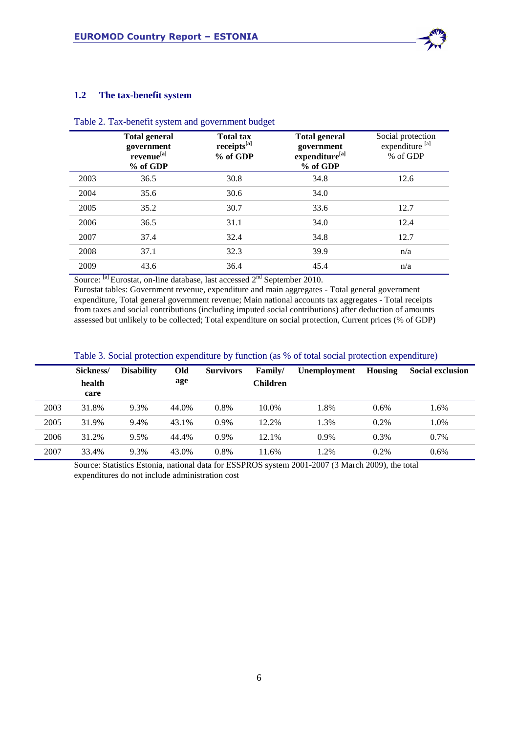## 1.2 The tax-benefit system

Table 2. Tax-benefit system and government budget

| | Total general government revenue[a] % of GDP | Total tax receipts[a] % of GDP | Total general government expenditure[a] % of GDP | Social protection expenditure [a] % of GDP |
|---|---|---|---|---|
| 2003 | 36.5 | 30.8 | 34.8 | 12.6 |
| 2004 | 35.6 | 30.6 | 34.0 | |
| 2005 | 35.2 | 30.7 | 33.6 | 12.7 |
| 2006 | 36.5 | 31.1 | 34.0 | 12.4 |
| 2007 | 37.4 | 32.4 | 34.8 | 12.7 |
| 2008 | 37.1 | 32.3 | 39.9 | n/a |
| 2009 | 43.6 | 36.4 | 45.4 | n/a |

Source: [a] Eurostat, on-line database, last accessed 2nd September 2010.
Eurostat tables: Government revenue, expenditure and main aggregates - Total general government expenditure, Total general government revenue; Main national accounts tax aggregates - Total receipts from taxes and social contributions (including imputed social contributions) after deduction of amounts assessed but unlikely to be collected; Total expenditure on social protection, Current prices (% of GDP)

Table 3. Social protection expenditure by function (as % of total social protection expenditure)

| | Sickness/ health care | Disability | Old age | Survivors | Family/ Children | Unemployment | Housing | Social exclusion |
|---|---|---|---|---|---|---|---|---|
| 2003 | 31.8% | 9.3% | 44.0% | 0.8% | 10.0% | 1.8% | 0.6% | 1.6% |
| 2005 | 31.9% | 9.4% | 43.1% | 0.9% | 12.2% | 1.3% | 0.2% | 1.0% |
| 2006 | 31.2% | 9.5% | 44.4% | 0.9% | 12.1% | 0.9% | 0.3% | 0.7% |
| 2007 | 33.4% | 9.3% | 43.0% | 0.8% | 11.6% | 1.2% | 0.2% | 0.6% |

Source: Statistics Estonia, national data for ESSPROS system 2001-2007 (3 March 2009), the total expenditures do not include administration cost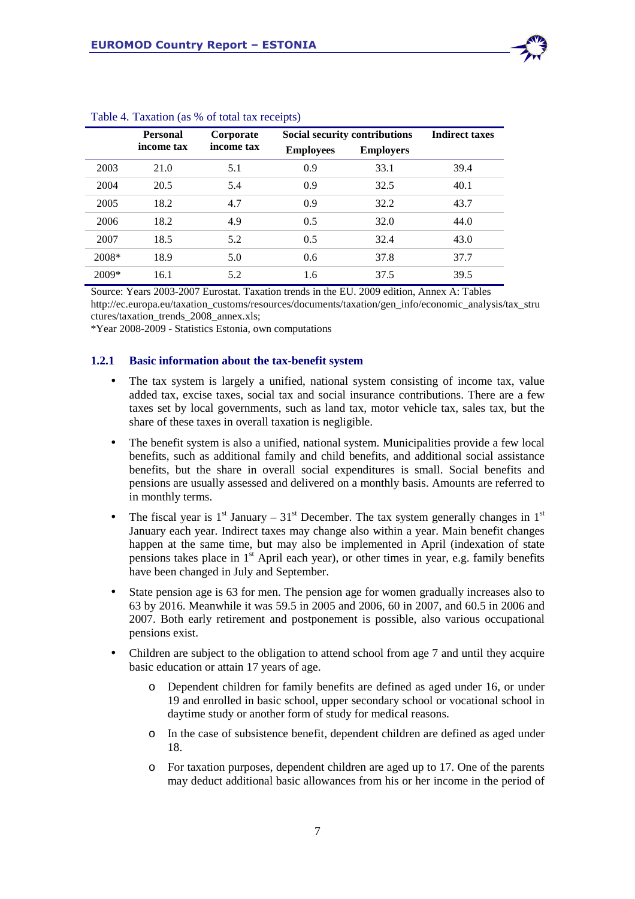Table 4. Taxation (as % of total tax receipts)

| | Personal income tax | Corporate income tax | Social security contributions | | Indirect taxes |
|---|---|---|---|---|---|
| | | | Employees | Employers | |
| 2003 | 21.0 | 5.1 | 0.9 | 33.1 | 39.4 |
| 2004 | 20.5 | 5.4 | 0.9 | 32.5 | 40.1 |
| 2005 | 18.2 | 4.7 | 0.9 | 32.2 | 43.7 |
| 2006 | 18.2 | 4.9 | 0.5 | 32.0 | 44.0 |
| 2007 | 18.5 | 5.2 | 0.5 | 32.4 | 43.0 |
| 2008* | 18.9 | 5.0 | 0.6 | 37.8 | 37.7 |
| 2009* | 16.1 | 5.2 | 1.6 | 37.5 | 39.5 |

Source: Years 2003-2007 Eurostat. Taxation trends in the EU. 2009 edition, Annex A: Tables http://ec.europa.eu/taxation_customs/resources/documents/taxation/gen_info/economic_analysis/tax_structures/taxation_trends_2008_annex.xls;
*Year 2008-2009 - Statistics Estonia, own computations

### 1.2.1 Basic information about the tax-benefit system

- The tax system is largely a unified, national system consisting of income tax, value added tax, excise taxes, social tax and social insurance contributions. There are a few taxes set by local governments, such as land tax, motor vehicle tax, sales tax, but the share of these taxes in overall taxation is negligible.
- The benefit system is also a unified, national system. Municipalities provide a few local benefits, such as additional family and child benefits, and additional social assistance benefits, but the share in overall social expenditures is small. Social benefits and pensions are usually assessed and delivered on a monthly basis. Amounts are referred to in monthly terms.
- The fiscal year is 1st January – 31st December. The tax system generally changes in 1st January each year. Indirect taxes may change also within a year. Main benefit changes happen at the same time, but may also be implemented in April (indexation of state pensions takes place in 1st April each year), or other times in year, e.g. family benefits have been changed in July and September.
- State pension age is 63 for men. The pension age for women gradually increases also to 63 by 2016. Meanwhile it was 59.5 in 2005 and 2006, 60 in 2007, and 60.5 in 2006 and 2007. Both early retirement and postponement is possible, also various occupational pensions exist.
- Children are subject to the obligation to attend school from age 7 and until they acquire basic education or attain 17 years of age.
  - Dependent children for family benefits are defined as aged under 16, or under 19 and enrolled in basic school, upper secondary school or vocational school in daytime study or another form of study for medical reasons.
  - In the case of subsistence benefit, dependent children are defined as aged under 18.
  - For taxation purposes, dependent children are aged up to 17. One of the parents may deduct additional basic allowances from his or her income in the period of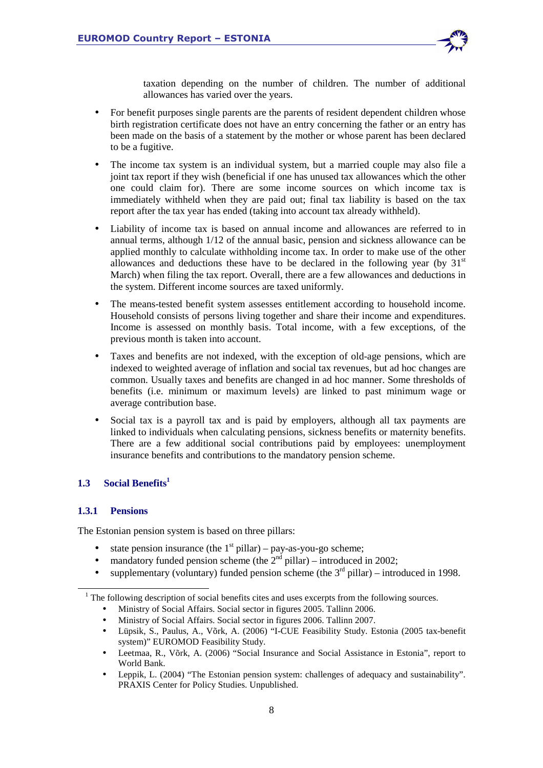taxation depending on the number of children. The number of additional allowances has varied over the years.

- For benefit purposes single parents are the parents of resident dependent children whose birth registration certificate does not have an entry concerning the father or an entry has been made on the basis of a statement by the mother or whose parent has been declared to be a fugitive.
- The income tax system is an individual system, but a married couple may also file a joint tax report if they wish (beneficial if one has unused tax allowances which the other one could claim for). There are some income sources on which income tax is immediately withheld when they are paid out; final tax liability is based on the tax report after the tax year has ended (taking into account tax already withheld).
- Liability of income tax is based on annual income and allowances are referred to in annual terms, although 1/12 of the annual basic, pension and sickness allowance can be applied monthly to calculate withholding income tax. In order to make use of the other allowances and deductions these have to be declared in the following year (by 31st March) when filing the tax report. Overall, there are a few allowances and deductions in the system. Different income sources are taxed uniformly.
- The means-tested benefit system assesses entitlement according to household income. Household consists of persons living together and share their income and expenditures. Income is assessed on monthly basis. Total income, with a few exceptions, of the previous month is taken into account.
- Taxes and benefits are not indexed, with the exception of old-age pensions, which are indexed to weighted average of inflation and social tax revenues, but ad hoc changes are common. Usually taxes and benefits are changed in ad hoc manner. Some thresholds of benefits (i.e. minimum or maximum levels) are linked to past minimum wage or average contribution base.
- Social tax is a payroll tax and is paid by employers, although all tax payments are linked to individuals when calculating pensions, sickness benefits or maternity benefits. There are a few additional social contributions paid by employees: unemployment insurance benefits and contributions to the mandatory pension scheme.

## 1.3 Social Benefits[1]

### 1.3.1 Pensions

The Estonian pension system is based on three pillars:

- state pension insurance (the 1st pillar) – pay-as-you-go scheme;
- mandatory funded pension scheme (the 2nd pillar) – introduced in 2002;
- supplementary (voluntary) funded pension scheme (the 3rd pillar) – introduced in 1998.

---

[1] The following description of social benefits cites and uses excerpts from the following sources.

- Ministry of Social Affairs. Social sector in figures 2005. Tallinn 2006.
- Ministry of Social Affairs. Social sector in figures 2006. Tallinn 2007.
- Lüpsik, S., Paulus, A., Võrk, A. (2006) "I-CUE Feasibility Study. Estonia (2005 tax-benefit system)" EUROMOD Feasibility Study.
- Leetmaa, R., Võrk, A. (2006) "Social Insurance and Social Assistance in Estonia", report to World Bank.
- Leppik, L. (2004) "The Estonian pension system: challenges of adequacy and sustainability". PRAXIS Center for Policy Studies. Unpublished.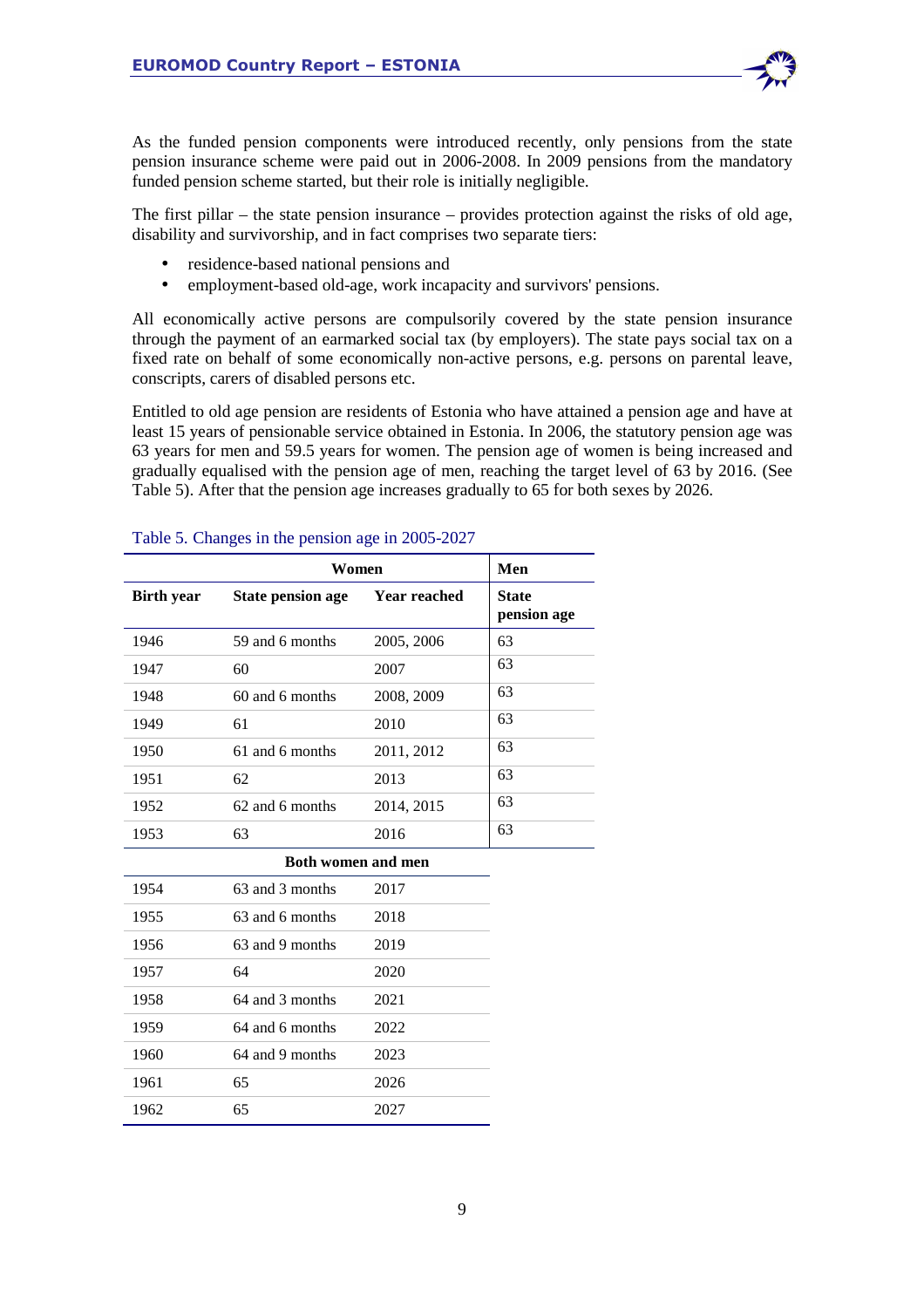As the funded pension components were introduced recently, only pensions from the state pension insurance scheme were paid out in 2006-2008. In 2009 pensions from the mandatory funded pension scheme started, but their role is initially negligible.

The first pillar – the state pension insurance – provides protection against the risks of old age, disability and survivorship, and in fact comprises two separate tiers:

- residence-based national pensions and
- employment-based old-age, work incapacity and survivors' pensions.

All economically active persons are compulsorily covered by the state pension insurance through the payment of an earmarked social tax (by employers). The state pays social tax on a fixed rate on behalf of some economically non-active persons, e.g. persons on parental leave, conscripts, carers of disabled persons etc.

Entitled to old age pension are residents of Estonia who have attained a pension age and have at least 15 years of pensionable service obtained in Estonia. In 2006, the statutory pension age was 63 years for men and 59.5 years for women. The pension age of women is being increased and gradually equalised with the pension age of men, reaching the target level of 63 by 2016. (See Table 5). After that the pension age increases gradually to 65 for both sexes by 2026.

Table 5. Changes in the pension age in 2005-2027

| Women | | | Men |
|---|---|---|---|
| **Birth year** | **State pension age** | **Year reached** | **State pension age** |
| 1946 | 59 and 6 months | 2005, 2006 | 63 |
| 1947 | 60 | 2007 | 63 |
| 1948 | 60 and 6 months | 2008, 2009 | 63 |
| 1949 | 61 | 2010 | 63 |
| 1950 | 61 and 6 months | 2011, 2012 | 63 |
| 1951 | 62 | 2013 | 63 |
| 1952 | 62 and 6 months | 2014, 2015 | 63 |
| 1953 | 63 | 2016 | 63 |
| **Both women and men** | | | |
| 1954 | 63 and 3 months | 2017 | |
| 1955 | 63 and 6 months | 2018 | |
| 1956 | 63 and 9 months | 2019 | |
| 1957 | 64 | 2020 | |
| 1958 | 64 and 3 months | 2021 | |
| 1959 | 64 and 6 months | 2022 | |
| 1960 | 64 and 9 months | 2023 | |
| 1961 | 65 | 2026 | |
| 1962 | 65 | 2027 | |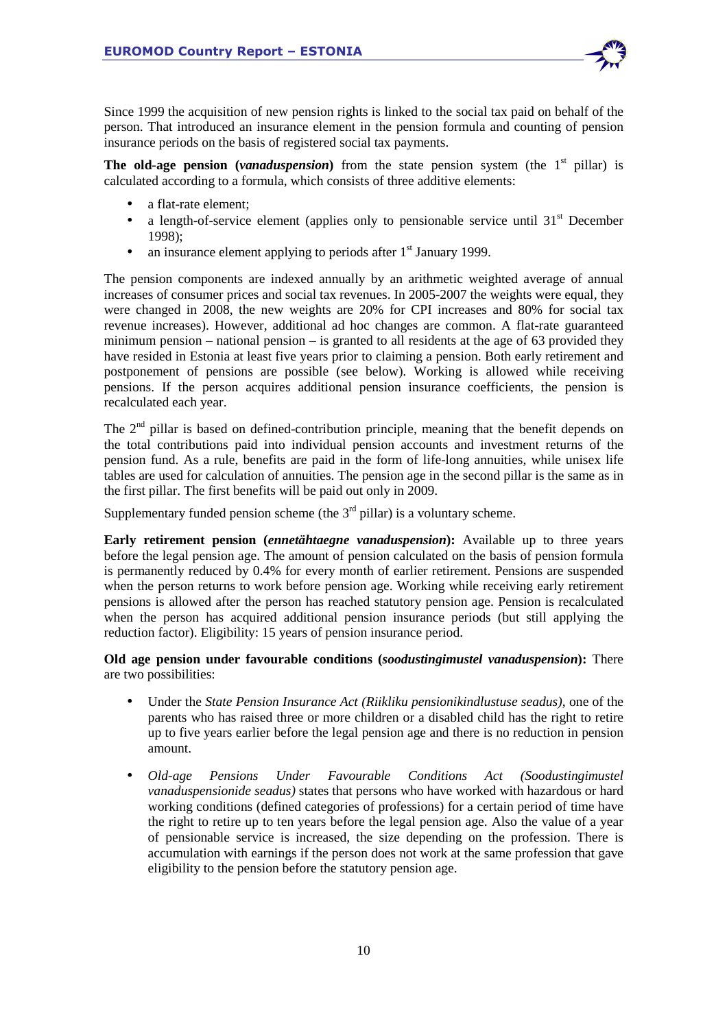Since 1999 the acquisition of new pension rights is linked to the social tax paid on behalf of the person. That introduced an insurance element in the pension formula and counting of pension insurance periods on the basis of registered social tax payments.

**The old-age pension (*vanaduspension*)** from the state pension system (the 1st pillar) is calculated according to a formula, which consists of three additive elements:

- a flat-rate element;
- a length-of-service element (applies only to pensionable service until 31st December 1998);
- an insurance element applying to periods after 1st January 1999.

The pension components are indexed annually by an arithmetic weighted average of annual increases of consumer prices and social tax revenues. In 2005-2007 the weights were equal, they were changed in 2008, the new weights are 20% for CPI increases and 80% for social tax revenue increases). However, additional ad hoc changes are common. A flat-rate guaranteed minimum pension – national pension – is granted to all residents at the age of 63 provided they have resided in Estonia at least five years prior to claiming a pension. Both early retirement and postponement of pensions are possible (see below). Working is allowed while receiving pensions. If the person acquires additional pension insurance coefficients, the pension is recalculated each year.

The 2nd pillar is based on defined-contribution principle, meaning that the benefit depends on the total contributions paid into individual pension accounts and investment returns of the pension fund. As a rule, benefits are paid in the form of life-long annuities, while unisex life tables are used for calculation of annuities. The pension age in the second pillar is the same as in the first pillar. The first benefits will be paid out only in 2009.

Supplementary funded pension scheme (the 3rd pillar) is a voluntary scheme.

**Early retirement pension (*ennetähtaegne vanaduspension*):** Available up to three years before the legal pension age. The amount of pension calculated on the basis of pension formula is permanently reduced by 0.4% for every month of earlier retirement. Pensions are suspended when the person returns to work before pension age. Working while receiving early retirement pensions is allowed after the person has reached statutory pension age. Pension is recalculated when the person has acquired additional pension insurance periods (but still applying the reduction factor). Eligibility: 15 years of pension insurance period.

**Old age pension under favourable conditions (*soodustingimustel vanaduspension*):** There are two possibilities:

- Under the *State Pension Insurance Act (Riikliku pensionikindlustuse seadus)*, one of the parents who has raised three or more children or a disabled child has the right to retire up to five years earlier before the legal pension age and there is no reduction in pension amount.

- *Old-age Pensions Under Favourable Conditions Act (Soodustingimustel vanaduspensionide seadus)* states that persons who have worked with hazardous or hard working conditions (defined categories of professions) for a certain period of time have the right to retire up to ten years before the legal pension age. Also the value of a year of pensionable service is increased, the size depending on the profession. There is accumulation with earnings if the person does not work at the same profession that gave eligibility to the pension before the statutory pension age.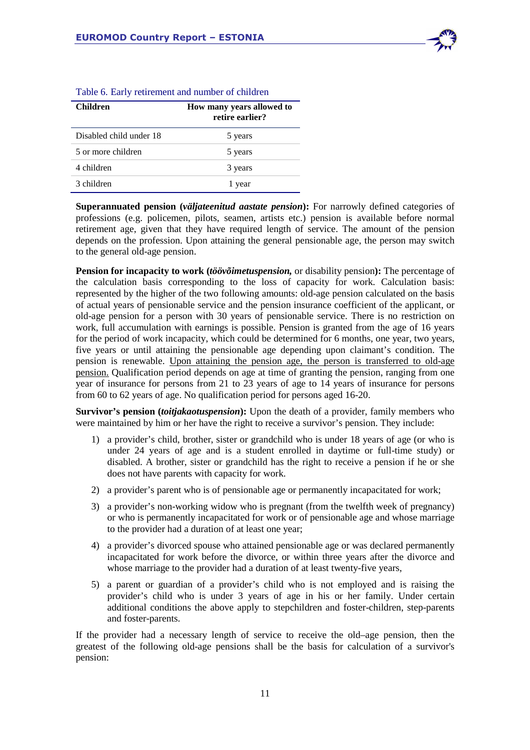Table 6. Early retirement and number of children

| Children | How many years allowed to retire earlier? |
|---|---|
| Disabled child under 18 | 5 years |
| 5 or more children | 5 years |
| 4 children | 3 years |
| 3 children | 1 year |

**Superannuated pension (*väljateenitud aastate pension*):** For narrowly defined categories of professions (e.g. policemen, pilots, seamen, artists etc.) pension is available before normal retirement age, given that they have required length of service. The amount of the pension depends on the profession. Upon attaining the general pensionable age, the person may switch to the general old-age pension.

**Pension for incapacity to work (*töövõimetuspension,* or disability pension):** The percentage of the calculation basis corresponding to the loss of capacity for work. Calculation basis: represented by the higher of the two following amounts: old-age pension calculated on the basis of actual years of pensionable service and the pension insurance coefficient of the applicant, or old-age pension for a person with 30 years of pensionable service. There is no restriction on work, full accumulation with earnings is possible. Pension is granted from the age of 16 years for the period of work incapacity, which could be determined for 6 months, one year, two years, five years or until attaining the pensionable age depending upon claimant's condition. The pension is renewable. Upon attaining the pension age, the person is transferred to old-age pension. Qualification period depends on age at time of granting the pension, ranging from one year of insurance for persons from 21 to 23 years of age to 14 years of insurance for persons from 60 to 62 years of age. No qualification period for persons aged 16-20.

**Survivor's pension (*toitjakaotuspension*):** Upon the death of a provider, family members who were maintained by him or her have the right to receive a survivor's pension. They include:

1) a provider's child, brother, sister or grandchild who is under 18 years of age (or who is under 24 years of age and is a student enrolled in daytime or full-time study) or disabled. A brother, sister or grandchild has the right to receive a pension if he or she does not have parents with capacity for work.
2) a provider's parent who is of pensionable age or permanently incapacitated for work;
3) a provider's non-working widow who is pregnant (from the twelfth week of pregnancy) or who is permanently incapacitated for work or of pensionable age and whose marriage to the provider had a duration of at least one year;
4) a provider's divorced spouse who attained pensionable age or was declared permanently incapacitated for work before the divorce, or within three years after the divorce and whose marriage to the provider had a duration of at least twenty-five years,
5) a parent or guardian of a provider's child who is not employed and is raising the provider's child who is under 3 years of age in his or her family. Under certain additional conditions the above apply to stepchildren and foster-children, step-parents and foster-parents.

If the provider had a necessary length of service to receive the old–age pension, then the greatest of the following old-age pensions shall be the basis for calculation of a survivor's pension: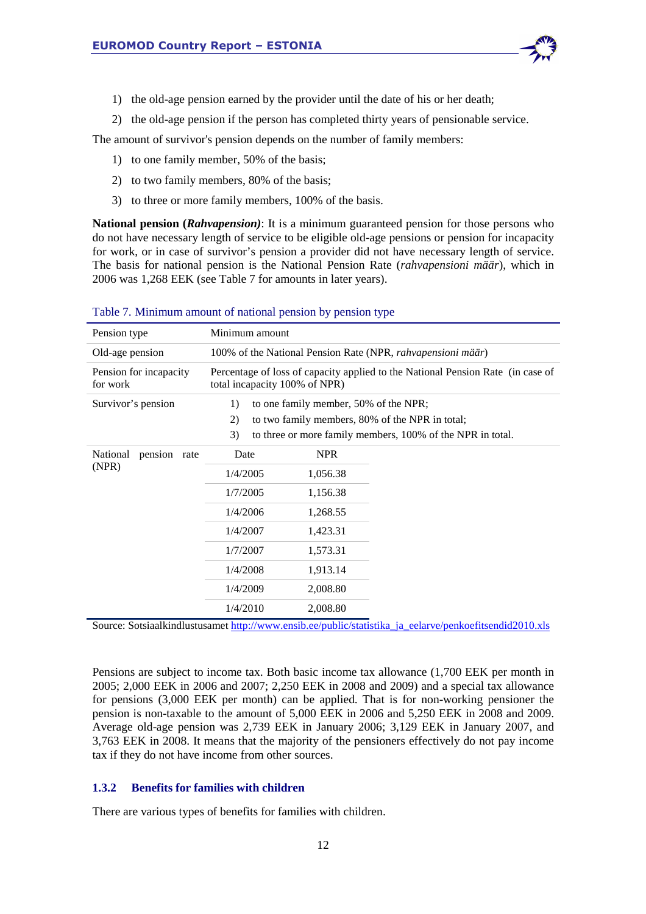1) the old-age pension earned by the provider until the date of his or her death;
2) the old-age pension if the person has completed thirty years of pensionable service.

The amount of survivor's pension depends on the number of family members:

1) to one family member, 50% of the basis;
2) to two family members, 80% of the basis;
3) to three or more family members, 100% of the basis.

**National pension (*Rahvapension*)**: It is a minimum guaranteed pension for those persons who do not have necessary length of service to be eligible old-age pensions or pension for incapacity for work, or in case of survivor's pension a provider did not have necessary length of service. The basis for national pension is the National Pension Rate (*rahvapensioni määr*), which in 2006 was 1,268 EEK (see Table 7 for amounts in later years).

Table 7. Minimum amount of national pension by pension type

| Pension type | Minimum amount | |
|---|---|---|
| Old-age pension | 100% of the National Pension Rate (NPR, *rahvapensioni määr*) | |
| Pension for incapacity for work | Percentage of loss of capacity applied to the National Pension Rate (in case of total incapacity 100% of NPR) | |
| Survivor's pension | 1) to one family member, 50% of the NPR;<br>2) to two family members, 80% of the NPR in total;<br>3) to three or more family members, 100% of the NPR in total. | |
| National pension rate (NPR) | Date | NPR |
| | 1/4/2005 | 1,056.38 |
| | 1/7/2005 | 1,156.38 |
| | 1/4/2006 | 1,268.55 |
| | 1/4/2007 | 1,423.31 |
| | 1/7/2007 | 1,573.31 |
| | 1/4/2008 | 1,913.14 |
| | 1/4/2009 | 2,008.80 |
| | 1/4/2010 | 2,008.80 |

Source: Sotsiaalkindlustusamet http://www.ensib.ee/public/statistika_ja_eelarve/penkoefitsendid2010.xls

Pensions are subject to income tax. Both basic income tax allowance (1,700 EEK per month in 2005; 2,000 EEK in 2006 and 2007; 2,250 EEK in 2008 and 2009) and a special tax allowance for pensions (3,000 EEK per month) can be applied. That is for non-working pensioner the pension is non-taxable to the amount of 5,000 EEK in 2006 and 5,250 EEK in 2008 and 2009. Average old-age pension was 2,739 EEK in January 2006; 3,129 EEK in January 2007, and 3,763 EEK in 2008. It means that the majority of the pensioners effectively do not pay income tax if they do not have income from other sources.

### 1.3.2 Benefits for families with children

There are various types of benefits for families with children.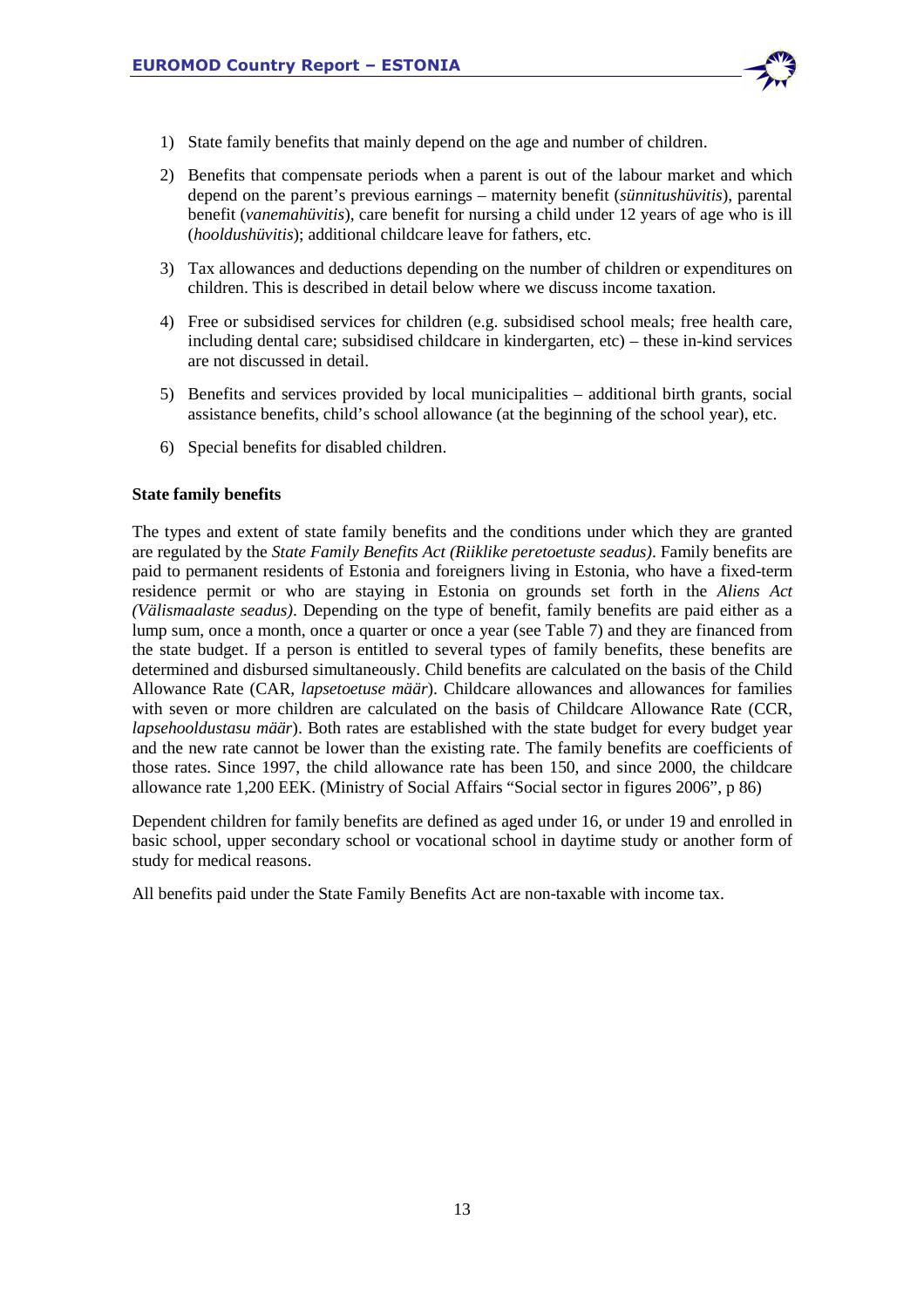1) State family benefits that mainly depend on the age and number of children.

2) Benefits that compensate periods when a parent is out of the labour market and which depend on the parent's previous earnings – maternity benefit (*sünnitushüvitis*), parental benefit (*vanemahüvitis*), care benefit for nursing a child under 12 years of age who is ill (*hooldushüvitis*); additional childcare leave for fathers, etc.

3) Tax allowances and deductions depending on the number of children or expenditures on children. This is described in detail below where we discuss income taxation.

4) Free or subsidised services for children (e.g. subsidised school meals; free health care, including dental care; subsidised childcare in kindergarten, etc) – these in-kind services are not discussed in detail.

5) Benefits and services provided by local municipalities – additional birth grants, social assistance benefits, child's school allowance (at the beginning of the school year), etc.

6) Special benefits for disabled children.

**State family benefits**

The types and extent of state family benefits and the conditions under which they are granted are regulated by the *State Family Benefits Act (Riiklike peretoetuste seadus)*. Family benefits are paid to permanent residents of Estonia and foreigners living in Estonia, who have a fixed-term residence permit or who are staying in Estonia on grounds set forth in the *Aliens Act (Välismaalaste seadus)*. Depending on the type of benefit, family benefits are paid either as a lump sum, once a month, once a quarter or once a year (see Table 7) and they are financed from the state budget. If a person is entitled to several types of family benefits, these benefits are determined and disbursed simultaneously. Child benefits are calculated on the basis of the Child Allowance Rate (CAR, *lapsetoetuse määr*). Childcare allowances and allowances for families with seven or more children are calculated on the basis of Childcare Allowance Rate (CCR, *lapsehooldustasu määr*). Both rates are established with the state budget for every budget year and the new rate cannot be lower than the existing rate. The family benefits are coefficients of those rates. Since 1997, the child allowance rate has been 150, and since 2000, the childcare allowance rate 1,200 EEK. (Ministry of Social Affairs "Social sector in figures 2006", p 86)

Dependent children for family benefits are defined as aged under 16, or under 19 and enrolled in basic school, upper secondary school or vocational school in daytime study or another form of study for medical reasons.

All benefits paid under the State Family Benefits Act are non-taxable with income tax.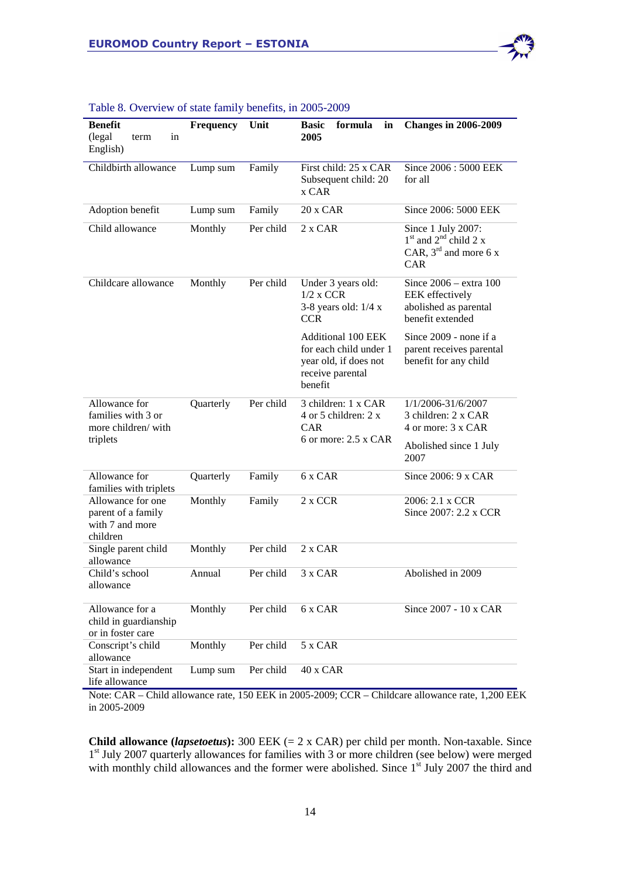Table 8. Overview of state family benefits, in 2005-2009

| Benefit (legal term in English) | Frequency | Unit | Basic formula in 2005 | Changes in 2006-2009 |
|---|---|---|---|---|
| Childbirth allowance | Lump sum | Family | First child: 25 x CAR<br>Subsequent child: 20 x CAR | Since 2006 : 5000 EEK for all |
| Adoption benefit | Lump sum | Family | 20 x CAR | Since 2006: 5000 EEK |
| Child allowance | Monthly | Per child | 2 x CAR | Since 1 July 2007: 1st and 2nd child 2 x CAR, 3rd and more 6 x CAR |
| Childcare allowance | Monthly | Per child | Under 3 years old: 1/2 x CCR<br>3-8 years old: 1/4 x CCR | Since 2006 – extra 100 EEK effectively abolished as parental benefit extended |
| | | | Additional 100 EEK for each child under 1 year old, if does not receive parental benefit | Since 2009 - none if a parent receives parental benefit for any child |
| Allowance for families with 3 or more children/ with triplets | Quarterly | Per child | 3 children: 1 x CAR<br>4 or 5 children: 2 x CAR<br>6 or more: 2.5 x CAR | 1/1/2006-31/6/2007<br>3 children: 2 x CAR<br>4 or more: 3 x CAR |
| | | | | Abolished since 1 July 2007 |
| Allowance for families with triplets | Quarterly | Family | 6 x CAR | Since 2006: 9 x CAR |
| Allowance for one parent of a family with 7 and more children | Monthly | Family | 2 x CCR | 2006: 2.1 x CCR<br>Since 2007: 2.2 x CCR |
| Single parent child allowance | Monthly | Per child | 2 x CAR | |
| Child's school allowance | Annual | Per child | 3 x CAR | Abolished in 2009 |
| Allowance for a child in guardianship or in foster care | Monthly | Per child | 6 x CAR | Since 2007 - 10 x CAR |
| Conscript's child allowance | Monthly | Per child | 5 x CAR | |
| Start in independent life allowance | Lump sum | Per child | 40 x CAR | |

Note: CAR – Child allowance rate, 150 EEK in 2005-2009; CCR – Childcare allowance rate, 1,200 EEK in 2005-2009

**Child allowance (*lapsetoetus*):** 300 EEK (= 2 x CAR) per child per month. Non-taxable. Since 1st July 2007 quarterly allowances for families with 3 or more children (see below) were merged with monthly child allowances and the former were abolished. Since 1st July 2007 the third and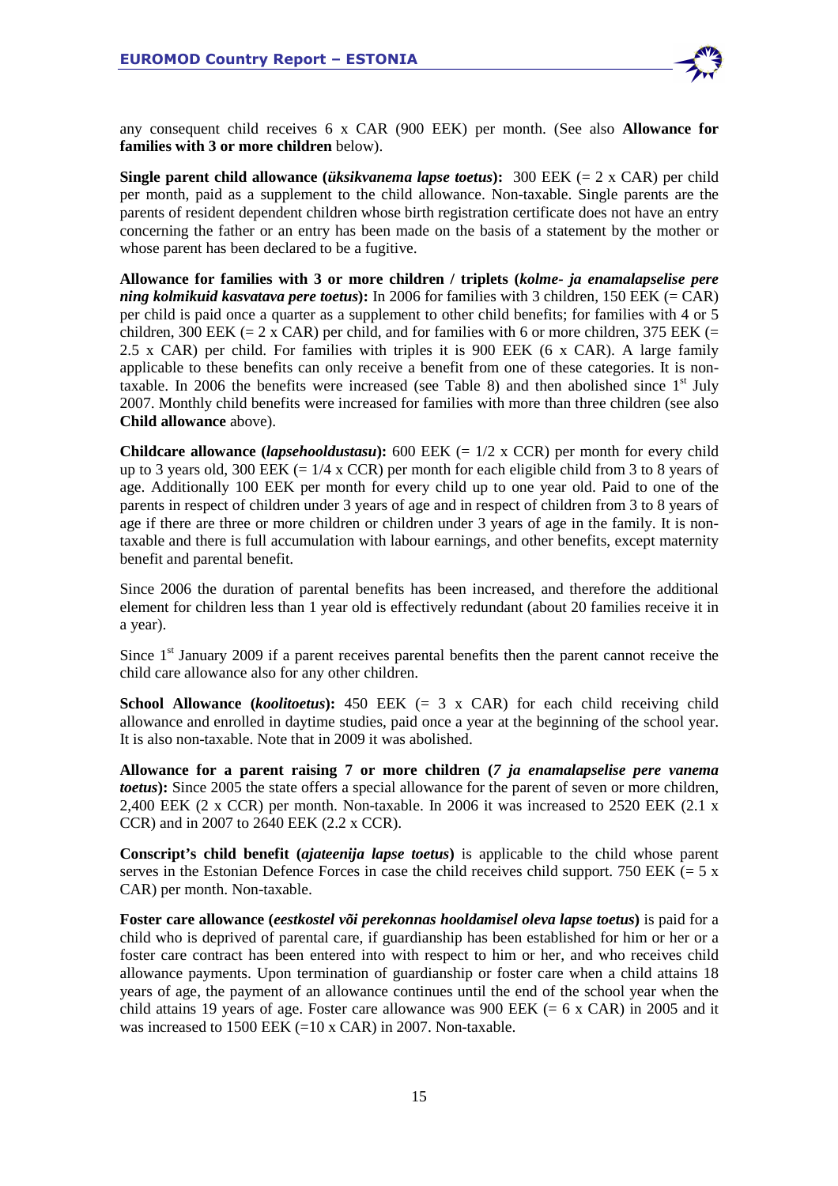any consequent child receives 6 x CAR (900 EEK) per month. (See also **Allowance for families with 3 or more children** below).

**Single parent child allowance (*üksikvanema lapse toetus*):** 300 EEK (= 2 x CAR) per child per month, paid as a supplement to the child allowance. Non-taxable. Single parents are the parents of resident dependent children whose birth registration certificate does not have an entry concerning the father or an entry has been made on the basis of a statement by the mother or whose parent has been declared to be a fugitive.

**Allowance for families with 3 or more children / triplets (*kolme- ja enamalapselise pere ning kolmikuid kasvatava pere toetus*):** In 2006 for families with 3 children, 150 EEK (= CAR) per child is paid once a quarter as a supplement to other child benefits; for families with 4 or 5 children, 300 EEK (= 2 x CAR) per child, and for families with 6 or more children, 375 EEK (= 2.5 x CAR) per child. For families with triples it is 900 EEK (6 x CAR). A large family applicable to these benefits can only receive a benefit from one of these categories. It is non-taxable. In 2006 the benefits were increased (see Table 8) and then abolished since 1st July 2007. Monthly child benefits were increased for families with more than three children (see also **Child allowance** above).

**Childcare allowance (*lapsehooldustasu*):** 600 EEK (= 1/2 x CCR) per month for every child up to 3 years old, 300 EEK (= 1/4 x CCR) per month for each eligible child from 3 to 8 years of age. Additionally 100 EEK per month for every child up to one year old. Paid to one of the parents in respect of children under 3 years of age and in respect of children from 3 to 8 years of age if there are three or more children or children under 3 years of age in the family. It is non-taxable and there is full accumulation with labour earnings, and other benefits, except maternity benefit and parental benefit.

Since 2006 the duration of parental benefits has been increased, and therefore the additional element for children less than 1 year old is effectively redundant (about 20 families receive it in a year).

Since 1st January 2009 if a parent receives parental benefits then the parent cannot receive the child care allowance also for any other children.

**School Allowance (*koolitoetus*):** 450 EEK (= 3 x CAR) for each child receiving child allowance and enrolled in daytime studies, paid once a year at the beginning of the school year. It is also non-taxable. Note that in 2009 it was abolished.

**Allowance for a parent raising 7 or more children (*7 ja enamalapselise pere vanema toetus*):** Since 2005 the state offers a special allowance for the parent of seven or more children, 2,400 EEK (2 x CCR) per month. Non-taxable. In 2006 it was increased to 2520 EEK (2.1 x CCR) and in 2007 to 2640 EEK (2.2 x CCR).

**Conscript's child benefit (*ajateenija lapse toetus*)** is applicable to the child whose parent serves in the Estonian Defence Forces in case the child receives child support. 750 EEK (= 5 x CAR) per month. Non-taxable.

**Foster care allowance (*eestkostel või perekonnas hooldamisel oleva lapse toetus*)** is paid for a child who is deprived of parental care, if guardianship has been established for him or her or a foster care contract has been entered into with respect to him or her, and who receives child allowance payments. Upon termination of guardianship or foster care when a child attains 18 years of age, the payment of an allowance continues until the end of the school year when the child attains 19 years of age. Foster care allowance was 900 EEK (= 6 x CAR) in 2005 and it was increased to 1500 EEK (=10 x CAR) in 2007. Non-taxable.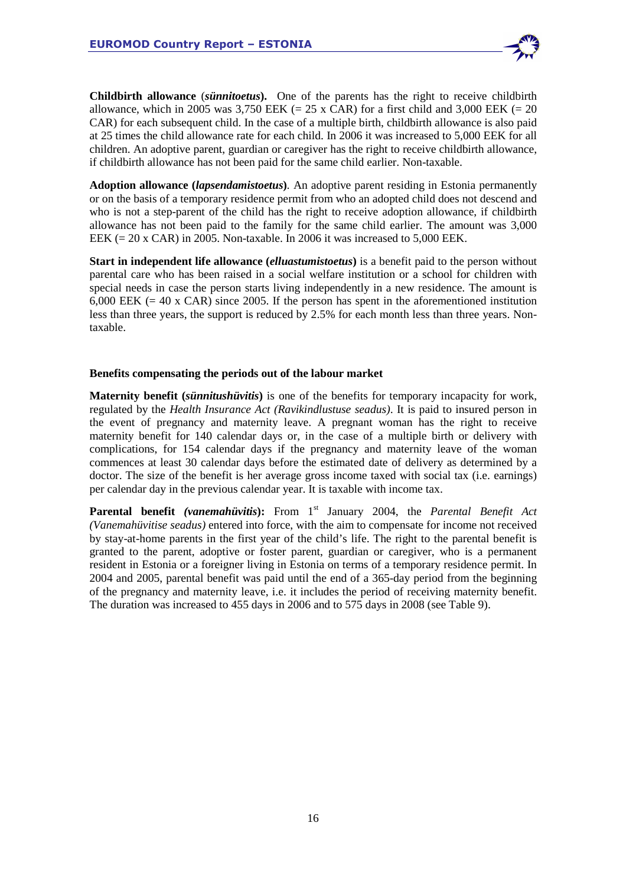**Childbirth allowance** (***sünnitoetus***)**.** One of the parents has the right to receive childbirth allowance, which in 2005 was 3,750 EEK (= 25 x CAR) for a first child and 3,000 EEK (= 20 CAR) for each subsequent child. In the case of a multiple birth, childbirth allowance is also paid at 25 times the child allowance rate for each child. In 2006 it was increased to 5,000 EEK for all children. An adoptive parent, guardian or caregiver has the right to receive childbirth allowance, if childbirth allowance has not been paid for the same child earlier. Non-taxable.

**Adoption allowance (*lapsendamistoetus*)**. An adoptive parent residing in Estonia permanently or on the basis of a temporary residence permit from who an adopted child does not descend and who is not a step-parent of the child has the right to receive adoption allowance, if childbirth allowance has not been paid to the family for the same child earlier. The amount was 3,000 EEK (= 20 x CAR) in 2005. Non-taxable. In 2006 it was increased to 5,000 EEK.

**Start in independent life allowance (*elluastumistoetus*)** is a benefit paid to the person without parental care who has been raised in a social welfare institution or a school for children with special needs in case the person starts living independently in a new residence. The amount is 6,000 EEK (= 40 x CAR) since 2005. If the person has spent in the aforementioned institution less than three years, the support is reduced by 2.5% for each month less than three years. Non-taxable.

**Benefits compensating the periods out of the labour market**

**Maternity benefit (*sünnitushüvitis*)** is one of the benefits for temporary incapacity for work, regulated by the *Health Insurance Act (Ravikindlustuse seadus)*. It is paid to insured person in the event of pregnancy and maternity leave. A pregnant woman has the right to receive maternity benefit for 140 calendar days or, in the case of a multiple birth or delivery with complications, for 154 calendar days if the pregnancy and maternity leave of the woman commences at least 30 calendar days before the estimated date of delivery as determined by a doctor. The size of the benefit is her average gross income taxed with social tax (i.e. earnings) per calendar day in the previous calendar year. It is taxable with income tax.

**Parental benefit *(vanemahüvitis*)**: From 1st January 2004, the *Parental Benefit Act (Vanemahüvitise seadus)* entered into force, with the aim to compensate for income not received by stay-at-home parents in the first year of the child's life. The right to the parental benefit is granted to the parent, adoptive or foster parent, guardian or caregiver, who is a permanent resident in Estonia or a foreigner living in Estonia on terms of a temporary residence permit. In 2004 and 2005, parental benefit was paid until the end of a 365-day period from the beginning of the pregnancy and maternity leave, i.e. it includes the period of receiving maternity benefit. The duration was increased to 455 days in 2006 and to 575 days in 2008 (see Table 9).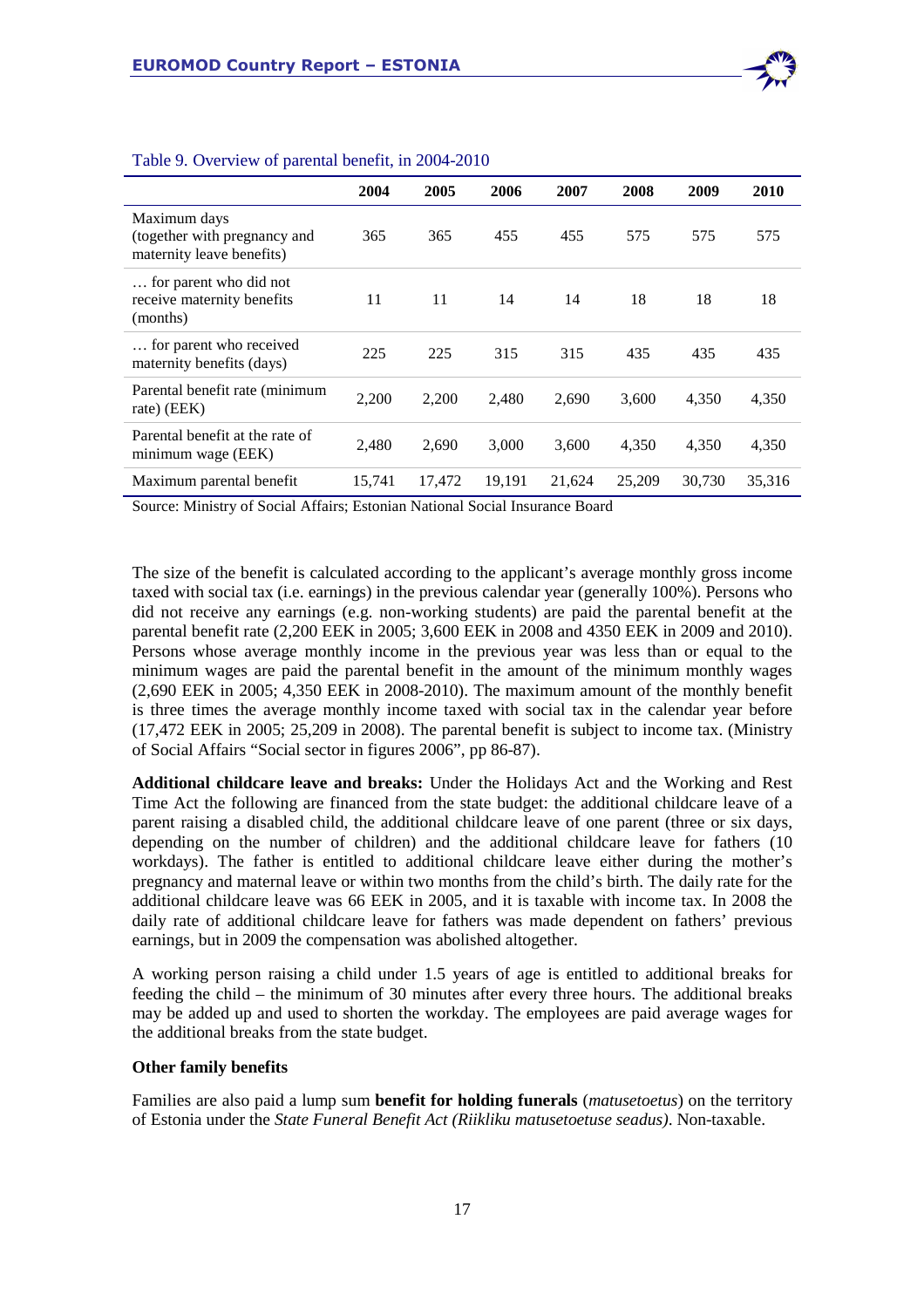Table 9. Overview of parental benefit, in 2004-2010

| | 2004 | 2005 | 2006 | 2007 | 2008 | 2009 | 2010 |
|---|---|---|---|---|---|---|---|
| Maximum days (together with pregnancy and maternity leave benefits) | 365 | 365 | 455 | 455 | 575 | 575 | 575 |
| … for parent who did not receive maternity benefits (months) | 11 | 11 | 14 | 14 | 18 | 18 | 18 |
| … for parent who received maternity benefits (days) | 225 | 225 | 315 | 315 | 435 | 435 | 435 |
| Parental benefit rate (minimum rate) (EEK) | 2,200 | 2,200 | 2,480 | 2,690 | 3,600 | 4,350 | 4,350 |
| Parental benefit at the rate of minimum wage (EEK) | 2,480 | 2,690 | 3,000 | 3,600 | 4,350 | 4,350 | 4,350 |
| Maximum parental benefit | 15,741 | 17,472 | 19,191 | 21,624 | 25,209 | 30,730 | 35,316 |

Source: Ministry of Social Affairs; Estonian National Social Insurance Board

The size of the benefit is calculated according to the applicant's average monthly gross income taxed with social tax (i.e. earnings) in the previous calendar year (generally 100%). Persons who did not receive any earnings (e.g. non-working students) are paid the parental benefit at the parental benefit rate (2,200 EEK in 2005; 3,600 EEK in 2008 and 4350 EEK in 2009 and 2010). Persons whose average monthly income in the previous year was less than or equal to the minimum wages are paid the parental benefit in the amount of the minimum monthly wages (2,690 EEK in 2005; 4,350 EEK in 2008-2010). The maximum amount of the monthly benefit is three times the average monthly income taxed with social tax in the calendar year before (17,472 EEK in 2005; 25,209 in 2008). The parental benefit is subject to income tax. (Ministry of Social Affairs "Social sector in figures 2006", pp 86-87).

**Additional childcare leave and breaks:** Under the Holidays Act and the Working and Rest Time Act the following are financed from the state budget: the additional childcare leave of a parent raising a disabled child, the additional childcare leave of one parent (three or six days, depending on the number of children) and the additional childcare leave for fathers (10 workdays). The father is entitled to additional childcare leave either during the mother's pregnancy and maternal leave or within two months from the child's birth. The daily rate for the additional childcare leave was 66 EEK in 2005, and it is taxable with income tax. In 2008 the daily rate of additional childcare leave for fathers was made dependent on fathers' previous earnings, but in 2009 the compensation was abolished altogether.

A working person raising a child under 1.5 years of age is entitled to additional breaks for feeding the child – the minimum of 30 minutes after every three hours. The additional breaks may be added up and used to shorten the workday. The employees are paid average wages for the additional breaks from the state budget.

**Other family benefits**

Families are also paid a lump sum **benefit for holding funerals** (*matusetoetus*) on the territory of Estonia under the *State Funeral Benefit Act (Riikliku matusetoetuse seadus)*. Non-taxable.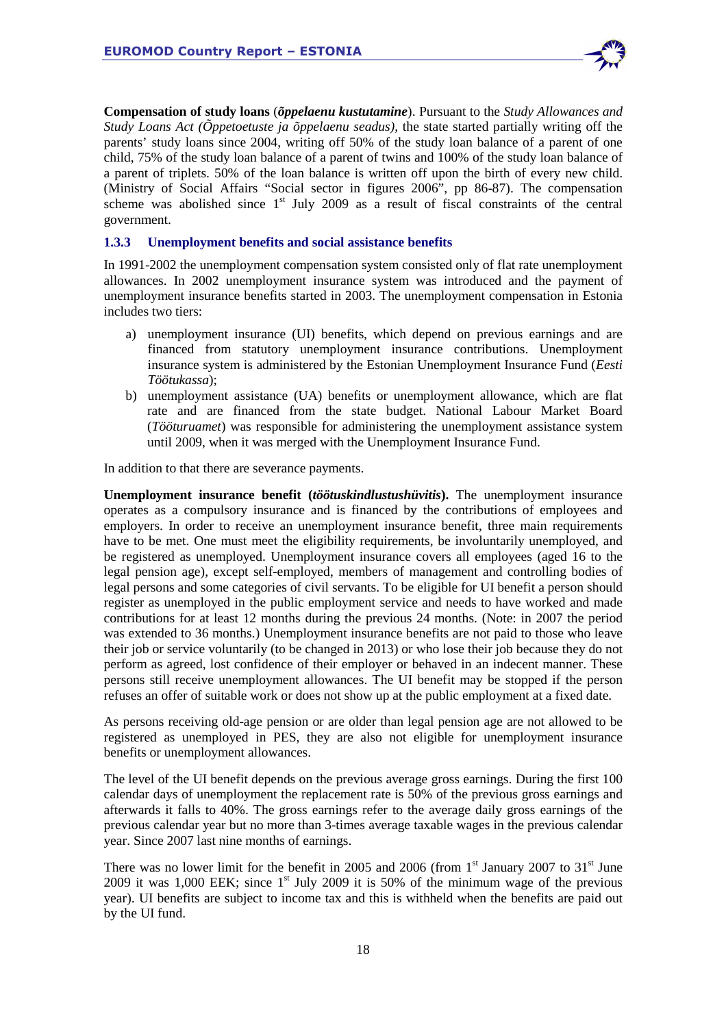**Compensation of study loans** (***õppelaenu kustutamine***). Pursuant to the *Study Allowances and Study Loans Act (Õppetoetuste ja õppelaenu seadus)*, the state started partially writing off the parents' study loans since 2004, writing off 50% of the study loan balance of a parent of one child, 75% of the study loan balance of a parent of twins and 100% of the study loan balance of a parent of triplets. 50% of the loan balance is written off upon the birth of every new child. (Ministry of Social Affairs "Social sector in figures 2006", pp 86-87). The compensation scheme was abolished since 1st July 2009 as a result of fiscal constraints of the central government.

### 1.3.3 Unemployment benefits and social assistance benefits

In 1991-2002 the unemployment compensation system consisted only of flat rate unemployment allowances. In 2002 unemployment insurance system was introduced and the payment of unemployment insurance benefits started in 2003. The unemployment compensation in Estonia includes two tiers:

a) unemployment insurance (UI) benefits, which depend on previous earnings and are financed from statutory unemployment insurance contributions. Unemployment insurance system is administered by the Estonian Unemployment Insurance Fund (*Eesti Töötukassa*);
b) unemployment assistance (UA) benefits or unemployment allowance, which are flat rate and are financed from the state budget. National Labour Market Board (*Tööturuamet*) was responsible for administering the unemployment assistance system until 2009, when it was merged with the Unemployment Insurance Fund.

In addition to that there are severance payments.

**Unemployment insurance benefit (*töötuskindlustushüvitis*).** The unemployment insurance operates as a compulsory insurance and is financed by the contributions of employees and employers. In order to receive an unemployment insurance benefit, three main requirements have to be met. One must meet the eligibility requirements, be involuntarily unemployed, and be registered as unemployed. Unemployment insurance covers all employees (aged 16 to the legal pension age), except self-employed, members of management and controlling bodies of legal persons and some categories of civil servants. To be eligible for UI benefit a person should register as unemployed in the public employment service and needs to have worked and made contributions for at least 12 months during the previous 24 months. (Note: in 2007 the period was extended to 36 months.) Unemployment insurance benefits are not paid to those who leave their job or service voluntarily (to be changed in 2013) or who lose their job because they do not perform as agreed, lost confidence of their employer or behaved in an indecent manner. These persons still receive unemployment allowances. The UI benefit may be stopped if the person refuses an offer of suitable work or does not show up at the public employment at a fixed date.

As persons receiving old-age pension or are older than legal pension age are not allowed to be registered as unemployed in PES, they are also not eligible for unemployment insurance benefits or unemployment allowances.

The level of the UI benefit depends on the previous average gross earnings. During the first 100 calendar days of unemployment the replacement rate is 50% of the previous gross earnings and afterwards it falls to 40%. The gross earnings refer to the average daily gross earnings of the previous calendar year but no more than 3-times average taxable wages in the previous calendar year. Since 2007 last nine months of earnings.

There was no lower limit for the benefit in 2005 and 2006 (from 1st January 2007 to 31st June 2009 it was 1,000 EEK; since 1st July 2009 it is 50% of the minimum wage of the previous year). UI benefits are subject to income tax and this is withheld when the benefits are paid out by the UI fund.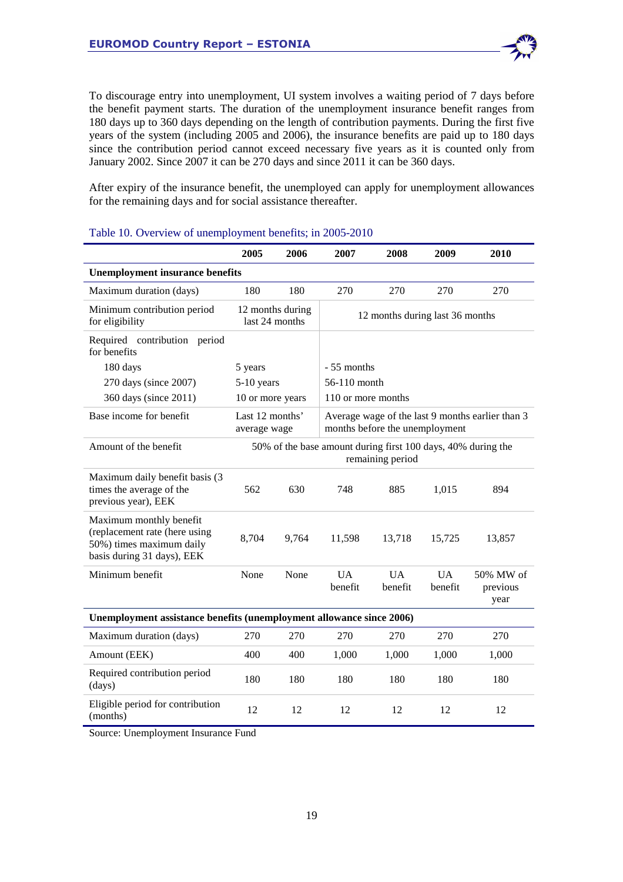To discourage entry into unemployment, UI system involves a waiting period of 7 days before the benefit payment starts. The duration of the unemployment insurance benefit ranges from 180 days up to 360 days depending on the length of contribution payments. During the first five years of the system (including 2005 and 2006), the insurance benefits are paid up to 180 days since the contribution period cannot exceed necessary five years as it is counted only from January 2002. Since 2007 it can be 270 days and since 2011 it can be 360 days.

After expiry of the insurance benefit, the unemployed can apply for unemployment allowances for the remaining days and for social assistance thereafter.

Table 10. Overview of unemployment benefits; in 2005-2010

| | 2005 | 2006 | 2007 | 2008 | 2009 | 2010 |
|---|---|---|---|---|---|---|
| **Unemployment insurance benefits** | | | | | | |
| Maximum duration (days) | 180 | 180 | 270 | 270 | 270 | 270 |
| Minimum contribution period for eligibility | 12 months during last 24 months | | 12 months during last 36 months | | | |
| Required contribution period for benefits | | | | | | |
| 180 days | 5 years | | - 55 months | | | |
| 270 days (since 2007) | 5-10 years | | 56-110 month | | | |
| 360 days (since 2011) | 10 or more years | | 110 or more months | | | |
| Base income for benefit | Last 12 months' average wage | | Average wage of the last 9 months earlier than 3 months before the unemployment | | | |
| Amount of the benefit | 50% of the base amount during first 100 days, 40% during the remaining period | | | | | |
| Maximum daily benefit basis (3 times the average of the previous year), EEK | 562 | 630 | 748 | 885 | 1,015 | 894 |
| Maximum monthly benefit (replacement rate (here using 50%) times maximum daily basis during 31 days), EEK | 8,704 | 9,764 | 11,598 | 13,718 | 15,725 | 13,857 |
| Minimum benefit | None | None | UA benefit | UA benefit | UA benefit | 50% MW of previous year |
| **Unemployment assistance benefits (unemployment allowance since 2006)** | | | | | | |
| Maximum duration (days) | 270 | 270 | 270 | 270 | 270 | 270 |
| Amount (EEK) | 400 | 400 | 1,000 | 1,000 | 1,000 | 1,000 |
| Required contribution period (days) | 180 | 180 | 180 | 180 | 180 | 180 |
| Eligible period for contribution (months) | 12 | 12 | 12 | 12 | 12 | 12 |

Source: Unemployment Insurance Fund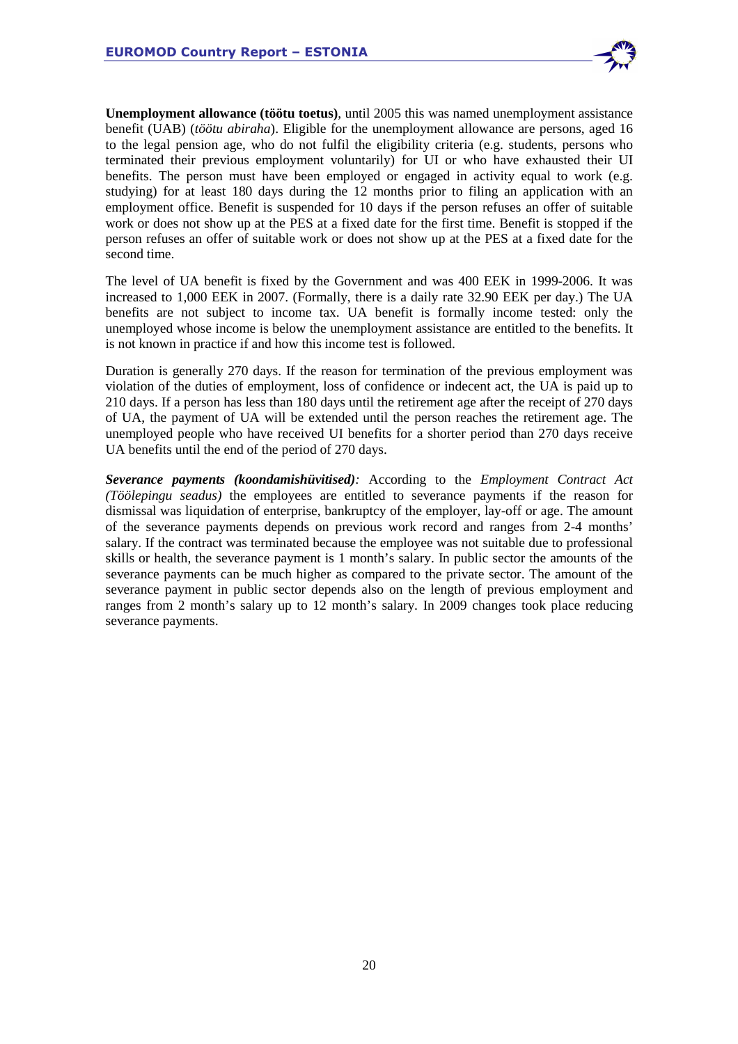**Unemployment allowance (töötu toetus)**, until 2005 this was named unemployment assistance benefit (UAB) (*töötu abiraha*). Eligible for the unemployment allowance are persons, aged 16 to the legal pension age, who do not fulfil the eligibility criteria (e.g. students, persons who terminated their previous employment voluntarily) for UI or who have exhausted their UI benefits. The person must have been employed or engaged in activity equal to work (e.g. studying) for at least 180 days during the 12 months prior to filing an application with an employment office. Benefit is suspended for 10 days if the person refuses an offer of suitable work or does not show up at the PES at a fixed date for the first time. Benefit is stopped if the person refuses an offer of suitable work or does not show up at the PES at a fixed date for the second time.

The level of UA benefit is fixed by the Government and was 400 EEK in 1999-2006. It was increased to 1,000 EEK in 2007. (Formally, there is a daily rate 32.90 EEK per day.) The UA benefits are not subject to income tax. UA benefit is formally income tested: only the unemployed whose income is below the unemployment assistance are entitled to the benefits. It is not known in practice if and how this income test is followed.

Duration is generally 270 days. If the reason for termination of the previous employment was violation of the duties of employment, loss of confidence or indecent act, the UA is paid up to 210 days. If a person has less than 180 days until the retirement age after the receipt of 270 days of UA, the payment of UA will be extended until the person reaches the retirement age. The unemployed people who have received UI benefits for a shorter period than 270 days receive UA benefits until the end of the period of 270 days.

***Severance payments (koondamishüvitised)****:* According to the *Employment Contract Act (Töölepingu seadus)* the employees are entitled to severance payments if the reason for dismissal was liquidation of enterprise, bankruptcy of the employer, lay-off or age. The amount of the severance payments depends on previous work record and ranges from 2-4 months' salary. If the contract was terminated because the employee was not suitable due to professional skills or health, the severance payment is 1 month's salary. In public sector the amounts of the severance payments can be much higher as compared to the private sector. The amount of the severance payment in public sector depends also on the length of previous employment and ranges from 2 month's salary up to 12 month's salary. In 2009 changes took place reducing severance payments.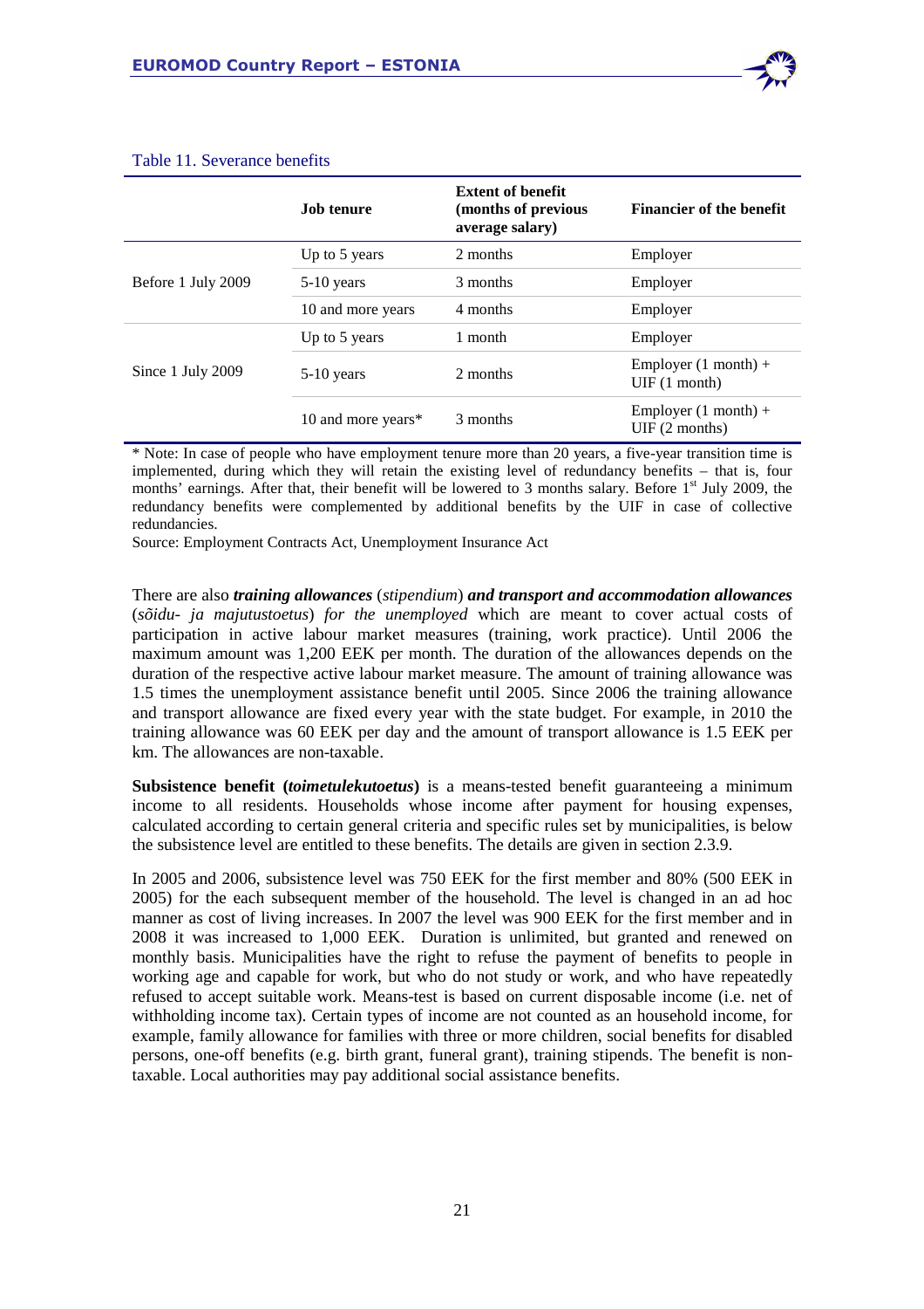Table 11. Severance benefits

| | Job tenure | Extent of benefit (months of previous average salary) | Financier of the benefit |
|---|---|---|---|
| Before 1 July 2009 | Up to 5 years | 2 months | Employer |
| | 5-10 years | 3 months | Employer |
| | 10 and more years | 4 months | Employer |
| Since 1 July 2009 | Up to 5 years | 1 month | Employer |
| | 5-10 years | 2 months | Employer (1 month) + UIF (1 month) |
| | 10 and more years* | 3 months | Employer (1 month) + UIF (2 months) |

\* Note: In case of people who have employment tenure more than 20 years, a five-year transition time is implemented, during which they will retain the existing level of redundancy benefits – that is, four months' earnings. After that, their benefit will be lowered to 3 months salary. Before 1st July 2009, the redundancy benefits were complemented by additional benefits by the UIF in case of collective redundancies.

Source: Employment Contracts Act, Unemployment Insurance Act

There are also ***training allowances*** (*stipendium*) ***and transport and accommodation allowances*** (*sõidu- ja majutustoetus*) *for the unemployed* which are meant to cover actual costs of participation in active labour market measures (training, work practice). Until 2006 the maximum amount was 1,200 EEK per month. The duration of the allowances depends on the duration of the respective active labour market measure. The amount of training allowance was 1.5 times the unemployment assistance benefit until 2005. Since 2006 the training allowance and transport allowance are fixed every year with the state budget. For example, in 2010 the training allowance was 60 EEK per day and the amount of transport allowance is 1.5 EEK per km. The allowances are non-taxable.

**Subsistence benefit (*toimetulekutoetus*)** is a means-tested benefit guaranteeing a minimum income to all residents. Households whose income after payment for housing expenses, calculated according to certain general criteria and specific rules set by municipalities, is below the subsistence level are entitled to these benefits. The details are given in section 2.3.9.

In 2005 and 2006, subsistence level was 750 EEK for the first member and 80% (500 EEK in 2005) for the each subsequent member of the household. The level is changed in an ad hoc manner as cost of living increases. In 2007 the level was 900 EEK for the first member and in 2008 it was increased to 1,000 EEK. Duration is unlimited, but granted and renewed on monthly basis. Municipalities have the right to refuse the payment of benefits to people in working age and capable for work, but who do not study or work, and who have repeatedly refused to accept suitable work. Means-test is based on current disposable income (i.e. net of withholding income tax). Certain types of income are not counted as an household income, for example, family allowance for families with three or more children, social benefits for disabled persons, one-off benefits (e.g. birth grant, funeral grant), training stipends. The benefit is non-taxable. Local authorities may pay additional social assistance benefits.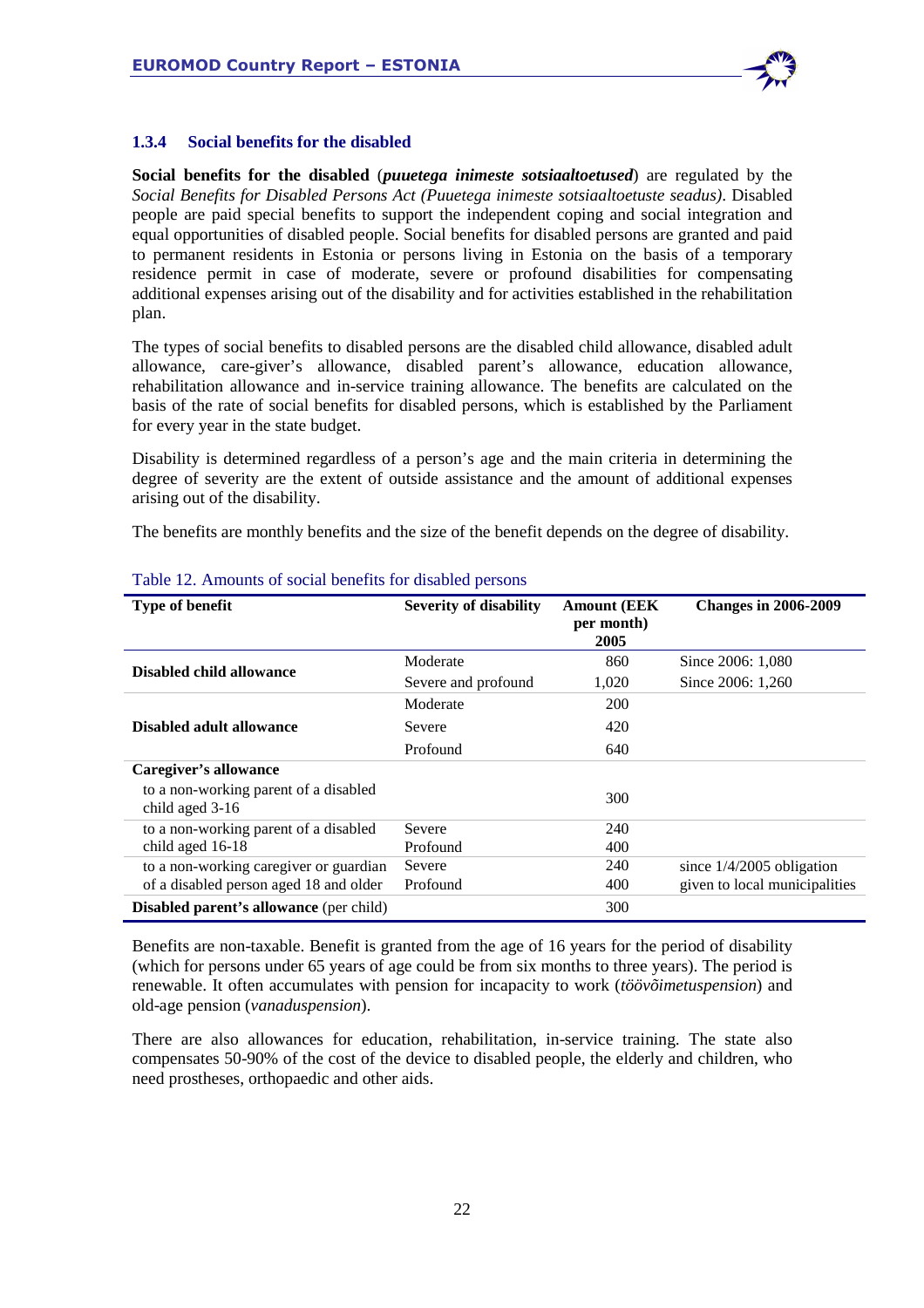### 1.3.4 Social benefits for the disabled

**Social benefits for the disabled** (***puuetega inimeste sotsiaaltoetused***) are regulated by the *Social Benefits for Disabled Persons Act (Puuetega inimeste sotsiaaltoetuste seadus)*. Disabled people are paid special benefits to support the independent coping and social integration and equal opportunities of disabled people. Social benefits for disabled persons are granted and paid to permanent residents in Estonia or persons living in Estonia on the basis of a temporary residence permit in case of moderate, severe or profound disabilities for compensating additional expenses arising out of the disability and for activities established in the rehabilitation plan.

The types of social benefits to disabled persons are the disabled child allowance, disabled adult allowance, care-giver's allowance, disabled parent's allowance, education allowance, rehabilitation allowance and in-service training allowance. The benefits are calculated on the basis of the rate of social benefits for disabled persons, which is established by the Parliament for every year in the state budget.

Disability is determined regardless of a person's age and the main criteria in determining the degree of severity are the extent of outside assistance and the amount of additional expenses arising out of the disability.

The benefits are monthly benefits and the size of the benefit depends on the degree of disability.

Table 12. Amounts of social benefits for disabled persons

| Type of benefit | Severity of disability | Amount (EEK per month) 2005 | Changes in 2006-2009 |
|---|---|---|---|
| **Disabled child allowance** | Moderate | 860 | Since 2006: 1,080 |
| | Severe and profound | 1,020 | Since 2006: 1,260 |
| **Disabled adult allowance** | Moderate | 200 | |
| | Severe | 420 | |
| | Profound | 640 | |
| **Caregiver's allowance** | | | |
| to a non-working parent of a disabled child aged 3-16 | | 300 | |
| to a non-working parent of a disabled child aged 16-18 | Severe | 240 | |
| | Profound | 400 | |
| to a non-working caregiver or guardian of a disabled person aged 18 and older | Severe | 240 | since 1/4/2005 obligation |
| | Profound | 400 | given to local municipalities |
| **Disabled parent's allowance** (per child) | | 300 | |

Benefits are non-taxable. Benefit is granted from the age of 16 years for the period of disability (which for persons under 65 years of age could be from six months to three years). The period is renewable. It often accumulates with pension for incapacity to work (*töövõimetuspension*) and old-age pension (*vanaduspension*).

There are also allowances for education, rehabilitation, in-service training. The state also compensates 50-90% of the cost of the device to disabled people, the elderly and children, who need prostheses, orthopaedic and other aids.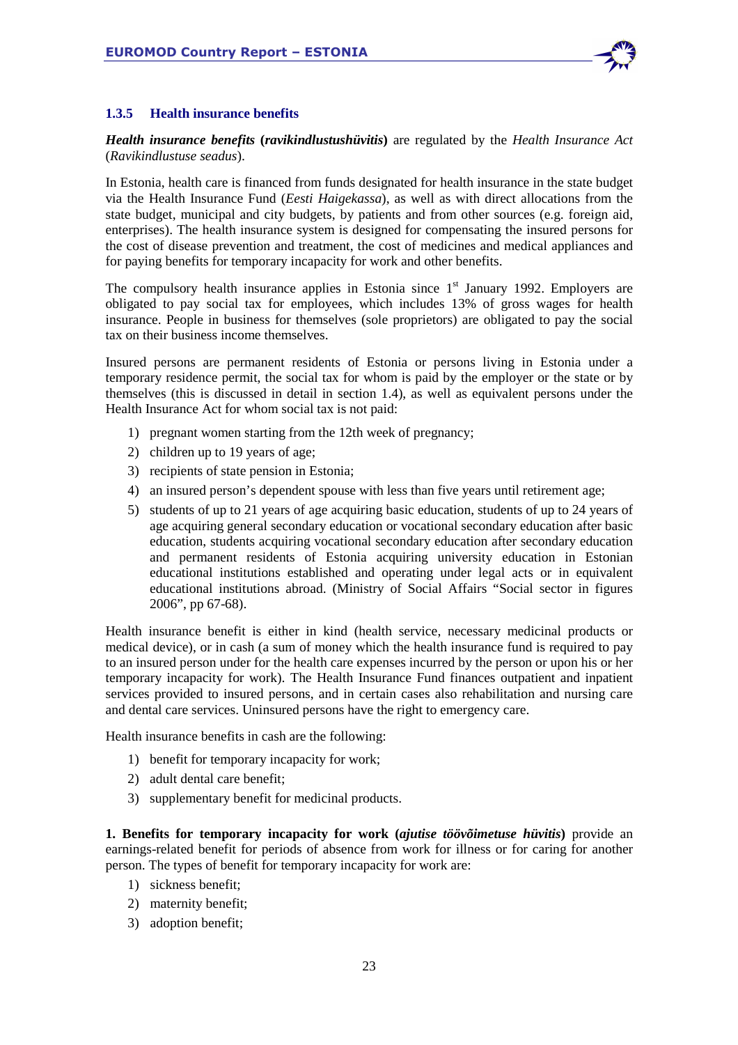### 1.3.5 Health insurance benefits

***Health insurance benefits* (*ravikindlustushüvitis*)** are regulated by the *Health Insurance Act* (*Ravikindlustuse seadus*).

In Estonia, health care is financed from funds designated for health insurance in the state budget via the Health Insurance Fund (*Eesti Haigekassa*), as well as with direct allocations from the state budget, municipal and city budgets, by patients and from other sources (e.g. foreign aid, enterprises). The health insurance system is designed for compensating the insured persons for the cost of disease prevention and treatment, the cost of medicines and medical appliances and for paying benefits for temporary incapacity for work and other benefits.

The compulsory health insurance applies in Estonia since 1st January 1992. Employers are obligated to pay social tax for employees, which includes 13% of gross wages for health insurance. People in business for themselves (sole proprietors) are obligated to pay the social tax on their business income themselves.

Insured persons are permanent residents of Estonia or persons living in Estonia under a temporary residence permit, the social tax for whom is paid by the employer or the state or by themselves (this is discussed in detail in section 1.4), as well as equivalent persons under the Health Insurance Act for whom social tax is not paid:

1) pregnant women starting from the 12th week of pregnancy;
2) children up to 19 years of age;
3) recipients of state pension in Estonia;
4) an insured person's dependent spouse with less than five years until retirement age;
5) students of up to 21 years of age acquiring basic education, students of up to 24 years of age acquiring general secondary education or vocational secondary education after basic education, students acquiring vocational secondary education after secondary education and permanent residents of Estonia acquiring university education in Estonian educational institutions established and operating under legal acts or in equivalent educational institutions abroad. (Ministry of Social Affairs "Social sector in figures 2006", pp 67-68).

Health insurance benefit is either in kind (health service, necessary medicinal products or medical device), or in cash (a sum of money which the health insurance fund is required to pay to an insured person under for the health care expenses incurred by the person or upon his or her temporary incapacity for work). The Health Insurance Fund finances outpatient and inpatient services provided to insured persons, and in certain cases also rehabilitation and nursing care and dental care services. Uninsured persons have the right to emergency care.

Health insurance benefits in cash are the following:

1) benefit for temporary incapacity for work;
2) adult dental care benefit;
3) supplementary benefit for medicinal products.

**1. Benefits for temporary incapacity for work (*ajutise töövõimetuse hüvitis*)** provide an earnings-related benefit for periods of absence from work for illness or for caring for another person. The types of benefit for temporary incapacity for work are:

1) sickness benefit;
2) maternity benefit;
3) adoption benefit;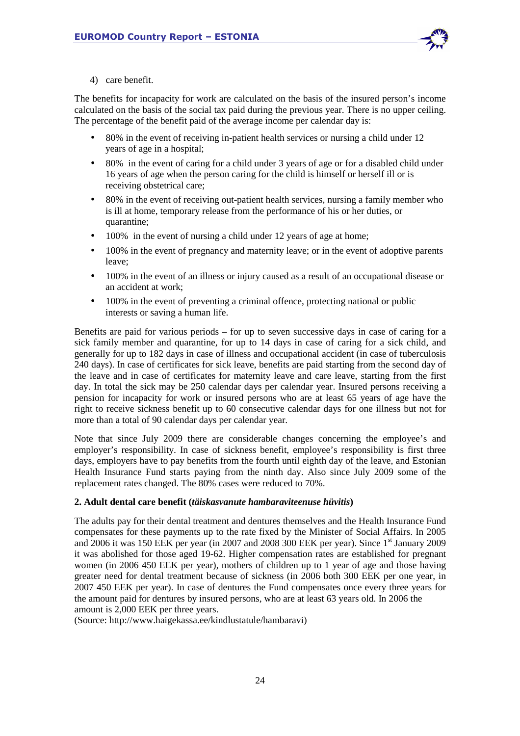4) care benefit.

The benefits for incapacity for work are calculated on the basis of the insured person's income calculated on the basis of the social tax paid during the previous year. There is no upper ceiling. The percentage of the benefit paid of the average income per calendar day is:

- 80% in the event of receiving in-patient health services or nursing a child under 12 years of age in a hospital;
- 80% in the event of caring for a child under 3 years of age or for a disabled child under 16 years of age when the person caring for the child is himself or herself ill or is receiving obstetrical care;
- 80% in the event of receiving out-patient health services, nursing a family member who is ill at home, temporary release from the performance of his or her duties, or quarantine;
- 100% in the event of nursing a child under 12 years of age at home;
- 100% in the event of pregnancy and maternity leave; or in the event of adoptive parents leave;
- 100% in the event of an illness or injury caused as a result of an occupational disease or an accident at work;
- 100% in the event of preventing a criminal offence, protecting national or public interests or saving a human life.

Benefits are paid for various periods – for up to seven successive days in case of caring for a sick family member and quarantine, for up to 14 days in case of caring for a sick child, and generally for up to 182 days in case of illness and occupational accident (in case of tuberculosis 240 days). In case of certificates for sick leave, benefits are paid starting from the second day of the leave and in case of certificates for maternity leave and care leave, starting from the first day. In total the sick may be 250 calendar days per calendar year. Insured persons receiving a pension for incapacity for work or insured persons who are at least 65 years of age have the right to receive sickness benefit up to 60 consecutive calendar days for one illness but not for more than a total of 90 calendar days per calendar year.

Note that since July 2009 there are considerable changes concerning the employee's and employer's responsibility. In case of sickness benefit, employee's responsibility is first three days, employers have to pay benefits from the fourth until eighth day of the leave, and Estonian Health Insurance Fund starts paying from the ninth day. Also since July 2009 some of the replacement rates changed. The 80% cases were reduced to 70%.

**2. Adult dental care benefit (*täiskasvanute hambaraviteenuse hüvitis*)**

The adults pay for their dental treatment and dentures themselves and the Health Insurance Fund compensates for these payments up to the rate fixed by the Minister of Social Affairs. In 2005 and 2006 it was 150 EEK per year (in 2007 and 2008 300 EEK per year). Since 1st January 2009 it was abolished for those aged 19-62. Higher compensation rates are established for pregnant women (in 2006 450 EEK per year), mothers of children up to 1 year of age and those having greater need for dental treatment because of sickness (in 2006 both 300 EEK per one year, in 2007 450 EEK per year). In case of dentures the Fund compensates once every three years for the amount paid for dentures by insured persons, who are at least 63 years old. In 2006 the amount is 2,000 EEK per three years.
(Source: http://www.haigekassa.ee/kindlustatule/hambaravi)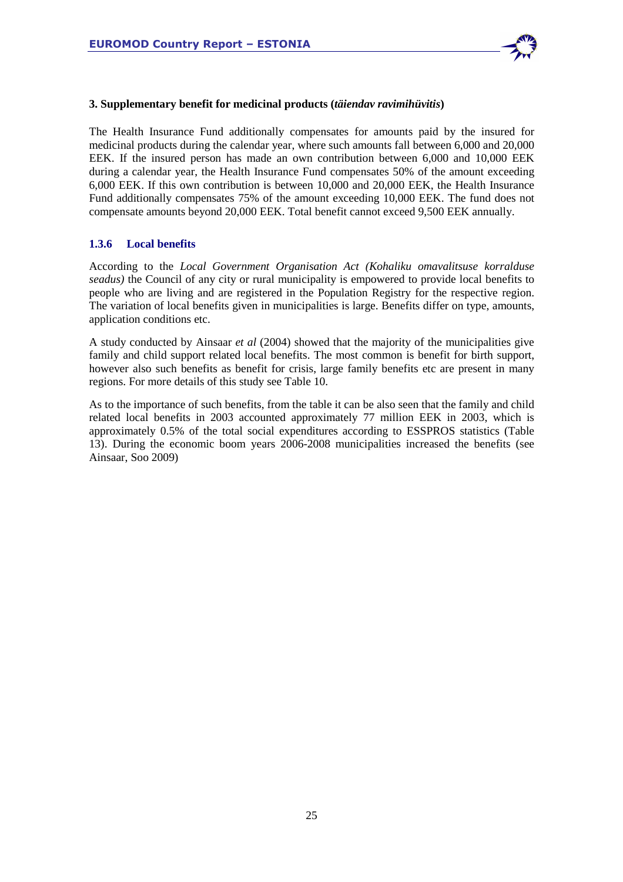**3. Supplementary benefit for medicinal products (*täiendav ravimihüvitis*)**

The Health Insurance Fund additionally compensates for amounts paid by the insured for medicinal products during the calendar year, where such amounts fall between 6,000 and 20,000 EEK. If the insured person has made an own contribution between 6,000 and 10,000 EEK during a calendar year, the Health Insurance Fund compensates 50% of the amount exceeding 6,000 EEK. If this own contribution is between 10,000 and 20,000 EEK, the Health Insurance Fund additionally compensates 75% of the amount exceeding 10,000 EEK. The fund does not compensate amounts beyond 20,000 EEK. Total benefit cannot exceed 9,500 EEK annually.

### 1.3.6 Local benefits

According to the *Local Government Organisation Act (Kohaliku omavalitsuse korralduse seadus)* the Council of any city or rural municipality is empowered to provide local benefits to people who are living and are registered in the Population Registry for the respective region. The variation of local benefits given in municipalities is large. Benefits differ on type, amounts, application conditions etc.

A study conducted by Ainsaar *et al* (2004) showed that the majority of the municipalities give family and child support related local benefits. The most common is benefit for birth support, however also such benefits as benefit for crisis, large family benefits etc are present in many regions. For more details of this study see Table 10.

As to the importance of such benefits, from the table it can be also seen that the family and child related local benefits in 2003 accounted approximately 77 million EEK in 2003, which is approximately 0.5% of the total social expenditures according to ESSPROS statistics (Table 13). During the economic boom years 2006-2008 municipalities increased the benefits (see Ainsaar, Soo 2009)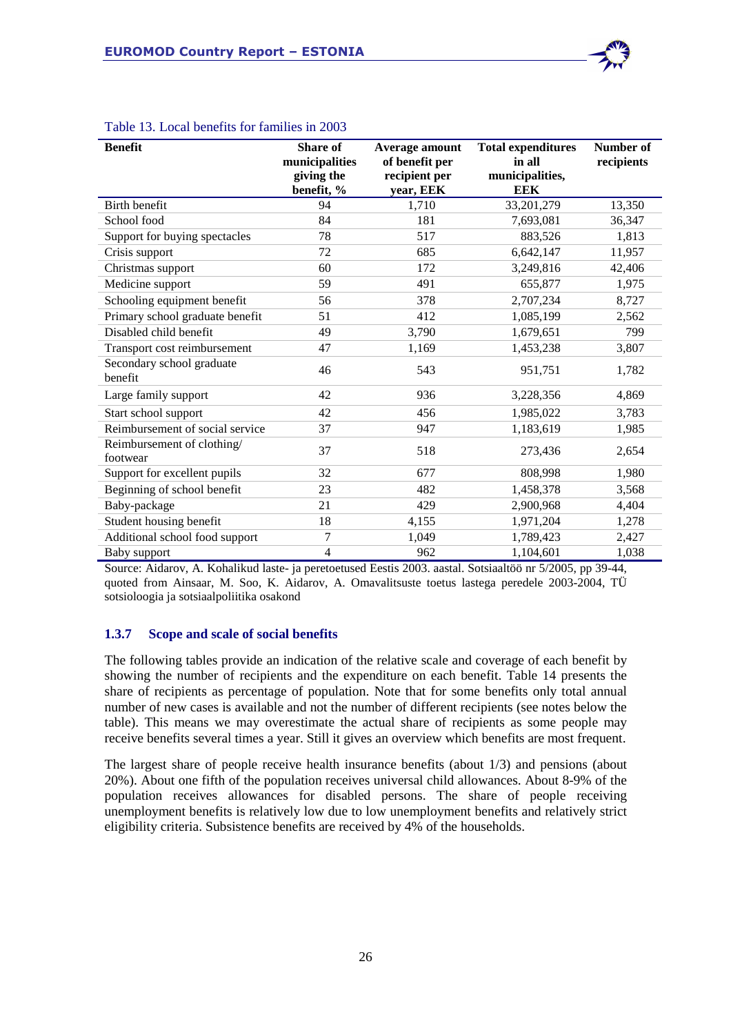Table 13. Local benefits for families in 2003

| Benefit | Share of municipalities giving the benefit, % | Average amount of benefit per recipient per year, EEK | Total expenditures in all municipalities, EEK | Number of recipients |
|---|---|---|---|---|
| Birth benefit | 94 | 1,710 | 33,201,279 | 13,350 |
| School food | 84 | 181 | 7,693,081 | 36,347 |
| Support for buying spectacles | 78 | 517 | 883,526 | 1,813 |
| Crisis support | 72 | 685 | 6,642,147 | 11,957 |
| Christmas support | 60 | 172 | 3,249,816 | 42,406 |
| Medicine support | 59 | 491 | 655,877 | 1,975 |
| Schooling equipment benefit | 56 | 378 | 2,707,234 | 8,727 |
| Primary school graduate benefit | 51 | 412 | 1,085,199 | 2,562 |
| Disabled child benefit | 49 | 3,790 | 1,679,651 | 799 |
| Transport cost reimbursement | 47 | 1,169 | 1,453,238 | 3,807 |
| Secondary school graduate benefit | 46 | 543 | 951,751 | 1,782 |
| Large family support | 42 | 936 | 3,228,356 | 4,869 |
| Start school support | 42 | 456 | 1,985,022 | 3,783 |
| Reimbursement of social service | 37 | 947 | 1,183,619 | 1,985 |
| Reimbursement of clothing/ footwear | 37 | 518 | 273,436 | 2,654 |
| Support for excellent pupils | 32 | 677 | 808,998 | 1,980 |
| Beginning of school benefit | 23 | 482 | 1,458,378 | 3,568 |
| Baby-package | 21 | 429 | 2,900,968 | 4,404 |
| Student housing benefit | 18 | 4,155 | 1,971,204 | 1,278 |
| Additional school food support | 7 | 1,049 | 1,789,423 | 2,427 |
| Baby support | 4 | 962 | 1,104,601 | 1,038 |

Source: Aidarov, A. Kohalikud laste- ja peretoetused Eestis 2003. aastal. Sotsiaaltöö nr 5/2005, pp 39-44, quoted from Ainsaar, M. Soo, K. Aidarov, A. Omavalitsuste toetus lastega peredele 2003-2004, TÜ sotsioloogia ja sotsiaalpoliitika osakond

### 1.3.7 Scope and scale of social benefits

The following tables provide an indication of the relative scale and coverage of each benefit by showing the number of recipients and the expenditure on each benefit. Table 14 presents the share of recipients as percentage of population. Note that for some benefits only total annual number of new cases is available and not the number of different recipients (see notes below the table). This means we may overestimate the actual share of recipients as some people may receive benefits several times a year. Still it gives an overview which benefits are most frequent.

The largest share of people receive health insurance benefits (about 1/3) and pensions (about 20%). About one fifth of the population receives universal child allowances. About 8-9% of the population receives allowances for disabled persons. The share of people receiving unemployment benefits is relatively low due to low unemployment benefits and relatively strict eligibility criteria. Subsistence benefits are received by 4% of the households.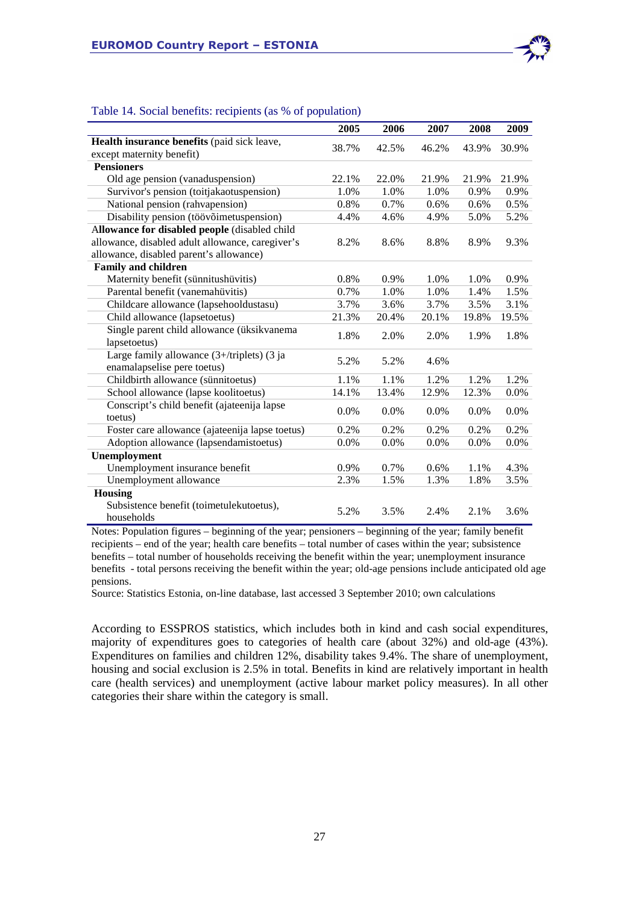Table 14. Social benefits: recipients (as % of population)

| | 2005 | 2006 | 2007 | 2008 | 2009 |
|---|---|---|---|---|---|
| **Health insurance benefits** (paid sick leave, except maternity benefit) | 38.7% | 42.5% | 46.2% | 43.9% | 30.9% |
| **Pensioners** | | | | | |
| Old age pension (vanaduspension) | 22.1% | 22.0% | 21.9% | 21.9% | 21.9% |
| Survivor's pension (toitjakaotuspension) | 1.0% | 1.0% | 1.0% | 0.9% | 0.9% |
| National pension (rahvapension) | 0.8% | 0.7% | 0.6% | 0.6% | 0.5% |
| Disability pension (töövõimetuspension) | 4.4% | 4.6% | 4.9% | 5.0% | 5.2% |
| **Allowance for disabled people** (disabled child allowance, disabled adult allowance, caregiver's allowance, disabled parent's allowance) | 8.2% | 8.6% | 8.8% | 8.9% | 9.3% |
| **Family and children** | | | | | |
| Maternity benefit (sünnitushüvitis) | 0.8% | 0.9% | 1.0% | 1.0% | 0.9% |
| Parental benefit (vanemahüvitis) | 0.7% | 1.0% | 1.0% | 1.4% | 1.5% |
| Childcare allowance (lapsehooldustasu) | 3.7% | 3.6% | 3.7% | 3.5% | 3.1% |
| Child allowance (lapsetoetus) | 21.3% | 20.4% | 20.1% | 19.8% | 19.5% |
| Single parent child allowance (üksikvanema lapsetoetus) | 1.8% | 2.0% | 2.0% | 1.9% | 1.8% |
| Large family allowance (3+/triplets) (3 ja enamalapselise pere toetus) | 5.2% | 5.2% | 4.6% | | |
| Childbirth allowance (sünnitoetus) | 1.1% | 1.1% | 1.2% | 1.2% | 1.2% |
| School allowance (lapse koolitoetus) | 14.1% | 13.4% | 12.9% | 12.3% | 0.0% |
| Conscript's child benefit (ajateenija lapse toetus) | 0.0% | 0.0% | 0.0% | 0.0% | 0.0% |
| Foster care allowance (ajateenija lapse toetus) | 0.2% | 0.2% | 0.2% | 0.2% | 0.2% |
| Adoption allowance (lapsendamistoetus) | 0.0% | 0.0% | 0.0% | 0.0% | 0.0% |
| **Unemployment** | | | | | |
| Unemployment insurance benefit | 0.9% | 0.7% | 0.6% | 1.1% | 4.3% |
| Unemployment allowance | 2.3% | 1.5% | 1.3% | 1.8% | 3.5% |
| **Housing** | | | | | |
| Subsistence benefit (toimetulekutoetus), households | 5.2% | 3.5% | 2.4% | 2.1% | 3.6% |

Notes: Population figures – beginning of the year; pensioners – beginning of the year; family benefit recipients – end of the year; health care benefits – total number of cases within the year; subsistence benefits – total number of households receiving the benefit within the year; unemployment insurance benefits - total persons receiving the benefit within the year; old-age pensions include anticipated old age pensions.

Source: Statistics Estonia, on-line database, last accessed 3 September 2010; own calculations

According to ESSPROS statistics, which includes both in kind and cash social expenditures, majority of expenditures goes to categories of health care (about 32%) and old-age (43%). Expenditures on families and children 12%, disability takes 9.4%. The share of unemployment, housing and social exclusion is 2.5% in total. Benefits in kind are relatively important in health care (health services) and unemployment (active labour market policy measures). In all other categories their share within the category is small.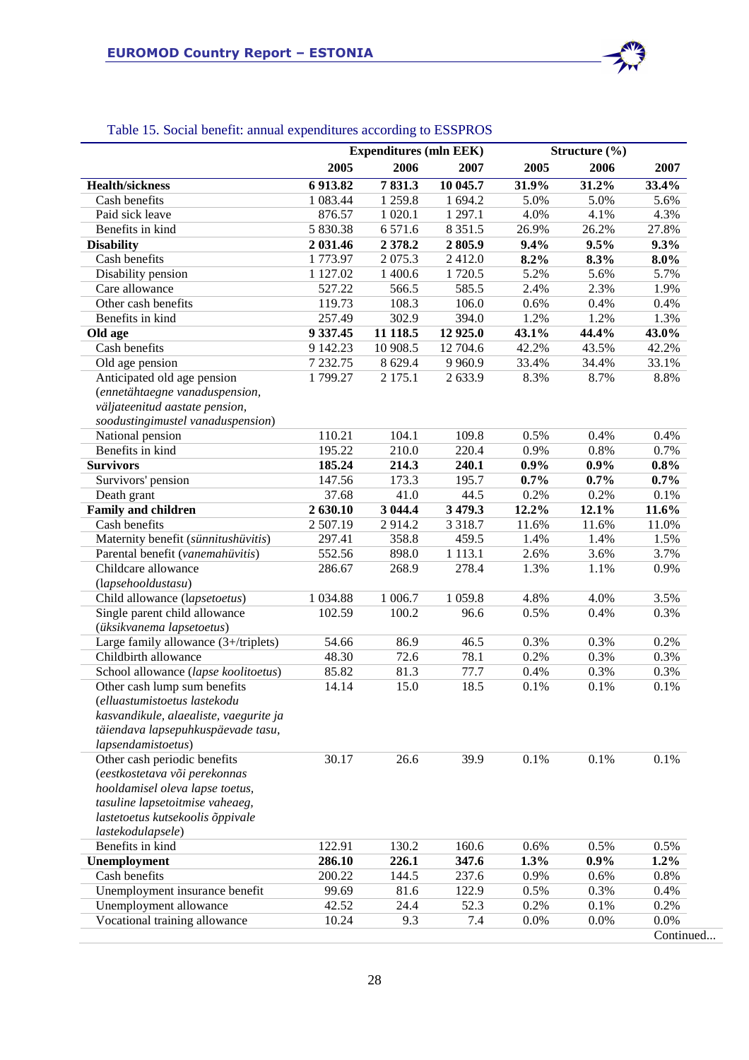Table 15. Social benefit: annual expenditures according to ESSPROS

| | Expenditures (mln EEK) | | | Structure (%) | | |
|---|---|---|---|---|---|---|
| | 2005 | 2006 | 2007 | 2005 | 2006 | 2007 |
| **Health/sickness** | **6 913.82** | **7 831.3** | **10 045.7** | **31.9%** | **31.2%** | **33.4%** |
| Cash benefits | 1 083.44 | 1 259.8 | 1 694.2 | 5.0% | 5.0% | 5.6% |
| Paid sick leave | 876.57 | 1 020.1 | 1 297.1 | 4.0% | 4.1% | 4.3% |
| Benefits in kind | 5 830.38 | 6 571.6 | 8 351.5 | 26.9% | 26.2% | 27.8% |
| **Disability** | **2 031.46** | **2 378.2** | **2 805.9** | **9.4%** | **9.5%** | **9.3%** |
| Cash benefits | 1 773.97 | 2 075.3 | 2 412.0 | **8.2%** | **8.3%** | **8.0%** |
| Disability pension | 1 127.02 | 1 400.6 | 1 720.5 | 5.2% | 5.6% | 5.7% |
| Care allowance | 527.22 | 566.5 | 585.5 | 2.4% | 2.3% | 1.9% |
| Other cash benefits | 119.73 | 108.3 | 106.0 | 0.6% | 0.4% | 0.4% |
| Benefits in kind | 257.49 | 302.9 | 394.0 | 1.2% | 1.2% | 1.3% |
| **Old age** | **9 337.45** | **11 118.5** | **12 925.0** | **43.1%** | **44.4%** | **43.0%** |
| Cash benefits | 9 142.23 | 10 908.5 | 12 704.6 | 42.2% | 43.5% | 42.2% |
| Old age pension | 7 232.75 | 8 629.4 | 9 960.9 | 33.4% | 34.4% | 33.1% |
| Anticipated old age pension (*ennetähtaegne vanaduspension, väljateenitud aastate pension, soodustingimustel vanaduspension*) | 1 799.27 | 2 175.1 | 2 633.9 | 8.3% | 8.7% | 8.8% |
| National pension | 110.21 | 104.1 | 109.8 | 0.5% | 0.4% | 0.4% |
| Benefits in kind | 195.22 | 210.0 | 220.4 | 0.9% | 0.8% | 0.7% |
| **Survivors** | **185.24** | **214.3** | **240.1** | **0.9%** | **0.9%** | **0.8%** |
| Survivors' pension | 147.56 | 173.3 | 195.7 | **0.7%** | **0.7%** | **0.7%** |
| Death grant | 37.68 | 41.0 | 44.5 | 0.2% | 0.2% | 0.1% |
| **Family and children** | **2 630.10** | **3 044.4** | **3 479.3** | **12.2%** | **12.1%** | **11.6%** |
| Cash benefits | 2 507.19 | 2 914.2 | 3 318.7 | 11.6% | 11.6% | 11.0% |
| Maternity benefit (*sünnitushüvitis*) | 297.41 | 358.8 | 459.5 | 1.4% | 1.4% | 1.5% |
| Parental benefit (*vanemahüvitis*) | 552.56 | 898.0 | 1 113.1 | 2.6% | 3.6% | 3.7% |
| Childcare allowance (*lapsehooldustasu*) | 286.67 | 268.9 | 278.4 | 1.3% | 1.1% | 0.9% |
| Child allowance (*lapsetoetus*) | 1 034.88 | 1 006.7 | 1 059.8 | 4.8% | 4.0% | 3.5% |
| Single parent child allowance (*üksikvanema lapsetoetus*) | 102.59 | 100.2 | 96.6 | 0.5% | 0.4% | 0.3% |
| Large family allowance (3+/triplets) | 54.66 | 86.9 | 46.5 | 0.3% | 0.3% | 0.2% |
| Childbirth allowance | 48.30 | 72.6 | 78.1 | 0.2% | 0.3% | 0.3% |
| School allowance (*lapse koolitoetus*) | 85.82 | 81.3 | 77.7 | 0.4% | 0.3% | 0.3% |
| Other cash lump sum benefits (*elluastumistoetus lastekodu kasvandikule, alaealiste, vaegurite ja täiendava lapsepuhkuspäevade tasu, lapsendamistoetus*) | 14.14 | 15.0 | 18.5 | 0.1% | 0.1% | 0.1% |
| Other cash periodic benefits (*eestkostetava või perekonnas hooldamisel oleva lapse toetus, tasuline lapsetoitmise vaheaeg, lastetoetus kutsekoolis õppivale lastekodulapsele*) | 30.17 | 26.6 | 39.9 | 0.1% | 0.1% | 0.1% |
| Benefits in kind | 122.91 | 130.2 | 160.6 | 0.6% | 0.5% | 0.5% |
| **Unemployment** | **286.10** | **226.1** | **347.6** | **1.3%** | **0.9%** | **1.2%** |
| Cash benefits | 200.22 | 144.5 | 237.6 | 0.9% | 0.6% | 0.8% |
| Unemployment insurance benefit | 99.69 | 81.6 | 122.9 | 0.5% | 0.3% | 0.4% |
| Unemployment allowance | 42.52 | 24.4 | 52.3 | 0.2% | 0.1% | 0.2% |
| Vocational training allowance | 10.24 | 9.3 | 7.4 | 0.0% | 0.0% | 0.0% |

Continued...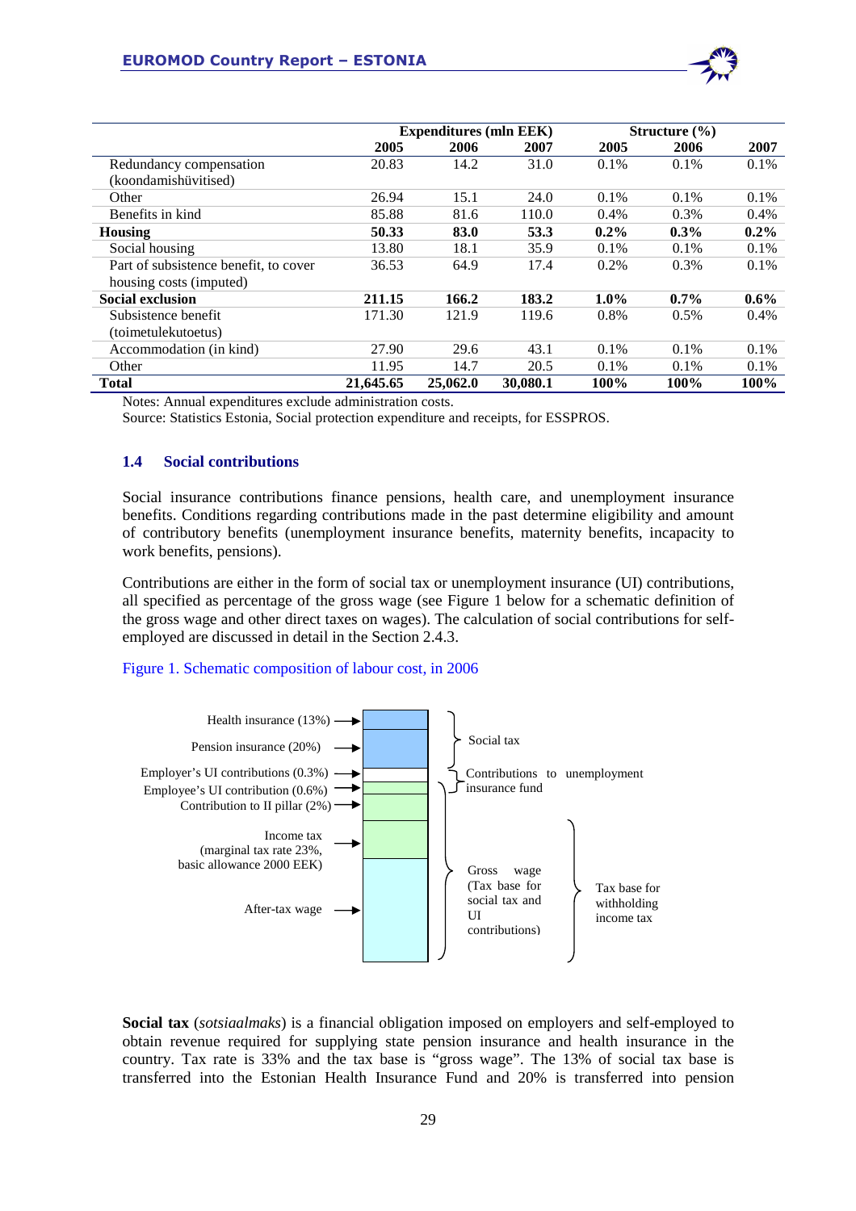| | Expenditures (mln EEK) | | | Structure (%) | | |
|---|---|---|---|---|---|---|
| | 2005 | 2006 | 2007 | 2005 | 2006 | 2007 |
| Redundancy compensation (koondamishüvitised) | 20.83 | 14.2 | 31.0 | 0.1% | 0.1% | 0.1% |
| Other | 26.94 | 15.1 | 24.0 | 0.1% | 0.1% | 0.1% |
| Benefits in kind | 85.88 | 81.6 | 110.0 | 0.4% | 0.3% | 0.4% |
| **Housing** | **50.33** | **83.0** | **53.3** | **0.2%** | **0.3%** | **0.2%** |
| Social housing | 13.80 | 18.1 | 35.9 | 0.1% | 0.1% | 0.1% |
| Part of subsistence benefit, to cover housing costs (imputed) | 36.53 | 64.9 | 17.4 | 0.2% | 0.3% | 0.1% |
| **Social exclusion** | **211.15** | **166.2** | **183.2** | **1.0%** | **0.7%** | **0.6%** |
| Subsistence benefit (toimetulekutoetus) | 171.30 | 121.9 | 119.6 | 0.8% | 0.5% | 0.4% |
| Accommodation (in kind) | 27.90 | 29.6 | 43.1 | 0.1% | 0.1% | 0.1% |
| Other | 11.95 | 14.7 | 20.5 | 0.1% | 0.1% | 0.1% |
| **Total** | **21,645.65** | **25,062.0** | **30,080.1** | **100%** | **100%** | **100%** |

Notes: Annual expenditures exclude administration costs.
Source: Statistics Estonia, Social protection expenditure and receipts, for ESSPROS.

### 1.4 Social contributions

Social insurance contributions finance pensions, health care, and unemployment insurance benefits. Conditions regarding contributions made in the past determine eligibility and amount of contributory benefits (unemployment insurance benefits, maternity benefits, incapacity to work benefits, pensions).

Contributions are either in the form of social tax or unemployment insurance (UI) contributions, all specified as percentage of the gross wage (see Figure 1 below for a schematic definition of the gross wage and other direct taxes on wages). The calculation of social contributions for self-employed are discussed in detail in the Section 2.4.3.

Figure 1. Schematic composition of labour cost, in 2006

Health insurance (13%)
Pension insurance (20%)
Employer's UI contributions (0.3%)
Employee's UI contribution (0.6%)
Contribution to II pillar (2%)
Income tax (marginal tax rate 23%, basic allowance 2000 EEK)
After-tax wage

Social tax
Contributions to unemployment insurance fund
Gross wage (Tax base for social tax and UI contributions)
Tax base for withholding income tax

**Social tax** (*sotsiaalmaks*) is a financial obligation imposed on employers and self-employed to obtain revenue required for supplying state pension insurance and health insurance in the country. Tax rate is 33% and the tax base is "gross wage". The 13% of social tax base is transferred into the Estonian Health Insurance Fund and 20% is transferred into pension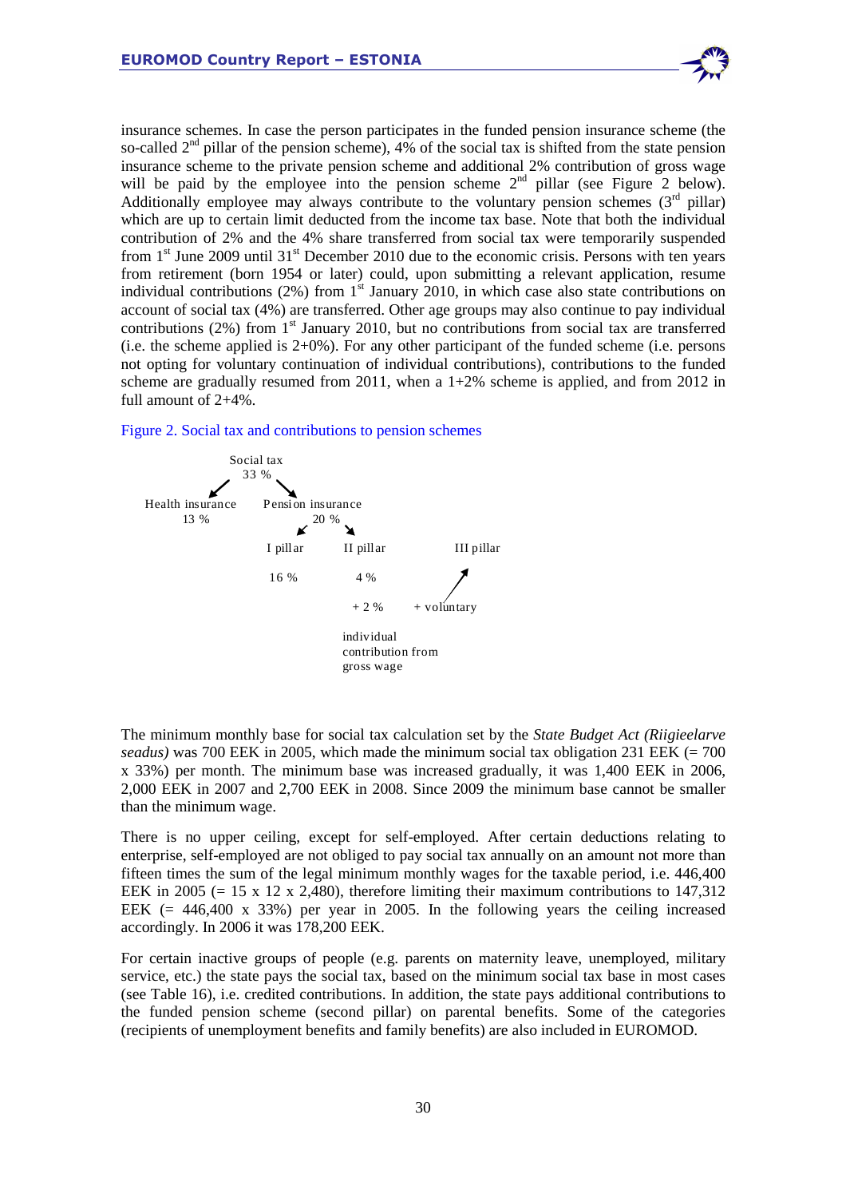insurance schemes. In case the person participates in the funded pension insurance scheme (the so-called 2nd pillar of the pension scheme), 4% of the social tax is shifted from the state pension insurance scheme to the private pension scheme and additional 2% contribution of gross wage will be paid by the employee into the pension scheme 2nd pillar (see Figure 2 below). Additionally employee may always contribute to the voluntary pension schemes (3rd pillar) which are up to certain limit deducted from the income tax base. Note that both the individual contribution of 2% and the 4% share transferred from social tax were temporarily suspended from 1st June 2009 until 31st December 2010 due to the economic crisis. Persons with ten years from retirement (born 1954 or later) could, upon submitting a relevant application, resume individual contributions (2%) from 1st January 2010, in which case also state contributions on account of social tax (4%) are transferred. Other age groups may also continue to pay individual contributions (2%) from 1st January 2010, but no contributions from social tax are transferred (i.e. the scheme applied is 2+0%). For any other participant of the funded scheme (i.e. persons not opting for voluntary continuation of individual contributions), contributions to the funded scheme are gradually resumed from 2011, when a 1+2% scheme is applied, and from 2012 in full amount of 2+4%.

Figure 2. Social tax and contributions to pension schemes

Social tax 33 %
- Health insurance 13 %
- Pension insurance 20 %
  - I pillar 16 %
  - II pillar 4 % + 2 % individual contribution from gross wage
  - III pillar + voluntary

The minimum monthly base for social tax calculation set by the *State Budget Act (Riigieelarve seadus)* was 700 EEK in 2005, which made the minimum social tax obligation 231 EEK (= 700 x 33%) per month. The minimum base was increased gradually, it was 1,400 EEK in 2006, 2,000 EEK in 2007 and 2,700 EEK in 2008. Since 2009 the minimum base cannot be smaller than the minimum wage.

There is no upper ceiling, except for self-employed. After certain deductions relating to enterprise, self-employed are not obliged to pay social tax annually on an amount not more than fifteen times the sum of the legal minimum monthly wages for the taxable period, i.e. 446,400 EEK in 2005 (= 15 x 12 x 2,480), therefore limiting their maximum contributions to 147,312 EEK (= 446,400 x 33%) per year in 2005. In the following years the ceiling increased accordingly. In 2006 it was 178,200 EEK.

For certain inactive groups of people (e.g. parents on maternity leave, unemployed, military service, etc.) the state pays the social tax, based on the minimum social tax base in most cases (see Table 16), i.e. credited contributions. In addition, the state pays additional contributions to the funded pension scheme (second pillar) on parental benefits. Some of the categories (recipients of unemployment benefits and family benefits) are also included in EUROMOD.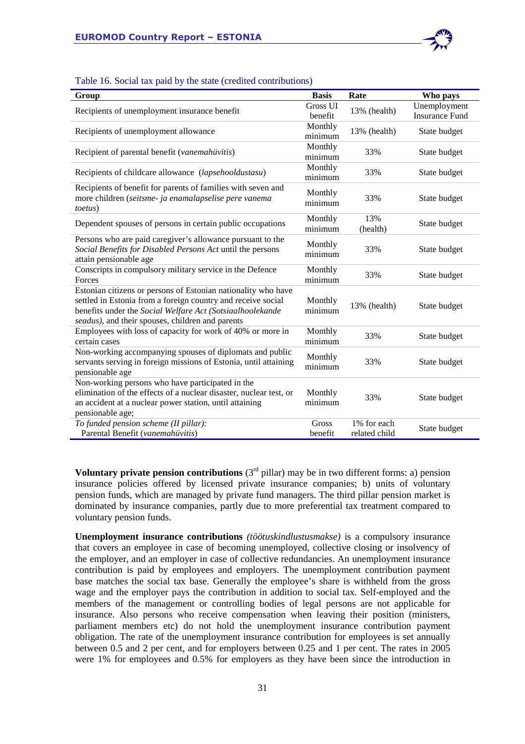Table 16. Social tax paid by the state (credited contributions)

| Group | Basis | Rate | Who pays |
|---|---|---|---|
| Recipients of unemployment insurance benefit | Gross UI benefit | 13% (health) | Unemployment Insurance Fund |
| Recipients of unemployment allowance | Monthly minimum | 13% (health) | State budget |
| Recipient of parental benefit (*vanemahüvitis*) | Monthly minimum | 33% | State budget |
| Recipients of childcare allowance (*lapsehooldustasu*) | Monthly minimum | 33% | State budget |
| Recipients of benefit for parents of families with seven and more children (*seitsme- ja enamalapselise pere vanema toetus*) | Monthly minimum | 33% | State budget |
| Dependent spouses of persons in certain public occupations | Monthly minimum | 13% (health) | State budget |
| Persons who are paid caregiver's allowance pursuant to the *Social Benefits for Disabled Persons Act* until the persons attain pensionable age | Monthly minimum | 33% | State budget |
| Conscripts in compulsory military service in the Defence Forces | Monthly minimum | 33% | State budget |
| Estonian citizens or persons of Estonian nationality who have settled in Estonia from a foreign country and receive social benefits under the *Social Welfare Act (Sotsiaalhoolekande seadus)*, and their spouses, children and parents | Monthly minimum | 13% (health) | State budget |
| Employees with loss of capacity for work of 40% or more in certain cases | Monthly minimum | 33% | State budget |
| Non-working accompanying spouses of diplomats and public servants serving in foreign missions of Estonia, until attaining pensionable age | Monthly minimum | 33% | State budget |
| Non-working persons who have participated in the elimination of the effects of a nuclear disaster, nuclear test, or an accident at a nuclear power station, until attaining pensionable age; | Monthly minimum | 33% | State budget |
| *To funded pension scheme (II pillar):* Parental Benefit (*vanemahüvitis*) | Gross benefit | 1% for each related child | State budget |

**Voluntary private pension contributions** (3rd pillar) may be in two different forms: a) pension insurance policies offered by licensed private insurance companies; b) units of voluntary pension funds, which are managed by private fund managers. The third pillar pension market is dominated by insurance companies, partly due to more preferential tax treatment compared to voluntary pension funds.

**Unemployment insurance contributions** *(töötuskindlustusmakse)* is a compulsory insurance that covers an employee in case of becoming unemployed, collective closing or insolvency of the employer, and an employer in case of collective redundancies. An unemployment insurance contribution is paid by employees and employers. The unemployment contribution payment base matches the social tax base. Generally the employee's share is withheld from the gross wage and the employer pays the contribution in addition to social tax. Self-employed and the members of the management or controlling bodies of legal persons are not applicable for insurance. Also persons who receive compensation when leaving their position (ministers, parliament members etc) do not hold the unemployment insurance contribution payment obligation. The rate of the unemployment insurance contribution for employees is set annually between 0.5 and 2 per cent, and for employers between 0.25 and 1 per cent. The rates in 2005 were 1% for employees and 0.5% for employers as they have been since the introduction in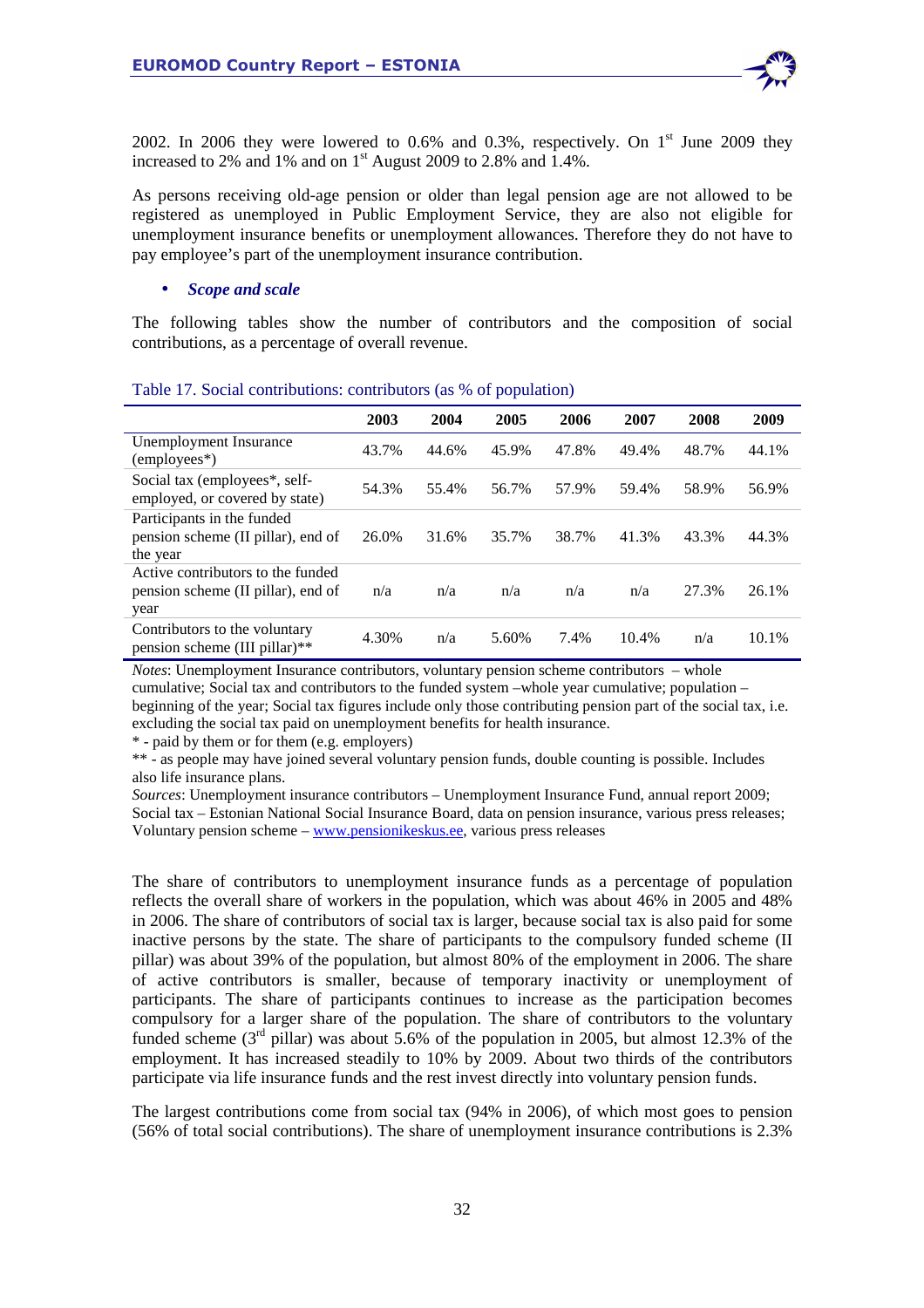2002. In 2006 they were lowered to 0.6% and 0.3%, respectively. On 1st June 2009 they increased to 2% and 1% and on 1st August 2009 to 2.8% and 1.4%.

As persons receiving old-age pension or older than legal pension age are not allowed to be registered as unemployed in Public Employment Service, they are also not eligible for unemployment insurance benefits or unemployment allowances. Therefore they do not have to pay employee's part of the unemployment insurance contribution.

- ***Scope and scale***

The following tables show the number of contributors and the composition of social contributions, as a percentage of overall revenue.

Table 17. Social contributions: contributors (as % of population)

| | 2003 | 2004 | 2005 | 2006 | 2007 | 2008 | 2009 |
|---|---|---|---|---|---|---|---|
| Unemployment Insurance (employees*) | 43.7% | 44.6% | 45.9% | 47.8% | 49.4% | 48.7% | 44.1% |
| Social tax (employees*, self-employed, or covered by state) | 54.3% | 55.4% | 56.7% | 57.9% | 59.4% | 58.9% | 56.9% |
| Participants in the funded pension scheme (II pillar), end of the year | 26.0% | 31.6% | 35.7% | 38.7% | 41.3% | 43.3% | 44.3% |
| Active contributors to the funded pension scheme (II pillar), end of year | n/a | n/a | n/a | n/a | n/a | 27.3% | 26.1% |
| Contributors to the voluntary pension scheme (III pillar)** | 4.30% | n/a | 5.60% | 7.4% | 10.4% | n/a | 10.1% |

*Notes*: Unemployment Insurance contributors, voluntary pension scheme contributors – whole cumulative; Social tax and contributors to the funded system –whole year cumulative; population – beginning of the year; Social tax figures include only those contributing pension part of the social tax, i.e. excluding the social tax paid on unemployment benefits for health insurance.

* - paid by them or for them (e.g. employers)

** - as people may have joined several voluntary pension funds, double counting is possible. Includes also life insurance plans.

*Sources*: Unemployment insurance contributors – Unemployment Insurance Fund, annual report 2009; Social tax – Estonian National Social Insurance Board, data on pension insurance, various press releases; Voluntary pension scheme – www.pensionikeskus.ee, various press releases

The share of contributors to unemployment insurance funds as a percentage of population reflects the overall share of workers in the population, which was about 46% in 2005 and 48% in 2006. The share of contributors of social tax is larger, because social tax is also paid for some inactive persons by the state. The share of participants to the compulsory funded scheme (II pillar) was about 39% of the population, but almost 80% of the employment in 2006. The share of active contributors is smaller, because of temporary inactivity or unemployment of participants. The share of participants continues to increase as the participation becomes compulsory for a larger share of the population. The share of contributors to the voluntary funded scheme (3rd pillar) was about 5.6% of the population in 2005, but almost 12.3% of the employment. It has increased steadily to 10% by 2009. About two thirds of the contributors participate via life insurance funds and the rest invest directly into voluntary pension funds.

The largest contributions come from social tax (94% in 2006), of which most goes to pension (56% of total social contributions). The share of unemployment insurance contributions is 2.3%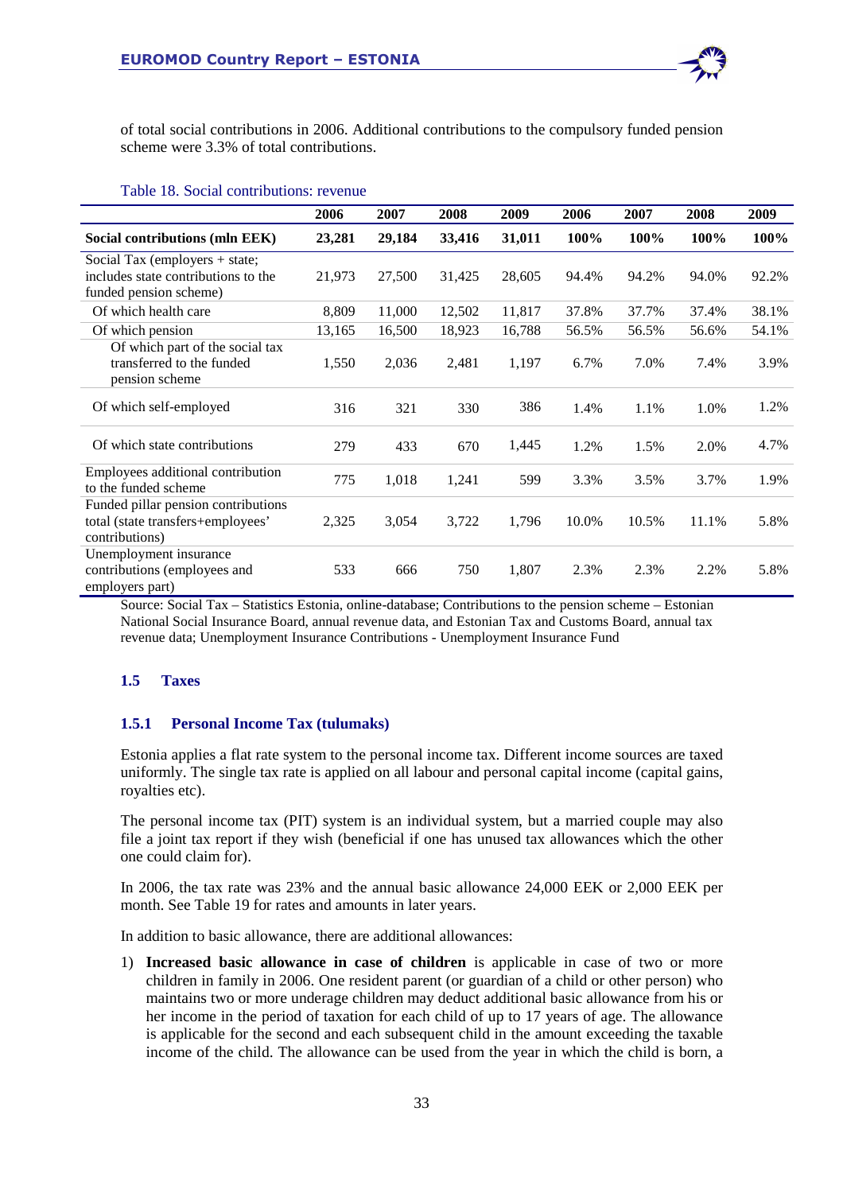of total social contributions in 2006. Additional contributions to the compulsory funded pension scheme were 3.3% of total contributions.

Table 18. Social contributions: revenue

| | 2006 | 2007 | 2008 | 2009 | 2006 | 2007 | 2008 | 2009 |
|---|---|---|---|---|---|---|---|---|
| **Social contributions (mln EEK)** | **23,281** | **29,184** | **33,416** | **31,011** | **100%** | **100%** | **100%** | **100%** |
| Social Tax (employers + state; includes state contributions to the funded pension scheme) | 21,973 | 27,500 | 31,425 | 28,605 | 94.4% | 94.2% | 94.0% | 92.2% |
| Of which health care | 8,809 | 11,000 | 12,502 | 11,817 | 37.8% | 37.7% | 37.4% | 38.1% |
| Of which pension | 13,165 | 16,500 | 18,923 | 16,788 | 56.5% | 56.5% | 56.6% | 54.1% |
| Of which part of the social tax transferred to the funded pension scheme | 1,550 | 2,036 | 2,481 | 1,197 | 6.7% | 7.0% | 7.4% | 3.9% |
| Of which self-employed | 316 | 321 | 330 | 386 | 1.4% | 1.1% | 1.0% | 1.2% |
| Of which state contributions | 279 | 433 | 670 | 1,445 | 1.2% | 1.5% | 2.0% | 4.7% |
| Employees additional contribution to the funded scheme | 775 | 1,018 | 1,241 | 599 | 3.3% | 3.5% | 3.7% | 1.9% |
| Funded pillar pension contributions total (state transfers+employees' contributions) | 2,325 | 3,054 | 3,722 | 1,796 | 10.0% | 10.5% | 11.1% | 5.8% |
| Unemployment insurance contributions (employees and employers part) | 533 | 666 | 750 | 1,807 | 2.3% | 2.3% | 2.2% | 5.8% |

Source: Social Tax – Statistics Estonia, online-database; Contributions to the pension scheme – Estonian National Social Insurance Board, annual revenue data, and Estonian Tax and Customs Board, annual tax revenue data; Unemployment Insurance Contributions - Unemployment Insurance Fund

## 1.5 Taxes

### 1.5.1 Personal Income Tax (tulumaks)

Estonia applies a flat rate system to the personal income tax. Different income sources are taxed uniformly. The single tax rate is applied on all labour and personal capital income (capital gains, royalties etc).

The personal income tax (PIT) system is an individual system, but a married couple may also file a joint tax report if they wish (beneficial if one has unused tax allowances which the other one could claim for).

In 2006, the tax rate was 23% and the annual basic allowance 24,000 EEK or 2,000 EEK per month. See Table 19 for rates and amounts in later years.

In addition to basic allowance, there are additional allowances:

1) **Increased basic allowance in case of children** is applicable in case of two or more children in family in 2006. One resident parent (or guardian of a child or other person) who maintains two or more underage children may deduct additional basic allowance from his or her income in the period of taxation for each child of up to 17 years of age. The allowance is applicable for the second and each subsequent child in the amount exceeding the taxable income of the child. The allowance can be used from the year in which the child is born, a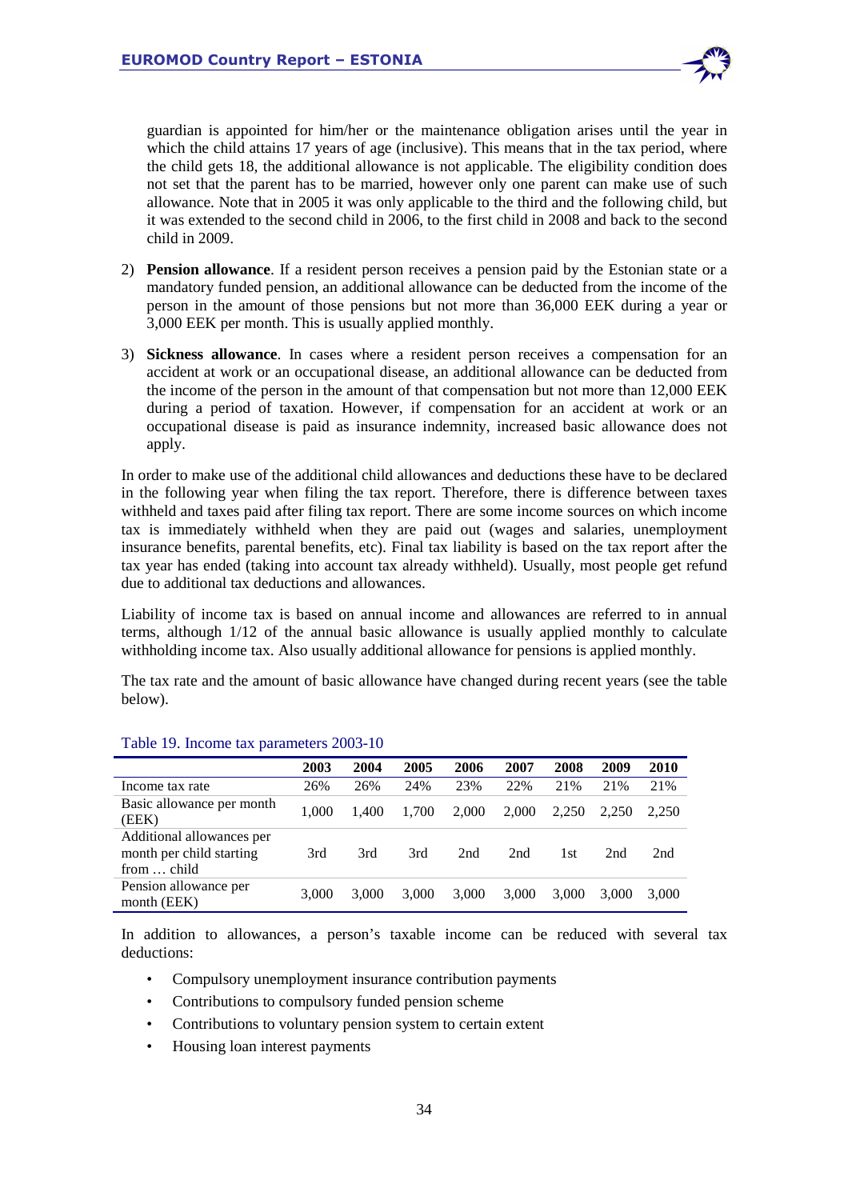guardian is appointed for him/her or the maintenance obligation arises until the year in which the child attains 17 years of age (inclusive). This means that in the tax period, where the child gets 18, the additional allowance is not applicable. The eligibility condition does not set that the parent has to be married, however only one parent can make use of such allowance. Note that in 2005 it was only applicable to the third and the following child, but it was extended to the second child in 2006, to the first child in 2008 and back to the second child in 2009.

2) **Pension allowance**. If a resident person receives a pension paid by the Estonian state or a mandatory funded pension, an additional allowance can be deducted from the income of the person in the amount of those pensions but not more than 36,000 EEK during a year or 3,000 EEK per month. This is usually applied monthly.

3) **Sickness allowance**. In cases where a resident person receives a compensation for an accident at work or an occupational disease, an additional allowance can be deducted from the income of the person in the amount of that compensation but not more than 12,000 EEK during a period of taxation. However, if compensation for an accident at work or an occupational disease is paid as insurance indemnity, increased basic allowance does not apply.

In order to make use of the additional child allowances and deductions these have to be declared in the following year when filing the tax report. Therefore, there is difference between taxes withheld and taxes paid after filing tax report. There are some income sources on which income tax is immediately withheld when they are paid out (wages and salaries, unemployment insurance benefits, parental benefits, etc). Final tax liability is based on the tax report after the tax year has ended (taking into account tax already withheld). Usually, most people get refund due to additional tax deductions and allowances.

Liability of income tax is based on annual income and allowances are referred to in annual terms, although 1/12 of the annual basic allowance is usually applied monthly to calculate withholding income tax. Also usually additional allowance for pensions is applied monthly.

The tax rate and the amount of basic allowance have changed during recent years (see the table below).

Table 19. Income tax parameters 2003-10

| | 2003 | 2004 | 2005 | 2006 | 2007 | 2008 | 2009 | 2010 |
|---|---|---|---|---|---|---|---|---|
| Income tax rate | 26% | 26% | 24% | 23% | 22% | 21% | 21% | 21% |
| Basic allowance per month (EEK) | 1,000 | 1,400 | 1,700 | 2,000 | 2,000 | 2,250 | 2,250 | 2,250 |
| Additional allowances per month per child starting from … child | 3rd | 3rd | 3rd | 2nd | 2nd | 1st | 2nd | 2nd |
| Pension allowance per month (EEK) | 3,000 | 3,000 | 3,000 | 3,000 | 3,000 | 3,000 | 3,000 | 3,000 |

In addition to allowances, a person's taxable income can be reduced with several tax deductions:

- Compulsory unemployment insurance contribution payments
- Contributions to compulsory funded pension scheme
- Contributions to voluntary pension system to certain extent
- Housing loan interest payments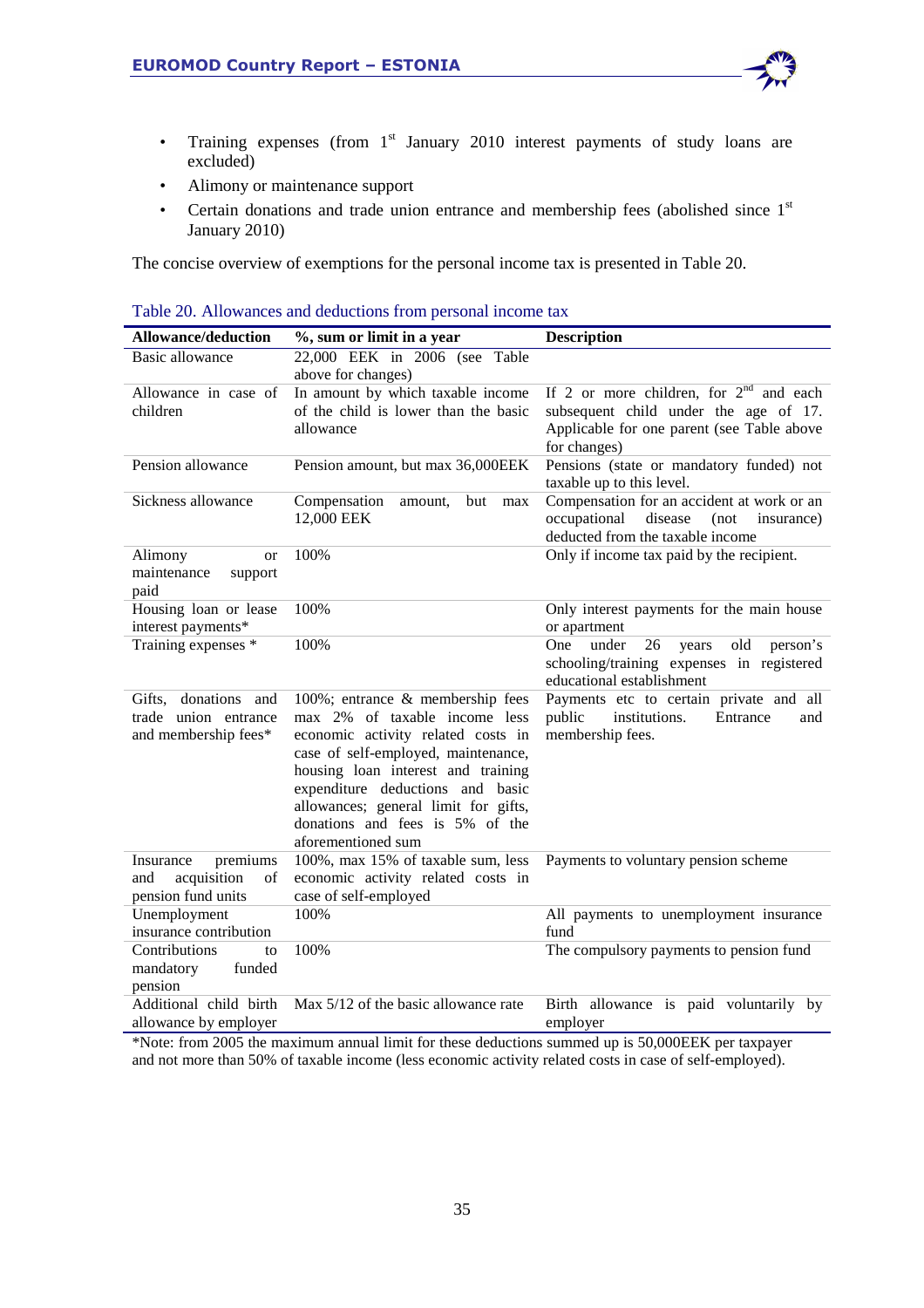- Training expenses (from 1st January 2010 interest payments of study loans are excluded)
- Alimony or maintenance support
- Certain donations and trade union entrance and membership fees (abolished since 1st January 2010)

The concise overview of exemptions for the personal income tax is presented in Table 20.

Table 20. Allowances and deductions from personal income tax

| Allowance/deduction | %, sum or limit in a year | Description |
|---|---|---|
| Basic allowance | 22,000 EEK in 2006 (see Table above for changes) | |
| Allowance in case of children | In amount by which taxable income of the child is lower than the basic allowance | If 2 or more children, for 2nd and each subsequent child under the age of 17. Applicable for one parent (see Table above for changes) |
| Pension allowance | Pension amount, but max 36,000EEK | Pensions (state or mandatory funded) not taxable up to this level. |
| Sickness allowance | Compensation amount, but max 12,000 EEK | Compensation for an accident at work or an occupational disease (not insurance) deducted from the taxable income |
| Alimony or maintenance support paid | 100% | Only if income tax paid by the recipient. |
| Housing loan or lease interest payments* | 100% | Only interest payments for the main house or apartment |
| Training expenses * | 100% | One under 26 years old person's schooling/training expenses in registered educational establishment |
| Gifts, donations and trade union entrance and membership fees* | 100%; entrance & membership fees max 2% of taxable income less economic activity related costs in case of self-employed, maintenance, housing loan interest and training expenditure deductions and basic allowances; general limit for gifts, donations and fees is 5% of the aforementioned sum | Payments etc to certain private and all public institutions. Entrance and membership fees. |
| Insurance premiums and acquisition of pension fund units | 100%, max 15% of taxable sum, less economic activity related costs in case of self-employed | Payments to voluntary pension scheme |
| Unemployment insurance contribution | 100% | All payments to unemployment insurance fund |
| Contributions to mandatory funded pension | 100% | The compulsory payments to pension fund |
| Additional child birth allowance by employer | Max 5/12 of the basic allowance rate | Birth allowance is paid voluntarily by employer |

*Note: from 2005 the maximum annual limit for these deductions summed up is 50,000EEK per taxpayer and not more than 50% of taxable income (less economic activity related costs in case of self-employed).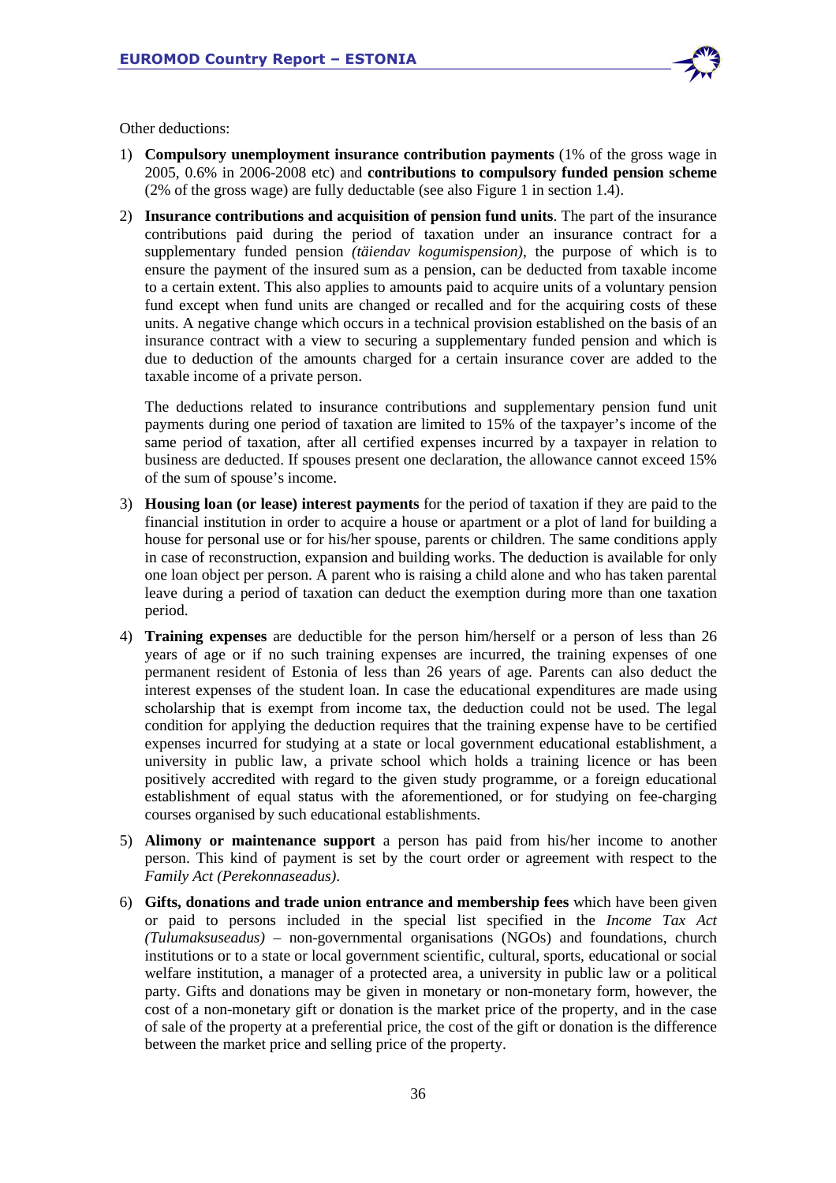Other deductions:

1) **Compulsory unemployment insurance contribution payments** (1% of the gross wage in 2005, 0.6% in 2006-2008 etc) and **contributions to compulsory funded pension scheme** (2% of the gross wage) are fully deductable (see also Figure 1 in section 1.4).

2) **Insurance contributions and acquisition of pension fund units**. The part of the insurance contributions paid during the period of taxation under an insurance contract for a supplementary funded pension *(täiendav kogumispension)*, the purpose of which is to ensure the payment of the insured sum as a pension, can be deducted from taxable income to a certain extent. This also applies to amounts paid to acquire units of a voluntary pension fund except when fund units are changed or recalled and for the acquiring costs of these units. A negative change which occurs in a technical provision established on the basis of an insurance contract with a view to securing a supplementary funded pension and which is due to deduction of the amounts charged for a certain insurance cover are added to the taxable income of a private person.

   The deductions related to insurance contributions and supplementary pension fund unit payments during one period of taxation are limited to 15% of the taxpayer's income of the same period of taxation, after all certified expenses incurred by a taxpayer in relation to business are deducted. If spouses present one declaration, the allowance cannot exceed 15% of the sum of spouse's income.

3) **Housing loan (or lease) interest payments** for the period of taxation if they are paid to the financial institution in order to acquire a house or apartment or a plot of land for building a house for personal use or for his/her spouse, parents or children. The same conditions apply in case of reconstruction, expansion and building works. The deduction is available for only one loan object per person. A parent who is raising a child alone and who has taken parental leave during a period of taxation can deduct the exemption during more than one taxation period.

4) **Training expenses** are deductible for the person him/herself or a person of less than 26 years of age or if no such training expenses are incurred, the training expenses of one permanent resident of Estonia of less than 26 years of age. Parents can also deduct the interest expenses of the student loan. In case the educational expenditures are made using scholarship that is exempt from income tax, the deduction could not be used. The legal condition for applying the deduction requires that the training expense have to be certified expenses incurred for studying at a state or local government educational establishment, a university in public law, a private school which holds a training licence or has been positively accredited with regard to the given study programme, or a foreign educational establishment of equal status with the aforementioned, or for studying on fee-charging courses organised by such educational establishments.

5) **Alimony or maintenance support** a person has paid from his/her income to another person. This kind of payment is set by the court order or agreement with respect to the *Family Act (Perekonnaseadus)*.

6) **Gifts, donations and trade union entrance and membership fees** which have been given or paid to persons included in the special list specified in the *Income Tax Act (Tulumaksuseadus)* – non-governmental organisations (NGOs) and foundations, church institutions or to a state or local government scientific, cultural, sports, educational or social welfare institution, a manager of a protected area, a university in public law or a political party. Gifts and donations may be given in monetary or non-monetary form, however, the cost of a non-monetary gift or donation is the market price of the property, and in the case of sale of the property at a preferential price, the cost of the gift or donation is the difference between the market price and selling price of the property.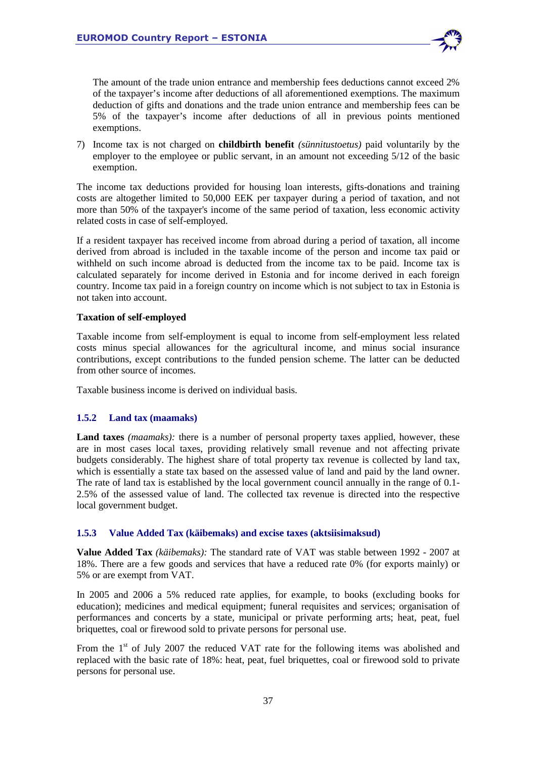The amount of the trade union entrance and membership fees deductions cannot exceed 2% of the taxpayer's income after deductions of all aforementioned exemptions. The maximum deduction of gifts and donations and the trade union entrance and membership fees can be 5% of the taxpayer's income after deductions of all in previous points mentioned exemptions.

7) Income tax is not charged on **childbirth benefit** *(sünnitustoetus)* paid voluntarily by the employer to the employee or public servant, in an amount not exceeding 5/12 of the basic exemption.

The income tax deductions provided for housing loan interests, gifts-donations and training costs are altogether limited to 50,000 EEK per taxpayer during a period of taxation, and not more than 50% of the taxpayer's income of the same period of taxation, less economic activity related costs in case of self-employed.

If a resident taxpayer has received income from abroad during a period of taxation, all income derived from abroad is included in the taxable income of the person and income tax paid or withheld on such income abroad is deducted from the income tax to be paid. Income tax is calculated separately for income derived in Estonia and for income derived in each foreign country. Income tax paid in a foreign country on income which is not subject to tax in Estonia is not taken into account.

**Taxation of self-employed**

Taxable income from self-employment is equal to income from self-employment less related costs minus special allowances for the agricultural income, and minus social insurance contributions, except contributions to the funded pension scheme. The latter can be deducted from other source of incomes.

Taxable business income is derived on individual basis.

### 1.5.2 Land tax (maamaks)

**Land taxes** *(maamaks):* there is a number of personal property taxes applied, however, these are in most cases local taxes, providing relatively small revenue and not affecting private budgets considerably. The highest share of total property tax revenue is collected by land tax, which is essentially a state tax based on the assessed value of land and paid by the land owner. The rate of land tax is established by the local government council annually in the range of 0.1-2.5% of the assessed value of land. The collected tax revenue is directed into the respective local government budget.

### 1.5.3 Value Added Tax (käibemaks) and excise taxes (aktsiisimaksud)

**Value Added Tax** *(käibemaks):* The standard rate of VAT was stable between 1992 - 2007 at 18%. There are a few goods and services that have a reduced rate 0% (for exports mainly) or 5% or are exempt from VAT.

In 2005 and 2006 a 5% reduced rate applies, for example, to books (excluding books for education); medicines and medical equipment; funeral requisites and services; organisation of performances and concerts by a state, municipal or private performing arts; heat, peat, fuel briquettes, coal or firewood sold to private persons for personal use.

From the 1st of July 2007 the reduced VAT rate for the following items was abolished and replaced with the basic rate of 18%: heat, peat, fuel briquettes, coal or firewood sold to private persons for personal use.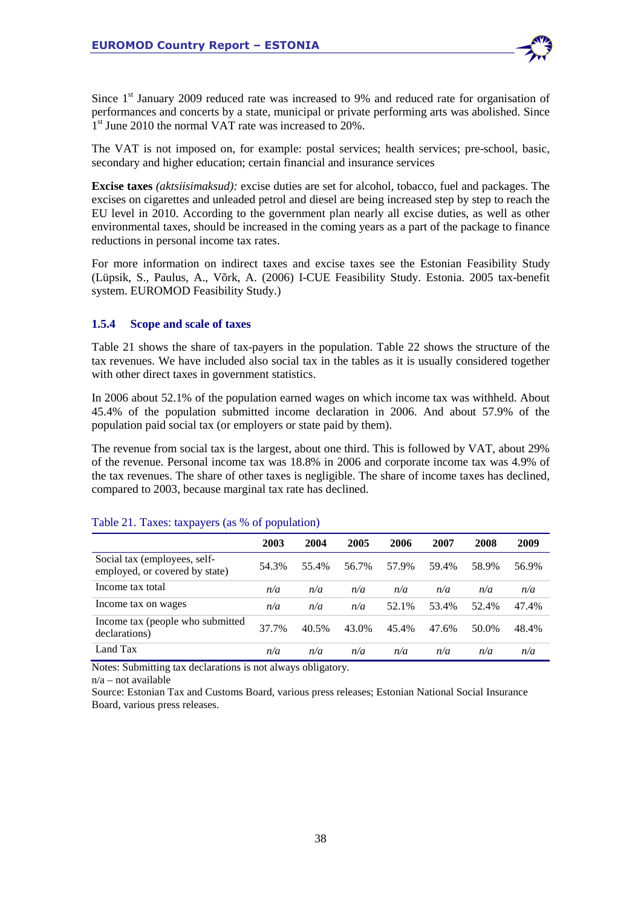Since 1st January 2009 reduced rate was increased to 9% and reduced rate for organisation of performances and concerts by a state, municipal or private performing arts was abolished. Since 1st June 2010 the normal VAT rate was increased to 20%.

The VAT is not imposed on, for example: postal services; health services; pre-school, basic, secondary and higher education; certain financial and insurance services

**Excise taxes** *(aktsiisimaksud):* excise duties are set for alcohol, tobacco, fuel and packages. The excises on cigarettes and unleaded petrol and diesel are being increased step by step to reach the EU level in 2010. According to the government plan nearly all excise duties, as well as other environmental taxes, should be increased in the coming years as a part of the package to finance reductions in personal income tax rates.

For more information on indirect taxes and excise taxes see the Estonian Feasibility Study (Lüpsik, S., Paulus, A., Võrk, A. (2006) I-CUE Feasibility Study. Estonia. 2005 tax-benefit system. EUROMOD Feasibility Study.)

### 1.5.4 Scope and scale of taxes

Table 21 shows the share of tax-payers in the population. Table 22 shows the structure of the tax revenues. We have included also social tax in the tables as it is usually considered together with other direct taxes in government statistics.

In 2006 about 52.1% of the population earned wages on which income tax was withheld. About 45.4% of the population submitted income declaration in 2006. And about 57.9% of the population paid social tax (or employers or state paid by them).

The revenue from social tax is the largest, about one third. This is followed by VAT, about 29% of the revenue. Personal income tax was 18.8% in 2006 and corporate income tax was 4.9% of the tax revenues. The share of other taxes is negligible. The share of income taxes has declined, compared to 2003, because marginal tax rate has declined.

Table 21. Taxes: taxpayers (as % of population)

| | 2003 | 2004 | 2005 | 2006 | 2007 | 2008 | 2009 |
|---|---|---|---|---|---|---|---|
| Social tax (employees, self-employed, or covered by state) | 54.3% | 55.4% | 56.7% | 57.9% | 59.4% | 58.9% | 56.9% |
| Income tax total | *n/a* | *n/a* | *n/a* | *n/a* | *n/a* | *n/a* | *n/a* |
| Income tax on wages | *n/a* | *n/a* | *n/a* | 52.1% | 53.4% | 52.4% | 47.4% |
| Income tax (people who submitted declarations) | 37.7% | 40.5% | 43.0% | 45.4% | 47.6% | 50.0% | 48.4% |
| Land Tax | *n/a* | *n/a* | *n/a* | *n/a* | *n/a* | *n/a* | *n/a* |

Notes: Submitting tax declarations is not always obligatory.

n/a – not available

Source: Estonian Tax and Customs Board, various press releases; Estonian National Social Insurance Board, various press releases.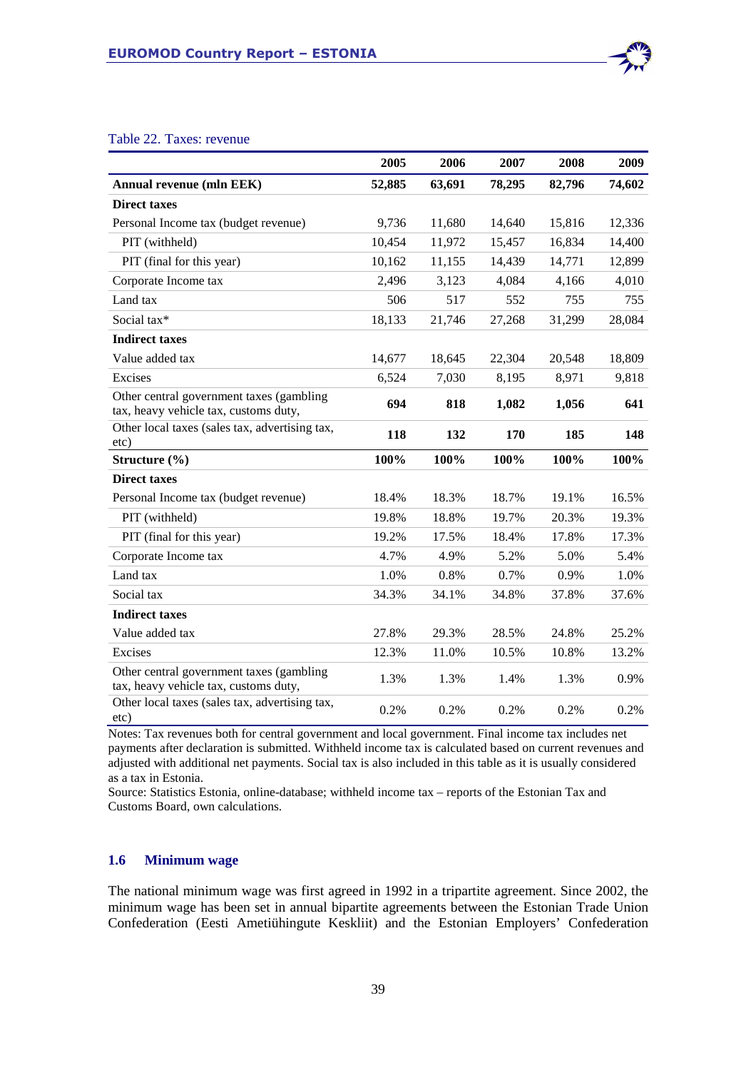Table 22. Taxes: revenue

| | 2005 | 2006 | 2007 | 2008 | 2009 |
|---|---|---|---|---|---|
| **Annual revenue (mln EEK)** | **52,885** | **63,691** | **78,295** | **82,796** | **74,602** |
| **Direct taxes** | | | | | |
| Personal Income tax (budget revenue) | 9,736 | 11,680 | 14,640 | 15,816 | 12,336 |
| PIT (withheld) | 10,454 | 11,972 | 15,457 | 16,834 | 14,400 |
| PIT (final for this year) | 10,162 | 11,155 | 14,439 | 14,771 | 12,899 |
| Corporate Income tax | 2,496 | 3,123 | 4,084 | 4,166 | 4,010 |
| Land tax | 506 | 517 | 552 | 755 | 755 |
| Social tax* | 18,133 | 21,746 | 27,268 | 31,299 | 28,084 |
| **Indirect taxes** | | | | | |
| Value added tax | 14,677 | 18,645 | 22,304 | 20,548 | 18,809 |
| Excises | 6,524 | 7,030 | 8,195 | 8,971 | 9,818 |
| Other central government taxes (gambling tax, heavy vehicle tax, customs duty, | **694** | **818** | **1,082** | **1,056** | **641** |
| Other local taxes (sales tax, advertising tax, etc) | **118** | **132** | **170** | **185** | **148** |
| **Structure (%)** | **100%** | **100%** | **100%** | **100%** | **100%** |
| **Direct taxes** | | | | | |
| Personal Income tax (budget revenue) | 18.4% | 18.3% | 18.7% | 19.1% | 16.5% |
| PIT (withheld) | 19.8% | 18.8% | 19.7% | 20.3% | 19.3% |
| PIT (final for this year) | 19.2% | 17.5% | 18.4% | 17.8% | 17.3% |
| Corporate Income tax | 4.7% | 4.9% | 5.2% | 5.0% | 5.4% |
| Land tax | 1.0% | 0.8% | 0.7% | 0.9% | 1.0% |
| Social tax | 34.3% | 34.1% | 34.8% | 37.8% | 37.6% |
| **Indirect taxes** | | | | | |
| Value added tax | 27.8% | 29.3% | 28.5% | 24.8% | 25.2% |
| Excises | 12.3% | 11.0% | 10.5% | 10.8% | 13.2% |
| Other central government taxes (gambling tax, heavy vehicle tax, customs duty, | 1.3% | 1.3% | 1.4% | 1.3% | 0.9% |
| Other local taxes (sales tax, advertising tax, etc) | 0.2% | 0.2% | 0.2% | 0.2% | 0.2% |

Notes: Tax revenues both for central government and local government. Final income tax includes net payments after declaration is submitted. Withheld income tax is calculated based on current revenues and adjusted with additional net payments. Social tax is also included in this table as it is usually considered as a tax in Estonia.
Source: Statistics Estonia, online-database; withheld income tax – reports of the Estonian Tax and Customs Board, own calculations.

### 1.6 Minimum wage

The national minimum wage was first agreed in 1992 in a tripartite agreement. Since 2002, the minimum wage has been set in annual bipartite agreements between the Estonian Trade Union Confederation (Eesti Ametiühingute Keskliit) and the Estonian Employers' Confederation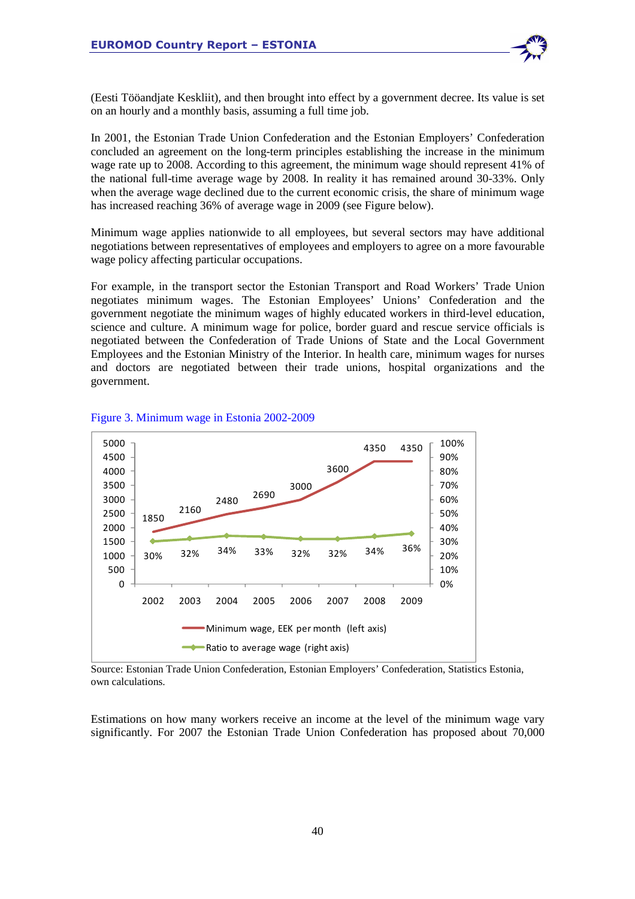(Eesti Tööandjate Keskliit), and then brought into effect by a government decree. Its value is set on an hourly and a monthly basis, assuming a full time job.

In 2001, the Estonian Trade Union Confederation and the Estonian Employers' Confederation concluded an agreement on the long-term principles establishing the increase in the minimum wage rate up to 2008. According to this agreement, the minimum wage should represent 41% of the national full-time average wage by 2008. In reality it has remained around 30-33%. Only when the average wage declined due to the current economic crisis, the share of minimum wage has increased reaching 36% of average wage in 2009 (see Figure below).

Minimum wage applies nationwide to all employees, but several sectors may have additional negotiations between representatives of employees and employers to agree on a more favourable wage policy affecting particular occupations.

For example, in the transport sector the Estonian Transport and Road Workers' Trade Union negotiates minimum wages. The Estonian Employees' Unions' Confederation and the government negotiate the minimum wages of highly educated workers in third-level education, science and culture. A minimum wage for police, border guard and rescue service officials is negotiated between the Confederation of Trade Unions of State and the Local Government Employees and the Estonian Ministry of the Interior. In health care, minimum wages for nurses and doctors are negotiated between their trade unions, hospital organizations and the government.

Figure 3. Minimum wage in Estonia 2002-2009

| Year | Minimum wage, EEK per month (left axis) | Ratio to average wage (right axis) |
|---|---|---|
| 2002 | 1850 | 30% |
| 2003 | 2160 | 32% |
| 2004 | 2480 | 34% |
| 2005 | 2690 | 33% |
| 2006 | 3000 | 32% |
| 2007 | 3600 | 32% |
| 2008 | 4350 | 34% |
| 2009 | 4350 | 36% |

Source: Estonian Trade Union Confederation, Estonian Employers' Confederation, Statistics Estonia, own calculations.

Estimations on how many workers receive an income at the level of the minimum wage vary significantly. For 2007 the Estonian Trade Union Confederation has proposed about 70,000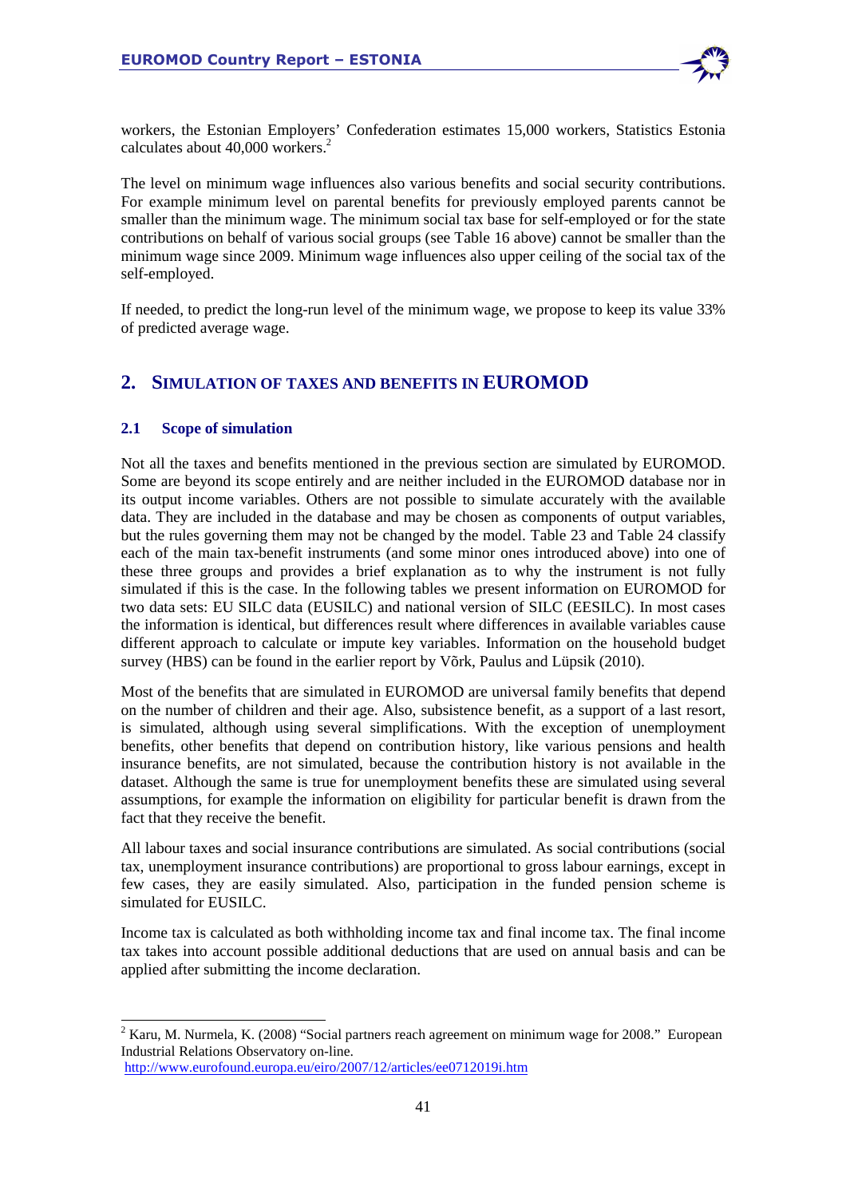workers, the Estonian Employers' Confederation estimates 15,000 workers, Statistics Estonia calculates about 40,000 workers.[2]

The level on minimum wage influences also various benefits and social security contributions. For example minimum level on parental benefits for previously employed parents cannot be smaller than the minimum wage. The minimum social tax base for self-employed or for the state contributions on behalf of various social groups (see Table 16 above) cannot be smaller than the minimum wage since 2009. Minimum wage influences also upper ceiling of the social tax of the self-employed.

If needed, to predict the long-run level of the minimum wage, we propose to keep its value 33% of predicted average wage.

# 2. Simulation of taxes and benefits in EUROMOD

## 2.1 Scope of simulation

Not all the taxes and benefits mentioned in the previous section are simulated by EUROMOD. Some are beyond its scope entirely and are neither included in the EUROMOD database nor in its output income variables. Others are not possible to simulate accurately with the available data. They are included in the database and may be chosen as components of output variables, but the rules governing them may not be changed by the model. Table 23 and Table 24 classify each of the main tax-benefit instruments (and some minor ones introduced above) into one of these three groups and provides a brief explanation as to why the instrument is not fully simulated if this is the case. In the following tables we present information on EUROMOD for two data sets: EU SILC data (EUSILC) and national version of SILC (EESILC). In most cases the information is identical, but differences result where differences in available variables cause different approach to calculate or impute key variables. Information on the household budget survey (HBS) can be found in the earlier report by Võrk, Paulus and Lüpsik (2010).

Most of the benefits that are simulated in EUROMOD are universal family benefits that depend on the number of children and their age. Also, subsistence benefit, as a support of a last resort, is simulated, although using several simplifications. With the exception of unemployment benefits, other benefits that depend on contribution history, like various pensions and health insurance benefits, are not simulated, because the contribution history is not available in the dataset. Although the same is true for unemployment benefits these are simulated using several assumptions, for example the information on eligibility for particular benefit is drawn from the fact that they receive the benefit.

All labour taxes and social insurance contributions are simulated. As social contributions (social tax, unemployment insurance contributions) are proportional to gross labour earnings, except in few cases, they are easily simulated. Also, participation in the funded pension scheme is simulated for EUSILC.

Income tax is calculated as both withholding income tax and final income tax. The final income tax takes into account possible additional deductions that are used on annual basis and can be applied after submitting the income declaration.

---

[2] Karu, M. Nurmela, K. (2008) "Social partners reach agreement on minimum wage for 2008." European Industrial Relations Observatory on-line.
http://www.eurofound.europa.eu/eiro/2007/12/articles/ee0712019i.htm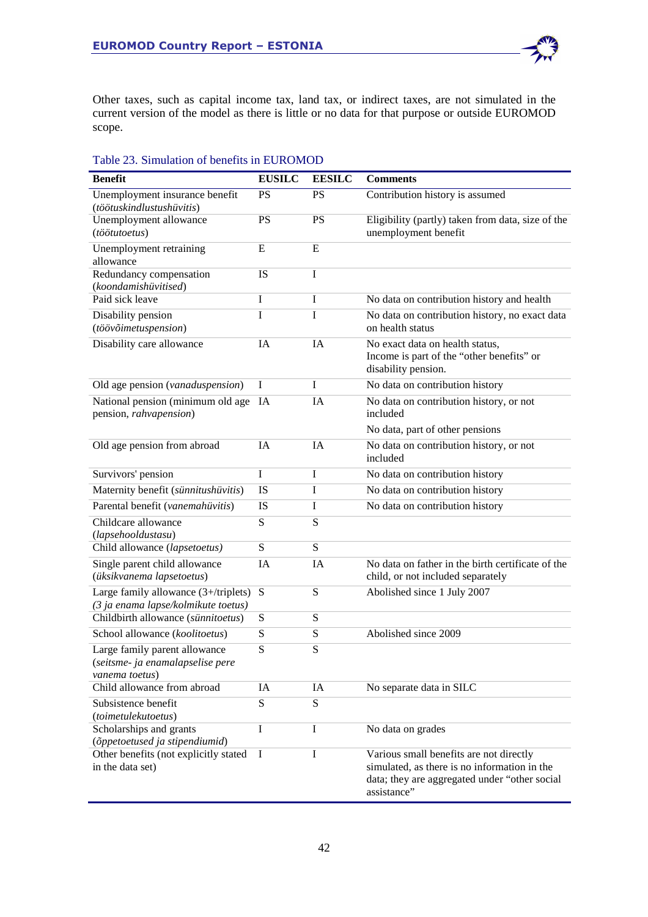Other taxes, such as capital income tax, land tax, or indirect taxes, are not simulated in the current version of the model as there is little or no data for that purpose or outside EUROMOD scope.

Table 23. Simulation of benefits in EUROMOD

| Benefit | EUSILC | EESILC | Comments |
|---|---|---|---|
| Unemployment insurance benefit (*töötuskindlustushüvitis*) | PS | PS | Contribution history is assumed |
| Unemployment allowance (*töötutoetus*) | PS | PS | Eligibility (partly) taken from data, size of the unemployment benefit |
| Unemployment retraining allowance | E | E | |
| Redundancy compensation (*koondamishüvitised*) | IS | I | |
| Paid sick leave | I | I | No data on contribution history and health |
| Disability pension (*töövõimetuspension*) | I | I | No data on contribution history, no exact data on health status |
| Disability care allowance | IA | IA | No exact data on health status, Income is part of the "other benefits" or disability pension. |
| Old age pension (*vanaduspension*) | I | I | No data on contribution history |
| National pension (minimum old age pension, *rahvapension*) | IA | IA | No data on contribution history, or not included<br>No data, part of other pensions |
| Old age pension from abroad | IA | IA | No data on contribution history, or not included |
| Survivors' pension | I | I | No data on contribution history |
| Maternity benefit (*sünnitushüvitis*) | IS | I | No data on contribution history |
| Parental benefit (*vanemahüvitis*) | IS | I | No data on contribution history |
| Childcare allowance (*lapsehooldustasu*) | S | S | |
| Child allowance (*lapsetoetus)* | S | S | |
| Single parent child allowance (*üksikvanema lapsetoetus*) | IA | IA | No data on father in the birth certificate of the child, or not included separately |
| Large family allowance (3+/triplets) *(3 ja enama lapse/kolmikute toetus)* | S | S | Abolished since 1 July 2007 |
| Childbirth allowance (*sünnitoetus*) | S | S | |
| School allowance (*koolitoetus*) | S | S | Abolished since 2009 |
| Large family parent allowance (*seitsme- ja enamalapselise pere vanema toetus*) | S | S | |
| Child allowance from abroad | IA | IA | No separate data in SILC |
| Subsistence benefit (*toimetulekutoetus*) | S | S | |
| Scholarships and grants (*õppetoetused ja stipendiumid*) | I | I | No data on grades |
| Other benefits (not explicitly stated in the data set) | I | I | Various small benefits are not directly simulated, as there is no information in the data; they are aggregated under "other social assistance" |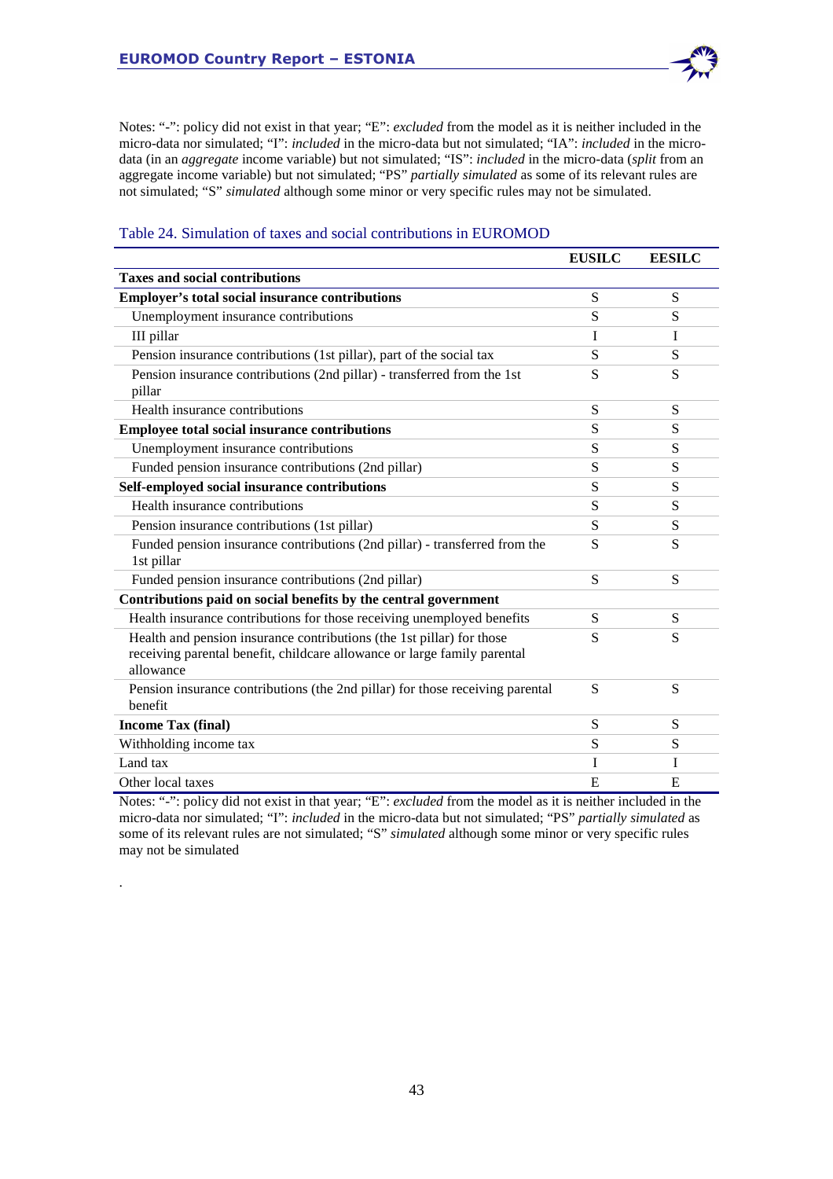Notes: "-": policy did not exist in that year; "E": *excluded* from the model as it is neither included in the micro-data nor simulated; "I": *included* in the micro-data but not simulated; "IA": *included* in the micro-data (in an *aggregate* income variable) but not simulated; "IS": *included* in the micro-data (*split* from an aggregate income variable) but not simulated; "PS" *partially simulated* as some of its relevant rules are not simulated; "S" *simulated* although some minor or very specific rules may not be simulated.

Table 24. Simulation of taxes and social contributions in EUROMOD

| | EUSILC | EESILC |
|---|---|---|
| **Taxes and social contributions** | | |
| **Employer's total social insurance contributions** | S | S |
| Unemployment insurance contributions | S | S |
| III pillar | I | I |
| Pension insurance contributions (1st pillar), part of the social tax | S | S |
| Pension insurance contributions (2nd pillar) - transferred from the 1st pillar | S | S |
| Health insurance contributions | S | S |
| **Employee total social insurance contributions** | S | S |
| Unemployment insurance contributions | S | S |
| Funded pension insurance contributions (2nd pillar) | S | S |
| **Self-employed social insurance contributions** | S | S |
| Health insurance contributions | S | S |
| Pension insurance contributions (1st pillar) | S | S |
| Funded pension insurance contributions (2nd pillar) - transferred from the 1st pillar | S | S |
| Funded pension insurance contributions (2nd pillar) | S | S |
| **Contributions paid on social benefits by the central government** | | |
| Health insurance contributions for those receiving unemployed benefits | S | S |
| Health and pension insurance contributions (the 1st pillar) for those receiving parental benefit, childcare allowance or large family parental allowance | S | S |
| Pension insurance contributions (the 2nd pillar) for those receiving parental benefit | S | S |
| **Income Tax (final)** | S | S |
| Withholding income tax | S | S |
| Land tax | I | I |
| Other local taxes | E | E |

Notes: "-": policy did not exist in that year; "E": *excluded* from the model as it is neither included in the micro-data nor simulated; "I": *included* in the micro-data but not simulated; "PS" *partially simulated* as some of its relevant rules are not simulated; "S" *simulated* although some minor or very specific rules may not be simulated

.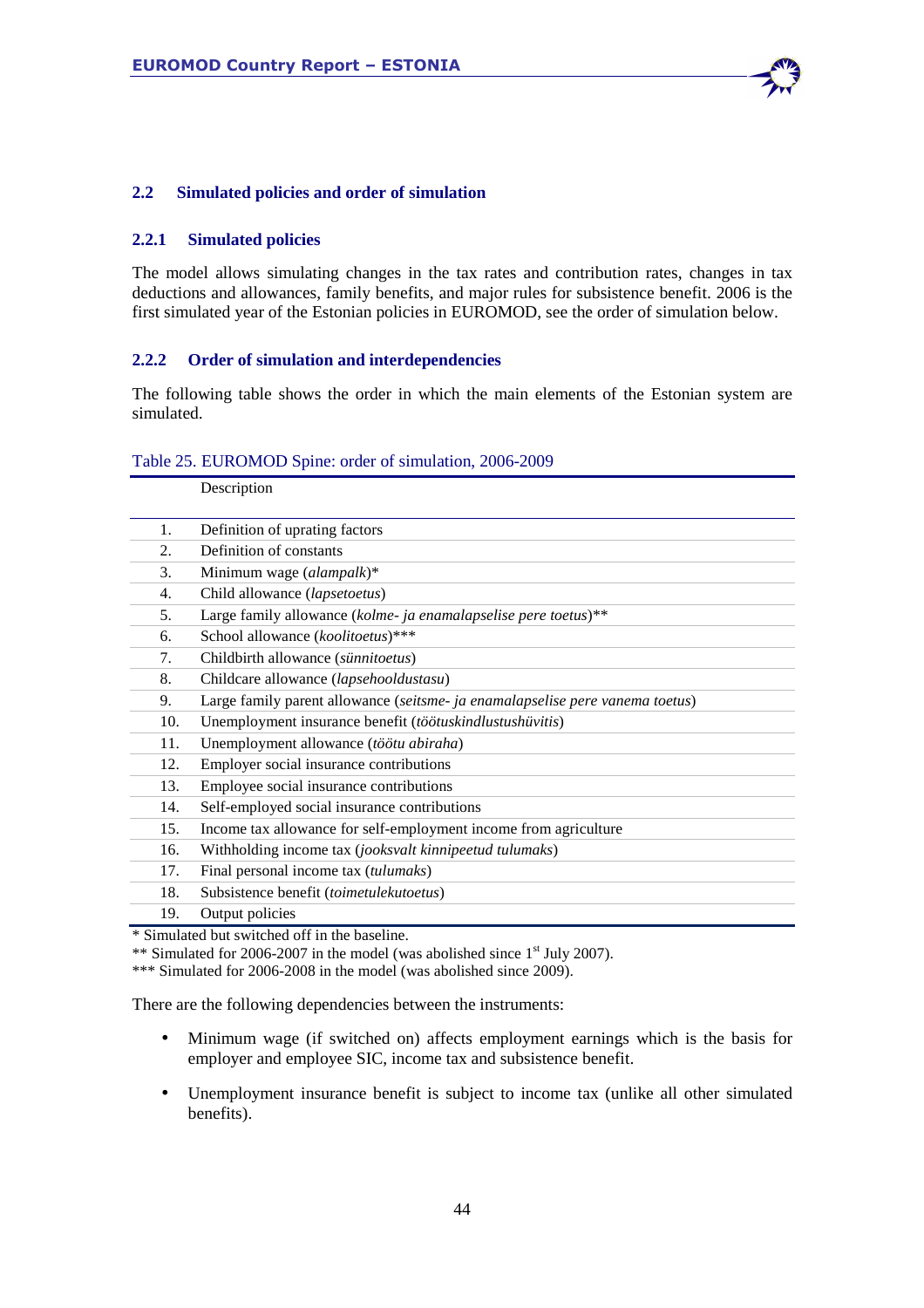## 2.2 Simulated policies and order of simulation

### 2.2.1 Simulated policies

The model allows simulating changes in the tax rates and contribution rates, changes in tax deductions and allowances, family benefits, and major rules for subsistence benefit. 2006 is the first simulated year of the Estonian policies in EUROMOD, see the order of simulation below.

### 2.2.2 Order of simulation and interdependencies

The following table shows the order in which the main elements of the Estonian system are simulated.

Table 25. EUROMOD Spine: order of simulation, 2006-2009

| | Description |
|---|---|
| 1. | Definition of uprating factors |
| 2. | Definition of constants |
| 3. | Minimum wage (*alampalk*)* |
| 4. | Child allowance (*lapsetoetus*) |
| 5. | Large family allowance (*kolme- ja enamalapselise pere toetus*)** |
| 6. | School allowance (*koolitoetus*)*** |
| 7. | Childbirth allowance (*sünnitoetus*) |
| 8. | Childcare allowance (*lapsehooldustasu*) |
| 9. | Large family parent allowance (*seitsme- ja enamalapselise pere vanema toetus*) |
| 10. | Unemployment insurance benefit (*töötuskindlustushüvitis*) |
| 11. | Unemployment allowance (*töötu abiraha*) |
| 12. | Employer social insurance contributions |
| 13. | Employee social insurance contributions |
| 14. | Self-employed social insurance contributions |
| 15. | Income tax allowance for self-employment income from agriculture |
| 16. | Withholding income tax (*jooksvalt kinnipeetud tulumaks*) |
| 17. | Final personal income tax (*tulumaks*) |
| 18. | Subsistence benefit (*toimetulekutoetus*) |
| 19. | Output policies |

\* Simulated but switched off in the baseline.
\** Simulated for 2006-2007 in the model (was abolished since 1st July 2007).
\*** Simulated for 2006-2008 in the model (was abolished since 2009).

There are the following dependencies between the instruments:

- Minimum wage (if switched on) affects employment earnings which is the basis for employer and employee SIC, income tax and subsistence benefit.
- Unemployment insurance benefit is subject to income tax (unlike all other simulated benefits).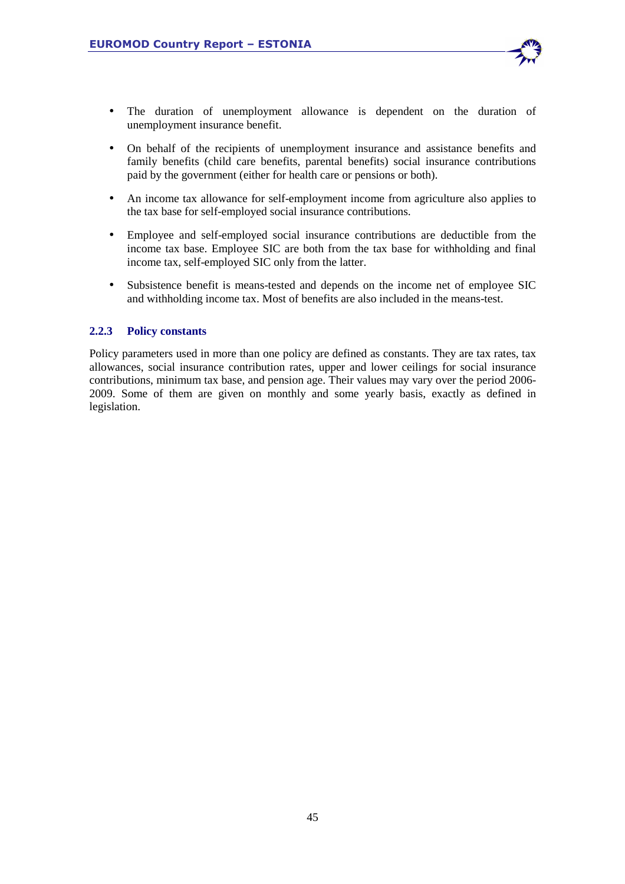- The duration of unemployment allowance is dependent on the duration of unemployment insurance benefit.
- On behalf of the recipients of unemployment insurance and assistance benefits and family benefits (child care benefits, parental benefits) social insurance contributions paid by the government (either for health care or pensions or both).
- An income tax allowance for self-employment income from agriculture also applies to the tax base for self-employed social insurance contributions.
- Employee and self-employed social insurance contributions are deductible from the income tax base. Employee SIC are both from the tax base for withholding and final income tax, self-employed SIC only from the latter.
- Subsistence benefit is means-tested and depends on the income net of employee SIC and withholding income tax. Most of benefits are also included in the means-test.

### 2.2.3 Policy constants

Policy parameters used in more than one policy are defined as constants. They are tax rates, tax allowances, social insurance contribution rates, upper and lower ceilings for social insurance contributions, minimum tax base, and pension age. Their values may vary over the period 2006-2009. Some of them are given on monthly and some yearly basis, exactly as defined in legislation.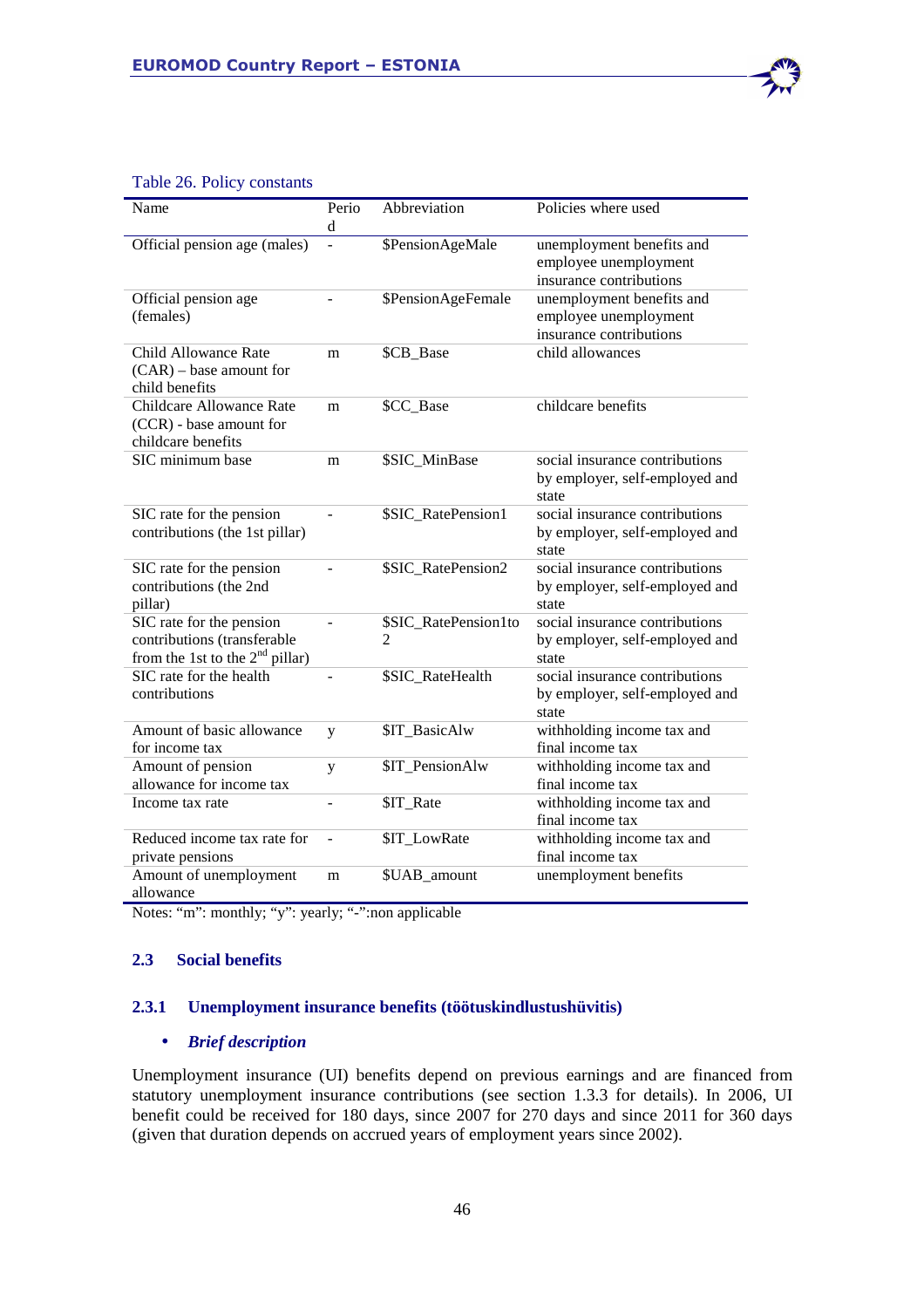Table 26. Policy constants

| Name | Period | Abbreviation | Policies where used |
|---|---|---|---|
| Official pension age (males) | - | $PensionAgeMale | unemployment benefits and employee unemployment insurance contributions |
| Official pension age (females) | - | $PensionAgeFemale | unemployment benefits and employee unemployment insurance contributions |
| Child Allowance Rate (CAR) – base amount for child benefits | m | $CB_Base | child allowances |
| Childcare Allowance Rate (CCR) - base amount for childcare benefits | m | $CC_Base | childcare benefits |
| SIC minimum base | m | $SIC_MinBase | social insurance contributions by employer, self-employed and state |
| SIC rate for the pension contributions (the 1st pillar) | - | $SIC_RatePension1 | social insurance contributions by employer, self-employed and state |
| SIC rate for the pension contributions (the 2nd pillar) | - | $SIC_RatePension2 | social insurance contributions by employer, self-employed and state |
| SIC rate for the pension contributions (transferable from the 1st to the 2nd pillar) | - | $SIC_RatePension1to2 | social insurance contributions by employer, self-employed and state |
| SIC rate for the health contributions | - | $SIC_RateHealth | social insurance contributions by employer, self-employed and state |
| Amount of basic allowance for income tax | y | $IT_BasicAlw | withholding income tax and final income tax |
| Amount of pension allowance for income tax | y | $IT_PensionAlw | withholding income tax and final income tax |
| Income tax rate | - | $IT_Rate | withholding income tax and final income tax |
| Reduced income tax rate for private pensions | - | $IT_LowRate | withholding income tax and final income tax |
| Amount of unemployment allowance | m | $UAB_amount | unemployment benefits |

Notes: "m": monthly; "y": yearly; "-":non applicable

## 2.3 Social benefits

### 2.3.1 Unemployment insurance benefits (töötuskindlustushüvitis)

- ***Brief description***

Unemployment insurance (UI) benefits depend on previous earnings and are financed from statutory unemployment insurance contributions (see section 1.3.3 for details). In 2006, UI benefit could be received for 180 days, since 2007 for 270 days and since 2011 for 360 days (given that duration depends on accrued years of employment years since 2002).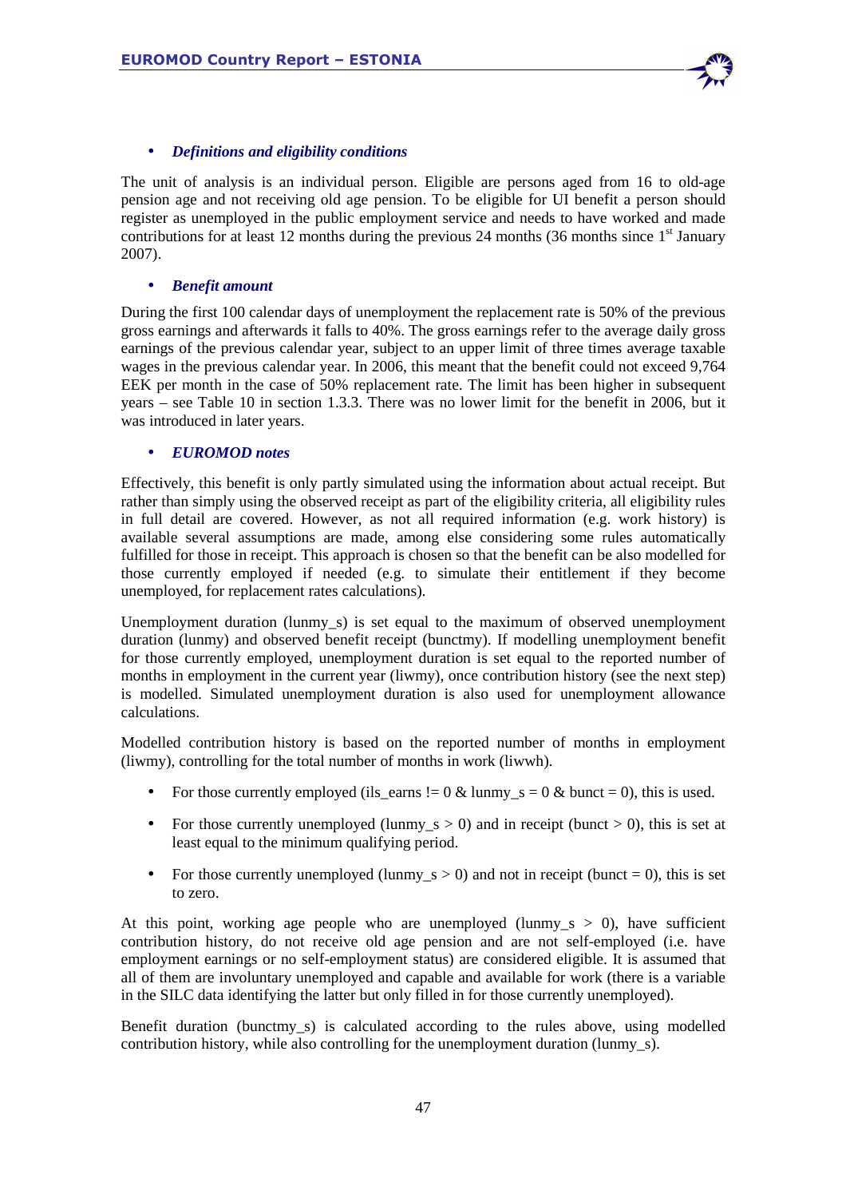- ***Definitions and eligibility conditions***

The unit of analysis is an individual person. Eligible are persons aged from 16 to old-age pension age and not receiving old age pension. To be eligible for UI benefit a person should register as unemployed in the public employment service and needs to have worked and made contributions for at least 12 months during the previous 24 months (36 months since 1st January 2007).

- ***Benefit amount***

During the first 100 calendar days of unemployment the replacement rate is 50% of the previous gross earnings and afterwards it falls to 40%. The gross earnings refer to the average daily gross earnings of the previous calendar year, subject to an upper limit of three times average taxable wages in the previous calendar year. In 2006, this meant that the benefit could not exceed 9,764 EEK per month in the case of 50% replacement rate. The limit has been higher in subsequent years – see Table 10 in section 1.3.3. There was no lower limit for the benefit in 2006, but it was introduced in later years.

- ***EUROMOD notes***

Effectively, this benefit is only partly simulated using the information about actual receipt. But rather than simply using the observed receipt as part of the eligibility criteria, all eligibility rules in full detail are covered. However, as not all required information (e.g. work history) is available several assumptions are made, among else considering some rules automatically fulfilled for those in receipt. This approach is chosen so that the benefit can be also modelled for those currently employed if needed (e.g. to simulate their entitlement if they become unemployed, for replacement rates calculations).

Unemployment duration (lunmy_s) is set equal to the maximum of observed unemployment duration (lunmy) and observed benefit receipt (bunctmy). If modelling unemployment benefit for those currently employed, unemployment duration is set equal to the reported number of months in employment in the current year (liwmy), once contribution history (see the next step) is modelled. Simulated unemployment duration is also used for unemployment allowance calculations.

Modelled contribution history is based on the reported number of months in employment (liwmy), controlling for the total number of months in work (liwwh).

- For those currently employed (ils_earns != 0 & lunmy_s = 0 & bunct = 0), this is used.
- For those currently unemployed (lunmy_s > 0) and in receipt (bunct > 0), this is set at least equal to the minimum qualifying period.
- For those currently unemployed (lunmy_s > 0) and not in receipt (bunct = 0), this is set to zero.

At this point, working age people who are unemployed (lunmy_s > 0), have sufficient contribution history, do not receive old age pension and are not self-employed (i.e. have employment earnings or no self-employment status) are considered eligible. It is assumed that all of them are involuntary unemployed and capable and available for work (there is a variable in the SILC data identifying the latter but only filled in for those currently unemployed).

Benefit duration (bunctmy_s) is calculated according to the rules above, using modelled contribution history, while also controlling for the unemployment duration (lunmy_s).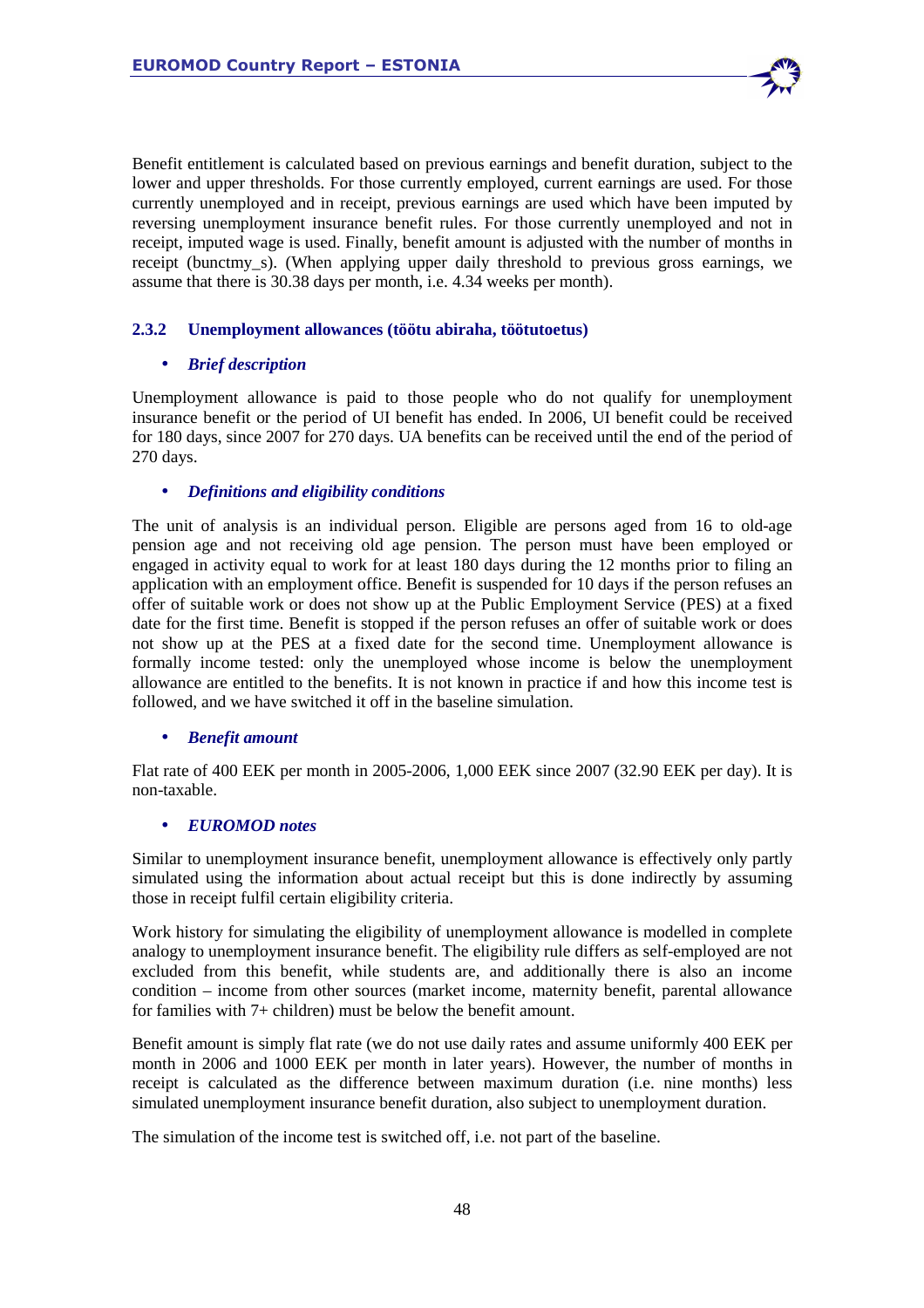Benefit entitlement is calculated based on previous earnings and benefit duration, subject to the lower and upper thresholds. For those currently employed, current earnings are used. For those currently unemployed and in receipt, previous earnings are used which have been imputed by reversing unemployment insurance benefit rules. For those currently unemployed and not in receipt, imputed wage is used. Finally, benefit amount is adjusted with the number of months in receipt (bunctmy_s). (When applying upper daily threshold to previous gross earnings, we assume that there is 30.38 days per month, i.e. 4.34 weeks per month).

### 2.3.2 Unemployment allowances (töötu abiraha, töötutoetus)

- ***Brief description***

Unemployment allowance is paid to those people who do not qualify for unemployment insurance benefit or the period of UI benefit has ended. In 2006, UI benefit could be received for 180 days, since 2007 for 270 days. UA benefits can be received until the end of the period of 270 days.

- ***Definitions and eligibility conditions***

The unit of analysis is an individual person. Eligible are persons aged from 16 to old-age pension age and not receiving old age pension. The person must have been employed or engaged in activity equal to work for at least 180 days during the 12 months prior to filing an application with an employment office. Benefit is suspended for 10 days if the person refuses an offer of suitable work or does not show up at the Public Employment Service (PES) at a fixed date for the first time. Benefit is stopped if the person refuses an offer of suitable work or does not show up at the PES at a fixed date for the second time. Unemployment allowance is formally income tested: only the unemployed whose income is below the unemployment allowance are entitled to the benefits. It is not known in practice if and how this income test is followed, and we have switched it off in the baseline simulation.

- ***Benefit amount***

Flat rate of 400 EEK per month in 2005-2006, 1,000 EEK since 2007 (32.90 EEK per day). It is non-taxable.

- ***EUROMOD notes***

Similar to unemployment insurance benefit, unemployment allowance is effectively only partly simulated using the information about actual receipt but this is done indirectly by assuming those in receipt fulfil certain eligibility criteria.

Work history for simulating the eligibility of unemployment allowance is modelled in complete analogy to unemployment insurance benefit. The eligibility rule differs as self-employed are not excluded from this benefit, while students are, and additionally there is also an income condition – income from other sources (market income, maternity benefit, parental allowance for families with 7+ children) must be below the benefit amount.

Benefit amount is simply flat rate (we do not use daily rates and assume uniformly 400 EEK per month in 2006 and 1000 EEK per month in later years). However, the number of months in receipt is calculated as the difference between maximum duration (i.e. nine months) less simulated unemployment insurance benefit duration, also subject to unemployment duration.

The simulation of the income test is switched off, i.e. not part of the baseline.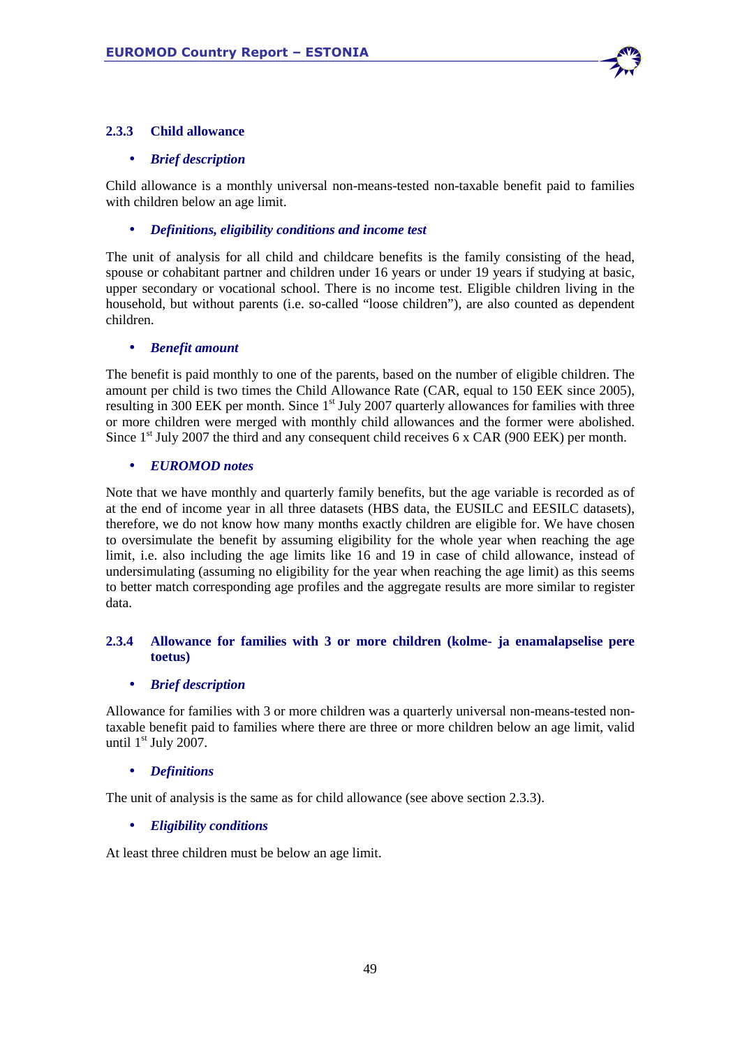### 2.3.3 Child allowance

- ***Brief description***

Child allowance is a monthly universal non-means-tested non-taxable benefit paid to families with children below an age limit.

- ***Definitions, eligibility conditions and income test***

The unit of analysis for all child and childcare benefits is the family consisting of the head, spouse or cohabitant partner and children under 16 years or under 19 years if studying at basic, upper secondary or vocational school. There is no income test. Eligible children living in the household, but without parents (i.e. so-called "loose children"), are also counted as dependent children.

- ***Benefit amount***

The benefit is paid monthly to one of the parents, based on the number of eligible children. The amount per child is two times the Child Allowance Rate (CAR, equal to 150 EEK since 2005), resulting in 300 EEK per month. Since 1st July 2007 quarterly allowances for families with three or more children were merged with monthly child allowances and the former were abolished. Since 1st July 2007 the third and any consequent child receives 6 x CAR (900 EEK) per month.

- ***EUROMOD notes***

Note that we have monthly and quarterly family benefits, but the age variable is recorded as of at the end of income year in all three datasets (HBS data, the EUSILC and EESILC datasets), therefore, we do not know how many months exactly children are eligible for. We have chosen to oversimulate the benefit by assuming eligibility for the whole year when reaching the age limit, i.e. also including the age limits like 16 and 19 in case of child allowance, instead of undersimulating (assuming no eligibility for the year when reaching the age limit) as this seems to better match corresponding age profiles and the aggregate results are more similar to register data.

### 2.3.4 Allowance for families with 3 or more children (kolme- ja enamalapselise pere toetus)

- ***Brief description***

Allowance for families with 3 or more children was a quarterly universal non-means-tested non-taxable benefit paid to families where there are three or more children below an age limit, valid until 1st July 2007.

- ***Definitions***

The unit of analysis is the same as for child allowance (see above section 2.3.3).

- ***Eligibility conditions***

At least three children must be below an age limit.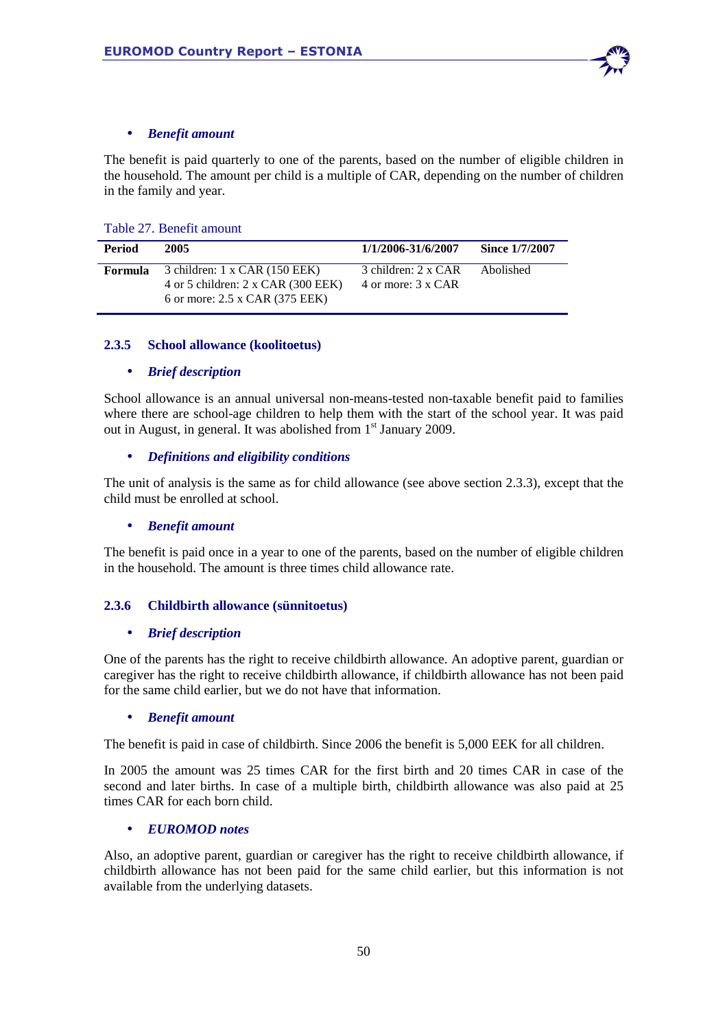- ***Benefit amount***

The benefit is paid quarterly to one of the parents, based on the number of eligible children in the household. The amount per child is a multiple of CAR, depending on the number of children in the family and year.

Table 27. Benefit amount

| Period | 2005 | 1/1/2006-31/6/2007 | Since 1/7/2007 |
|---|---|---|---|
| **Formula** | 3 children: 1 x CAR (150 EEK)<br>4 or 5 children: 2 x CAR (300 EEK)<br>6 or more: 2.5 x CAR (375 EEK) | 3 children: 2 x CAR<br>4 or more: 3 x CAR | Abolished |

### 2.3.5 School allowance (koolitoetus)

- ***Brief description***

School allowance is an annual universal non-means-tested non-taxable benefit paid to families where there are school-age children to help them with the start of the school year. It was paid out in August, in general. It was abolished from 1st January 2009.

- ***Definitions and eligibility conditions***

The unit of analysis is the same as for child allowance (see above section 2.3.3), except that the child must be enrolled at school.

- ***Benefit amount***

The benefit is paid once in a year to one of the parents, based on the number of eligible children in the household. The amount is three times child allowance rate.

### 2.3.6 Childbirth allowance (sünnitoetus)

- ***Brief description***

One of the parents has the right to receive childbirth allowance. An adoptive parent, guardian or caregiver has the right to receive childbirth allowance, if childbirth allowance has not been paid for the same child earlier, but we do not have that information.

- ***Benefit amount***

The benefit is paid in case of childbirth. Since 2006 the benefit is 5,000 EEK for all children.

In 2005 the amount was 25 times CAR for the first birth and 20 times CAR in case of the second and later births. In case of a multiple birth, childbirth allowance was also paid at 25 times CAR for each born child.

- ***EUROMOD notes***

Also, an adoptive parent, guardian or caregiver has the right to receive childbirth allowance, if childbirth allowance has not been paid for the same child earlier, but this information is not available from the underlying datasets.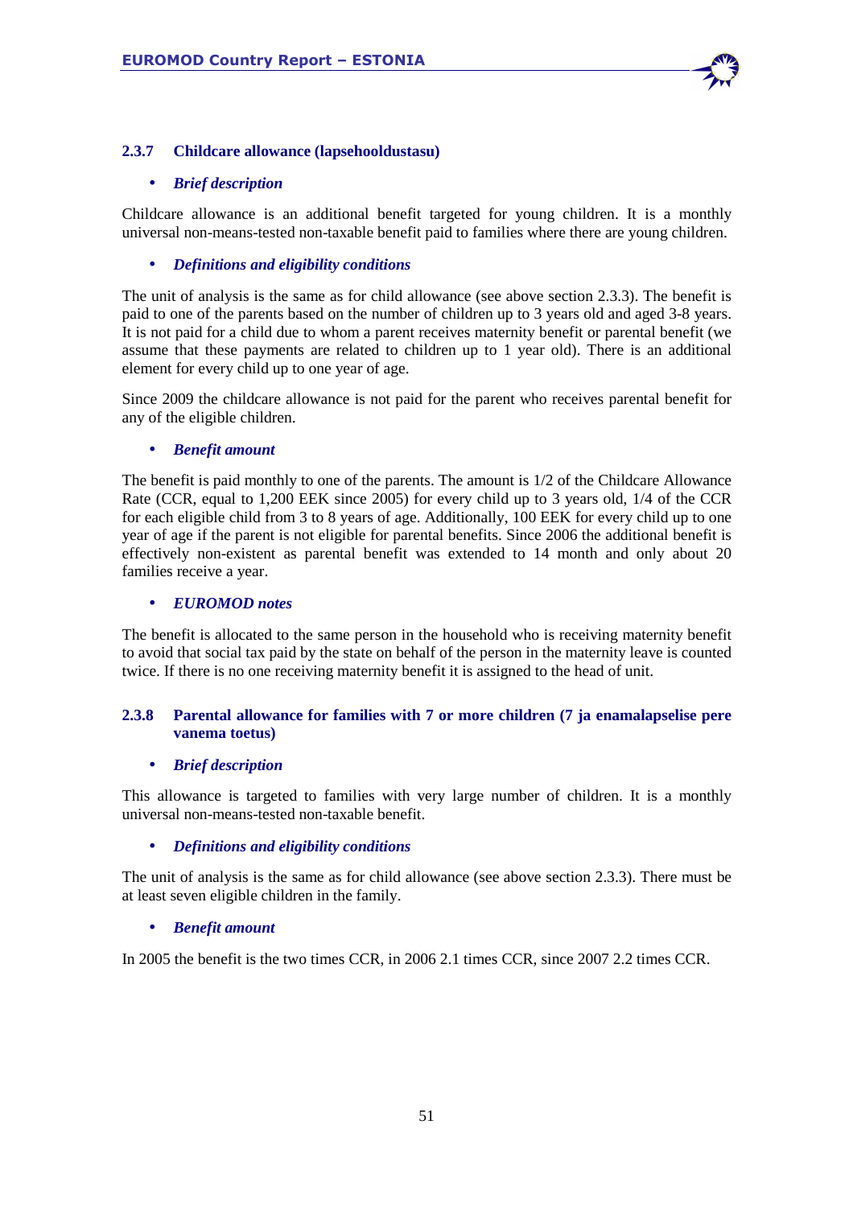### 2.3.7 Childcare allowance (lapsehooldustasu)

- ***Brief description***

Childcare allowance is an additional benefit targeted for young children. It is a monthly universal non-means-tested non-taxable benefit paid to families where there are young children.

- ***Definitions and eligibility conditions***

The unit of analysis is the same as for child allowance (see above section 2.3.3). The benefit is paid to one of the parents based on the number of children up to 3 years old and aged 3-8 years. It is not paid for a child due to whom a parent receives maternity benefit or parental benefit (we assume that these payments are related to children up to 1 year old). There is an additional element for every child up to one year of age.

Since 2009 the childcare allowance is not paid for the parent who receives parental benefit for any of the eligible children.

- ***Benefit amount***

The benefit is paid monthly to one of the parents. The amount is 1/2 of the Childcare Allowance Rate (CCR, equal to 1,200 EEK since 2005) for every child up to 3 years old, 1/4 of the CCR for each eligible child from 3 to 8 years of age. Additionally, 100 EEK for every child up to one year of age if the parent is not eligible for parental benefits. Since 2006 the additional benefit is effectively non-existent as parental benefit was extended to 14 month and only about 20 families receive a year.

- ***EUROMOD notes***

The benefit is allocated to the same person in the household who is receiving maternity benefit to avoid that social tax paid by the state on behalf of the person in the maternity leave is counted twice. If there is no one receiving maternity benefit it is assigned to the head of unit.

### 2.3.8 Parental allowance for families with 7 or more children (7 ja enamalapselise pere vanema toetus)

- ***Brief description***

This allowance is targeted to families with very large number of children. It is a monthly universal non-means-tested non-taxable benefit.

- ***Definitions and eligibility conditions***

The unit of analysis is the same as for child allowance (see above section 2.3.3). There must be at least seven eligible children in the family.

- ***Benefit amount***

In 2005 the benefit is the two times CCR, in 2006 2.1 times CCR, since 2007 2.2 times CCR.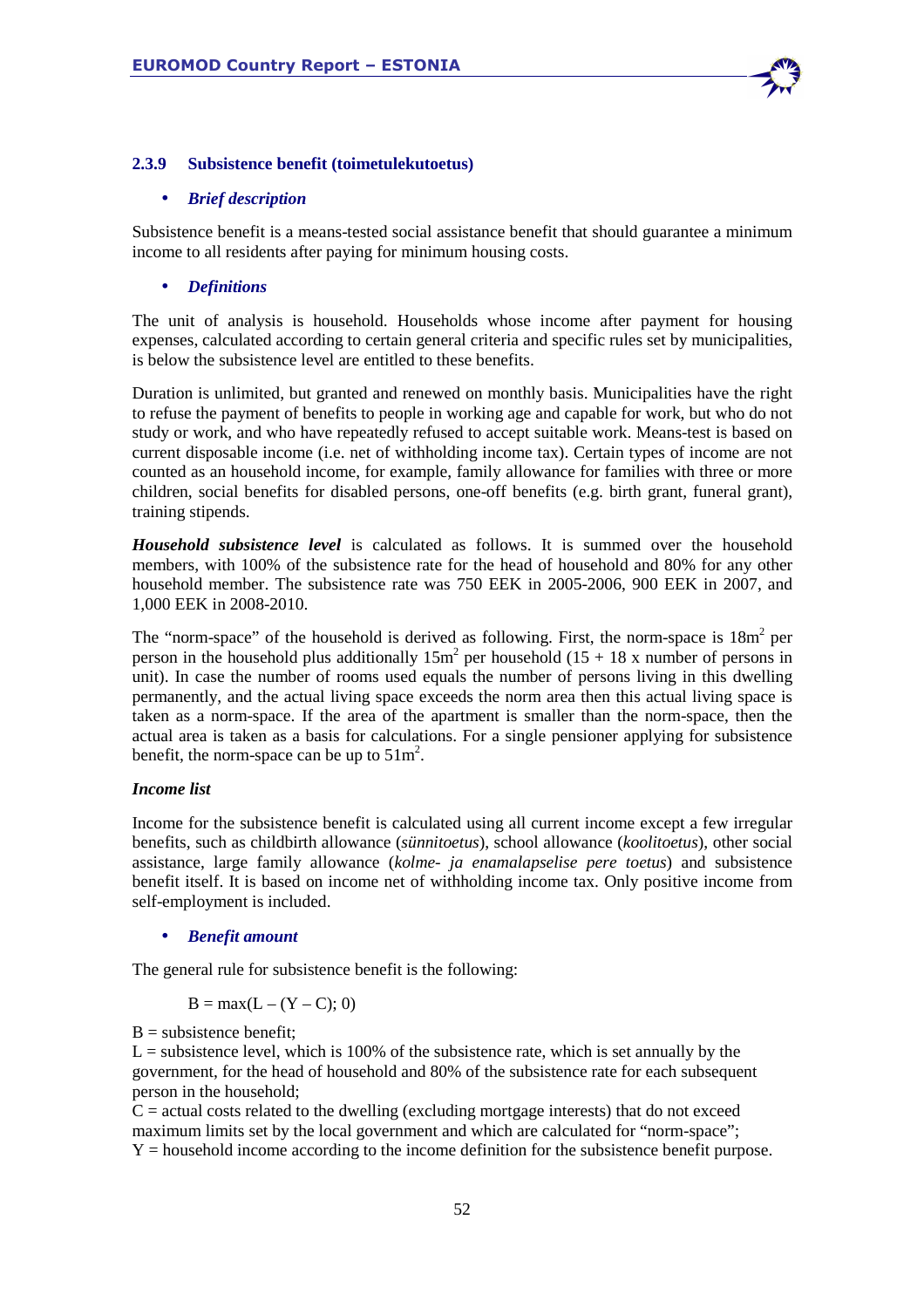### 2.3.9 Subsistence benefit (toimetulekutoetus)

- ***Brief description***

Subsistence benefit is a means-tested social assistance benefit that should guarantee a minimum income to all residents after paying for minimum housing costs.

- ***Definitions***

The unit of analysis is household. Households whose income after payment for housing expenses, calculated according to certain general criteria and specific rules set by municipalities, is below the subsistence level are entitled to these benefits.

Duration is unlimited, but granted and renewed on monthly basis. Municipalities have the right to refuse the payment of benefits to people in working age and capable for work, but who do not study or work, and who have repeatedly refused to accept suitable work. Means-test is based on current disposable income (i.e. net of withholding income tax). Certain types of income are not counted as an household income, for example, family allowance for families with three or more children, social benefits for disabled persons, one-off benefits (e.g. birth grant, funeral grant), training stipends.

***Household subsistence level*** is calculated as follows. It is summed over the household members, with 100% of the subsistence rate for the head of household and 80% for any other household member. The subsistence rate was 750 EEK in 2005-2006, 900 EEK in 2007, and 1,000 EEK in 2008-2010.

The "norm-space" of the household is derived as following. First, the norm-space is 18m$^2$ per person in the household plus additionally 15m$^2$ per household (15 + 18 x number of persons in unit). In case the number of rooms used equals the number of persons living in this dwelling permanently, and the actual living space exceeds the norm area then this actual living space is taken as a norm-space. If the area of the apartment is smaller than the norm-space, then the actual area is taken as a basis for calculations. For a single pensioner applying for subsistence benefit, the norm-space can be up to 51m$^2$.

***Income list***

Income for the subsistence benefit is calculated using all current income except a few irregular benefits, such as childbirth allowance (*sünnitoetus*), school allowance (*koolitoetus*), other social assistance, large family allowance (*kolme- ja enamalapselise pere toetus*) and subsistence benefit itself. It is based on income net of withholding income tax. Only positive income from self-employment is included.

- ***Benefit amount***

The general rule for subsistence benefit is the following:

$$B = \max(L - (Y - C); 0)$$

B = subsistence benefit;
L = subsistence level, which is 100% of the subsistence rate, which is set annually by the government, for the head of household and 80% of the subsistence rate for each subsequent person in the household;
C = actual costs related to the dwelling (excluding mortgage interests) that do not exceed maximum limits set by the local government and which are calculated for "norm-space";
Y = household income according to the income definition for the subsistence benefit purpose.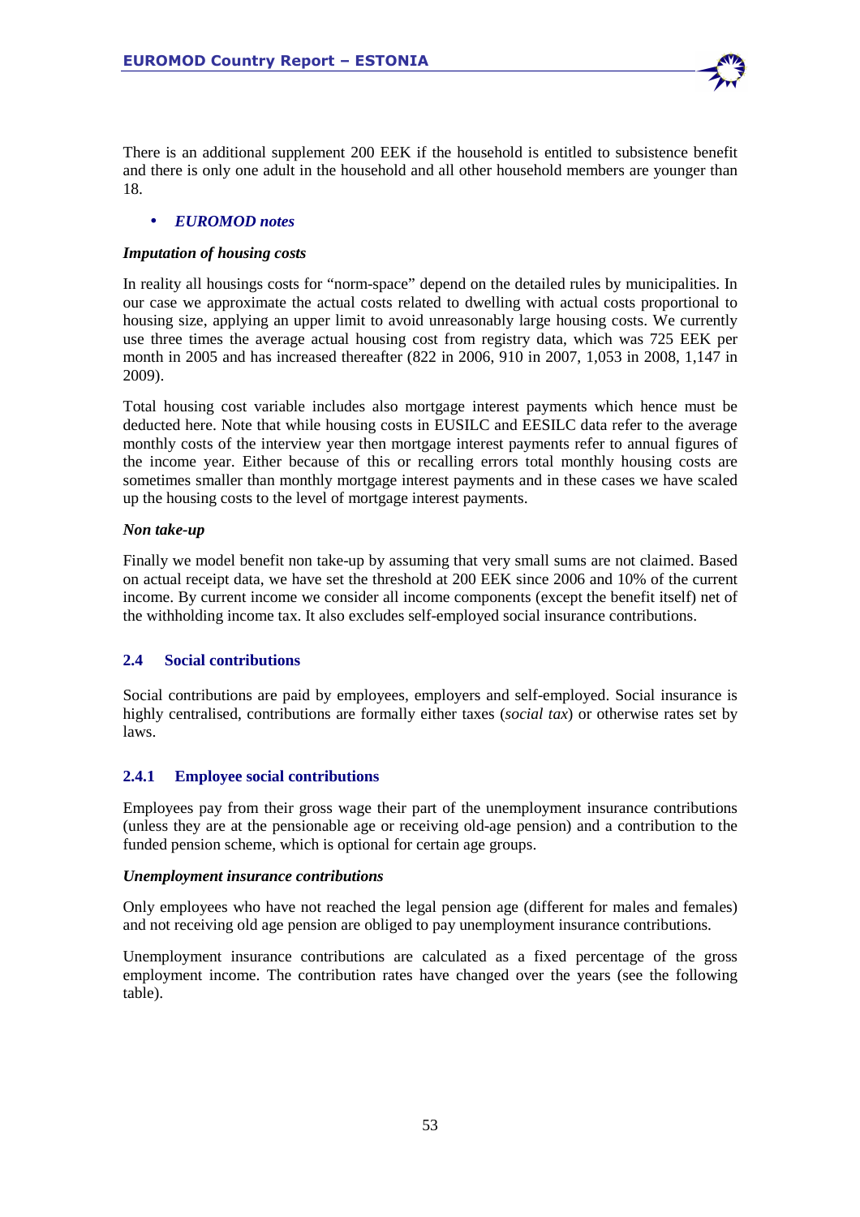There is an additional supplement 200 EEK if the household is entitled to subsistence benefit and there is only one adult in the household and all other household members are younger than 18.

- ***EUROMOD notes***

***Imputation of housing costs***

In reality all housings costs for "norm-space" depend on the detailed rules by municipalities. In our case we approximate the actual costs related to dwelling with actual costs proportional to housing size, applying an upper limit to avoid unreasonably large housing costs. We currently use three times the average actual housing cost from registry data, which was 725 EEK per month in 2005 and has increased thereafter (822 in 2006, 910 in 2007, 1,053 in 2008, 1,147 in 2009).

Total housing cost variable includes also mortgage interest payments which hence must be deducted here. Note that while housing costs in EUSILC and EESILC data refer to the average monthly costs of the interview year then mortgage interest payments refer to annual figures of the income year. Either because of this or recalling errors total monthly housing costs are sometimes smaller than monthly mortgage interest payments and in these cases we have scaled up the housing costs to the level of mortgage interest payments.

***Non take-up***

Finally we model benefit non take-up by assuming that very small sums are not claimed. Based on actual receipt data, we have set the threshold at 200 EEK since 2006 and 10% of the current income. By current income we consider all income components (except the benefit itself) net of the withholding income tax. It also excludes self-employed social insurance contributions.

### 2.4 Social contributions

Social contributions are paid by employees, employers and self-employed. Social insurance is highly centralised, contributions are formally either taxes (*social tax*) or otherwise rates set by laws.

#### 2.4.1 Employee social contributions

Employees pay from their gross wage their part of the unemployment insurance contributions (unless they are at the pensionable age or receiving old-age pension) and a contribution to the funded pension scheme, which is optional for certain age groups.

***Unemployment insurance contributions***

Only employees who have not reached the legal pension age (different for males and females) and not receiving old age pension are obliged to pay unemployment insurance contributions.

Unemployment insurance contributions are calculated as a fixed percentage of the gross employment income. The contribution rates have changed over the years (see the following table).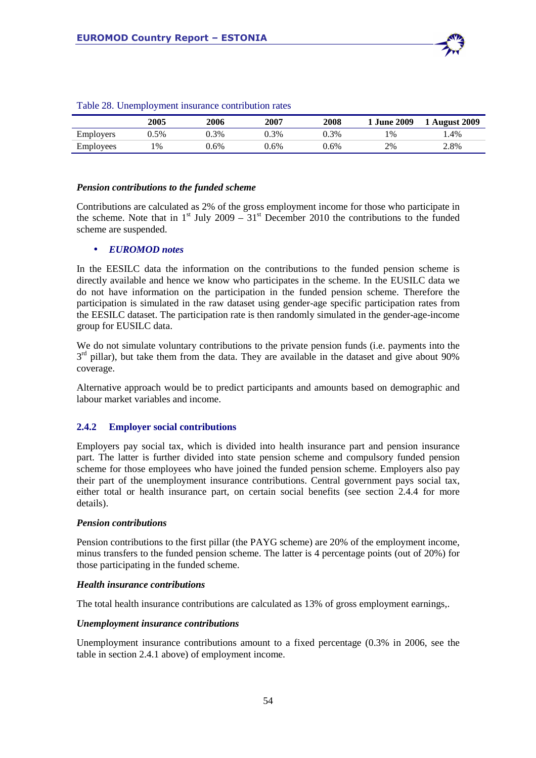Table 28. Unemployment insurance contribution rates

| | 2005 | 2006 | 2007 | 2008 | 1 June 2009 | 1 August 2009 |
|---|---|---|---|---|---|---|
| Employers | 0.5% | 0.3% | 0.3% | 0.3% | 1% | 1.4% |
| Employees | 1% | 0.6% | 0.6% | 0.6% | 2% | 2.8% |

***Pension contributions to the funded scheme***

Contributions are calculated as 2% of the gross employment income for those who participate in the scheme. Note that in 1st July 2009 – 31st December 2010 the contributions to the funded scheme are suspended.

- ***EUROMOD notes***

In the EESILC data the information on the contributions to the funded pension scheme is directly available and hence we know who participates in the scheme. In the EUSILC data we do not have information on the participation in the funded pension scheme. Therefore the participation is simulated in the raw dataset using gender-age specific participation rates from the EESILC dataset. The participation rate is then randomly simulated in the gender-age-income group for EUSILC data.

We do not simulate voluntary contributions to the private pension funds (i.e. payments into the 3rd pillar), but take them from the data. They are available in the dataset and give about 90% coverage.

Alternative approach would be to predict participants and amounts based on demographic and labour market variables and income.

### 2.4.2 Employer social contributions

Employers pay social tax, which is divided into health insurance part and pension insurance part. The latter is further divided into state pension scheme and compulsory funded pension scheme for those employees who have joined the funded pension scheme. Employers also pay their part of the unemployment insurance contributions. Central government pays social tax, either total or health insurance part, on certain social benefits (see section 2.4.4 for more details).

***Pension contributions***

Pension contributions to the first pillar (the PAYG scheme) are 20% of the employment income, minus transfers to the funded pension scheme. The latter is 4 percentage points (out of 20%) for those participating in the funded scheme.

***Health insurance contributions***

The total health insurance contributions are calculated as 13% of gross employment earnings,.

***Unemployment insurance contributions***

Unemployment insurance contributions amount to a fixed percentage (0.3% in 2006, see the table in section 2.4.1 above) of employment income.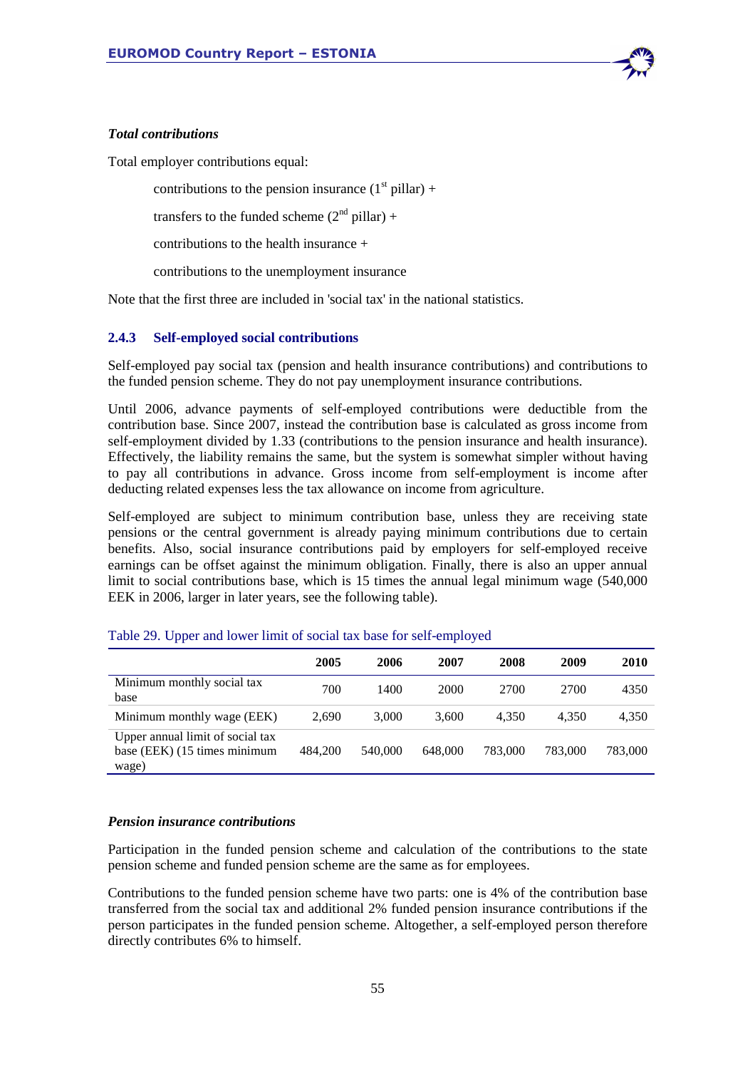*Total contributions*

Total employer contributions equal:

contributions to the pension insurance (1st pillar) +

transfers to the funded scheme (2nd pillar) +

contributions to the health insurance +

contributions to the unemployment insurance

Note that the first three are included in 'social tax' in the national statistics.

### 2.4.3 Self-employed social contributions

Self-employed pay social tax (pension and health insurance contributions) and contributions to the funded pension scheme. They do not pay unemployment insurance contributions.

Until 2006, advance payments of self-employed contributions were deductible from the contribution base. Since 2007, instead the contribution base is calculated as gross income from self-employment divided by 1.33 (contributions to the pension insurance and health insurance). Effectively, the liability remains the same, but the system is somewhat simpler without having to pay all contributions in advance. Gross income from self-employment is income after deducting related expenses less the tax allowance on income from agriculture.

Self-employed are subject to minimum contribution base, unless they are receiving state pensions or the central government is already paying minimum contributions due to certain benefits. Also, social insurance contributions paid by employers for self-employed receive earnings can be offset against the minimum obligation. Finally, there is also an upper annual limit to social contributions base, which is 15 times the annual legal minimum wage (540,000 EEK in 2006, larger in later years, see the following table).

Table 29. Upper and lower limit of social tax base for self-employed

| | 2005 | 2006 | 2007 | 2008 | 2009 | 2010 |
|---|---|---|---|---|---|---|
| Minimum monthly social tax base | 700 | 1400 | 2000 | 2700 | 2700 | 4350 |
| Minimum monthly wage (EEK) | 2,690 | 3,000 | 3,600 | 4,350 | 4,350 | 4,350 |
| Upper annual limit of social tax base (EEK) (15 times minimum wage) | 484,200 | 540,000 | 648,000 | 783,000 | 783,000 | 783,000 |

*Pension insurance contributions*

Participation in the funded pension scheme and calculation of the contributions to the state pension scheme and funded pension scheme are the same as for employees.

Contributions to the funded pension scheme have two parts: one is 4% of the contribution base transferred from the social tax and additional 2% funded pension insurance contributions if the person participates in the funded pension scheme. Altogether, a self-employed person therefore directly contributes 6% to himself.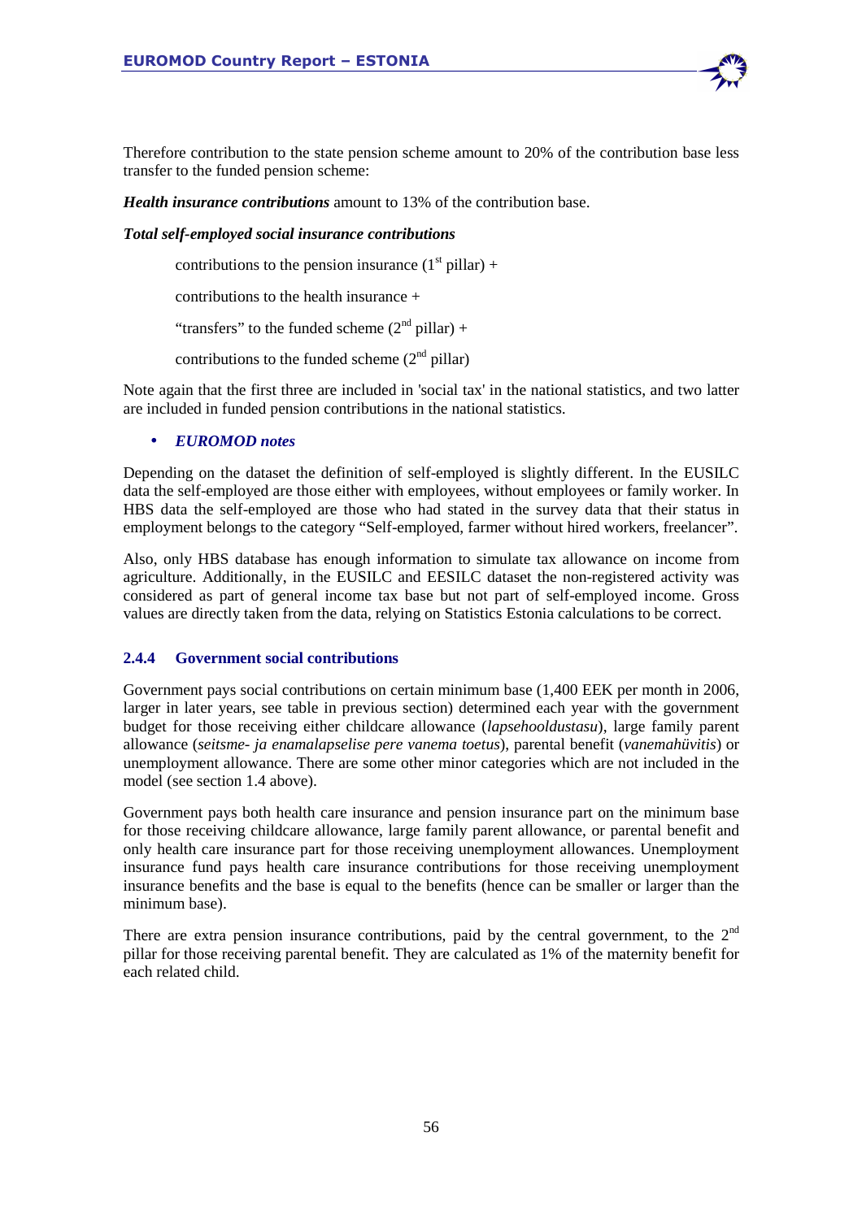Therefore contribution to the state pension scheme amount to 20% of the contribution base less transfer to the funded pension scheme:

***Health insurance contributions*** amount to 13% of the contribution base.

***Total self-employed social insurance contributions***

contributions to the pension insurance (1st pillar) +

contributions to the health insurance +

"transfers" to the funded scheme (2nd pillar) +

contributions to the funded scheme (2nd pillar)

Note again that the first three are included in 'social tax' in the national statistics, and two latter are included in funded pension contributions in the national statistics.

- ***EUROMOD notes***

Depending on the dataset the definition of self-employed is slightly different. In the EUSILC data the self-employed are those either with employees, without employees or family worker. In HBS data the self-employed are those who had stated in the survey data that their status in employment belongs to the category "Self-employed, farmer without hired workers, freelancer".

Also, only HBS database has enough information to simulate tax allowance on income from agriculture. Additionally, in the EUSILC and EESILC dataset the non-registered activity was considered as part of general income tax base but not part of self-employed income. Gross values are directly taken from the data, relying on Statistics Estonia calculations to be correct.

### 2.4.4 Government social contributions

Government pays social contributions on certain minimum base (1,400 EEK per month in 2006, larger in later years, see table in previous section) determined each year with the government budget for those receiving either childcare allowance (*lapsehooldustasu*), large family parent allowance (*seitsme- ja enamalapselise pere vanema toetus*), parental benefit (*vanemahüvitis*) or unemployment allowance. There are some other minor categories which are not included in the model (see section 1.4 above).

Government pays both health care insurance and pension insurance part on the minimum base for those receiving childcare allowance, large family parent allowance, or parental benefit and only health care insurance part for those receiving unemployment allowances. Unemployment insurance fund pays health care insurance contributions for those receiving unemployment insurance benefits and the base is equal to the benefits (hence can be smaller or larger than the minimum base).

There are extra pension insurance contributions, paid by the central government, to the 2nd pillar for those receiving parental benefit. They are calculated as 1% of the maternity benefit for each related child.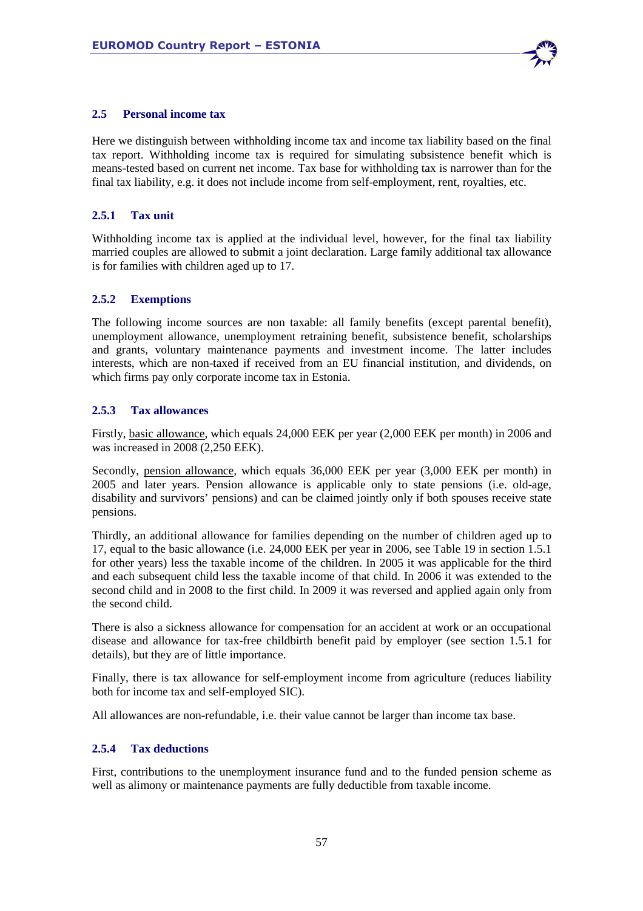## 2.5 Personal income tax

Here we distinguish between withholding income tax and income tax liability based on the final tax report. Withholding income tax is required for simulating subsistence benefit which is means-tested based on current net income. Tax base for withholding tax is narrower than for the final tax liability, e.g. it does not include income from self-employment, rent, royalties, etc.

### 2.5.1 Tax unit

Withholding income tax is applied at the individual level, however, for the final tax liability married couples are allowed to submit a joint declaration. Large family additional tax allowance is for families with children aged up to 17.

### 2.5.2 Exemptions

The following income sources are non taxable: all family benefits (except parental benefit), unemployment allowance, unemployment retraining benefit, subsistence benefit, scholarships and grants, voluntary maintenance payments and investment income. The latter includes interests, which are non-taxed if received from an EU financial institution, and dividends, on which firms pay only corporate income tax in Estonia.

### 2.5.3 Tax allowances

Firstly, basic allowance, which equals 24,000 EEK per year (2,000 EEK per month) in 2006 and was increased in 2008 (2,250 EEK).

Secondly, pension allowance, which equals 36,000 EEK per year (3,000 EEK per month) in 2005 and later years. Pension allowance is applicable only to state pensions (i.e. old-age, disability and survivors' pensions) and can be claimed jointly only if both spouses receive state pensions.

Thirdly, an additional allowance for families depending on the number of children aged up to 17, equal to the basic allowance (i.e. 24,000 EEK per year in 2006, see Table 19 in section 1.5.1 for other years) less the taxable income of the children. In 2005 it was applicable for the third and each subsequent child less the taxable income of that child. In 2006 it was extended to the second child and in 2008 to the first child. In 2009 it was reversed and applied again only from the second child.

There is also a sickness allowance for compensation for an accident at work or an occupational disease and allowance for tax-free childbirth benefit paid by employer (see section 1.5.1 for details), but they are of little importance.

Finally, there is tax allowance for self-employment income from agriculture (reduces liability both for income tax and self-employed SIC).

All allowances are non-refundable, i.e. their value cannot be larger than income tax base.

### 2.5.4 Tax deductions

First, contributions to the unemployment insurance fund and to the funded pension scheme as well as alimony or maintenance payments are fully deductible from taxable income.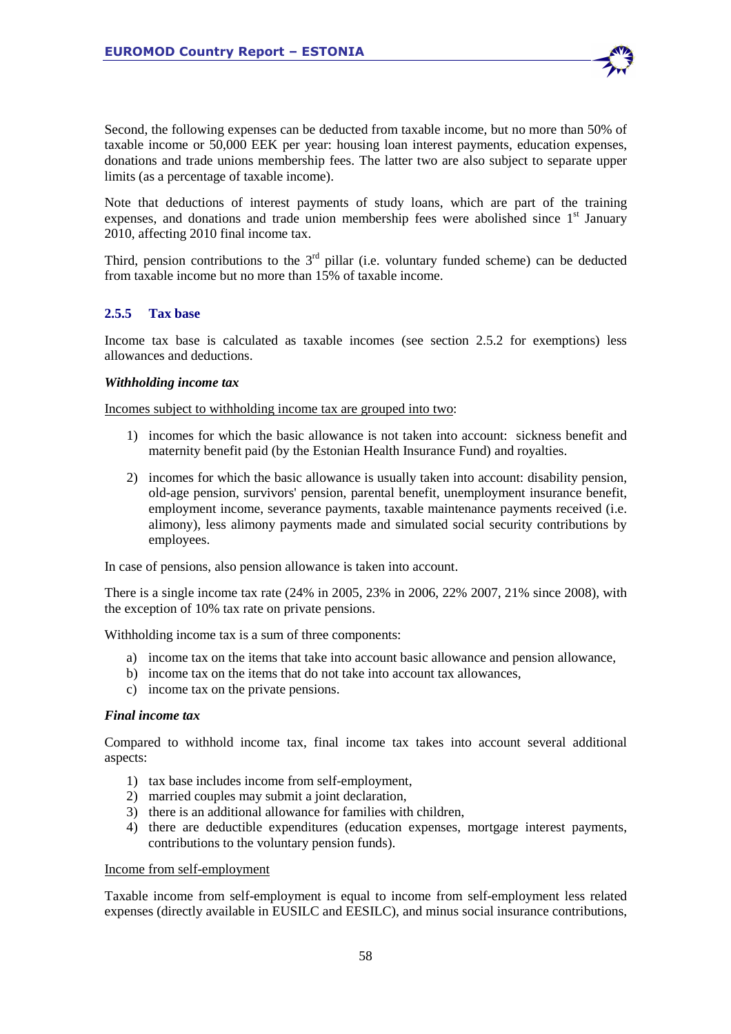Second, the following expenses can be deducted from taxable income, but no more than 50% of taxable income or 50,000 EEK per year: housing loan interest payments, education expenses, donations and trade unions membership fees. The latter two are also subject to separate upper limits (as a percentage of taxable income).

Note that deductions of interest payments of study loans, which are part of the training expenses, and donations and trade union membership fees were abolished since 1st January 2010, affecting 2010 final income tax.

Third, pension contributions to the 3rd pillar (i.e. voluntary funded scheme) can be deducted from taxable income but no more than 15% of taxable income.

### 2.5.5 Tax base

Income tax base is calculated as taxable incomes (see section 2.5.2 for exemptions) less allowances and deductions.

***Withholding income tax***

Incomes subject to withholding income tax are grouped into two:

1) incomes for which the basic allowance is not taken into account: sickness benefit and maternity benefit paid (by the Estonian Health Insurance Fund) and royalties.
2) incomes for which the basic allowance is usually taken into account: disability pension, old-age pension, survivors' pension, parental benefit, unemployment insurance benefit, employment income, severance payments, taxable maintenance payments received (i.e. alimony), less alimony payments made and simulated social security contributions by employees.

In case of pensions, also pension allowance is taken into account.

There is a single income tax rate (24% in 2005, 23% in 2006, 22% 2007, 21% since 2008), with the exception of 10% tax rate on private pensions.

Withholding income tax is a sum of three components:

a) income tax on the items that take into account basic allowance and pension allowance,
b) income tax on the items that do not take into account tax allowances,
c) income tax on the private pensions.

***Final income tax***

Compared to withhold income tax, final income tax takes into account several additional aspects:

1) tax base includes income from self-employment,
2) married couples may submit a joint declaration,
3) there is an additional allowance for families with children,
4) there are deductible expenditures (education expenses, mortgage interest payments, contributions to the voluntary pension funds).

Income from self-employment

Taxable income from self-employment is equal to income from self-employment less related expenses (directly available in EUSILC and EESILC), and minus social insurance contributions,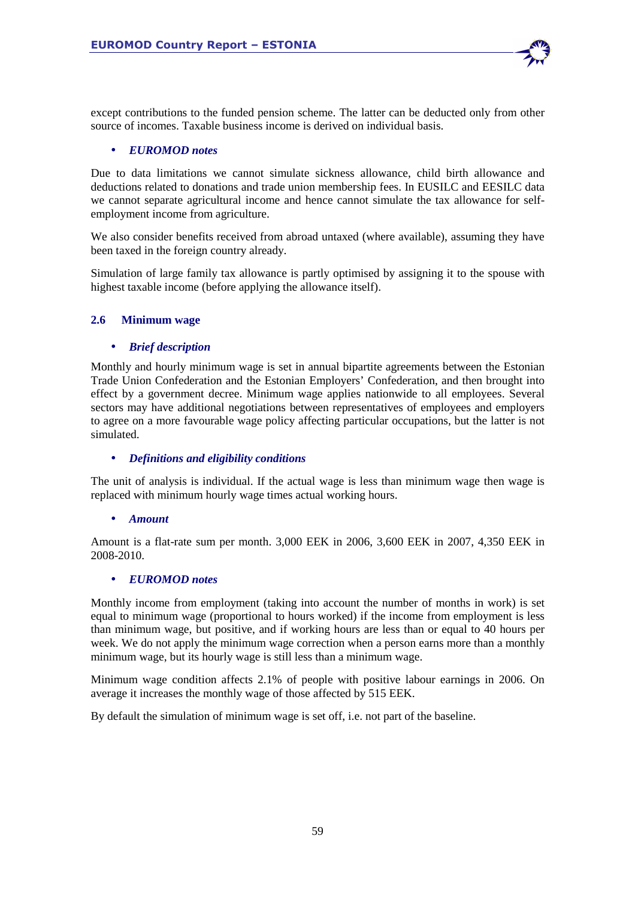except contributions to the funded pension scheme. The latter can be deducted only from other source of incomes. Taxable business income is derived on individual basis.

- ***EUROMOD notes***

Due to data limitations we cannot simulate sickness allowance, child birth allowance and deductions related to donations and trade union membership fees. In EUSILC and EESILC data we cannot separate agricultural income and hence cannot simulate the tax allowance for self-employment income from agriculture.

We also consider benefits received from abroad untaxed (where available), assuming they have been taxed in the foreign country already.

Simulation of large family tax allowance is partly optimised by assigning it to the spouse with highest taxable income (before applying the allowance itself).

### 2.6 Minimum wage

- ***Brief description***

Monthly and hourly minimum wage is set in annual bipartite agreements between the Estonian Trade Union Confederation and the Estonian Employers' Confederation, and then brought into effect by a government decree. Minimum wage applies nationwide to all employees. Several sectors may have additional negotiations between representatives of employees and employers to agree on a more favourable wage policy affecting particular occupations, but the latter is not simulated.

- ***Definitions and eligibility conditions***

The unit of analysis is individual. If the actual wage is less than minimum wage then wage is replaced with minimum hourly wage times actual working hours.

- ***Amount***

Amount is a flat-rate sum per month. 3,000 EEK in 2006, 3,600 EEK in 2007, 4,350 EEK in 2008-2010.

- ***EUROMOD notes***

Monthly income from employment (taking into account the number of months in work) is set equal to minimum wage (proportional to hours worked) if the income from employment is less than minimum wage, but positive, and if working hours are less than or equal to 40 hours per week. We do not apply the minimum wage correction when a person earns more than a monthly minimum wage, but its hourly wage is still less than a minimum wage.

Minimum wage condition affects 2.1% of people with positive labour earnings in 2006. On average it increases the monthly wage of those affected by 515 EEK.

By default the simulation of minimum wage is set off, i.e. not part of the baseline.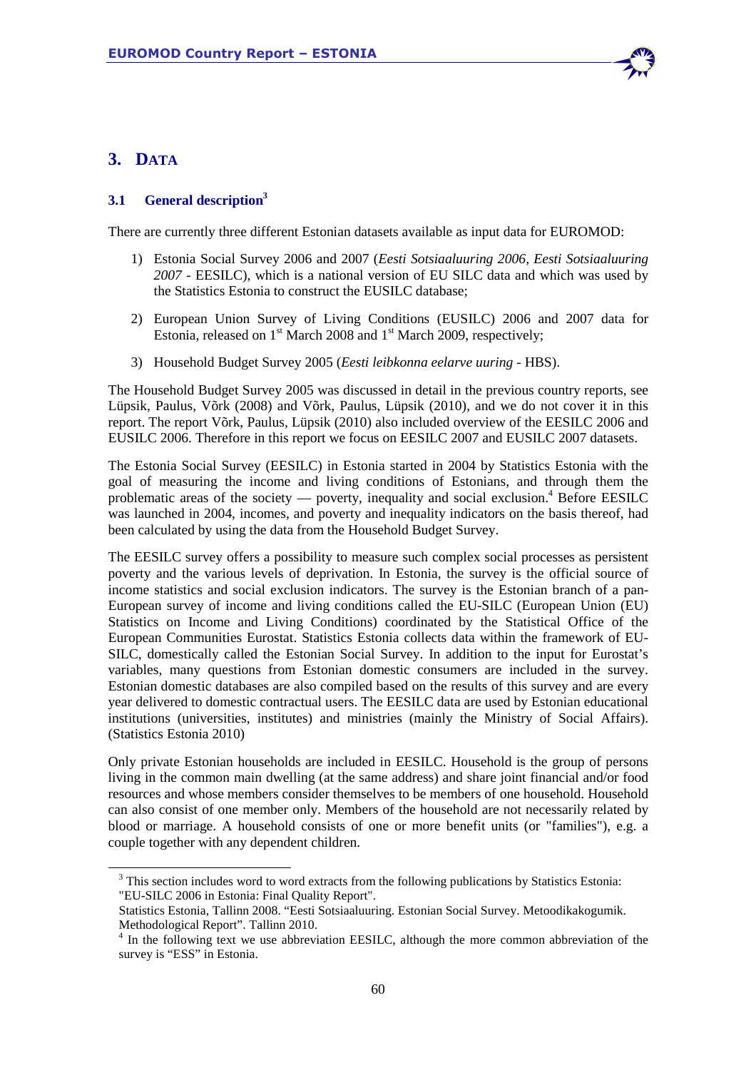# 3. DATA

## 3.1 General description[3]

There are currently three different Estonian datasets available as input data for EUROMOD:

1) Estonia Social Survey 2006 and 2007 (*Eesti Sotsiaaluuring 2006, Eesti Sotsiaaluuring 2007* - EESILC), which is a national version of EU SILC data and which was used by the Statistics Estonia to construct the EUSILC database;

2) European Union Survey of Living Conditions (EUSILC) 2006 and 2007 data for Estonia, released on 1st March 2008 and 1st March 2009, respectively;

3) Household Budget Survey 2005 (*Eesti leibkonna eelarve uuring* - HBS).

The Household Budget Survey 2005 was discussed in detail in the previous country reports, see Lüpsik, Paulus, Võrk (2008) and Võrk, Paulus, Lüpsik (2010), and we do not cover it in this report. The report Võrk, Paulus, Lüpsik (2010) also included overview of the EESILC 2006 and EUSILC 2006. Therefore in this report we focus on EESILC 2007 and EUSILC 2007 datasets.

The Estonia Social Survey (EESILC) in Estonia started in 2004 by Statistics Estonia with the goal of measuring the income and living conditions of Estonians, and through them the problematic areas of the society — poverty, inequality and social exclusion.[4] Before EESILC was launched in 2004, incomes, and poverty and inequality indicators on the basis thereof, had been calculated by using the data from the Household Budget Survey.

The EESILC survey offers a possibility to measure such complex social processes as persistent poverty and the various levels of deprivation. In Estonia, the survey is the official source of income statistics and social exclusion indicators. The survey is the Estonian branch of a pan-European survey of income and living conditions called the EU-SILC (European Union (EU) Statistics on Income and Living Conditions) coordinated by the Statistical Office of the European Communities Eurostat. Statistics Estonia collects data within the framework of EU-SILC, domestically called the Estonian Social Survey. In addition to the input for Eurostat's variables, many questions from Estonian domestic consumers are included in the survey. Estonian domestic databases are also compiled based on the results of this survey and are every year delivered to domestic contractual users. The EESILC data are used by Estonian educational institutions (universities, institutes) and ministries (mainly the Ministry of Social Affairs). (Statistics Estonia 2010)

Only private Estonian households are included in EESILC. Household is the group of persons living in the common main dwelling (at the same address) and share joint financial and/or food resources and whose members consider themselves to be members of one household. Household can also consist of one member only. Members of the household are not necessarily related by blood or marriage. A household consists of one or more benefit units (or "families"), e.g. a couple together with any dependent children.

---

[3] This section includes word to word extracts from the following publications by Statistics Estonia: "EU-SILC 2006 in Estonia: Final Quality Report".
Statistics Estonia, Tallinn 2008. "Eesti Sotsiaaluuring. Estonian Social Survey. Metoodikakogumik. Methodological Report". Tallinn 2010.

[4] In the following text we use abbreviation EESILC, although the more common abbreviation of the survey is "ESS" in Estonia.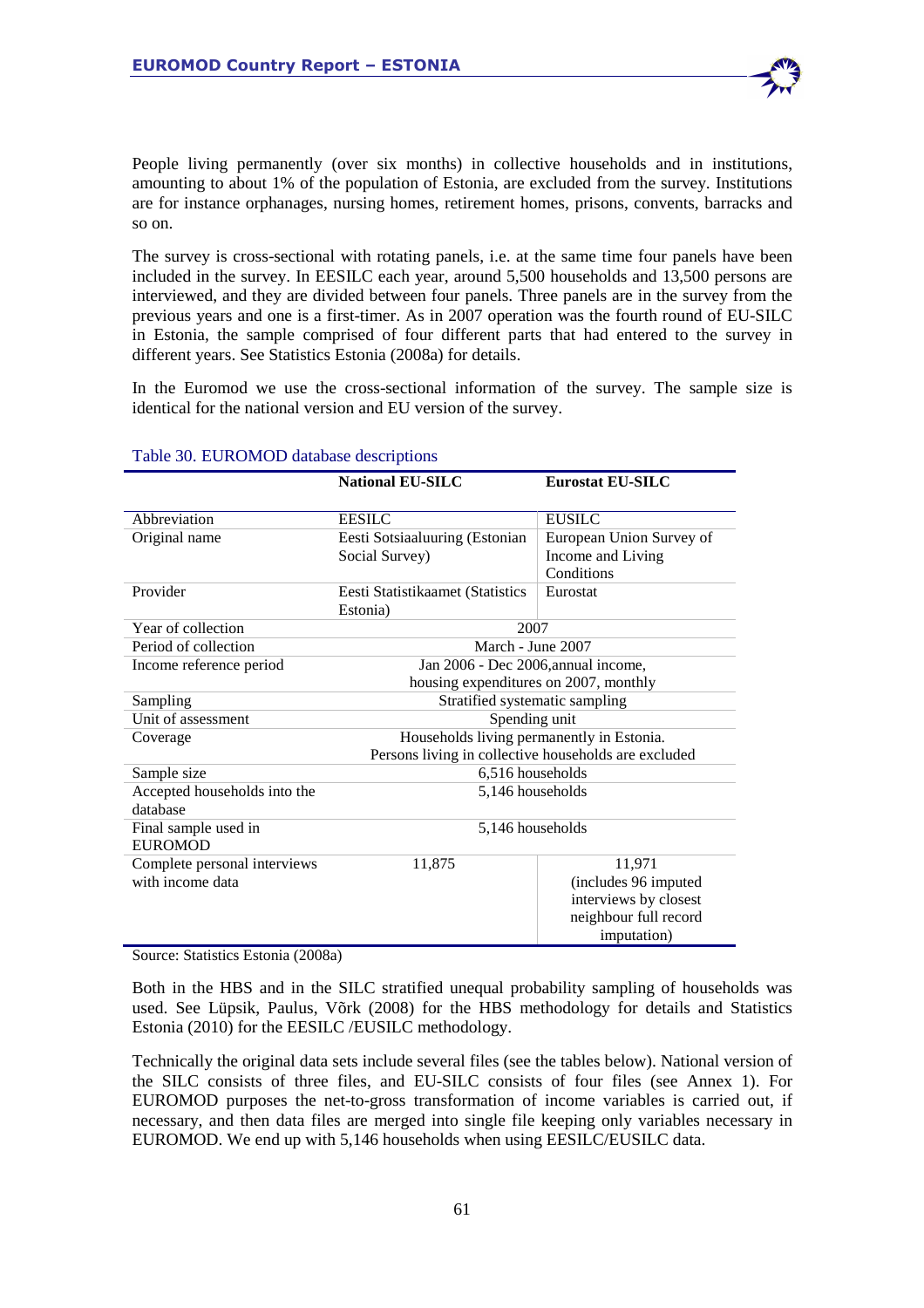People living permanently (over six months) in collective households and in institutions, amounting to about 1% of the population of Estonia, are excluded from the survey. Institutions are for instance orphanages, nursing homes, retirement homes, prisons, convents, barracks and so on.

The survey is cross-sectional with rotating panels, i.e. at the same time four panels have been included in the survey. In EESILC each year, around 5,500 households and 13,500 persons are interviewed, and they are divided between four panels. Three panels are in the survey from the previous years and one is a first-timer. As in 2007 operation was the fourth round of EU-SILC in Estonia, the sample comprised of four different parts that had entered to the survey in different years. See Statistics Estonia (2008a) for details.

In the Euromod we use the cross-sectional information of the survey. The sample size is identical for the national version and EU version of the survey.

Table 30. EUROMOD database descriptions

| | National EU-SILC | Eurostat EU-SILC |
|---|---|---|
| Abbreviation | EESILC | EUSILC |
| Original name | Eesti Sotsiaaluuring (Estonian Social Survey) | European Union Survey of Income and Living Conditions |
| Provider | Eesti Statistikaamet (Statistics Estonia) | Eurostat |
| Year of collection | 2007 | |
| Period of collection | March - June 2007 | |
| Income reference period | Jan 2006 - Dec 2006,annual income, housing expenditures on 2007, monthly | |
| Sampling | Stratified systematic sampling | |
| Unit of assessment | Spending unit | |
| Coverage | Households living permanently in Estonia. Persons living in collective households are excluded | |
| Sample size | 6,516 households | |
| Accepted households into the database | 5,146 households | |
| Final sample used in EUROMOD | 5,146 households | |
| Complete personal interviews with income data | 11,875 | 11,971 (includes 96 imputed interviews by closest neighbour full record imputation) |

Source: Statistics Estonia (2008a)

Both in the HBS and in the SILC stratified unequal probability sampling of households was used. See Lüpsik, Paulus, Võrk (2008) for the HBS methodology for details and Statistics Estonia (2010) for the EESILC /EUSILC methodology.

Technically the original data sets include several files (see the tables below). National version of the SILC consists of three files, and EU-SILC consists of four files (see Annex 1). For EUROMOD purposes the net-to-gross transformation of income variables is carried out, if necessary, and then data files are merged into single file keeping only variables necessary in EUROMOD. We end up with 5,146 households when using EESILC/EUSILC data.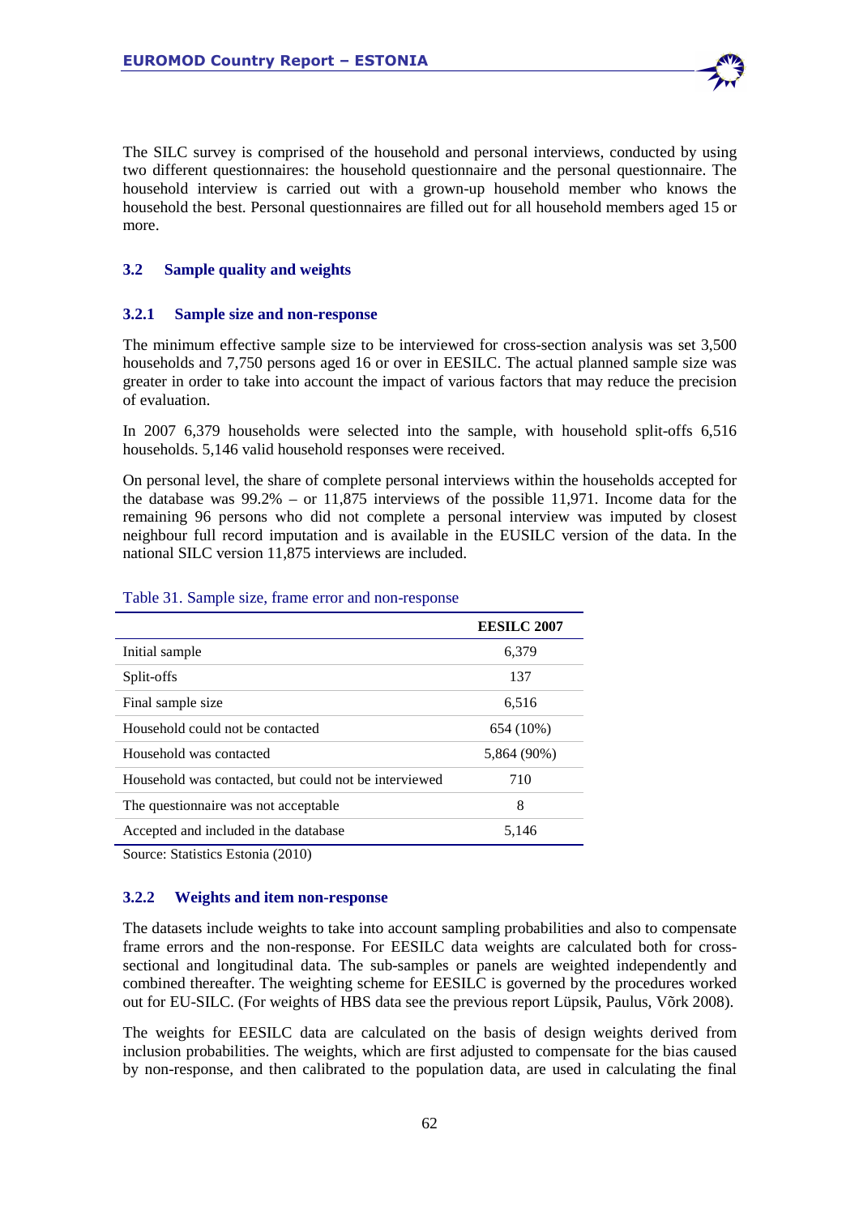The SILC survey is comprised of the household and personal interviews, conducted by using two different questionnaires: the household questionnaire and the personal questionnaire. The household interview is carried out with a grown-up household member who knows the household the best. Personal questionnaires are filled out for all household members aged 15 or more.

### 3.2 Sample quality and weights

#### 3.2.1 Sample size and non-response

The minimum effective sample size to be interviewed for cross-section analysis was set 3,500 households and 7,750 persons aged 16 or over in EESILC. The actual planned sample size was greater in order to take into account the impact of various factors that may reduce the precision of evaluation.

In 2007 6,379 households were selected into the sample, with household split-offs 6,516 households. 5,146 valid household responses were received.

On personal level, the share of complete personal interviews within the households accepted for the database was 99.2% – or 11,875 interviews of the possible 11,971. Income data for the remaining 96 persons who did not complete a personal interview was imputed by closest neighbour full record imputation and is available in the EUSILC version of the data. In the national SILC version 11,875 interviews are included.

Table 31. Sample size, frame error and non-response

| | EESILC 2007 |
|---|---|
| Initial sample | 6,379 |
| Split-offs | 137 |
| Final sample size | 6,516 |
| Household could not be contacted | 654 (10%) |
| Household was contacted | 5,864 (90%) |
| Household was contacted, but could not be interviewed | 710 |
| The questionnaire was not acceptable | 8 |
| Accepted and included in the database | 5,146 |

Source: Statistics Estonia (2010)

#### 3.2.2 Weights and item non-response

The datasets include weights to take into account sampling probabilities and also to compensate frame errors and the non-response. For EESILC data weights are calculated both for cross-sectional and longitudinal data. The sub-samples or panels are weighted independently and combined thereafter. The weighting scheme for EESILC is governed by the procedures worked out for EU-SILC. (For weights of HBS data see the previous report Lüpsik, Paulus, Võrk 2008).

The weights for EESILC data are calculated on the basis of design weights derived from inclusion probabilities. The weights, which are first adjusted to compensate for the bias caused by non-response, and then calibrated to the population data, are used in calculating the final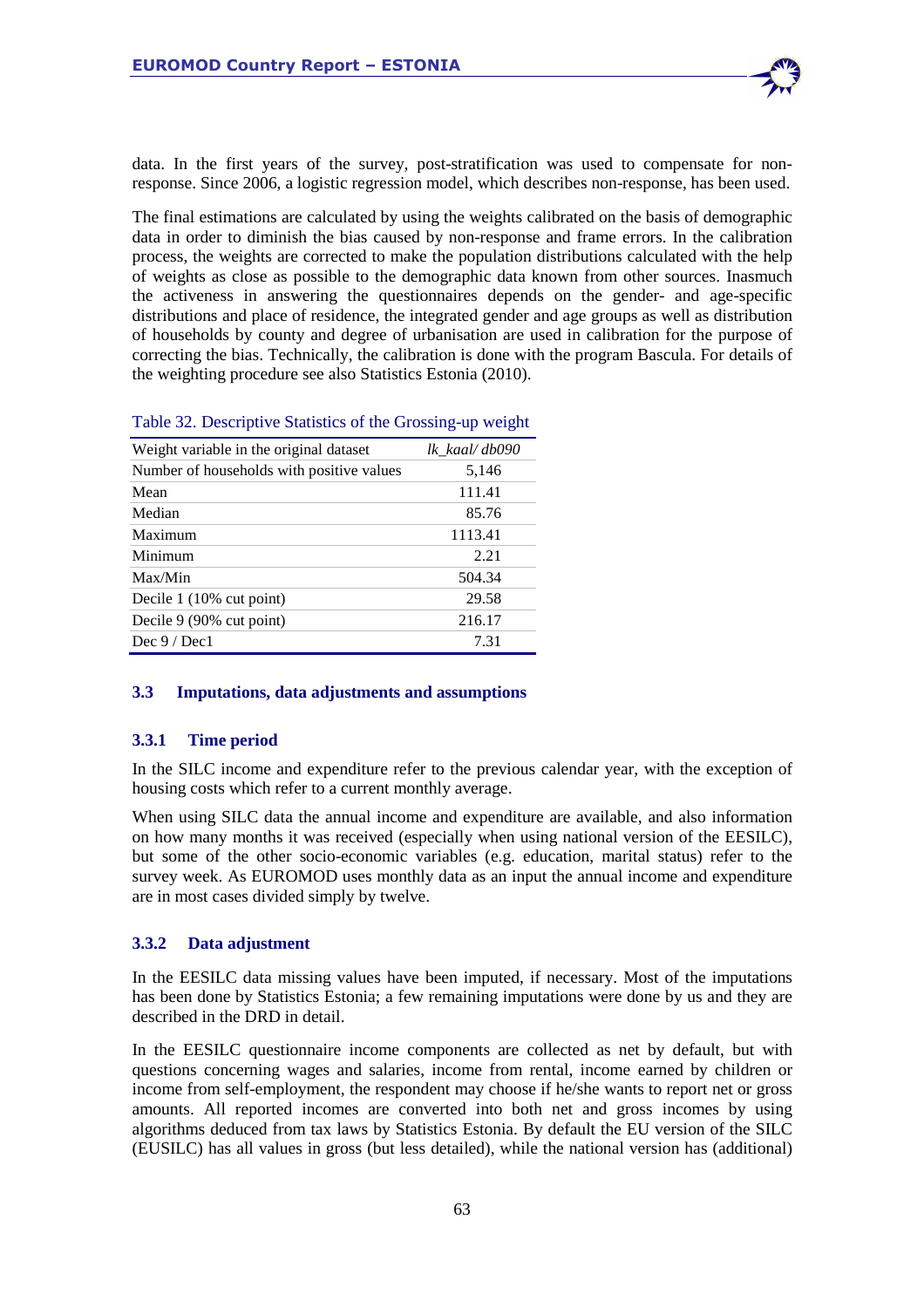data. In the first years of the survey, post-stratification was used to compensate for non-response. Since 2006, a logistic regression model, which describes non-response, has been used.

The final estimations are calculated by using the weights calibrated on the basis of demographic data in order to diminish the bias caused by non-response and frame errors. In the calibration process, the weights are corrected to make the population distributions calculated with the help of weights as close as possible to the demographic data known from other sources. Inasmuch the activeness in answering the questionnaires depends on the gender- and age-specific distributions and place of residence, the integrated gender and age groups as well as distribution of households by county and degree of urbanisation are used in calibration for the purpose of correcting the bias. Technically, the calibration is done with the program Bascula. For details of the weighting procedure see also Statistics Estonia (2010).

Table 32. Descriptive Statistics of the Grossing-up weight

| Weight variable in the original dataset | *lk_kaal/ db090* |
|---|---|
| Number of households with positive values | 5,146 |
| Mean | 111.41 |
| Median | 85.76 |
| Maximum | 1113.41 |
| Minimum | 2.21 |
| Max/Min | 504.34 |
| Decile 1 (10% cut point) | 29.58 |
| Decile 9 (90% cut point) | 216.17 |
| Dec 9 / Dec1 | 7.31 |

## 3.3 Imputations, data adjustments and assumptions

### 3.3.1 Time period

In the SILC income and expenditure refer to the previous calendar year, with the exception of housing costs which refer to a current monthly average.

When using SILC data the annual income and expenditure are available, and also information on how many months it was received (especially when using national version of the EESILC), but some of the other socio-economic variables (e.g. education, marital status) refer to the survey week. As EUROMOD uses monthly data as an input the annual income and expenditure are in most cases divided simply by twelve.

### 3.3.2 Data adjustment

In the EESILC data missing values have been imputed, if necessary. Most of the imputations has been done by Statistics Estonia; a few remaining imputations were done by us and they are described in the DRD in detail.

In the EESILC questionnaire income components are collected as net by default, but with questions concerning wages and salaries, income from rental, income earned by children or income from self-employment, the respondent may choose if he/she wants to report net or gross amounts. All reported incomes are converted into both net and gross incomes by using algorithms deduced from tax laws by Statistics Estonia. By default the EU version of the SILC (EUSILC) has all values in gross (but less detailed), while the national version has (additional)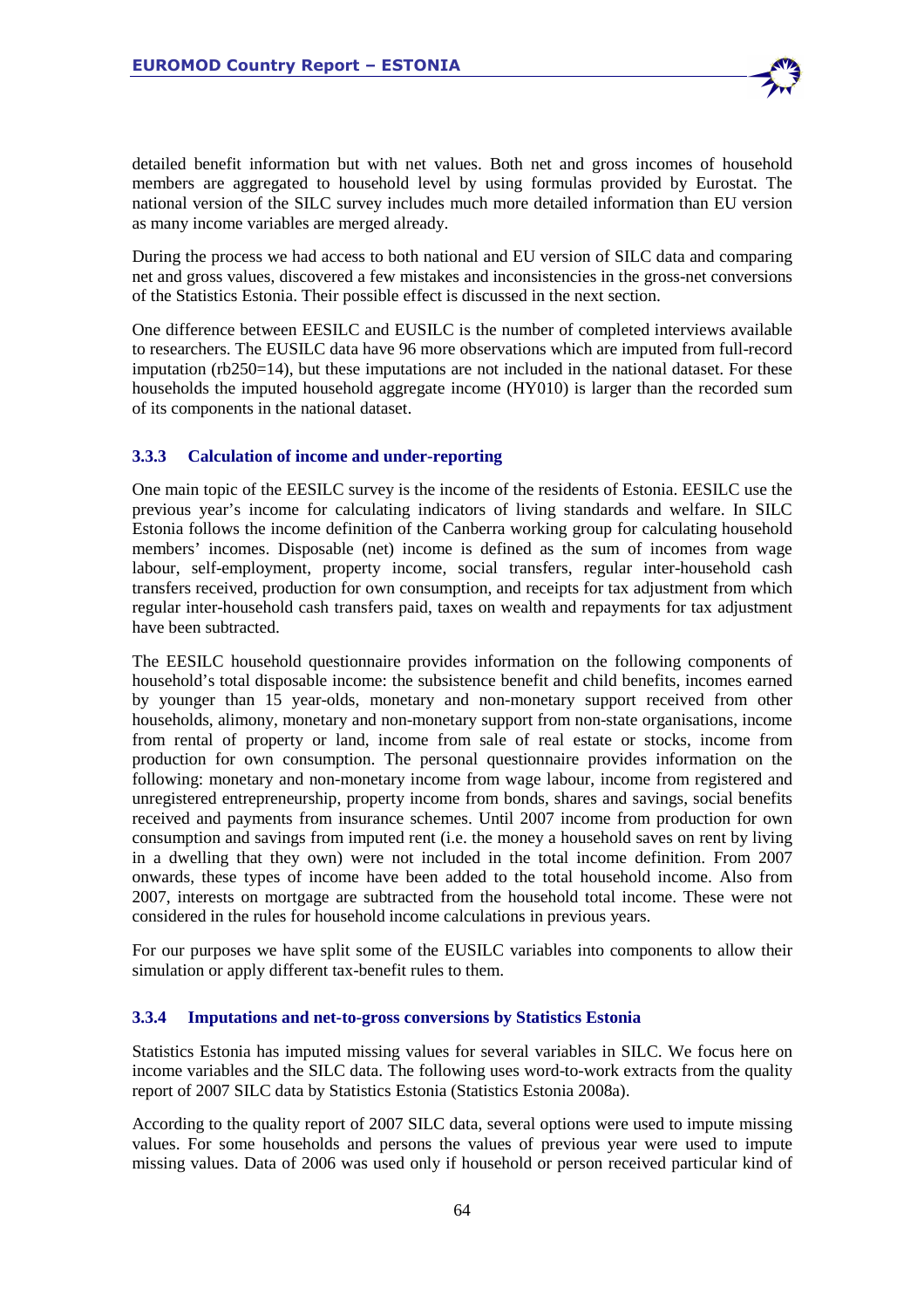detailed benefit information but with net values. Both net and gross incomes of household members are aggregated to household level by using formulas provided by Eurostat. The national version of the SILC survey includes much more detailed information than EU version as many income variables are merged already.

During the process we had access to both national and EU version of SILC data and comparing net and gross values, discovered a few mistakes and inconsistencies in the gross-net conversions of the Statistics Estonia. Their possible effect is discussed in the next section.

One difference between EESILC and EUSILC is the number of completed interviews available to researchers. The EUSILC data have 96 more observations which are imputed from full-record imputation (rb250=14), but these imputations are not included in the national dataset. For these households the imputed household aggregate income (HY010) is larger than the recorded sum of its components in the national dataset.

### 3.3.3 Calculation of income and under-reporting

One main topic of the EESILC survey is the income of the residents of Estonia. EESILC use the previous year's income for calculating indicators of living standards and welfare. In SILC Estonia follows the income definition of the Canberra working group for calculating household members' incomes. Disposable (net) income is defined as the sum of incomes from wage labour, self-employment, property income, social transfers, regular inter-household cash transfers received, production for own consumption, and receipts for tax adjustment from which regular inter-household cash transfers paid, taxes on wealth and repayments for tax adjustment have been subtracted.

The EESILC household questionnaire provides information on the following components of household's total disposable income: the subsistence benefit and child benefits, incomes earned by younger than 15 year-olds, monetary and non-monetary support received from other households, alimony, monetary and non-monetary support from non-state organisations, income from rental of property or land, income from sale of real estate or stocks, income from production for own consumption. The personal questionnaire provides information on the following: monetary and non-monetary income from wage labour, income from registered and unregistered entrepreneurship, property income from bonds, shares and savings, social benefits received and payments from insurance schemes. Until 2007 income from production for own consumption and savings from imputed rent (i.e. the money a household saves on rent by living in a dwelling that they own) were not included in the total income definition. From 2007 onwards, these types of income have been added to the total household income. Also from 2007, interests on mortgage are subtracted from the household total income. These were not considered in the rules for household income calculations in previous years.

For our purposes we have split some of the EUSILC variables into components to allow their simulation or apply different tax-benefit rules to them.

### 3.3.4 Imputations and net-to-gross conversions by Statistics Estonia

Statistics Estonia has imputed missing values for several variables in SILC. We focus here on income variables and the SILC data. The following uses word-to-work extracts from the quality report of 2007 SILC data by Statistics Estonia (Statistics Estonia 2008a).

According to the quality report of 2007 SILC data, several options were used to impute missing values. For some households and persons the values of previous year were used to impute missing values. Data of 2006 was used only if household or person received particular kind of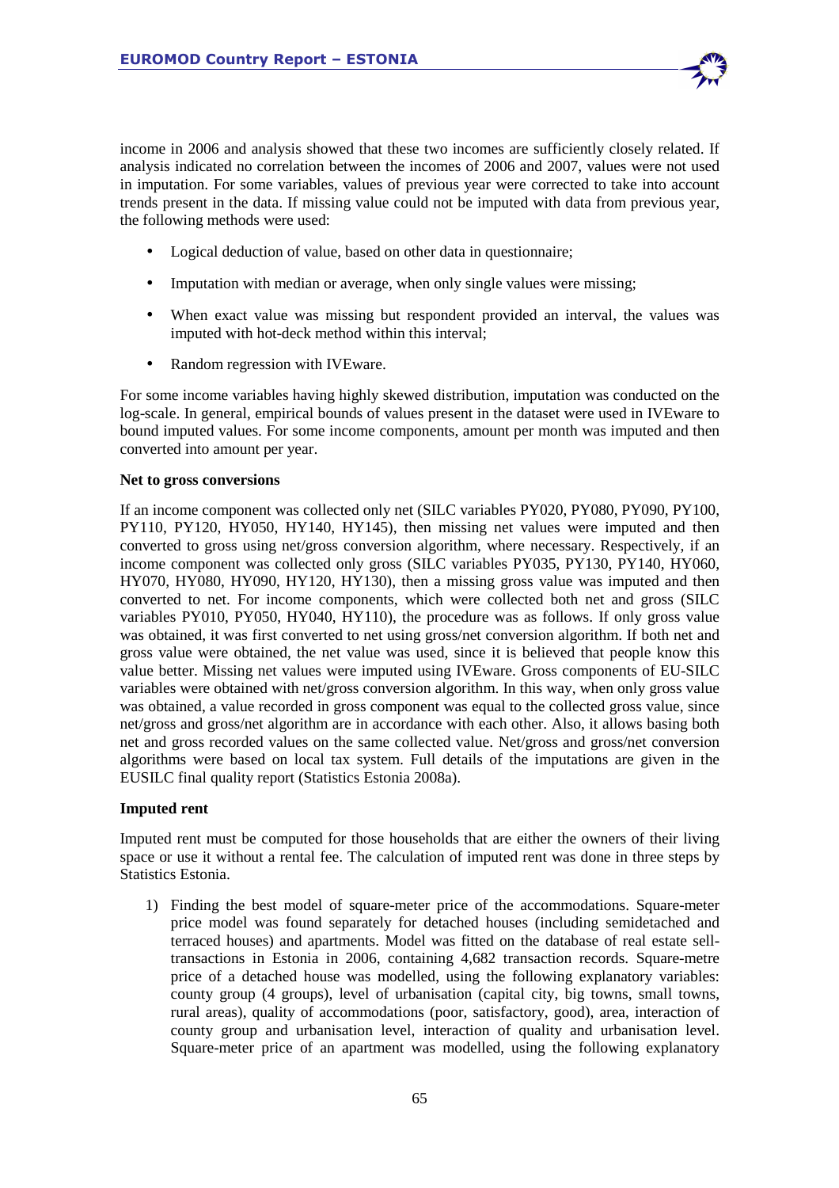income in 2006 and analysis showed that these two incomes are sufficiently closely related. If analysis indicated no correlation between the incomes of 2006 and 2007, values were not used in imputation. For some variables, values of previous year were corrected to take into account trends present in the data. If missing value could not be imputed with data from previous year, the following methods were used:

- Logical deduction of value, based on other data in questionnaire;
- Imputation with median or average, when only single values were missing;
- When exact value was missing but respondent provided an interval, the values was imputed with hot-deck method within this interval;
- Random regression with IVEware.

For some income variables having highly skewed distribution, imputation was conducted on the log-scale. In general, empirical bounds of values present in the dataset were used in IVEware to bound imputed values. For some income components, amount per month was imputed and then converted into amount per year.

**Net to gross conversions**

If an income component was collected only net (SILC variables PY020, PY080, PY090, PY100, PY110, PY120, HY050, HY140, HY145), then missing net values were imputed and then converted to gross using net/gross conversion algorithm, where necessary. Respectively, if an income component was collected only gross (SILC variables PY035, PY130, PY140, HY060, HY070, HY080, HY090, HY120, HY130), then a missing gross value was imputed and then converted to net. For income components, which were collected both net and gross (SILC variables PY010, PY050, HY040, HY110), the procedure was as follows. If only gross value was obtained, it was first converted to net using gross/net conversion algorithm. If both net and gross value were obtained, the net value was used, since it is believed that people know this value better. Missing net values were imputed using IVEware. Gross components of EU-SILC variables were obtained with net/gross conversion algorithm. In this way, when only gross value was obtained, a value recorded in gross component was equal to the collected gross value, since net/gross and gross/net algorithm are in accordance with each other. Also, it allows basing both net and gross recorded values on the same collected value. Net/gross and gross/net conversion algorithms were based on local tax system. Full details of the imputations are given in the EUSILC final quality report (Statistics Estonia 2008a).

**Imputed rent**

Imputed rent must be computed for those households that are either the owners of their living space or use it without a rental fee. The calculation of imputed rent was done in three steps by Statistics Estonia.

1) Finding the best model of square-meter price of the accommodations. Square-meter price model was found separately for detached houses (including semidetached and terraced houses) and apartments. Model was fitted on the database of real estate sell-transactions in Estonia in 2006, containing 4,682 transaction records. Square-metre price of a detached house was modelled, using the following explanatory variables: county group (4 groups), level of urbanisation (capital city, big towns, small towns, rural areas), quality of accommodations (poor, satisfactory, good), area, interaction of county group and urbanisation level, interaction of quality and urbanisation level. Square-meter price of an apartment was modelled, using the following explanatory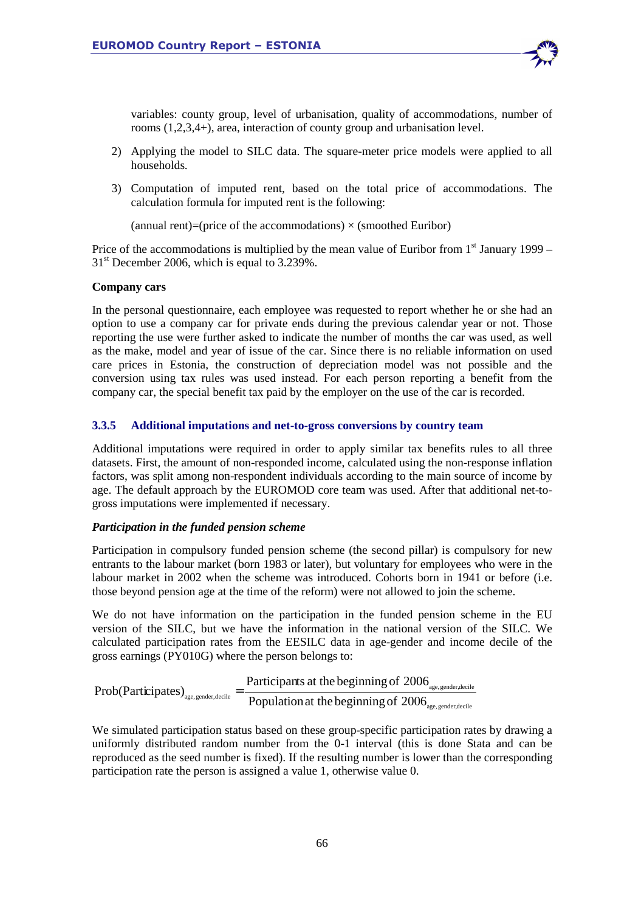variables: county group, level of urbanisation, quality of accommodations, number of rooms (1,2,3,4+), area, interaction of county group and urbanisation level.

2) Applying the model to SILC data. The square-meter price models were applied to all households.

3) Computation of imputed rent, based on the total price of accommodations. The calculation formula for imputed rent is the following:

   (annual rent)=(price of the accommodations) × (smoothed Euribor)

Price of the accommodations is multiplied by the mean value of Euribor from 1st January 1999 – 31st December 2006, which is equal to 3.239%.

**Company cars**

In the personal questionnaire, each employee was requested to report whether he or she had an option to use a company car for private ends during the previous calendar year or not. Those reporting the use were further asked to indicate the number of months the car was used, as well as the make, model and year of issue of the car. Since there is no reliable information on used care prices in Estonia, the construction of depreciation model was not possible and the conversion using tax rules was used instead. For each person reporting a benefit from the company car, the special benefit tax paid by the employer on the use of the car is recorded.

### 3.3.5 Additional imputations and net-to-gross conversions by country team

Additional imputations were required in order to apply similar tax benefits rules to all three datasets. First, the amount of non-responded income, calculated using the non-response inflation factors, was split among non-respondent individuals according to the main source of income by age. The default approach by the EUROMOD core team was used. After that additional net-to-gross imputations were implemented if necessary.

***Participation in the funded pension scheme***

Participation in compulsory funded pension scheme (the second pillar) is compulsory for new entrants to the labour market (born 1983 or later), but voluntary for employees who were in the labour market in 2002 when the scheme was introduced. Cohorts born in 1941 or before (i.e. those beyond pension age at the time of the reform) were not allowed to join the scheme.

We do not have information on the participation in the funded pension scheme in the EU version of the SILC, but we have the information in the national version of the SILC. We calculated participation rates from the EESILC data in age-gender and income decile of the gross earnings (PY010G) where the person belongs to:

$$\text{Prob(Participates)}_{\text{age, gender,decile}} = \frac{\text{Participants at the beginning of } 2006_{\text{age, gender,decile}}}{\text{Population at the beginning of } 2006_{\text{age, gender,decile}}}$$

We simulated participation status based on these group-specific participation rates by drawing a uniformly distributed random number from the 0-1 interval (this is done Stata and can be reproduced as the seed number is fixed). If the resulting number is lower than the corresponding participation rate the person is assigned a value 1, otherwise value 0.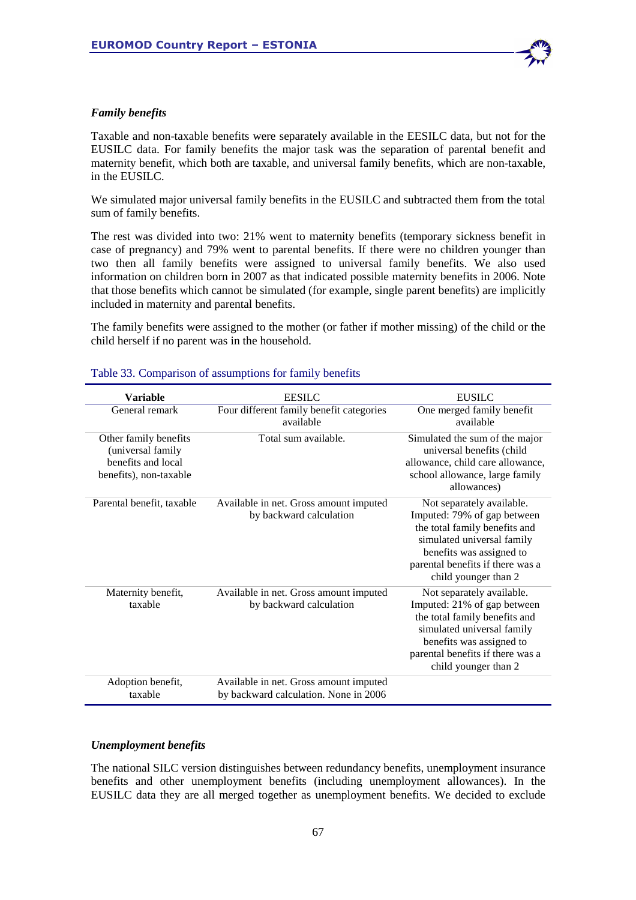*Family benefits*

Taxable and non-taxable benefits were separately available in the EESILC data, but not for the EUSILC data. For family benefits the major task was the separation of parental benefit and maternity benefit, which both are taxable, and universal family benefits, which are non-taxable, in the EUSILC.

We simulated major universal family benefits in the EUSILC and subtracted them from the total sum of family benefits.

The rest was divided into two: 21% went to maternity benefits (temporary sickness benefit in case of pregnancy) and 79% went to parental benefits. If there were no children younger than two then all family benefits were assigned to universal family benefits. We also used information on children born in 2007 as that indicated possible maternity benefits in 2006. Note that those benefits which cannot be simulated (for example, single parent benefits) are implicitly included in maternity and parental benefits.

The family benefits were assigned to the mother (or father if mother missing) of the child or the child herself if no parent was in the household.

Table 33. Comparison of assumptions for family benefits

| Variable | EESILC | EUSILC |
|---|---|---|
| General remark | Four different family benefit categories available | One merged family benefit available |
| Other family benefits (universal family benefits and local benefits), non-taxable | Total sum available. | Simulated the sum of the major universal benefits (child allowance, child care allowance, school allowance, large family allowances) |
| Parental benefit, taxable | Available in net. Gross amount imputed by backward calculation | Not separately available. Imputed: 79% of gap between the total family benefits and simulated universal family benefits was assigned to parental benefits if there was a child younger than 2 |
| Maternity benefit, taxable | Available in net. Gross amount imputed by backward calculation | Not separately available. Imputed: 21% of gap between the total family benefits and simulated universal family benefits was assigned to parental benefits if there was a child younger than 2 |
| Adoption benefit, taxable | Available in net. Gross amount imputed by backward calculation. None in 2006 | |

*Unemployment benefits*

The national SILC version distinguishes between redundancy benefits, unemployment insurance benefits and other unemployment benefits (including unemployment allowances). In the EUSILC data they are all merged together as unemployment benefits. We decided to exclude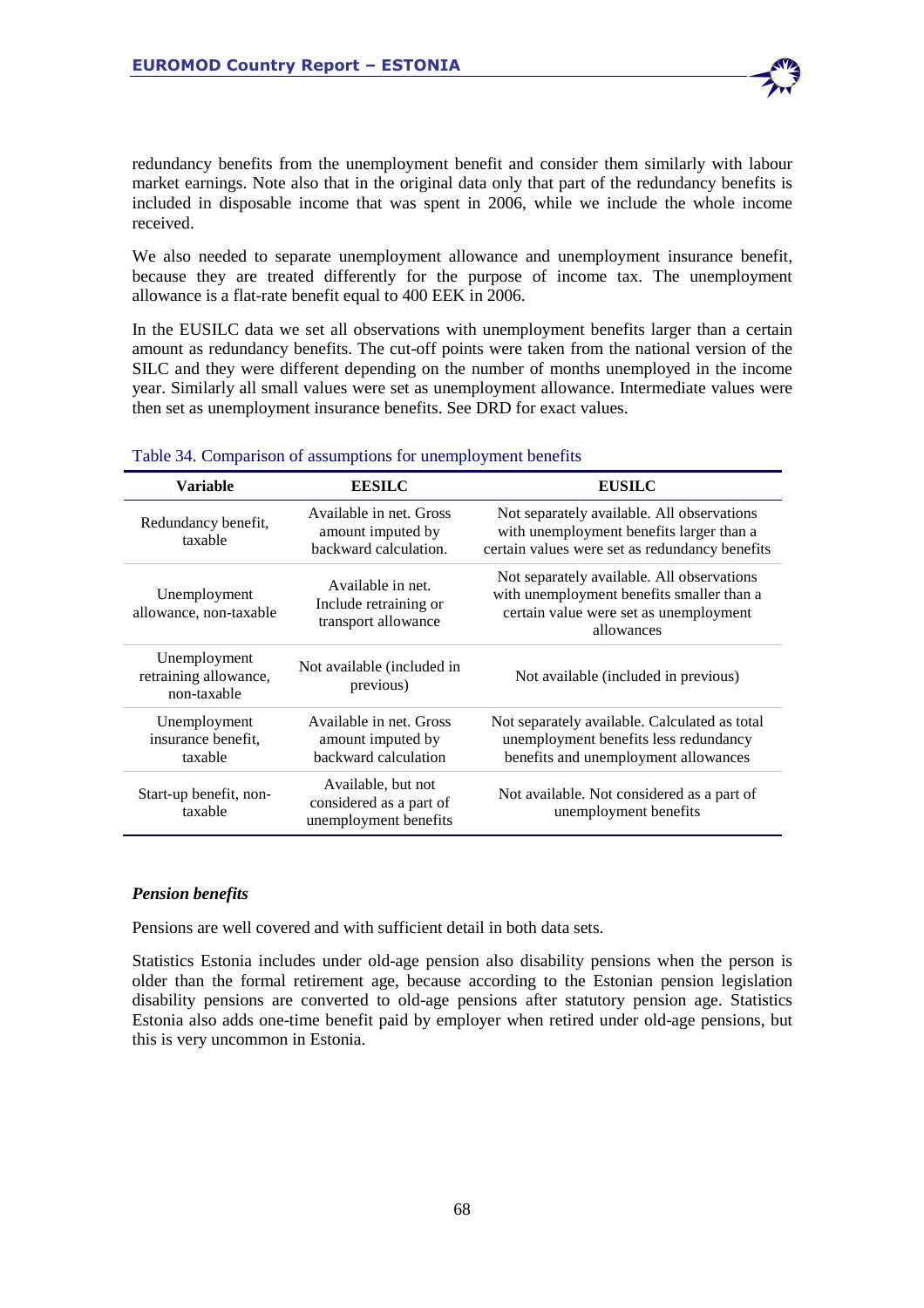redundancy benefits from the unemployment benefit and consider them similarly with labour market earnings. Note also that in the original data only that part of the redundancy benefits is included in disposable income that was spent in 2006, while we include the whole income received.

We also needed to separate unemployment allowance and unemployment insurance benefit, because they are treated differently for the purpose of income tax. The unemployment allowance is a flat-rate benefit equal to 400 EEK in 2006.

In the EUSILC data we set all observations with unemployment benefits larger than a certain amount as redundancy benefits. The cut-off points were taken from the national version of the SILC and they were different depending on the number of months unemployed in the income year. Similarly all small values were set as unemployment allowance. Intermediate values were then set as unemployment insurance benefits. See DRD for exact values.

Table 34. Comparison of assumptions for unemployment benefits

| Variable | EESILC | EUSILC |
|---|---|---|
| Redundancy benefit, taxable | Available in net. Gross amount imputed by backward calculation. | Not separately available. All observations with unemployment benefits larger than a certain values were set as redundancy benefits |
| Unemployment allowance, non-taxable | Available in net. Include retraining or transport allowance | Not separately available. All observations with unemployment benefits smaller than a certain value were set as unemployment allowances |
| Unemployment retraining allowance, non-taxable | Not available (included in previous) | Not available (included in previous) |
| Unemployment insurance benefit, taxable | Available in net. Gross amount imputed by backward calculation | Not separately available. Calculated as total unemployment benefits less redundancy benefits and unemployment allowances |
| Start-up benefit, non-taxable | Available, but not considered as a part of unemployment benefits | Not available. Not considered as a part of unemployment benefits |

***Pension benefits***

Pensions are well covered and with sufficient detail in both data sets.

Statistics Estonia includes under old-age pension also disability pensions when the person is older than the formal retirement age, because according to the Estonian pension legislation disability pensions are converted to old-age pensions after statutory pension age. Statistics Estonia also adds one-time benefit paid by employer when retired under old-age pensions, but this is very uncommon in Estonia.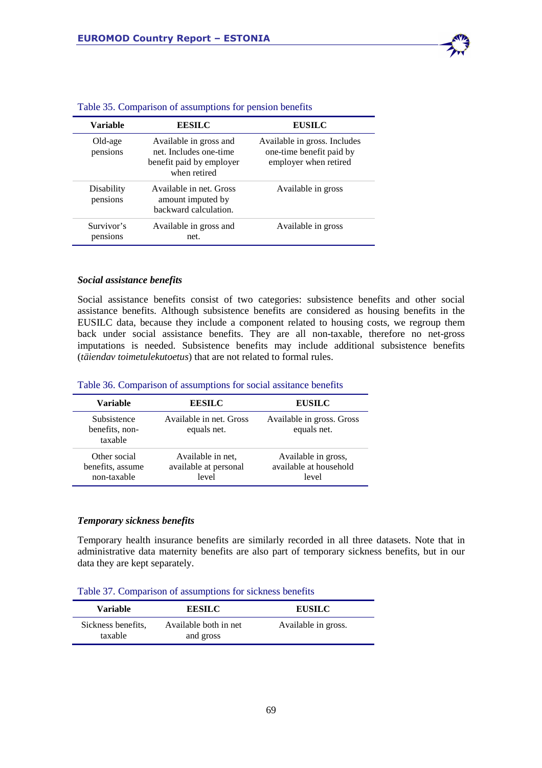Table 35. Comparison of assumptions for pension benefits

| Variable | EESILC | EUSILC |
|---|---|---|
| Old-age pensions | Available in gross and net. Includes one-time benefit paid by employer when retired | Available in gross. Includes one-time benefit paid by employer when retired |
| Disability pensions | Available in net. Gross amount imputed by backward calculation. | Available in gross |
| Survivor's pensions | Available in gross and net. | Available in gross |

#### *Social assistance benefits*

Social assistance benefits consist of two categories: subsistence benefits and other social assistance benefits. Although subsistence benefits are considered as housing benefits in the EUSILC data, because they include a component related to housing costs, we regroup them back under social assistance benefits. They are all non-taxable, therefore no net-gross imputations is needed. Subsistence benefits may include additional subsistence benefits (*täiendav toimetulekutoetus*) that are not related to formal rules.

Table 36. Comparison of assumptions for social assitance benefits

| Variable | EESILC | EUSILC |
|---|---|---|
| Subsistence benefits, non-taxable | Available in net. Gross equals net. | Available in gross. Gross equals net. |
| Other social benefits, assume non-taxable | Available in net, available at personal level | Available in gross, available at household level |

#### *Temporary sickness benefits*

Temporary health insurance benefits are similarly recorded in all three datasets. Note that in administrative data maternity benefits are also part of temporary sickness benefits, but in our data they are kept separately.

Table 37. Comparison of assumptions for sickness benefits

| Variable | EESILC | EUSILC |
|---|---|---|
| Sickness benefits, taxable | Available both in net and gross | Available in gross. |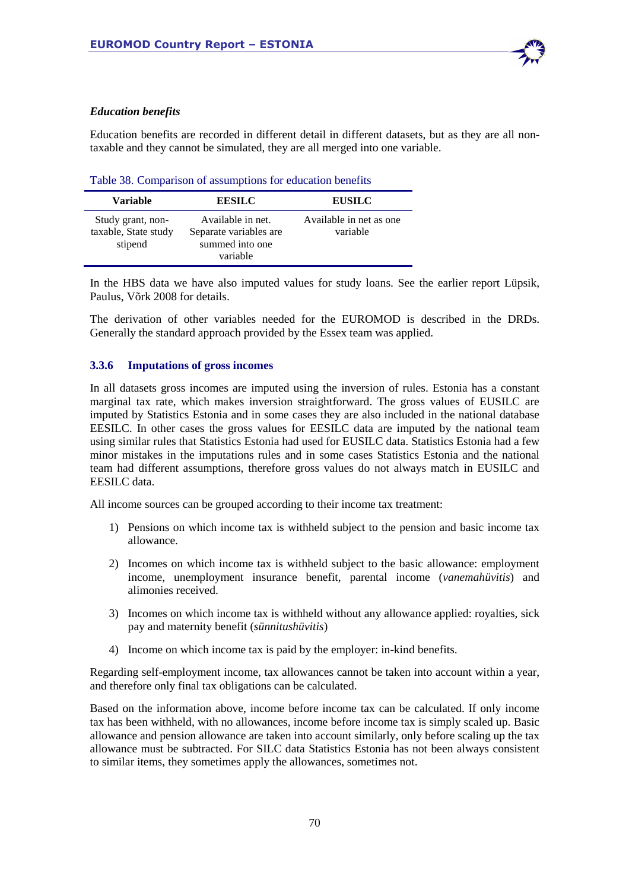*Education benefits*

Education benefits are recorded in different detail in different datasets, but as they are all non-taxable and they cannot be simulated, they are all merged into one variable.

Table 38. Comparison of assumptions for education benefits

| Variable | EESILC | EUSILC |
|---|---|---|
| Study grant, non-taxable, State study stipend | Available in net. Separate variables are summed into one variable | Available in net as one variable |

In the HBS data we have also imputed values for study loans. See the earlier report Lüpsik, Paulus, Võrk 2008 for details.

The derivation of other variables needed for the EUROMOD is described in the DRDs. Generally the standard approach provided by the Essex team was applied.

### 3.3.6 Imputations of gross incomes

In all datasets gross incomes are imputed using the inversion of rules. Estonia has a constant marginal tax rate, which makes inversion straightforward. The gross values of EUSILC are imputed by Statistics Estonia and in some cases they are also included in the national database EESILC. In other cases the gross values for EESILC data are imputed by the national team using similar rules that Statistics Estonia had used for EUSILC data. Statistics Estonia had a few minor mistakes in the imputations rules and in some cases Statistics Estonia and the national team had different assumptions, therefore gross values do not always match in EUSILC and EESILC data.

All income sources can be grouped according to their income tax treatment:

1) Pensions on which income tax is withheld subject to the pension and basic income tax allowance.
2) Incomes on which income tax is withheld subject to the basic allowance: employment income, unemployment insurance benefit, parental income (*vanemahüvitis*) and alimonies received.
3) Incomes on which income tax is withheld without any allowance applied: royalties, sick pay and maternity benefit (*sünnitushüvitis*)
4) Income on which income tax is paid by the employer: in-kind benefits.

Regarding self-employment income, tax allowances cannot be taken into account within a year, and therefore only final tax obligations can be calculated.

Based on the information above, income before income tax can be calculated. If only income tax has been withheld, with no allowances, income before income tax is simply scaled up. Basic allowance and pension allowance are taken into account similarly, only before scaling up the tax allowance must be subtracted. For SILC data Statistics Estonia has not been always consistent to similar items, they sometimes apply the allowances, sometimes not.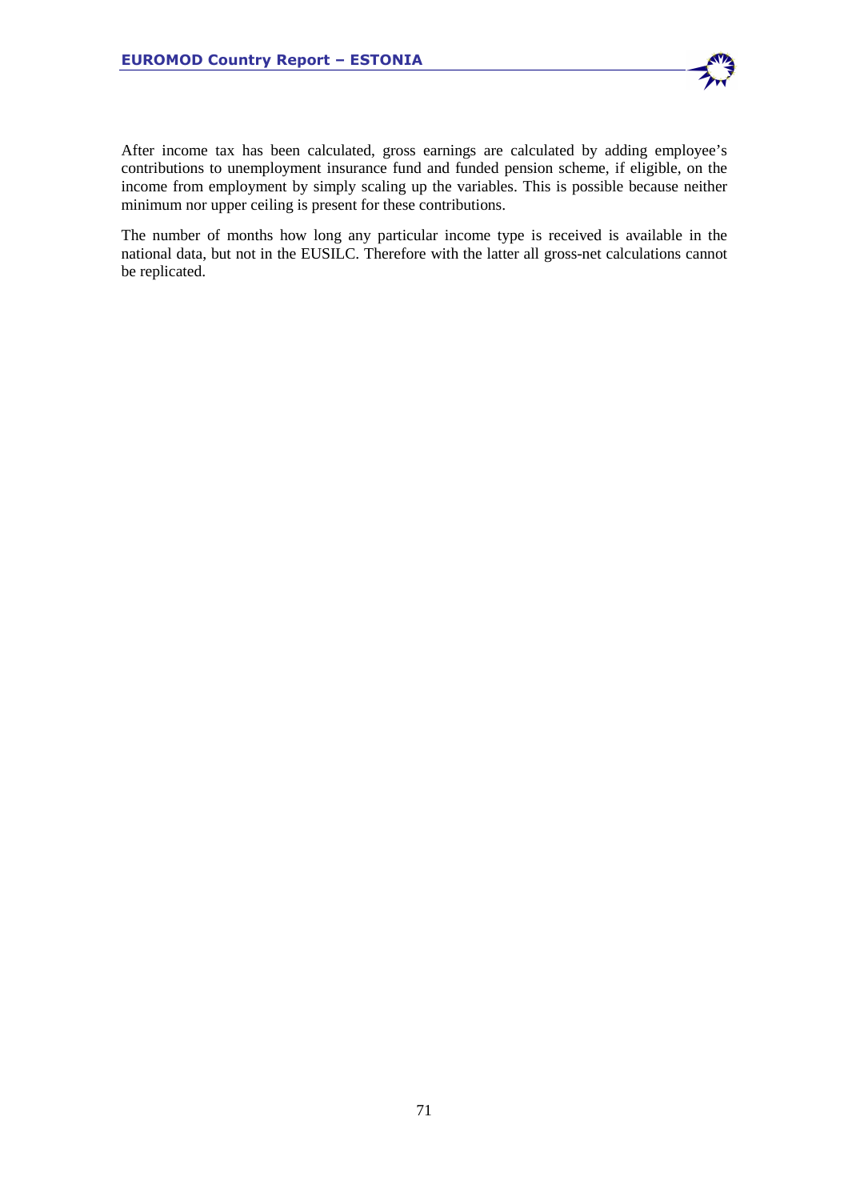After income tax has been calculated, gross earnings are calculated by adding employee's contributions to unemployment insurance fund and funded pension scheme, if eligible, on the income from employment by simply scaling up the variables. This is possible because neither minimum nor upper ceiling is present for these contributions.

The number of months how long any particular income type is received is available in the national data, but not in the EUSILC. Therefore with the latter all gross-net calculations cannot be replicated.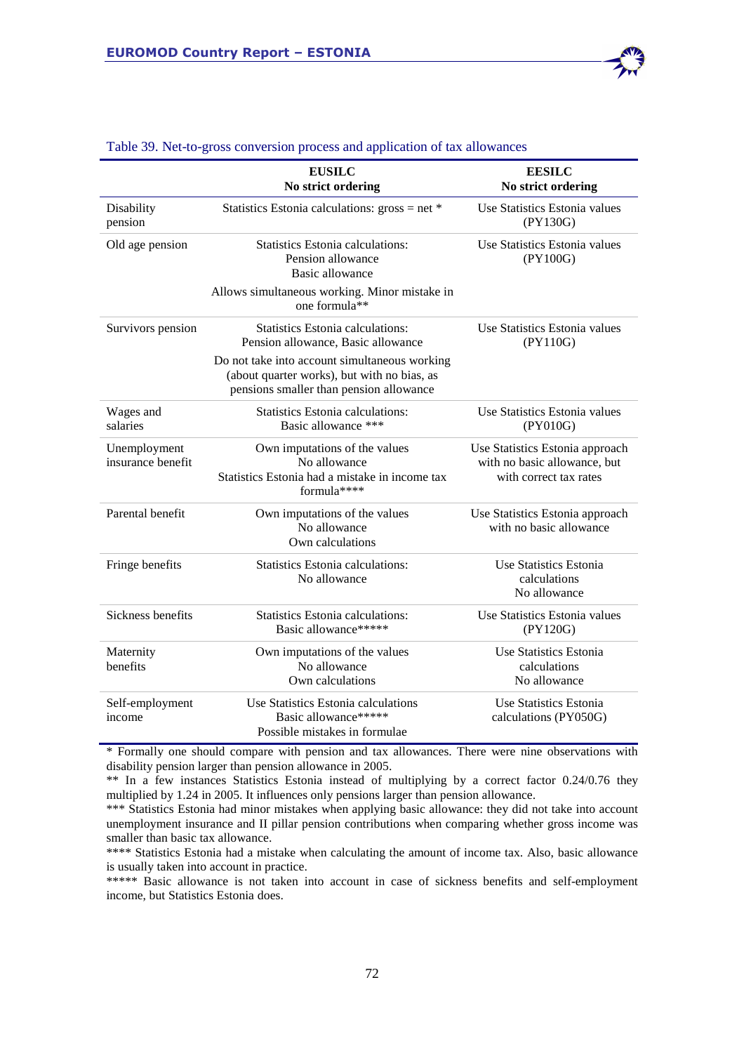Table 39. Net-to-gross conversion process and application of tax allowances

| | EUSILC<br>No strict ordering | EESILC<br>No strict ordering |
|---|---|---|
| Disability pension | Statistics Estonia calculations: gross = net * | Use Statistics Estonia values (PY130G) |
| Old age pension | Statistics Estonia calculations:<br>Pension allowance<br>Basic allowance<br>Allows simultaneous working. Minor mistake in one formula** | Use Statistics Estonia values (PY100G) |
| Survivors pension | Statistics Estonia calculations:<br>Pension allowance, Basic allowance<br>Do not take into account simultaneous working (about quarter works), but with no bias, as pensions smaller than pension allowance | Use Statistics Estonia values (PY110G) |
| Wages and salaries | Statistics Estonia calculations:<br>Basic allowance *** | Use Statistics Estonia values (PY010G) |
| Unemployment insurance benefit | Own imputations of the values<br>No allowance<br>Statistics Estonia had a mistake in income tax formula**** | Use Statistics Estonia approach with no basic allowance, but with correct tax rates |
| Parental benefit | Own imputations of the values<br>No allowance<br>Own calculations | Use Statistics Estonia approach with no basic allowance |
| Fringe benefits | Statistics Estonia calculations:<br>No allowance | Use Statistics Estonia calculations<br>No allowance |
| Sickness benefits | Statistics Estonia calculations:<br>Basic allowance***** | Use Statistics Estonia values (PY120G) |
| Maternity benefits | Own imputations of the values<br>No allowance<br>Own calculations | Use Statistics Estonia calculations<br>No allowance |
| Self-employment income | Use Statistics Estonia calculations<br>Basic allowance*****<br>Possible mistakes in formulae | Use Statistics Estonia calculations (PY050G) |

* Formally one should compare with pension and tax allowances. There were nine observations with disability pension larger than pension allowance in 2005.
** In a few instances Statistics Estonia instead of multiplying by a correct factor 0.24/0.76 they multiplied by 1.24 in 2005. It influences only pensions larger than pension allowance.
*** Statistics Estonia had minor mistakes when applying basic allowance: they did not take into account unemployment insurance and II pillar pension contributions when comparing whether gross income was smaller than basic tax allowance.
**** Statistics Estonia had a mistake when calculating the amount of income tax. Also, basic allowance is usually taken into account in practice.
***** Basic allowance is not taken into account in case of sickness benefits and self-employment income, but Statistics Estonia does.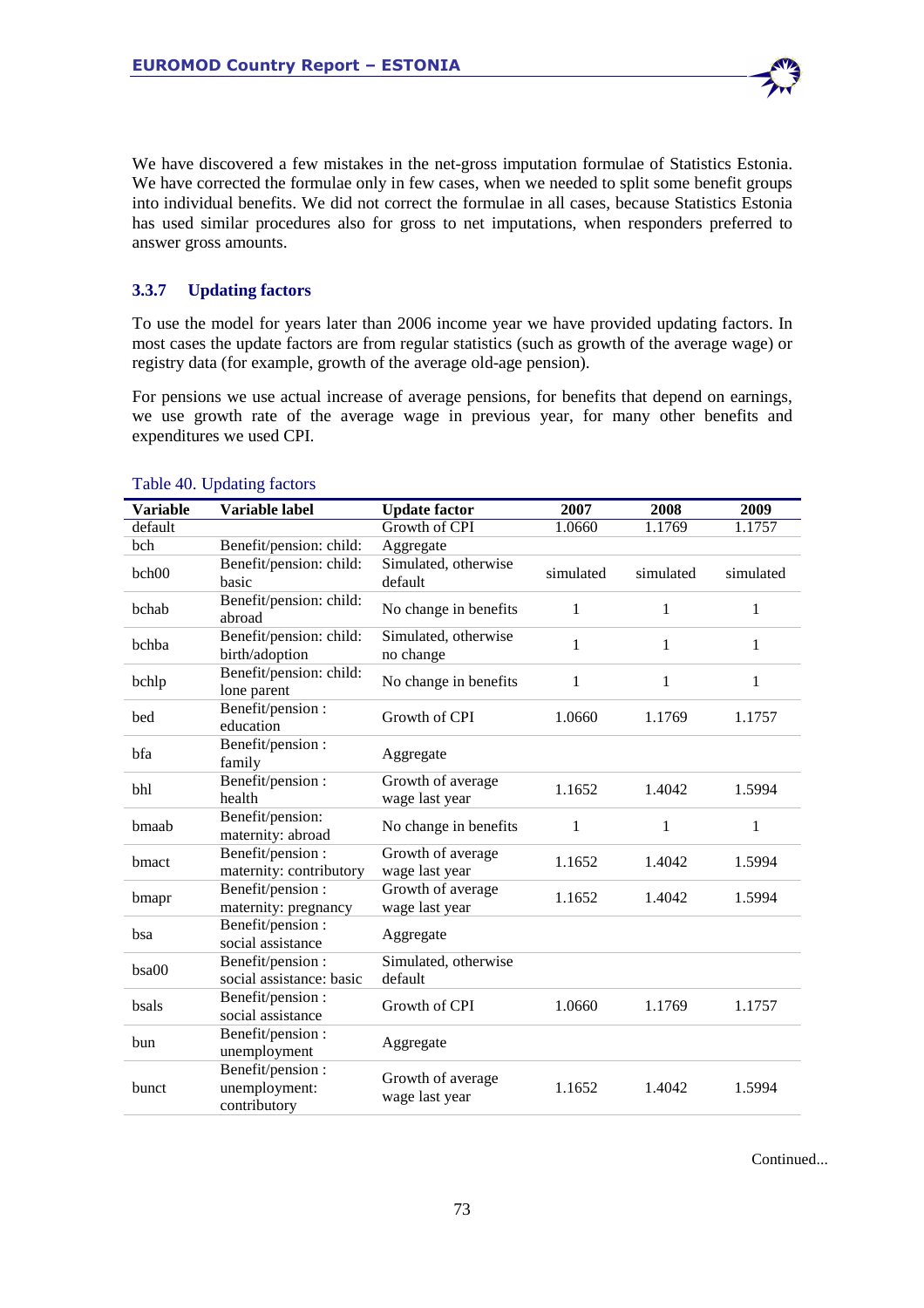We have discovered a few mistakes in the net-gross imputation formulae of Statistics Estonia. We have corrected the formulae only in few cases, when we needed to split some benefit groups into individual benefits. We did not correct the formulae in all cases, because Statistics Estonia has used similar procedures also for gross to net imputations, when responders preferred to answer gross amounts.

### 3.3.7 Updating factors

To use the model for years later than 2006 income year we have provided updating factors. In most cases the update factors are from regular statistics (such as growth of the average wage) or registry data (for example, growth of the average old-age pension).

For pensions we use actual increase of average pensions, for benefits that depend on earnings, we use growth rate of the average wage in previous year, for many other benefits and expenditures we used CPI.

Table 40. Updating factors

| Variable | Variable label | Update factor | 2007 | 2008 | 2009 |
|---|---|---|---|---|---|
| default | | Growth of CPI | 1.0660 | 1.1769 | 1.1757 |
| bch | Benefit/pension: child: | Aggregate | | | |
| bch00 | Benefit/pension: child: basic | Simulated, otherwise default | simulated | simulated | simulated |
| bchab | Benefit/pension: child: abroad | No change in benefits | 1 | 1 | 1 |
| bchba | Benefit/pension: child: birth/adoption | Simulated, otherwise no change | 1 | 1 | 1 |
| bchlp | Benefit/pension: child: lone parent | No change in benefits | 1 | 1 | 1 |
| bed | Benefit/pension : education | Growth of CPI | 1.0660 | 1.1769 | 1.1757 |
| bfa | Benefit/pension : family | Aggregate | | | |
| bhl | Benefit/pension : health | Growth of average wage last year | 1.1652 | 1.4042 | 1.5994 |
| bmaab | Benefit/pension: maternity: abroad | No change in benefits | 1 | 1 | 1 |
| bmact | Benefit/pension : maternity: contributory | Growth of average wage last year | 1.1652 | 1.4042 | 1.5994 |
| bmapr | Benefit/pension : maternity: pregnancy | Growth of average wage last year | 1.1652 | 1.4042 | 1.5994 |
| bsa | Benefit/pension : social assistance | Aggregate | | | |
| bsa00 | Benefit/pension : social assistance: basic | Simulated, otherwise default | | | |
| bsals | Benefit/pension : social assistance | Growth of CPI | 1.0660 | 1.1769 | 1.1757 |
| bun | Benefit/pension : unemployment | Aggregate | | | |
| bunct | Benefit/pension : unemployment: contributory | Growth of average wage last year | 1.1652 | 1.4042 | 1.5994 |

Continued...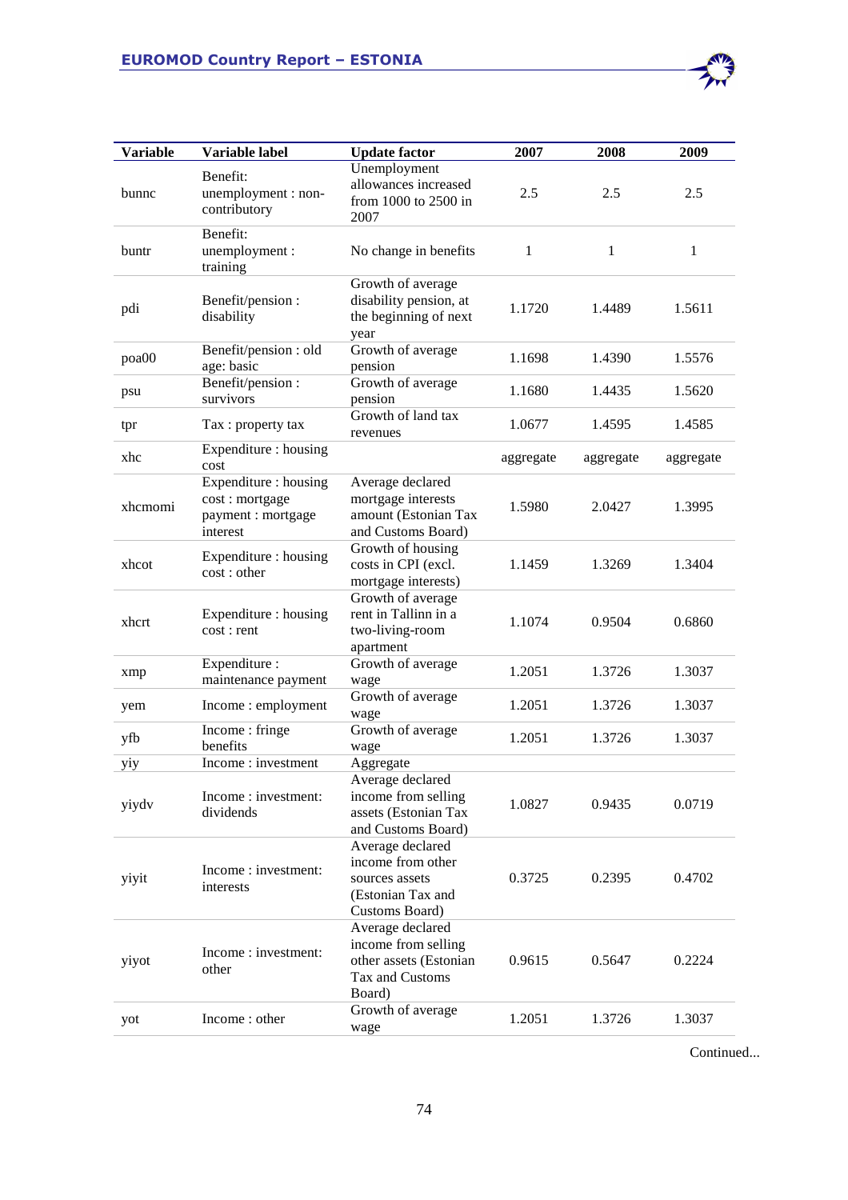| Variable | Variable label | Update factor | 2007 | 2008 | 2009 |
|---|---|---|---|---|---|
| bunnc | Benefit: unemployment : non-contributory | Unemployment allowances increased from 1000 to 2500 in 2007 | 2.5 | 2.5 | 2.5 |
| buntr | Benefit: unemployment : training | No change in benefits | 1 | 1 | 1 |
| pdi | Benefit/pension : disability | Growth of average disability pension, at the beginning of next year | 1.1720 | 1.4489 | 1.5611 |
| poa00 | Benefit/pension : old age: basic | Growth of average pension | 1.1698 | 1.4390 | 1.5576 |
| psu | Benefit/pension : survivors | Growth of average pension | 1.1680 | 1.4435 | 1.5620 |
| tpr | Tax : property tax | Growth of land tax revenues | 1.0677 | 1.4595 | 1.4585 |
| xhc | Expenditure : housing cost | | aggregate | aggregate | aggregate |
| xhcmomi | Expenditure : housing cost : mortgage payment : mortgage interest | Average declared mortgage interests amount (Estonian Tax and Customs Board) | 1.5980 | 2.0427 | 1.3995 |
| xhcot | Expenditure : housing cost : other | Growth of housing costs in CPI (excl. mortgage interests) | 1.1459 | 1.3269 | 1.3404 |
| xhcrt | Expenditure : housing cost : rent | Growth of average rent in Tallinn in a two-living-room apartment | 1.1074 | 0.9504 | 0.6860 |
| xmp | Expenditure : maintenance payment | Growth of average wage | 1.2051 | 1.3726 | 1.3037 |
| yem | Income : employment | Growth of average wage | 1.2051 | 1.3726 | 1.3037 |
| yfb | Income : fringe benefits | Growth of average wage | 1.2051 | 1.3726 | 1.3037 |
| yiy | Income : investment | Aggregate | | | |
| yiydv | Income : investment: dividends | Average declared income from selling assets (Estonian Tax and Customs Board) | 1.0827 | 0.9435 | 0.0719 |
| yiyit | Income : investment: interests | Average declared income from other sources assets (Estonian Tax and Customs Board) | 0.3725 | 0.2395 | 0.4702 |
| yiyot | Income : investment: other | Average declared income from selling other assets (Estonian Tax and Customs Board) | 0.9615 | 0.5647 | 0.2224 |
| yot | Income : other | Growth of average wage | 1.2051 | 1.3726 | 1.3037 |

Continued...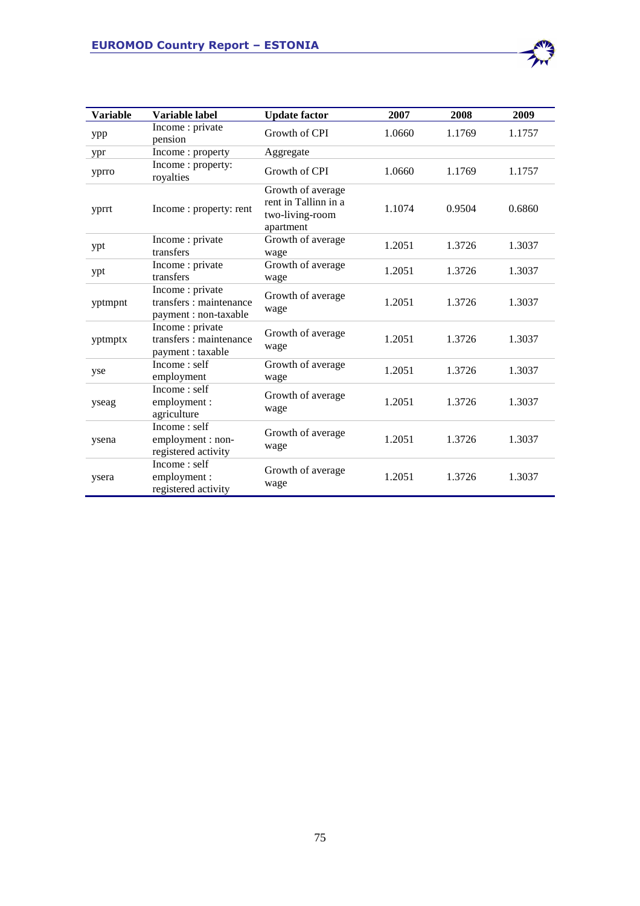| Variable | Variable label | Update factor | 2007 | 2008 | 2009 |
|---|---|---|---|---|---|
| ypp | Income : private pension | Growth of CPI | 1.0660 | 1.1769 | 1.1757 |
| ypr | Income : property | Aggregate | | | |
| yprro | Income : property: royalties | Growth of CPI | 1.0660 | 1.1769 | 1.1757 |
| yprrt | Income : property: rent | Growth of average rent in Tallinn in a two-living-room apartment | 1.1074 | 0.9504 | 0.6860 |
| ypt | Income : private transfers | Growth of average wage | 1.2051 | 1.3726 | 1.3037 |
| ypt | Income : private transfers | Growth of average wage | 1.2051 | 1.3726 | 1.3037 |
| yptmpnt | Income : private transfers : maintenance payment : non-taxable | Growth of average wage | 1.2051 | 1.3726 | 1.3037 |
| yptmptx | Income : private transfers : maintenance payment : taxable | Growth of average wage | 1.2051 | 1.3726 | 1.3037 |
| yse | Income : self employment | Growth of average wage | 1.2051 | 1.3726 | 1.3037 |
| yseag | Income : self employment : agriculture | Growth of average wage | 1.2051 | 1.3726 | 1.3037 |
| ysena | Income : self employment : non-registered activity | Growth of average wage | 1.2051 | 1.3726 | 1.3037 |
| ysera | Income : self employment : registered activity | Growth of average wage | 1.2051 | 1.3726 | 1.3037 |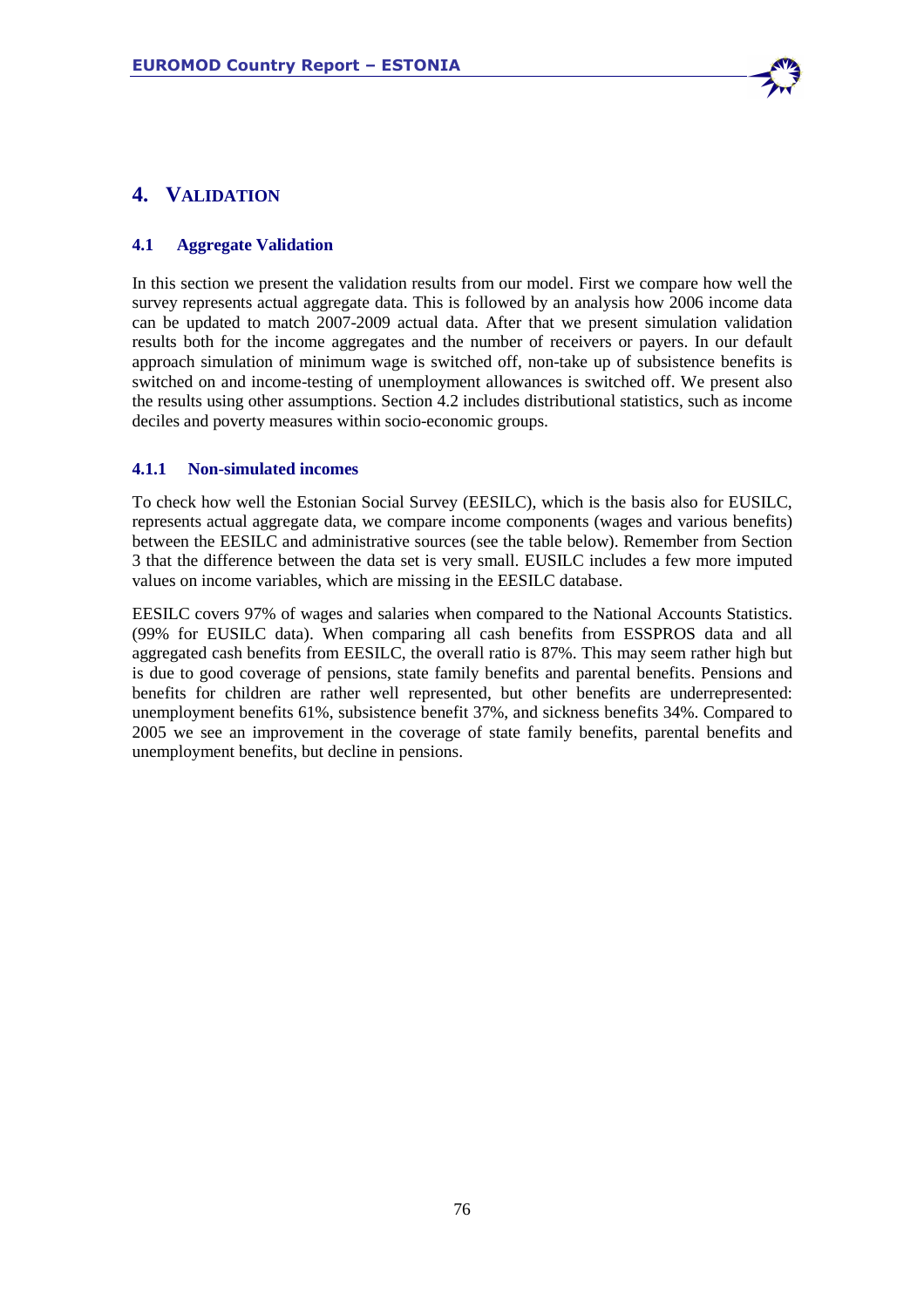# 4. VALIDATION

## 4.1 Aggregate Validation

In this section we present the validation results from our model. First we compare how well the survey represents actual aggregate data. This is followed by an analysis how 2006 income data can be updated to match 2007-2009 actual data. After that we present simulation validation results both for the income aggregates and the number of receivers or payers. In our default approach simulation of minimum wage is switched off, non-take up of subsistence benefits is switched on and income-testing of unemployment allowances is switched off. We present also the results using other assumptions. Section 4.2 includes distributional statistics, such as income deciles and poverty measures within socio-economic groups.

### 4.1.1 Non-simulated incomes

To check how well the Estonian Social Survey (EESILC), which is the basis also for EUSILC, represents actual aggregate data, we compare income components (wages and various benefits) between the EESILC and administrative sources (see the table below). Remember from Section 3 that the difference between the data set is very small. EUSILC includes a few more imputed values on income variables, which are missing in the EESILC database.

EESILC covers 97% of wages and salaries when compared to the National Accounts Statistics. (99% for EUSILC data). When comparing all cash benefits from ESSPROS data and all aggregated cash benefits from EESILC, the overall ratio is 87%. This may seem rather high but is due to good coverage of pensions, state family benefits and parental benefits. Pensions and benefits for children are rather well represented, but other benefits are underrepresented: unemployment benefits 61%, subsistence benefit 37%, and sickness benefits 34%. Compared to 2005 we see an improvement in the coverage of state family benefits, parental benefits and unemployment benefits, but decline in pensions.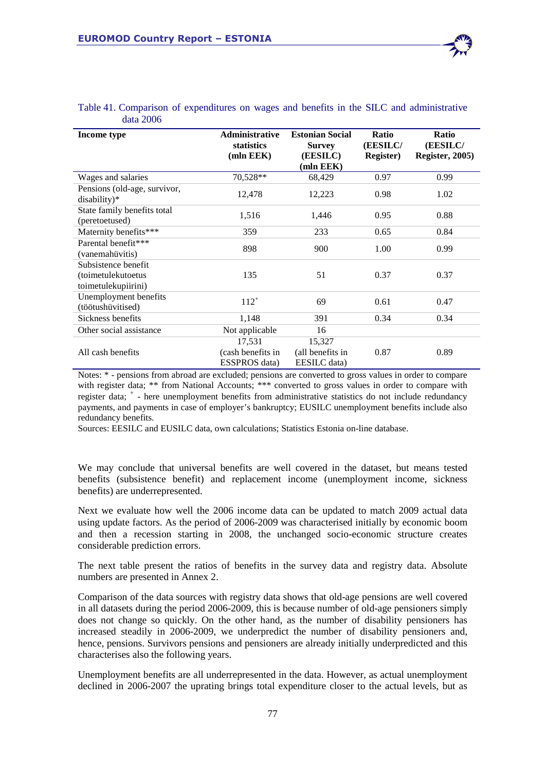Table 41. Comparison of expenditures on wages and benefits in the SILC and administrative data 2006

| Income type | Administrative statistics (mln EEK) | Estonian Social Survey (EESILC) (mln EEK) | Ratio (EESILC/ Register) | Ratio (EESILC/ Register, 2005) |
|---|---|---|---|---|
| Wages and salaries | 70,528** | 68,429 | 0.97 | 0.99 |
| Pensions (old-age, survivor, disability)* | 12,478 | 12,223 | 0.98 | 1.02 |
| State family benefits total (peretoetused) | 1,516 | 1,446 | 0.95 | 0.88 |
| Maternity benefits*** | 359 | 233 | 0.65 | 0.84 |
| Parental benefit*** (vanemahüvitis) | 898 | 900 | 1.00 | 0.99 |
| Subsistence benefit (toimetulekutoetus toimetulekupiirini) | 135 | 51 | 0.37 | 0.37 |
| Unemployment benefits (töötushüvitised) | 112+ | 69 | 0.61 | 0.47 |
| Sickness benefits | 1,148 | 391 | 0.34 | 0.34 |
| Other social assistance | Not applicable | 16 | | |
| All cash benefits | 17,531 (cash benefits in ESSPROS data) | 15,327 (all benefits in EESILC data) | 0.87 | 0.89 |

Notes: * - pensions from abroad are excluded; pensions are converted to gross values in order to compare with register data; ** from National Accounts; *** converted to gross values in order to compare with register data; + - here unemployment benefits from administrative statistics do not include redundancy payments, and payments in case of employer's bankruptcy; EUSILC unemployment benefits include also redundancy benefits.

Sources: EESILC and EUSILC data, own calculations; Statistics Estonia on-line database.

We may conclude that universal benefits are well covered in the dataset, but means tested benefits (subsistence benefit) and replacement income (unemployment income, sickness benefits) are underrepresented.

Next we evaluate how well the 2006 income data can be updated to match 2009 actual data using update factors. As the period of 2006-2009 was characterised initially by economic boom and then a recession starting in 2008, the unchanged socio-economic structure creates considerable prediction errors.

The next table present the ratios of benefits in the survey data and registry data. Absolute numbers are presented in Annex 2.

Comparison of the data sources with registry data shows that old-age pensions are well covered in all datasets during the period 2006-2009, this is because number of old-age pensioners simply does not change so quickly. On the other hand, as the number of disability pensioners has increased steadily in 2006-2009, we underpredict the number of disability pensioners and, hence, pensions. Survivors pensions and pensioners are already initially underpredicted and this characterises also the following years.

Unemployment benefits are all underrepresented in the data. However, as actual unemployment declined in 2006-2007 the uprating brings total expenditure closer to the actual levels, but as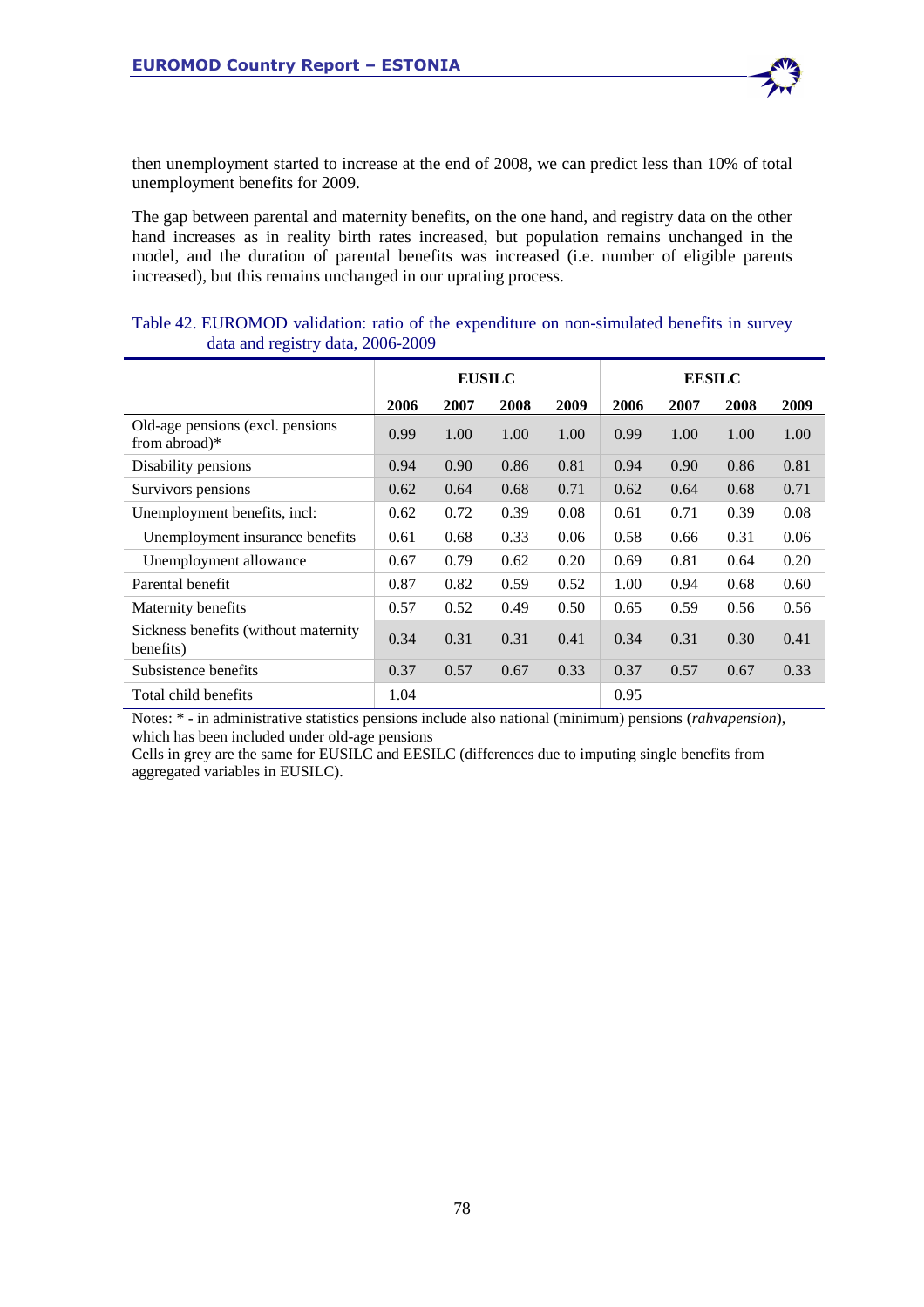then unemployment started to increase at the end of 2008, we can predict less than 10% of total unemployment benefits for 2009.

The gap between parental and maternity benefits, on the one hand, and registry data on the other hand increases as in reality birth rates increased, but population remains unchanged in the model, and the duration of parental benefits was increased (i.e. number of eligible parents increased), but this remains unchanged in our uprating process.

Table 42. EUROMOD validation: ratio of the expenditure on non-simulated benefits in survey data and registry data, 2006-2009

| | EUSILC | | | | EESILC | | | |
|---|---|---|---|---|---|---|---|---|
| | **2006** | **2007** | **2008** | **2009** | **2006** | **2007** | **2008** | **2009** |
| Old-age pensions (excl. pensions from abroad)* | 0.99 | 1.00 | 1.00 | 1.00 | 0.99 | 1.00 | 1.00 | 1.00 |
| Disability pensions | 0.94 | 0.90 | 0.86 | 0.81 | 0.94 | 0.90 | 0.86 | 0.81 |
| Survivors pensions | 0.62 | 0.64 | 0.68 | 0.71 | 0.62 | 0.64 | 0.68 | 0.71 |
| Unemployment benefits, incl: | 0.62 | 0.72 | 0.39 | 0.08 | 0.61 | 0.71 | 0.39 | 0.08 |
| Unemployment insurance benefits | 0.61 | 0.68 | 0.33 | 0.06 | 0.58 | 0.66 | 0.31 | 0.06 |
| Unemployment allowance | 0.67 | 0.79 | 0.62 | 0.20 | 0.69 | 0.81 | 0.64 | 0.20 |
| Parental benefit | 0.87 | 0.82 | 0.59 | 0.52 | 1.00 | 0.94 | 0.68 | 0.60 |
| Maternity benefits | 0.57 | 0.52 | 0.49 | 0.50 | 0.65 | 0.59 | 0.56 | 0.56 |
| Sickness benefits (without maternity benefits) | 0.34 | 0.31 | 0.31 | 0.41 | 0.34 | 0.31 | 0.30 | 0.41 |
| Subsistence benefits | 0.37 | 0.57 | 0.67 | 0.33 | 0.37 | 0.57 | 0.67 | 0.33 |
| Total child benefits | 1.04 | | | | 0.95 | | | |

Notes: * - in administrative statistics pensions include also national (minimum) pensions (*rahvapension*), which has been included under old-age pensions

Cells in grey are the same for EUSILC and EESILC (differences due to imputing single benefits from aggregated variables in EUSILC).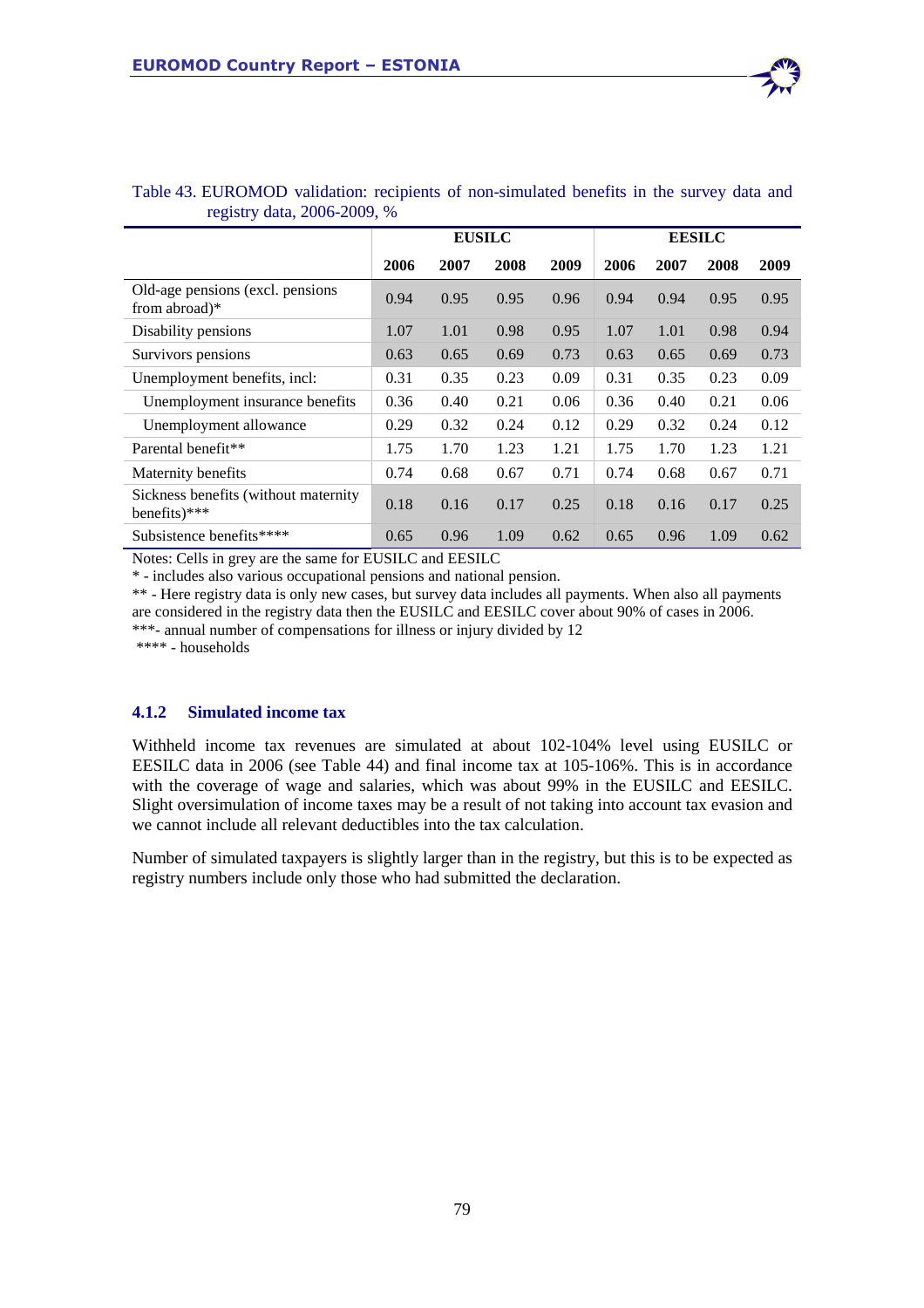Table 43. EUROMOD validation: recipients of non-simulated benefits in the survey data and registry data, 2006-2009, %

| | EUSILC | | | | EESILC | | | |
|---|---|---|---|---|---|---|---|---|
| | **2006** | **2007** | **2008** | **2009** | **2006** | **2007** | **2008** | **2009** |
| Old-age pensions (excl. pensions from abroad)* | 0.94 | 0.95 | 0.95 | 0.96 | 0.94 | 0.94 | 0.95 | 0.95 |
| Disability pensions | 1.07 | 1.01 | 0.98 | 0.95 | 1.07 | 1.01 | 0.98 | 0.94 |
| Survivors pensions | 0.63 | 0.65 | 0.69 | 0.73 | 0.63 | 0.65 | 0.69 | 0.73 |
| Unemployment benefits, incl: | 0.31 | 0.35 | 0.23 | 0.09 | 0.31 | 0.35 | 0.23 | 0.09 |
| Unemployment insurance benefits | 0.36 | 0.40 | 0.21 | 0.06 | 0.36 | 0.40 | 0.21 | 0.06 |
| Unemployment allowance | 0.29 | 0.32 | 0.24 | 0.12 | 0.29 | 0.32 | 0.24 | 0.12 |
| Parental benefit** | 1.75 | 1.70 | 1.23 | 1.21 | 1.75 | 1.70 | 1.23 | 1.21 |
| Maternity benefits | 0.74 | 0.68 | 0.67 | 0.71 | 0.74 | 0.68 | 0.67 | 0.71 |
| Sickness benefits (without maternity benefits)*** | 0.18 | 0.16 | 0.17 | 0.25 | 0.18 | 0.16 | 0.17 | 0.25 |
| Subsistence benefits**** | 0.65 | 0.96 | 1.09 | 0.62 | 0.65 | 0.96 | 1.09 | 0.62 |

Notes: Cells in grey are the same for EUSILC and EESILC

* - includes also various occupational pensions and national pension.

** - Here registry data is only new cases, but survey data includes all payments. When also all payments are considered in the registry data then the EUSILC and EESILC cover about 90% of cases in 2006.

***- annual number of compensations for illness or injury divided by 12

**** - households

### 4.1.2 Simulated income tax

Withheld income tax revenues are simulated at about 102-104% level using EUSILC or EESILC data in 2006 (see Table 44) and final income tax at 105-106%. This is in accordance with the coverage of wage and salaries, which was about 99% in the EUSILC and EESILC. Slight oversimulation of income taxes may be a result of not taking into account tax evasion and we cannot include all relevant deductibles into the tax calculation.

Number of simulated taxpayers is slightly larger than in the registry, but this is to be expected as registry numbers include only those who had submitted the declaration.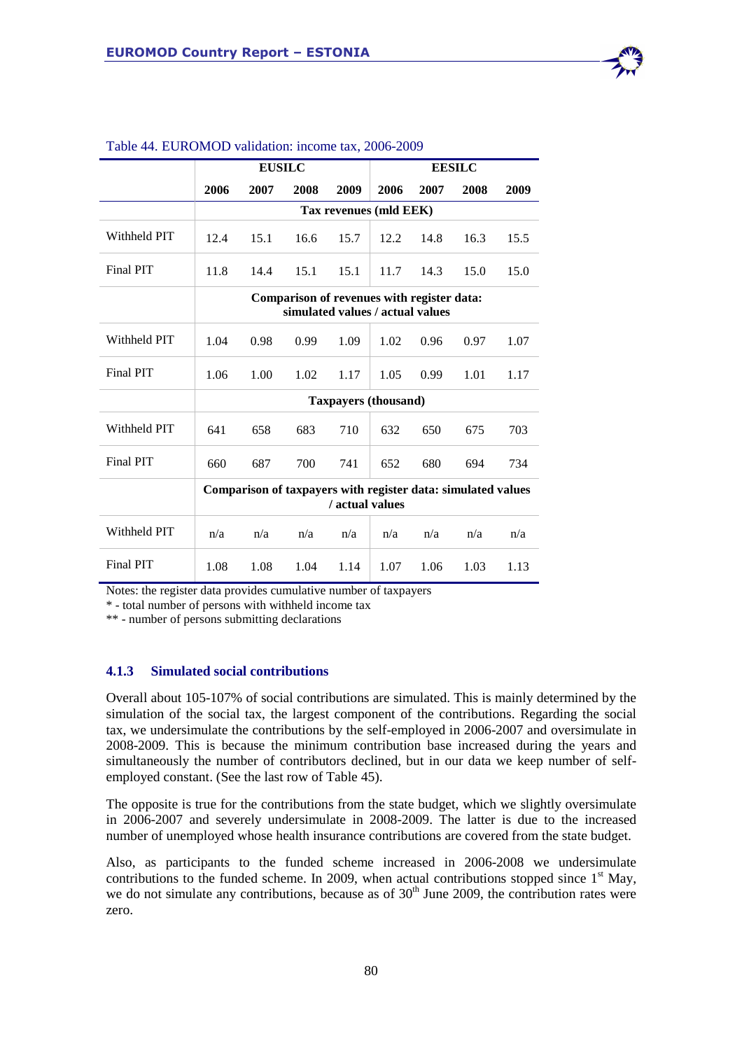Table 44. EUROMOD validation: income tax, 2006-2009

| | EUSILC | | | | EESILC | | | |
|---|---|---|---|---|---|---|---|---|
| | 2006 | 2007 | 2008 | 2009 | 2006 | 2007 | 2008 | 2009 |
| | Tax revenues (mld EEK) | | | | | | | |
| Withheld PIT | 12.4 | 15.1 | 16.6 | 15.7 | 12.2 | 14.8 | 16.3 | 15.5 |
| Final PIT | 11.8 | 14.4 | 15.1 | 15.1 | 11.7 | 14.3 | 15.0 | 15.0 |
| | Comparison of revenues with register data: simulated values / actual values | | | | | | | |
| Withheld PIT | 1.04 | 0.98 | 0.99 | 1.09 | 1.02 | 0.96 | 0.97 | 1.07 |
| Final PIT | 1.06 | 1.00 | 1.02 | 1.17 | 1.05 | 0.99 | 1.01 | 1.17 |
| | Taxpayers (thousand) | | | | | | | |
| Withheld PIT | 641 | 658 | 683 | 710 | 632 | 650 | 675 | 703 |
| Final PIT | 660 | 687 | 700 | 741 | 652 | 680 | 694 | 734 |
| | Comparison of taxpayers with register data: simulated values / actual values | | | | | | | |
| Withheld PIT | n/a | n/a | n/a | n/a | n/a | n/a | n/a | n/a |
| Final PIT | 1.08 | 1.08 | 1.04 | 1.14 | 1.07 | 1.06 | 1.03 | 1.13 |

Notes: the register data provides cumulative number of taxpayers
* - total number of persons with withheld income tax
** - number of persons submitting declarations

### 4.1.3 Simulated social contributions

Overall about 105-107% of social contributions are simulated. This is mainly determined by the simulation of the social tax, the largest component of the contributions. Regarding the social tax, we undersimulate the contributions by the self-employed in 2006-2007 and oversimulate in 2008-2009. This is because the minimum contribution base increased during the years and simultaneously the number of contributors declined, but in our data we keep number of self-employed constant. (See the last row of Table 45).

The opposite is true for the contributions from the state budget, which we slightly oversimulate in 2006-2007 and severely undersimulate in 2008-2009. The latter is due to the increased number of unemployed whose health insurance contributions are covered from the state budget.

Also, as participants to the funded scheme increased in 2006-2008 we undersimulate contributions to the funded scheme. In 2009, when actual contributions stopped since 1st May, we do not simulate any contributions, because as of 30th June 2009, the contribution rates were zero.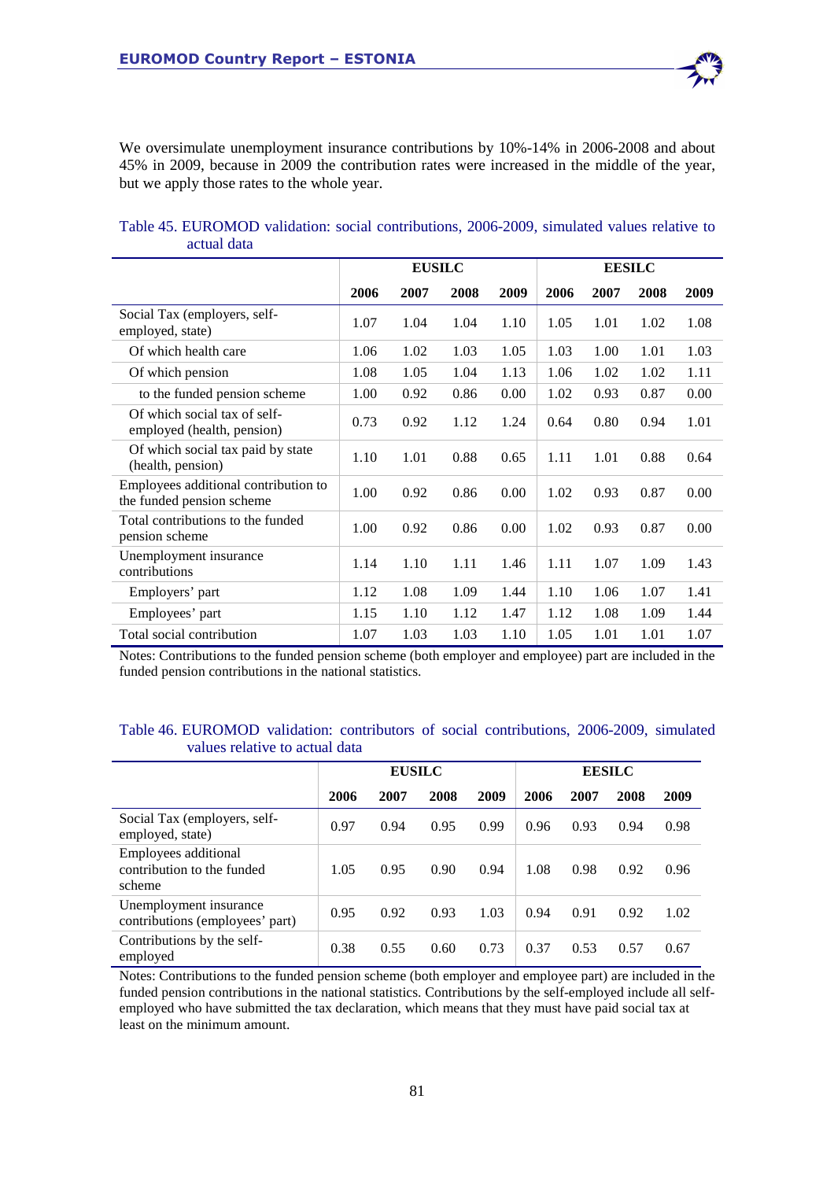We oversimulate unemployment insurance contributions by 10%-14% in 2006-2008 and about 45% in 2009, because in 2009 the contribution rates were increased in the middle of the year, but we apply those rates to the whole year.

Table 45. EUROMOD validation: social contributions, 2006-2009, simulated values relative to actual data

| | EUSILC | | | | EESILC | | | |
|---|---|---|---|---|---|---|---|---|
| | 2006 | 2007 | 2008 | 2009 | 2006 | 2007 | 2008 | 2009 |
| Social Tax (employers, self-employed, state) | 1.07 | 1.04 | 1.04 | 1.10 | 1.05 | 1.01 | 1.02 | 1.08 |
| Of which health care | 1.06 | 1.02 | 1.03 | 1.05 | 1.03 | 1.00 | 1.01 | 1.03 |
| Of which pension | 1.08 | 1.05 | 1.04 | 1.13 | 1.06 | 1.02 | 1.02 | 1.11 |
| to the funded pension scheme | 1.00 | 0.92 | 0.86 | 0.00 | 1.02 | 0.93 | 0.87 | 0.00 |
| Of which social tax of self-employed (health, pension) | 0.73 | 0.92 | 1.12 | 1.24 | 0.64 | 0.80 | 0.94 | 1.01 |
| Of which social tax paid by state (health, pension) | 1.10 | 1.01 | 0.88 | 0.65 | 1.11 | 1.01 | 0.88 | 0.64 |
| Employees additional contribution to the funded pension scheme | 1.00 | 0.92 | 0.86 | 0.00 | 1.02 | 0.93 | 0.87 | 0.00 |
| Total contributions to the funded pension scheme | 1.00 | 0.92 | 0.86 | 0.00 | 1.02 | 0.93 | 0.87 | 0.00 |
| Unemployment insurance contributions | 1.14 | 1.10 | 1.11 | 1.46 | 1.11 | 1.07 | 1.09 | 1.43 |
| Employers' part | 1.12 | 1.08 | 1.09 | 1.44 | 1.10 | 1.06 | 1.07 | 1.41 |
| Employees' part | 1.15 | 1.10 | 1.12 | 1.47 | 1.12 | 1.08 | 1.09 | 1.44 |
| Total social contribution | 1.07 | 1.03 | 1.03 | 1.10 | 1.05 | 1.01 | 1.01 | 1.07 |

Notes: Contributions to the funded pension scheme (both employer and employee) part are included in the funded pension contributions in the national statistics.

Table 46. EUROMOD validation: contributors of social contributions, 2006-2009, simulated values relative to actual data

| | EUSILC | | | | EESILC | | | |
|---|---|---|---|---|---|---|---|---|
| | 2006 | 2007 | 2008 | 2009 | 2006 | 2007 | 2008 | 2009 |
| Social Tax (employers, self-employed, state) | 0.97 | 0.94 | 0.95 | 0.99 | 0.96 | 0.93 | 0.94 | 0.98 |
| Employees additional contribution to the funded scheme | 1.05 | 0.95 | 0.90 | 0.94 | 1.08 | 0.98 | 0.92 | 0.96 |
| Unemployment insurance contributions (employees' part) | 0.95 | 0.92 | 0.93 | 1.03 | 0.94 | 0.91 | 0.92 | 1.02 |
| Contributions by the self-employed | 0.38 | 0.55 | 0.60 | 0.73 | 0.37 | 0.53 | 0.57 | 0.67 |

Notes: Contributions to the funded pension scheme (both employer and employee part) are included in the funded pension contributions in the national statistics. Contributions by the self-employed include all self-employed who have submitted the tax declaration, which means that they must have paid social tax at least on the minimum amount.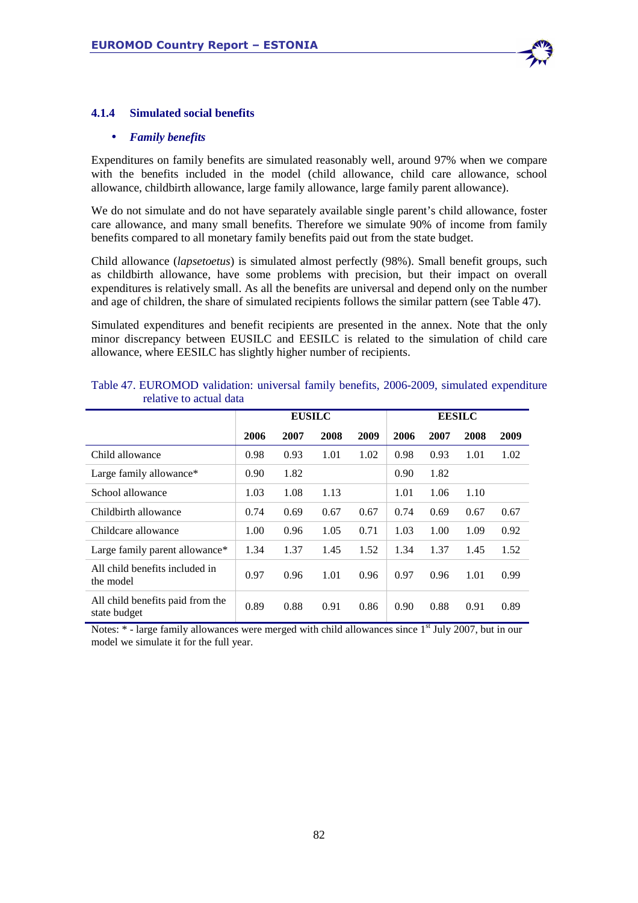### 4.1.4 Simulated social benefits

- ***Family benefits***

Expenditures on family benefits are simulated reasonably well, around 97% when we compare with the benefits included in the model (child allowance, child care allowance, school allowance, childbirth allowance, large family allowance, large family parent allowance).

We do not simulate and do not have separately available single parent's child allowance, foster care allowance, and many small benefits. Therefore we simulate 90% of income from family benefits compared to all monetary family benefits paid out from the state budget.

Child allowance (*lapsetoetus*) is simulated almost perfectly (98%). Small benefit groups, such as childbirth allowance, have some problems with precision, but their impact on overall expenditures is relatively small. As all the benefits are universal and depend only on the number and age of children, the share of simulated recipients follows the similar pattern (see Table 47).

Simulated expenditures and benefit recipients are presented in the annex. Note that the only minor discrepancy between EUSILC and EESILC is related to the simulation of child care allowance, where EESILC has slightly higher number of recipients.

Table 47. EUROMOD validation: universal family benefits, 2006-2009, simulated expenditure relative to actual data

| | EUSILC | | | | EESILC | | | |
|---|---|---|---|---|---|---|---|---|
| | **2006** | **2007** | **2008** | **2009** | **2006** | **2007** | **2008** | **2009** |
| Child allowance | 0.98 | 0.93 | 1.01 | 1.02 | 0.98 | 0.93 | 1.01 | 1.02 |
| Large family allowance* | 0.90 | 1.82 | | | 0.90 | 1.82 | | |
| School allowance | 1.03 | 1.08 | 1.13 | | 1.01 | 1.06 | 1.10 | |
| Childbirth allowance | 0.74 | 0.69 | 0.67 | 0.67 | 0.74 | 0.69 | 0.67 | 0.67 |
| Childcare allowance | 1.00 | 0.96 | 1.05 | 0.71 | 1.03 | 1.00 | 1.09 | 0.92 |
| Large family parent allowance* | 1.34 | 1.37 | 1.45 | 1.52 | 1.34 | 1.37 | 1.45 | 1.52 |
| All child benefits included in the model | 0.97 | 0.96 | 1.01 | 0.96 | 0.97 | 0.96 | 1.01 | 0.99 |
| All child benefits paid from the state budget | 0.89 | 0.88 | 0.91 | 0.86 | 0.90 | 0.88 | 0.91 | 0.89 |

Notes: * - large family allowances were merged with child allowances since 1st July 2007, but in our model we simulate it for the full year.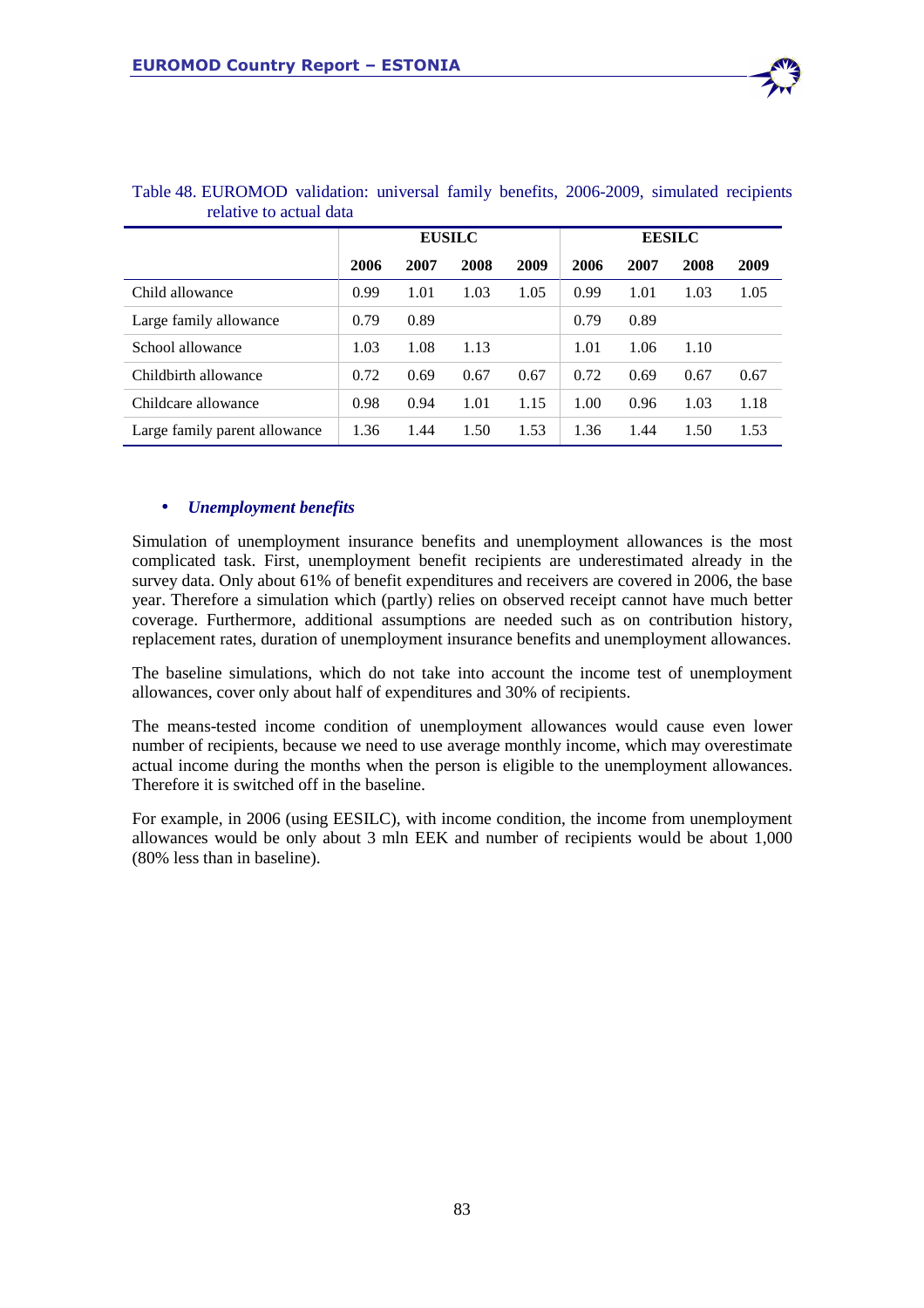Table 48. EUROMOD validation: universal family benefits, 2006-2009, simulated recipients relative to actual data

| | EUSILC | | | | EESILC | | | |
|---|---|---|---|---|---|---|---|---|
| | **2006** | **2007** | **2008** | **2009** | **2006** | **2007** | **2008** | **2009** |
| Child allowance | 0.99 | 1.01 | 1.03 | 1.05 | 0.99 | 1.01 | 1.03 | 1.05 |
| Large family allowance | 0.79 | 0.89 | | | 0.79 | 0.89 | | |
| School allowance | 1.03 | 1.08 | 1.13 | | 1.01 | 1.06 | 1.10 | |
| Childbirth allowance | 0.72 | 0.69 | 0.67 | 0.67 | 0.72 | 0.69 | 0.67 | 0.67 |
| Childcare allowance | 0.98 | 0.94 | 1.01 | 1.15 | 1.00 | 0.96 | 1.03 | 1.18 |
| Large family parent allowance | 1.36 | 1.44 | 1.50 | 1.53 | 1.36 | 1.44 | 1.50 | 1.53 |

- ***Unemployment benefits***

Simulation of unemployment insurance benefits and unemployment allowances is the most complicated task. First, unemployment benefit recipients are underestimated already in the survey data. Only about 61% of benefit expenditures and receivers are covered in 2006, the base year. Therefore a simulation which (partly) relies on observed receipt cannot have much better coverage. Furthermore, additional assumptions are needed such as on contribution history, replacement rates, duration of unemployment insurance benefits and unemployment allowances.

The baseline simulations, which do not take into account the income test of unemployment allowances, cover only about half of expenditures and 30% of recipients.

The means-tested income condition of unemployment allowances would cause even lower number of recipients, because we need to use average monthly income, which may overestimate actual income during the months when the person is eligible to the unemployment allowances. Therefore it is switched off in the baseline.

For example, in 2006 (using EESILC), with income condition, the income from unemployment allowances would be only about 3 mln EEK and number of recipients would be about 1,000 (80% less than in baseline).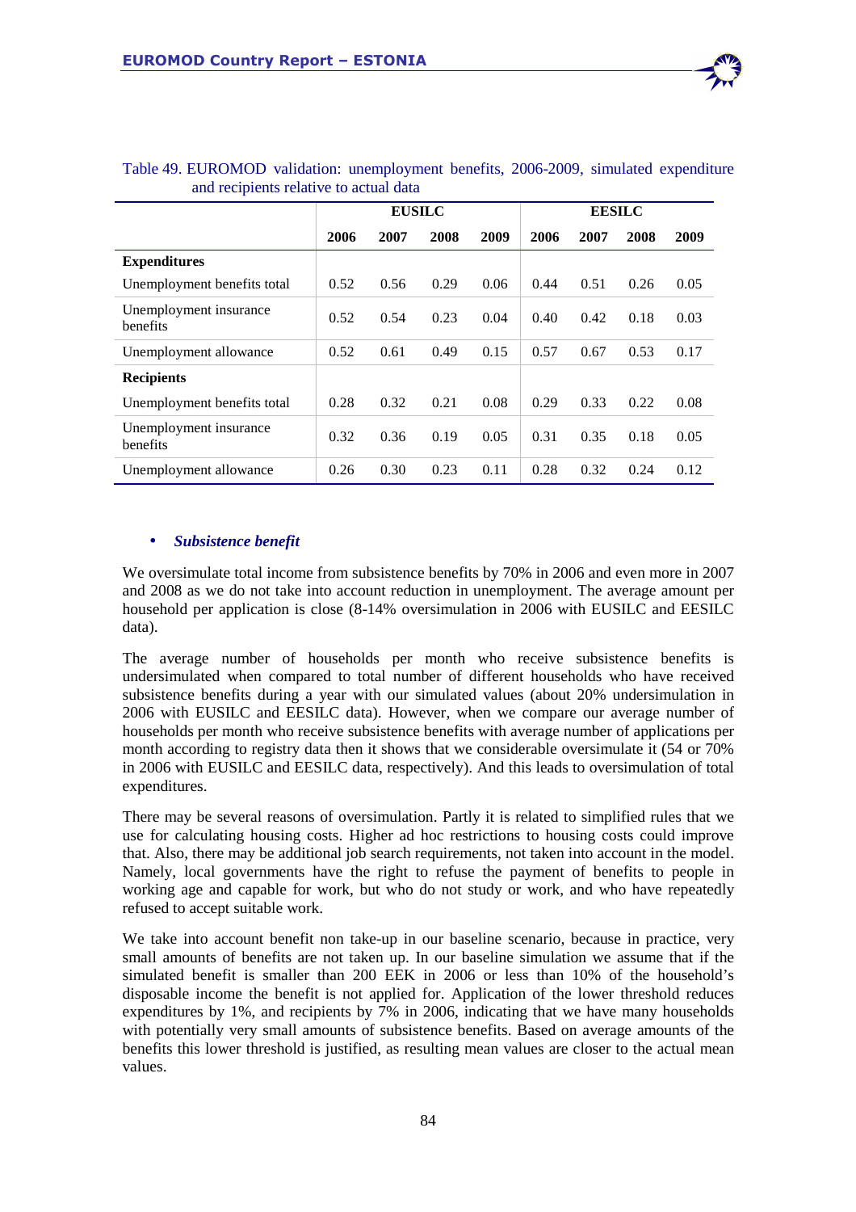Table 49. EUROMOD validation: unemployment benefits, 2006-2009, simulated expenditure and recipients relative to actual data

| | EUSILC | | | | EESILC | | | |
|---|---|---|---|---|---|---|---|---|
| | 2006 | 2007 | 2008 | 2009 | 2006 | 2007 | 2008 | 2009 |
| **Expenditures** | | | | | | | | |
| Unemployment benefits total | 0.52 | 0.56 | 0.29 | 0.06 | 0.44 | 0.51 | 0.26 | 0.05 |
| Unemployment insurance benefits | 0.52 | 0.54 | 0.23 | 0.04 | 0.40 | 0.42 | 0.18 | 0.03 |
| Unemployment allowance | 0.52 | 0.61 | 0.49 | 0.15 | 0.57 | 0.67 | 0.53 | 0.17 |
| **Recipients** | | | | | | | | |
| Unemployment benefits total | 0.28 | 0.32 | 0.21 | 0.08 | 0.29 | 0.33 | 0.22 | 0.08 |
| Unemployment insurance benefits | 0.32 | 0.36 | 0.19 | 0.05 | 0.31 | 0.35 | 0.18 | 0.05 |
| Unemployment allowance | 0.26 | 0.30 | 0.23 | 0.11 | 0.28 | 0.32 | 0.24 | 0.12 |

- ***Subsistence benefit***

We oversimulate total income from subsistence benefits by 70% in 2006 and even more in 2007 and 2008 as we do not take into account reduction in unemployment. The average amount per household per application is close (8-14% oversimulation in 2006 with EUSILC and EESILC data).

The average number of households per month who receive subsistence benefits is undersimulated when compared to total number of different households who have received subsistence benefits during a year with our simulated values (about 20% undersimulation in 2006 with EUSILC and EESILC data). However, when we compare our average number of households per month who receive subsistence benefits with average number of applications per month according to registry data then it shows that we considerable oversimulate it (54 or 70% in 2006 with EUSILC and EESILC data, respectively). And this leads to oversimulation of total expenditures.

There may be several reasons of oversimulation. Partly it is related to simplified rules that we use for calculating housing costs. Higher ad hoc restrictions to housing costs could improve that. Also, there may be additional job search requirements, not taken into account in the model. Namely, local governments have the right to refuse the payment of benefits to people in working age and capable for work, but who do not study or work, and who have repeatedly refused to accept suitable work.

We take into account benefit non take-up in our baseline scenario, because in practice, very small amounts of benefits are not taken up. In our baseline simulation we assume that if the simulated benefit is smaller than 200 EEK in 2006 or less than 10% of the household's disposable income the benefit is not applied for. Application of the lower threshold reduces expenditures by 1%, and recipients by 7% in 2006, indicating that we have many households with potentially very small amounts of subsistence benefits. Based on average amounts of the benefits this lower threshold is justified, as resulting mean values are closer to the actual mean values.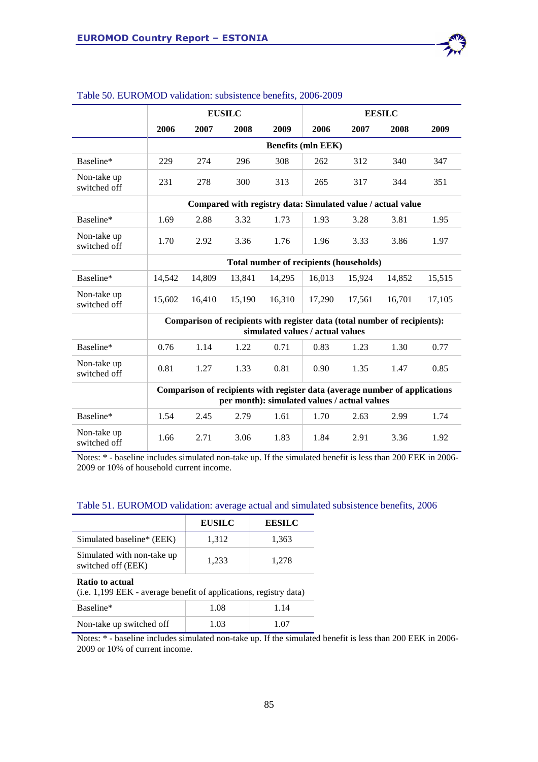Table 50. EUROMOD validation: subsistence benefits, 2006-2009

| | EUSILC | | | | EESILC | | | |
|---|---|---|---|---|---|---|---|---|
| | 2006 | 2007 | 2008 | 2009 | 2006 | 2007 | 2008 | 2009 |
| | **Benefits (mln EEK)** | | | | | | | |
| Baseline* | 229 | 274 | 296 | 308 | 262 | 312 | 340 | 347 |
| Non-take up switched off | 231 | 278 | 300 | 313 | 265 | 317 | 344 | 351 |
| | **Compared with registry data: Simulated value / actual value** | | | | | | | |
| Baseline* | 1.69 | 2.88 | 3.32 | 1.73 | 1.93 | 3.28 | 3.81 | 1.95 |
| Non-take up switched off | 1.70 | 2.92 | 3.36 | 1.76 | 1.96 | 3.33 | 3.86 | 1.97 |
| | **Total number of recipients (households)** | | | | | | | |
| Baseline* | 14,542 | 14,809 | 13,841 | 14,295 | 16,013 | 15,924 | 14,852 | 15,515 |
| Non-take up switched off | 15,602 | 16,410 | 15,190 | 16,310 | 17,290 | 17,561 | 16,701 | 17,105 |
| | **Comparison of recipients with register data (total number of recipients): simulated values / actual values** | | | | | | | |
| Baseline* | 0.76 | 1.14 | 1.22 | 0.71 | 0.83 | 1.23 | 1.30 | 0.77 |
| Non-take up switched off | 0.81 | 1.27 | 1.33 | 0.81 | 0.90 | 1.35 | 1.47 | 0.85 |
| | **Comparison of recipients with register data (average number of applications per month): simulated values / actual values** | | | | | | | |
| Baseline* | 1.54 | 2.45 | 2.79 | 1.61 | 1.70 | 2.63 | 2.99 | 1.74 |
| Non-take up switched off | 1.66 | 2.71 | 3.06 | 1.83 | 1.84 | 2.91 | 3.36 | 1.92 |

Notes: * - baseline includes simulated non-take up. If the simulated benefit is less than 200 EEK in 2006-2009 or 10% of household current income.

Table 51. EUROMOD validation: average actual and simulated subsistence benefits, 2006

| | EUSILC | EESILC |
|---|---|---|
| Simulated baseline* (EEK) | 1,312 | 1,363 |
| Simulated with non-take up switched off (EEK) | 1,233 | 1,278 |
| **Ratio to actual** (i.e. 1,199 EEK - average benefit of applications, registry data) | | |
| Baseline* | 1.08 | 1.14 |
| Non-take up switched off | 1.03 | 1.07 |

Notes: * - baseline includes simulated non-take up. If the simulated benefit is less than 200 EEK in 2006-2009 or 10% of current income.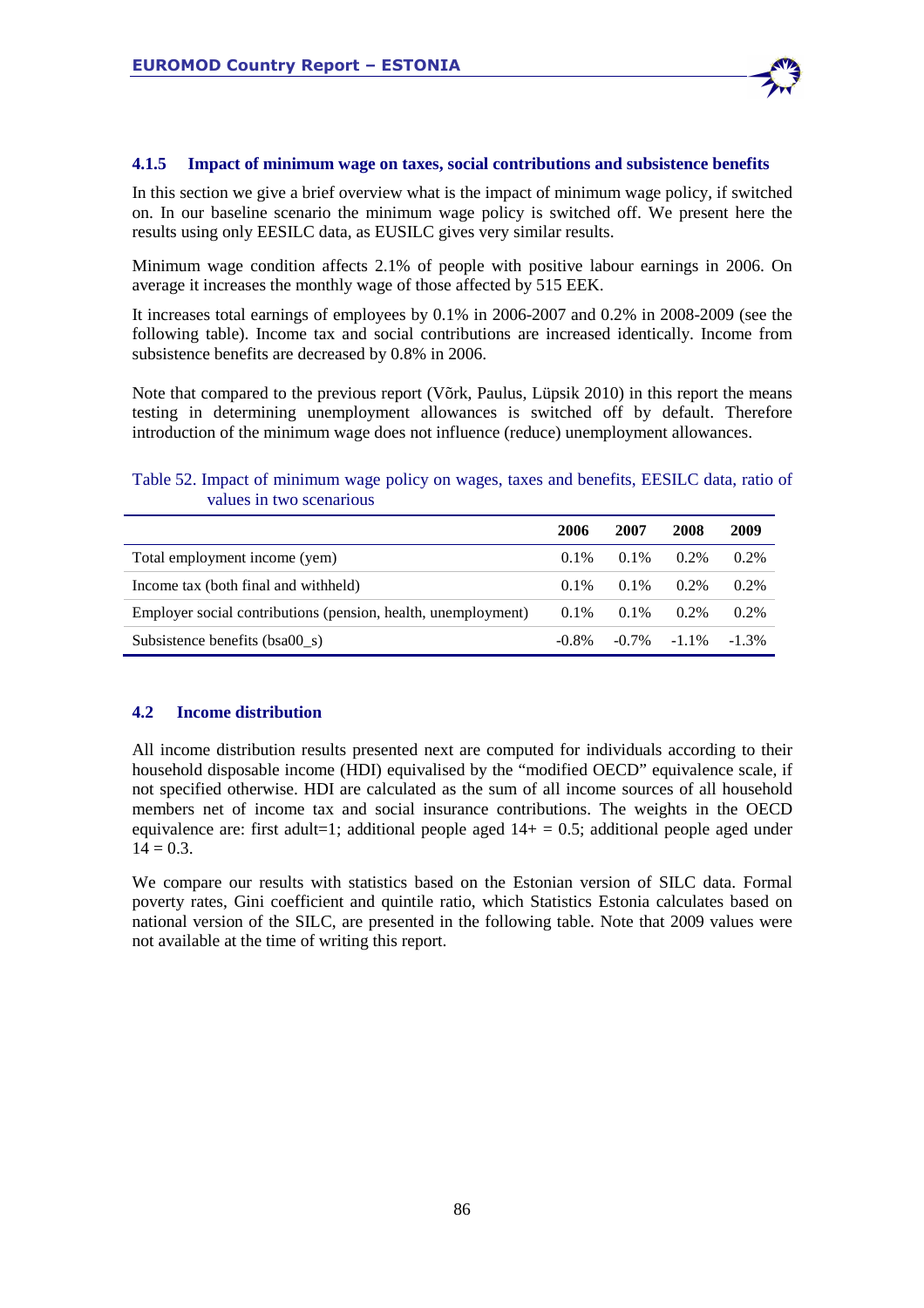#### 4.1.5 Impact of minimum wage on taxes, social contributions and subsistence benefits

In this section we give a brief overview what is the impact of minimum wage policy, if switched on. In our baseline scenario the minimum wage policy is switched off. We present here the results using only EESILC data, as EUSILC gives very similar results.

Minimum wage condition affects 2.1% of people with positive labour earnings in 2006. On average it increases the monthly wage of those affected by 515 EEK.

It increases total earnings of employees by 0.1% in 2006-2007 and 0.2% in 2008-2009 (see the following table). Income tax and social contributions are increased identically. Income from subsistence benefits are decreased by 0.8% in 2006.

Note that compared to the previous report (Võrk, Paulus, Lüpsik 2010) in this report the means testing in determining unemployment allowances is switched off by default. Therefore introduction of the minimum wage does not influence (reduce) unemployment allowances.

Table 52. Impact of minimum wage policy on wages, taxes and benefits, EESILC data, ratio of values in two scenarious

| | 2006 | 2007 | 2008 | 2009 |
|---|---|---|---|---|
| Total employment income (yem) | 0.1% | 0.1% | 0.2% | 0.2% |
| Income tax (both final and withheld) | 0.1% | 0.1% | 0.2% | 0.2% |
| Employer social contributions (pension, health, unemployment) | 0.1% | 0.1% | 0.2% | 0.2% |
| Subsistence benefits (bsa00_s) | -0.8% | -0.7% | -1.1% | -1.3% |

### 4.2 Income distribution

All income distribution results presented next are computed for individuals according to their household disposable income (HDI) equivalised by the "modified OECD" equivalence scale, if not specified otherwise. HDI are calculated as the sum of all income sources of all household members net of income tax and social insurance contributions. The weights in the OECD equivalence are: first adult=1; additional people aged 14+ = 0.5; additional people aged under 14 = 0.3.

We compare our results with statistics based on the Estonian version of SILC data. Formal poverty rates, Gini coefficient and quintile ratio, which Statistics Estonia calculates based on national version of the SILC, are presented in the following table. Note that 2009 values were not available at the time of writing this report.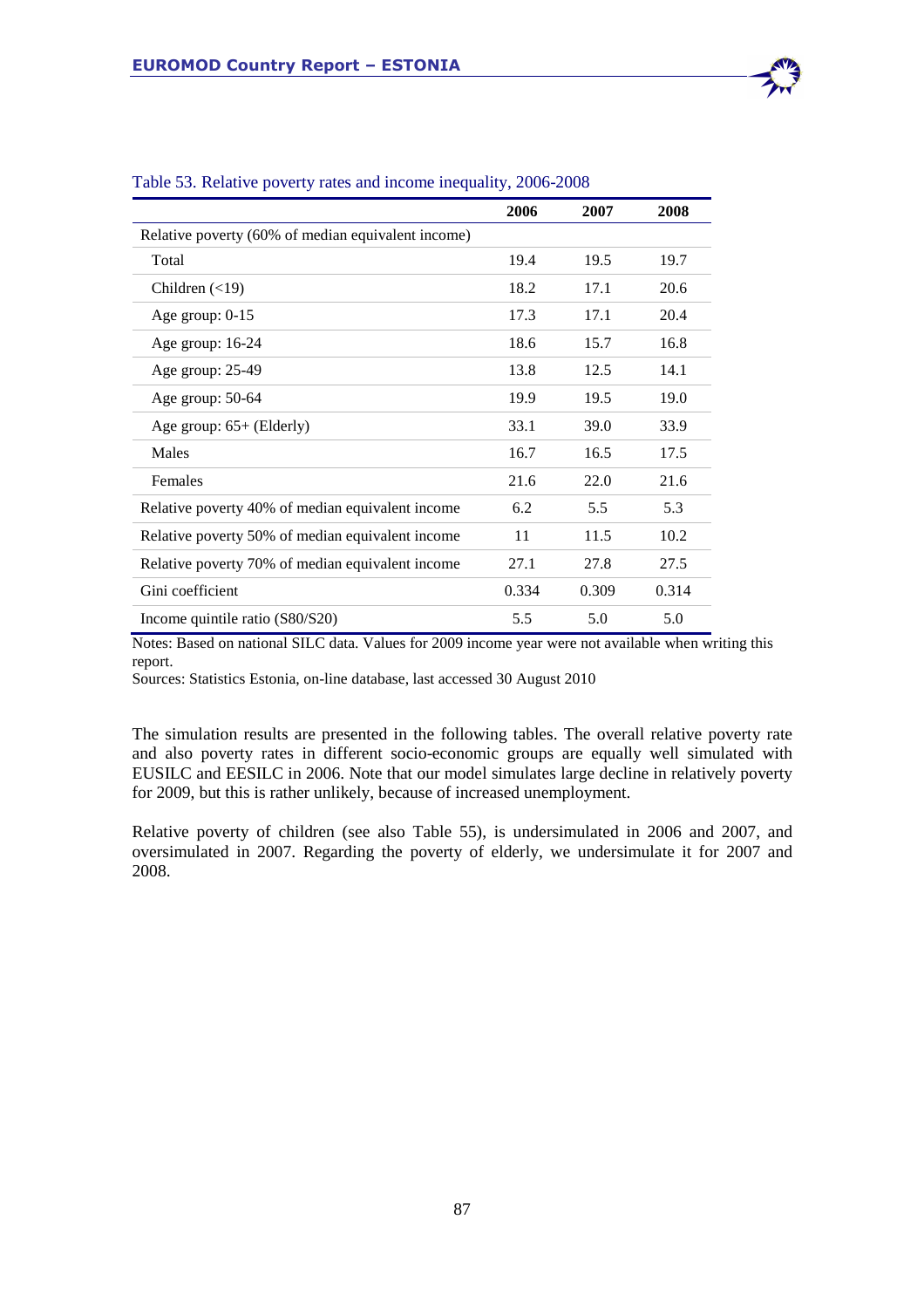Table 53. Relative poverty rates and income inequality, 2006-2008

| | 2006 | 2007 | 2008 |
|---|---|---|---|
| Relative poverty (60% of median equivalent income) | | | |
| Total | 19.4 | 19.5 | 19.7 |
| Children (<19) | 18.2 | 17.1 | 20.6 |
| Age group: 0-15 | 17.3 | 17.1 | 20.4 |
| Age group: 16-24 | 18.6 | 15.7 | 16.8 |
| Age group: 25-49 | 13.8 | 12.5 | 14.1 |
| Age group: 50-64 | 19.9 | 19.5 | 19.0 |
| Age group: 65+ (Elderly) | 33.1 | 39.0 | 33.9 |
| Males | 16.7 | 16.5 | 17.5 |
| Females | 21.6 | 22.0 | 21.6 |
| Relative poverty 40% of median equivalent income | 6.2 | 5.5 | 5.3 |
| Relative poverty 50% of median equivalent income | 11 | 11.5 | 10.2 |
| Relative poverty 70% of median equivalent income | 27.1 | 27.8 | 27.5 |
| Gini coefficient | 0.334 | 0.309 | 0.314 |
| Income quintile ratio (S80/S20) | 5.5 | 5.0 | 5.0 |

Notes: Based on national SILC data. Values for 2009 income year were not available when writing this report.
Sources: Statistics Estonia, on-line database, last accessed 30 August 2010

The simulation results are presented in the following tables. The overall relative poverty rate and also poverty rates in different socio-economic groups are equally well simulated with EUSILC and EESILC in 2006. Note that our model simulates large decline in relatively poverty for 2009, but this is rather unlikely, because of increased unemployment.

Relative poverty of children (see also Table 55), is undersimulated in 2006 and 2007, and oversimulated in 2007. Regarding the poverty of elderly, we undersimulate it for 2007 and 2008.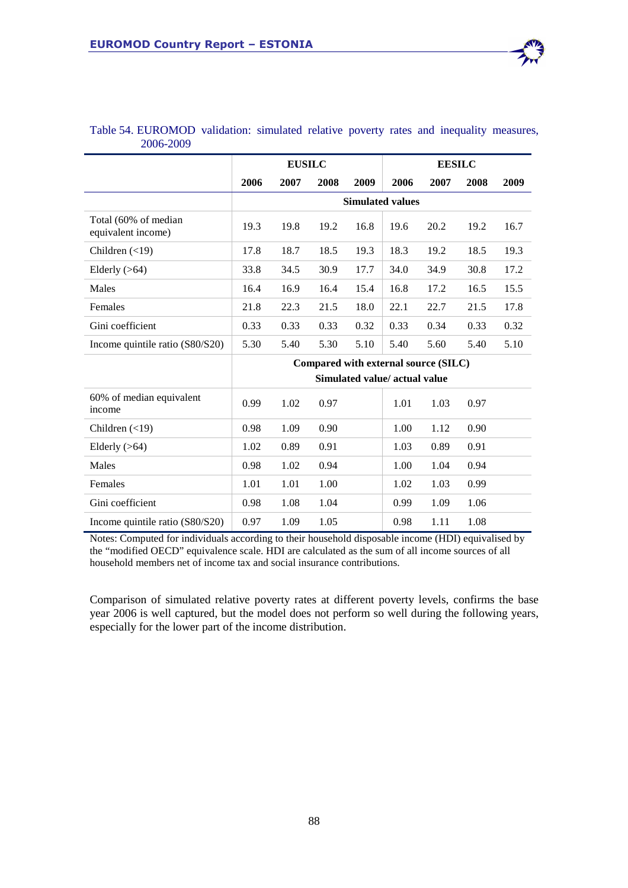Table 54. EUROMOD validation: simulated relative poverty rates and inequality measures, 2006-2009

| | EUSILC | | | | EESILC | | | |
|---|---|---|---|---|---|---|---|---|
| | 2006 | 2007 | 2008 | 2009 | 2006 | 2007 | 2008 | 2009 |
| | Simulated values | | | | | | | |
| Total (60% of median equivalent income) | 19.3 | 19.8 | 19.2 | 16.8 | 19.6 | 20.2 | 19.2 | 16.7 |
| Children (<19) | 17.8 | 18.7 | 18.5 | 19.3 | 18.3 | 19.2 | 18.5 | 19.3 |
| Elderly (>64) | 33.8 | 34.5 | 30.9 | 17.7 | 34.0 | 34.9 | 30.8 | 17.2 |
| Males | 16.4 | 16.9 | 16.4 | 15.4 | 16.8 | 17.2 | 16.5 | 15.5 |
| Females | 21.8 | 22.3 | 21.5 | 18.0 | 22.1 | 22.7 | 21.5 | 17.8 |
| Gini coefficient | 0.33 | 0.33 | 0.33 | 0.32 | 0.33 | 0.34 | 0.33 | 0.32 |
| Income quintile ratio (S80/S20) | 5.30 | 5.40 | 5.30 | 5.10 | 5.40 | 5.60 | 5.40 | 5.10 |
| | Compared with external source (SILC) Simulated value/ actual value | | | | | | | |
| 60% of median equivalent income | 0.99 | 1.02 | 0.97 | | 1.01 | 1.03 | 0.97 | |
| Children (<19) | 0.98 | 1.09 | 0.90 | | 1.00 | 1.12 | 0.90 | |
| Elderly (>64) | 1.02 | 0.89 | 0.91 | | 1.03 | 0.89 | 0.91 | |
| Males | 0.98 | 1.02 | 0.94 | | 1.00 | 1.04 | 0.94 | |
| Females | 1.01 | 1.01 | 1.00 | | 1.02 | 1.03 | 0.99 | |
| Gini coefficient | 0.98 | 1.08 | 1.04 | | 0.99 | 1.09 | 1.06 | |
| Income quintile ratio (S80/S20) | 0.97 | 1.09 | 1.05 | | 0.98 | 1.11 | 1.08 | |

Notes: Computed for individuals according to their household disposable income (HDI) equivalised by the "modified OECD" equivalence scale. HDI are calculated as the sum of all income sources of all household members net of income tax and social insurance contributions.

Comparison of simulated relative poverty rates at different poverty levels, confirms the base year 2006 is well captured, but the model does not perform so well during the following years, especially for the lower part of the income distribution.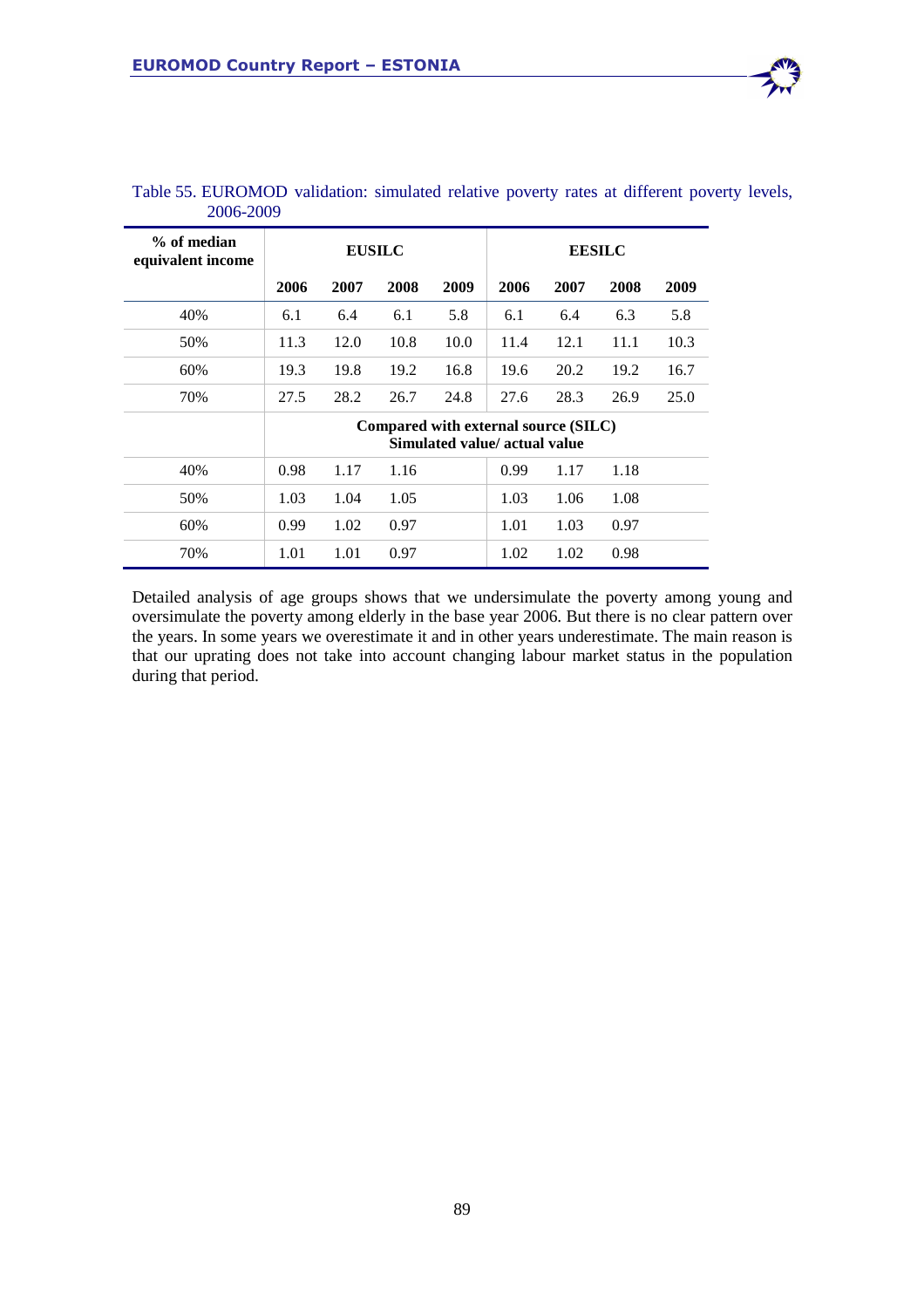Table 55. EUROMOD validation: simulated relative poverty rates at different poverty levels, 2006-2009

| % of median equivalent income | EUSILC | | | | EESILC | | | |
|---|---|---|---|---|---|---|---|---|
| | 2006 | 2007 | 2008 | 2009 | 2006 | 2007 | 2008 | 2009 |
| 40% | 6.1 | 6.4 | 6.1 | 5.8 | 6.1 | 6.4 | 6.3 | 5.8 |
| 50% | 11.3 | 12.0 | 10.8 | 10.0 | 11.4 | 12.1 | 11.1 | 10.3 |
| 60% | 19.3 | 19.8 | 19.2 | 16.8 | 19.6 | 20.2 | 19.2 | 16.7 |
| 70% | 27.5 | 28.2 | 26.7 | 24.8 | 27.6 | 28.3 | 26.9 | 25.0 |
| | **Compared with external source (SILC) Simulated value/ actual value** | | | | | | | |
| 40% | 0.98 | 1.17 | 1.16 | | 0.99 | 1.17 | 1.18 | |
| 50% | 1.03 | 1.04 | 1.05 | | 1.03 | 1.06 | 1.08 | |
| 60% | 0.99 | 1.02 | 0.97 | | 1.01 | 1.03 | 0.97 | |
| 70% | 1.01 | 1.01 | 0.97 | | 1.02 | 1.02 | 0.98 | |

Detailed analysis of age groups shows that we undersimulate the poverty among young and oversimulate the poverty among elderly in the base year 2006. But there is no clear pattern over the years. In some years we overestimate it and in other years underestimate. The main reason is that our uprating does not take into account changing labour market status in the population during that period.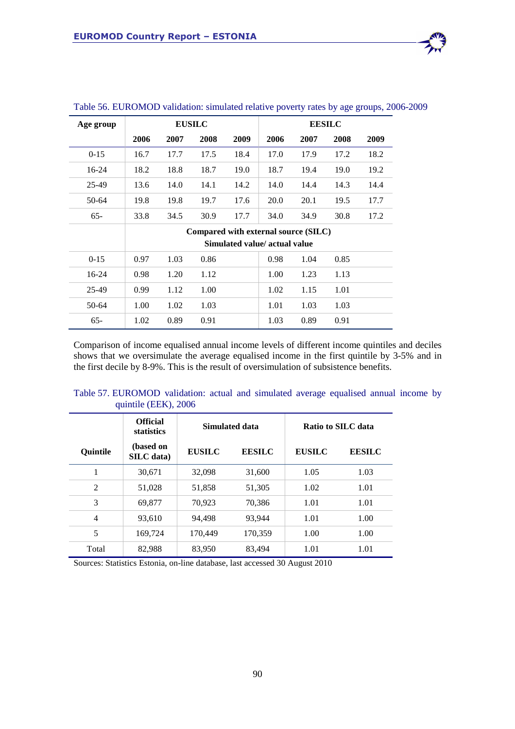Table 56. EUROMOD validation: simulated relative poverty rates by age groups, 2006-2009

| Age group | EUSILC | | | | EESILC | | | |
|---|---|---|---|---|---|---|---|---|
| | 2006 | 2007 | 2008 | 2009 | 2006 | 2007 | 2008 | 2009 |
| 0-15 | 16.7 | 17.7 | 17.5 | 18.4 | 17.0 | 17.9 | 17.2 | 18.2 |
| 16-24 | 18.2 | 18.8 | 18.7 | 19.0 | 18.7 | 19.4 | 19.0 | 19.2 |
| 25-49 | 13.6 | 14.0 | 14.1 | 14.2 | 14.0 | 14.4 | 14.3 | 14.4 |
| 50-64 | 19.8 | 19.8 | 19.7 | 17.6 | 20.0 | 20.1 | 19.5 | 17.7 |
| 65- | 33.8 | 34.5 | 30.9 | 17.7 | 34.0 | 34.9 | 30.8 | 17.2 |
| | **Compared with external source (SILC) Simulated value/ actual value** | | | | | | | |
| 0-15 | 0.97 | 1.03 | 0.86 | | 0.98 | 1.04 | 0.85 | |
| 16-24 | 0.98 | 1.20 | 1.12 | | 1.00 | 1.23 | 1.13 | |
| 25-49 | 0.99 | 1.12 | 1.00 | | 1.02 | 1.15 | 1.01 | |
| 50-64 | 1.00 | 1.02 | 1.03 | | 1.01 | 1.03 | 1.03 | |
| 65- | 1.02 | 0.89 | 0.91 | | 1.03 | 0.89 | 0.91 | |

Comparison of income equalised annual income levels of different income quintiles and deciles shows that we oversimulate the average equalised income in the first quintile by 3-5% and in the first decile by 8-9%. This is the result of oversimulation of subsistence benefits.

Table 57. EUROMOD validation: actual and simulated average equalised annual income by quintile (EEK), 2006

| Quintile | Official statistics (based on SILC data) | Simulated data | | Ratio to SILC data | |
|---|---|---|---|---|---|
| | | EUSILC | EESILC | EUSILC | EESILC |
| 1 | 30,671 | 32,098 | 31,600 | 1.05 | 1.03 |
| 2 | 51,028 | 51,858 | 51,305 | 1.02 | 1.01 |
| 3 | 69,877 | 70,923 | 70,386 | 1.01 | 1.01 |
| 4 | 93,610 | 94,498 | 93,944 | 1.01 | 1.00 |
| 5 | 169,724 | 170,449 | 170,359 | 1.00 | 1.00 |
| Total | 82,988 | 83,950 | 83,494 | 1.01 | 1.01 |

Sources: Statistics Estonia, on-line database, last accessed 30 August 2010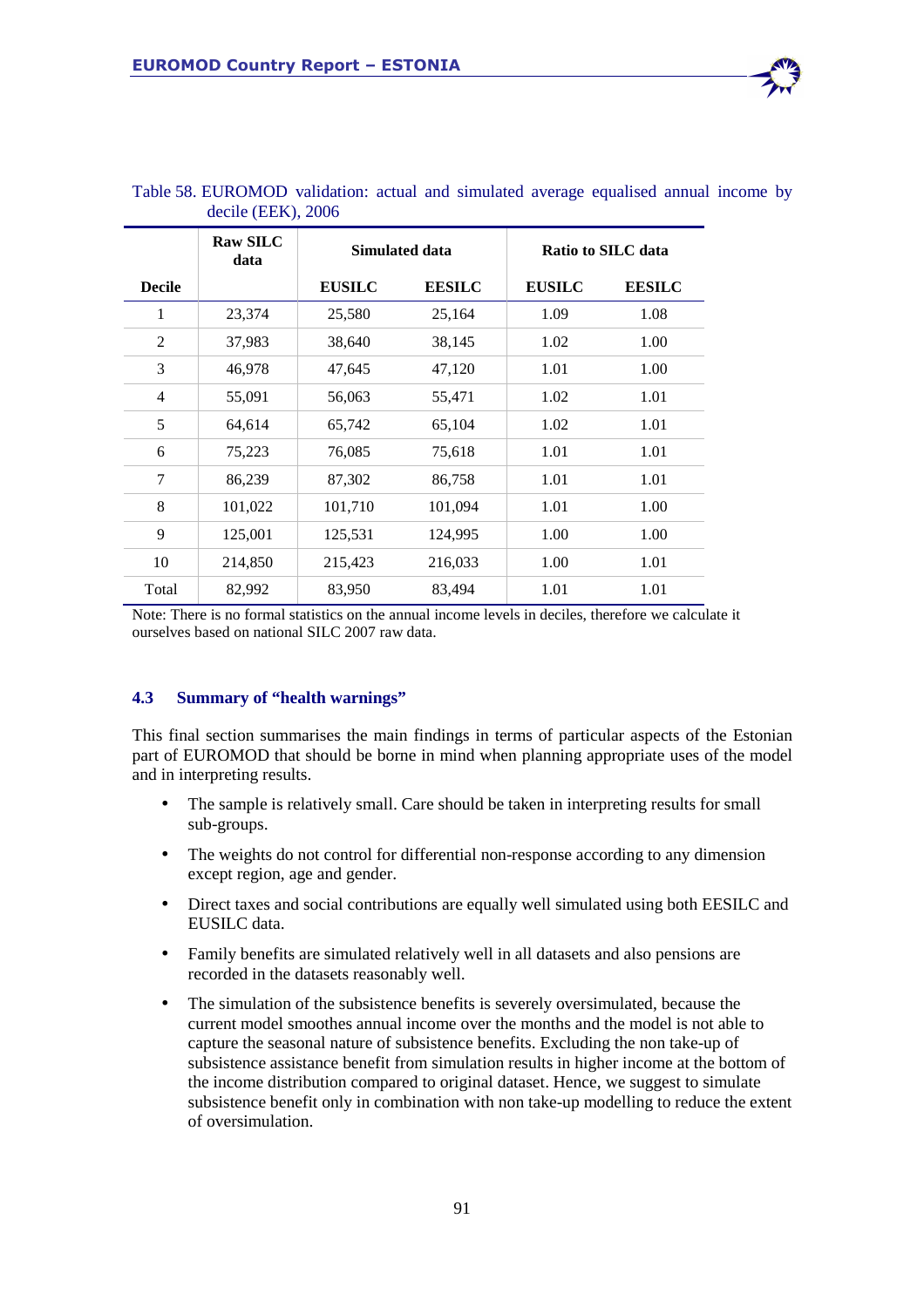Table 58. EUROMOD validation: actual and simulated average equalised annual income by decile (EEK), 2006

| | Raw SILC data | Simulated data | | Ratio to SILC data | |
|---|---|---|---|---|---|
| Decile | | EUSILC | EESILC | EUSILC | EESILC |
| 1 | 23,374 | 25,580 | 25,164 | 1.09 | 1.08 |
| 2 | 37,983 | 38,640 | 38,145 | 1.02 | 1.00 |
| 3 | 46,978 | 47,645 | 47,120 | 1.01 | 1.00 |
| 4 | 55,091 | 56,063 | 55,471 | 1.02 | 1.01 |
| 5 | 64,614 | 65,742 | 65,104 | 1.02 | 1.01 |
| 6 | 75,223 | 76,085 | 75,618 | 1.01 | 1.01 |
| 7 | 86,239 | 87,302 | 86,758 | 1.01 | 1.01 |
| 8 | 101,022 | 101,710 | 101,094 | 1.01 | 1.00 |
| 9 | 125,001 | 125,531 | 124,995 | 1.00 | 1.00 |
| 10 | 214,850 | 215,423 | 216,033 | 1.00 | 1.01 |
| Total | 82,992 | 83,950 | 83,494 | 1.01 | 1.01 |

Note: There is no formal statistics on the annual income levels in deciles, therefore we calculate it ourselves based on national SILC 2007 raw data.

### 4.3 Summary of "health warnings"

This final section summarises the main findings in terms of particular aspects of the Estonian part of EUROMOD that should be borne in mind when planning appropriate uses of the model and in interpreting results.

- The sample is relatively small. Care should be taken in interpreting results for small sub-groups.
- The weights do not control for differential non-response according to any dimension except region, age and gender.
- Direct taxes and social contributions are equally well simulated using both EESILC and EUSILC data.
- Family benefits are simulated relatively well in all datasets and also pensions are recorded in the datasets reasonably well.
- The simulation of the subsistence benefits is severely oversimulated, because the current model smoothes annual income over the months and the model is not able to capture the seasonal nature of subsistence benefits. Excluding the non take-up of subsistence assistance benefit from simulation results in higher income at the bottom of the income distribution compared to original dataset. Hence, we suggest to simulate subsistence benefit only in combination with non take-up modelling to reduce the extent of oversimulation.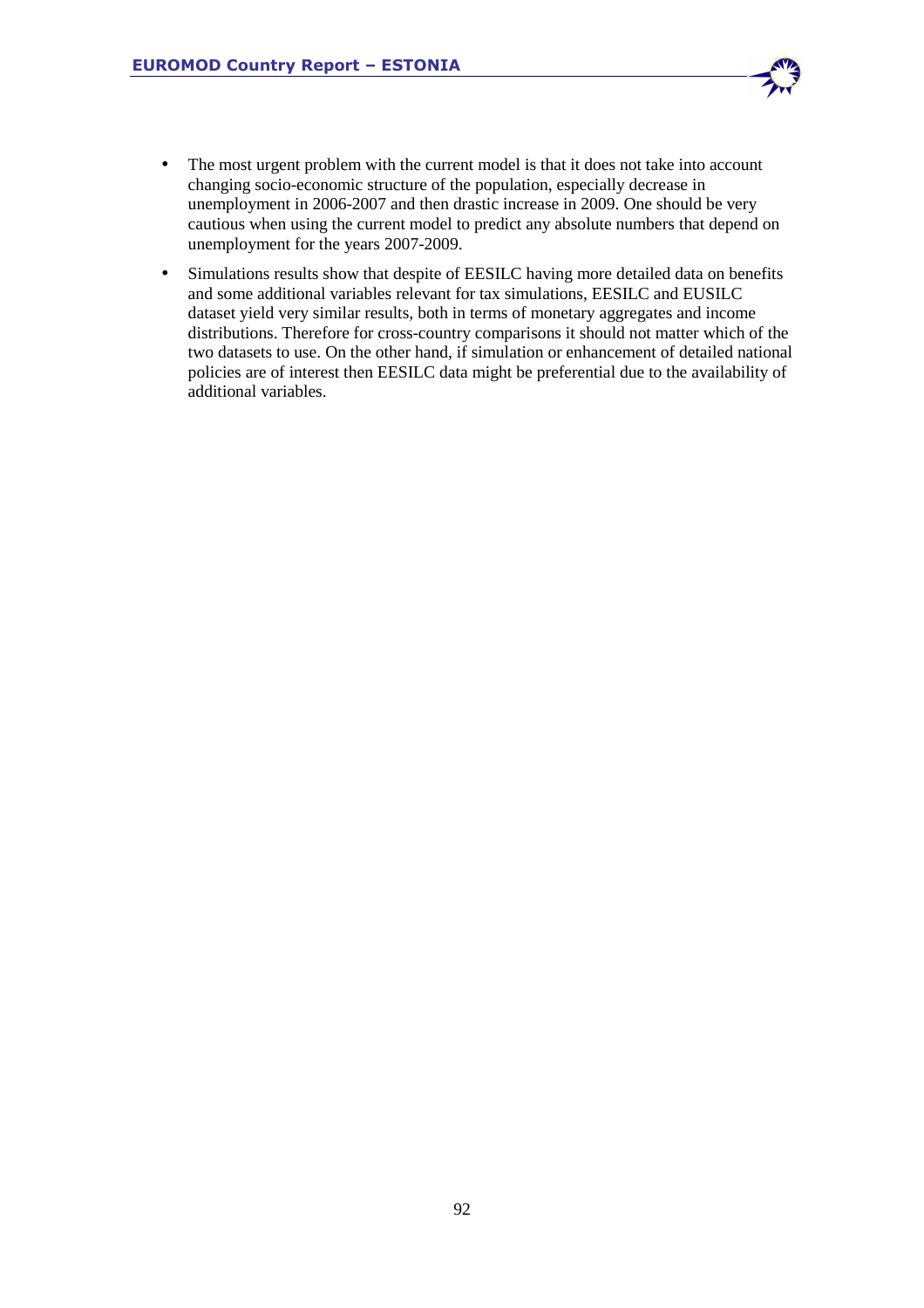- The most urgent problem with the current model is that it does not take into account changing socio-economic structure of the population, especially decrease in unemployment in 2006-2007 and then drastic increase in 2009. One should be very cautious when using the current model to predict any absolute numbers that depend on unemployment for the years 2007-2009.
- Simulations results show that despite of EESILC having more detailed data on benefits and some additional variables relevant for tax simulations, EESILC and EUSILC dataset yield very similar results, both in terms of monetary aggregates and income distributions. Therefore for cross-country comparisons it should not matter which of the two datasets to use. On the other hand, if simulation or enhancement of detailed national policies are of interest then EESILC data might be preferential due to the availability of additional variables.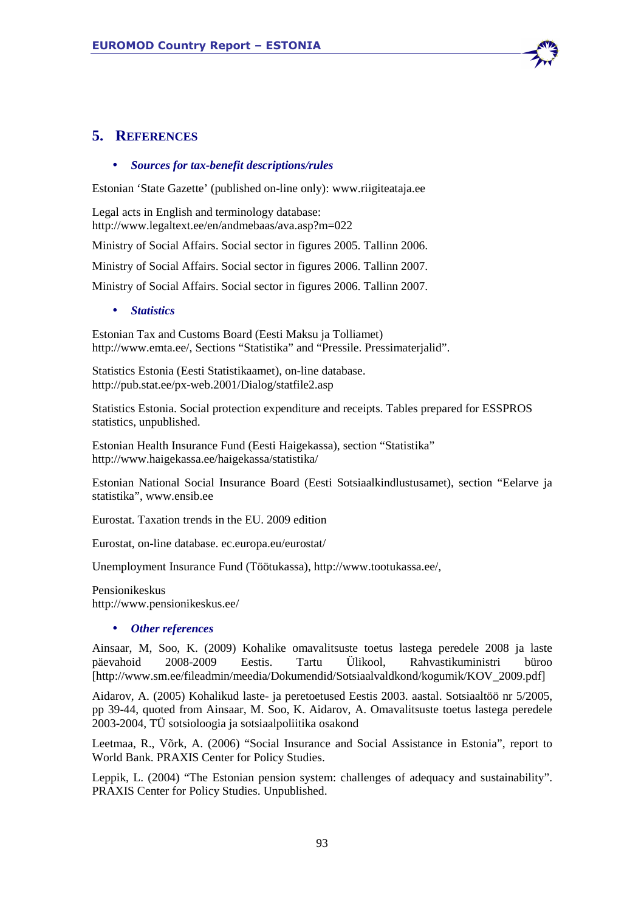# 5. References

- ***Sources for tax-benefit descriptions/rules***

Estonian 'State Gazette' (published on-line only): www.riigiteataja.ee

Legal acts in English and terminology database:
http://www.legaltext.ee/en/andmebaas/ava.asp?m=022

Ministry of Social Affairs. Social sector in figures 2005. Tallinn 2006.

Ministry of Social Affairs. Social sector in figures 2006. Tallinn 2007.

Ministry of Social Affairs. Social sector in figures 2006. Tallinn 2007.

- ***Statistics***

Estonian Tax and Customs Board (Eesti Maksu ja Tolliamet)
http://www.emta.ee/, Sections "Statistika" and "Pressile. Pressimaterjalid".

Statistics Estonia (Eesti Statistikaamet), on-line database.
http://pub.stat.ee/px-web.2001/Dialog/statfile2.asp

Statistics Estonia. Social protection expenditure and receipts. Tables prepared for ESSPROS statistics, unpublished.

Estonian Health Insurance Fund (Eesti Haigekassa), section "Statistika"
http://www.haigekassa.ee/haigekassa/statistika/

Estonian National Social Insurance Board (Eesti Sotsiaalkindlustusamet), section "Eelarve ja statistika", www.ensib.ee

Eurostat. Taxation trends in the EU. 2009 edition

Eurostat, on-line database. ec.europa.eu/eurostat/

Unemployment Insurance Fund (Töötukassa), http://www.tootukassa.ee/,

Pensionikeskus
http://www.pensionikeskus.ee/

- ***Other references***

Ainsaar, M, Soo, K. (2009) Kohalike omavalitsuste toetus lastega peredele 2008 ja laste päevahoid 2008-2009 Eestis. Tartu Ülikool, Rahvastikuministri büroo [http://www.sm.ee/fileadmin/meedia/Dokumendid/Sotsiaalvaldkond/kogumik/KOV_2009.pdf]

Aidarov, A. (2005) Kohalikud laste- ja peretoetused Eestis 2003. aastal. Sotsiaaltöö nr 5/2005, pp 39-44, quoted from Ainsaar, M. Soo, K. Aidarov, A. Omavalitsuste toetus lastega peredele 2003-2004, TÜ sotsioloogia ja sotsiaalpoliitika osakond

Leetmaa, R., Võrk, A. (2006) "Social Insurance and Social Assistance in Estonia", report to World Bank. PRAXIS Center for Policy Studies.

Leppik, L. (2004) "The Estonian pension system: challenges of adequacy and sustainability". PRAXIS Center for Policy Studies. Unpublished.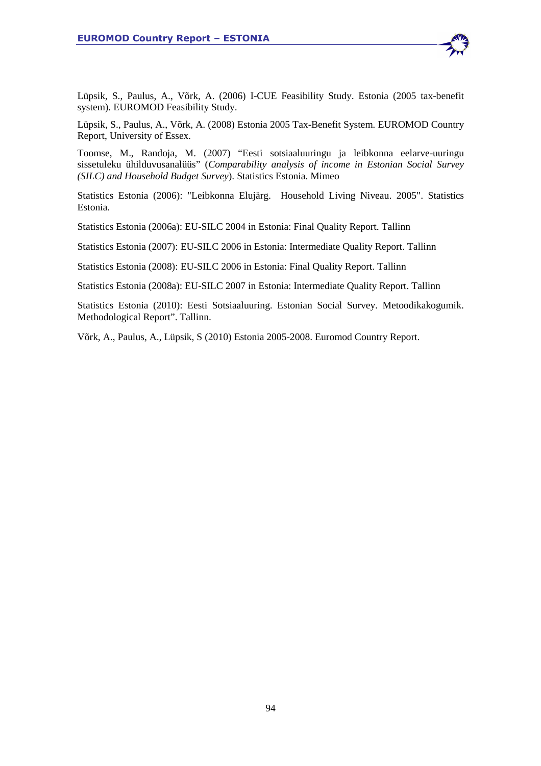Lüpsik, S., Paulus, A., Võrk, A. (2006) I-CUE Feasibility Study. Estonia (2005 tax-benefit system). EUROMOD Feasibility Study.

Lüpsik, S., Paulus, A., Võrk, A. (2008) Estonia 2005 Tax-Benefit System. EUROMOD Country Report, University of Essex.

Toomse, M., Randoja, M. (2007) "Eesti sotsiaaluuringu ja leibkonna eelarve-uuringu sissetuleku ühilduvusanalüüs" (*Comparability analysis of income in Estonian Social Survey (SILC) and Household Budget Survey*). Statistics Estonia. Mimeo

Statistics Estonia (2006): "Leibkonna Elujärg. Household Living Niveau. 2005". Statistics Estonia.

Statistics Estonia (2006a): EU-SILC 2004 in Estonia: Final Quality Report. Tallinn

Statistics Estonia (2007): EU-SILC 2006 in Estonia: Intermediate Quality Report. Tallinn

Statistics Estonia (2008): EU-SILC 2006 in Estonia: Final Quality Report. Tallinn

Statistics Estonia (2008a): EU-SILC 2007 in Estonia: Intermediate Quality Report. Tallinn

Statistics Estonia (2010): Eesti Sotsiaaluuring. Estonian Social Survey. Metoodikakogumik. Methodological Report". Tallinn.

Võrk, A., Paulus, A., Lüpsik, S (2010) Estonia 2005-2008. Euromod Country Report.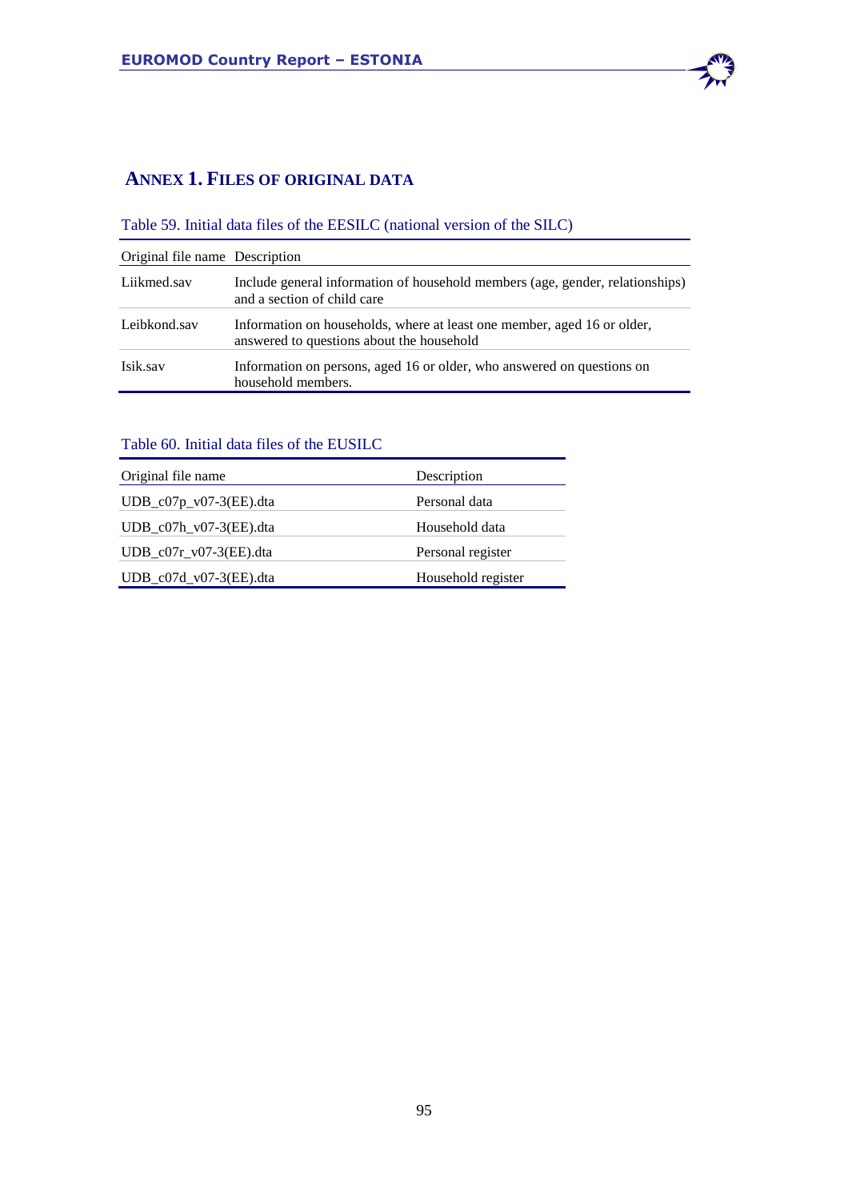# ANNEX 1. FILES OF ORIGINAL DATA

Table 59. Initial data files of the EESILC (national version of the SILC)

| Original file name | Description |
|---|---|
| Liikmed.sav | Include general information of household members (age, gender, relationships) and a section of child care |
| Leibkond.sav | Information on households, where at least one member, aged 16 or older, answered to questions about the household |
| Isik.sav | Information on persons, aged 16 or older, who answered on questions on household members. |

Table 60. Initial data files of the EUSILC

| Original file name | Description |
|---|---|
| UDB_c07p_v07-3(EE).dta | Personal data |
| UDB_c07h_v07-3(EE).dta | Household data |
| UDB_c07r_v07-3(EE).dta | Personal register |
| UDB_c07d_v07-3(EE).dta | Household register |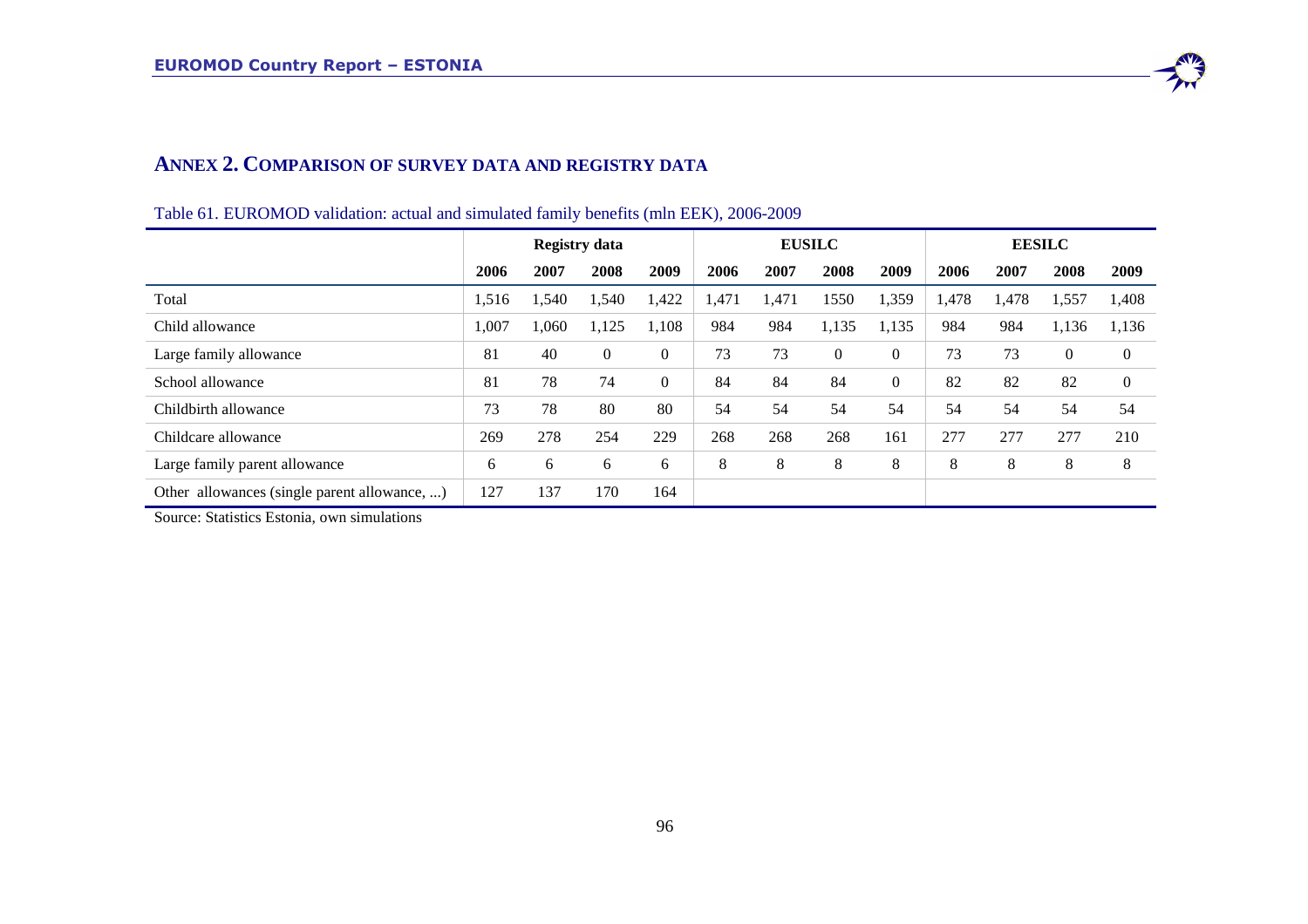## ANNEX 2. COMPARISON OF SURVEY DATA AND REGISTRY DATA

Table 61. EUROMOD validation: actual and simulated family benefits (mln EEK), 2006-2009

| | Registry data | | | | EUSILC | | | | EESILC | | | |
|---|---|---|---|---|---|---|---|---|---|---|---|---|
| | 2006 | 2007 | 2008 | 2009 | 2006 | 2007 | 2008 | 2009 | 2006 | 2007 | 2008 | 2009 |
| Total | 1,516 | 1,540 | 1,540 | 1,422 | 1,471 | 1,471 | 1550 | 1,359 | 1,478 | 1,478 | 1,557 | 1,408 |
| Child allowance | 1,007 | 1,060 | 1,125 | 1,108 | 984 | 984 | 1,135 | 1,135 | 984 | 984 | 1,136 | 1,136 |
| Large family allowance | 81 | 40 | 0 | 0 | 73 | 73 | 0 | 0 | 73 | 73 | 0 | 0 |
| School allowance | 81 | 78 | 74 | 0 | 84 | 84 | 84 | 0 | 82 | 82 | 82 | 0 |
| Childbirth allowance | 73 | 78 | 80 | 80 | 54 | 54 | 54 | 54 | 54 | 54 | 54 | 54 |
| Childcare allowance | 269 | 278 | 254 | 229 | 268 | 268 | 268 | 161 | 277 | 277 | 277 | 210 |
| Large family parent allowance | 6 | 6 | 6 | 6 | 8 | 8 | 8 | 8 | 8 | 8 | 8 | 8 |
| Other allowances (single parent allowance, ...) | 127 | 137 | 170 | 164 | | | | | | | | |

Source: Statistics Estonia, own simulations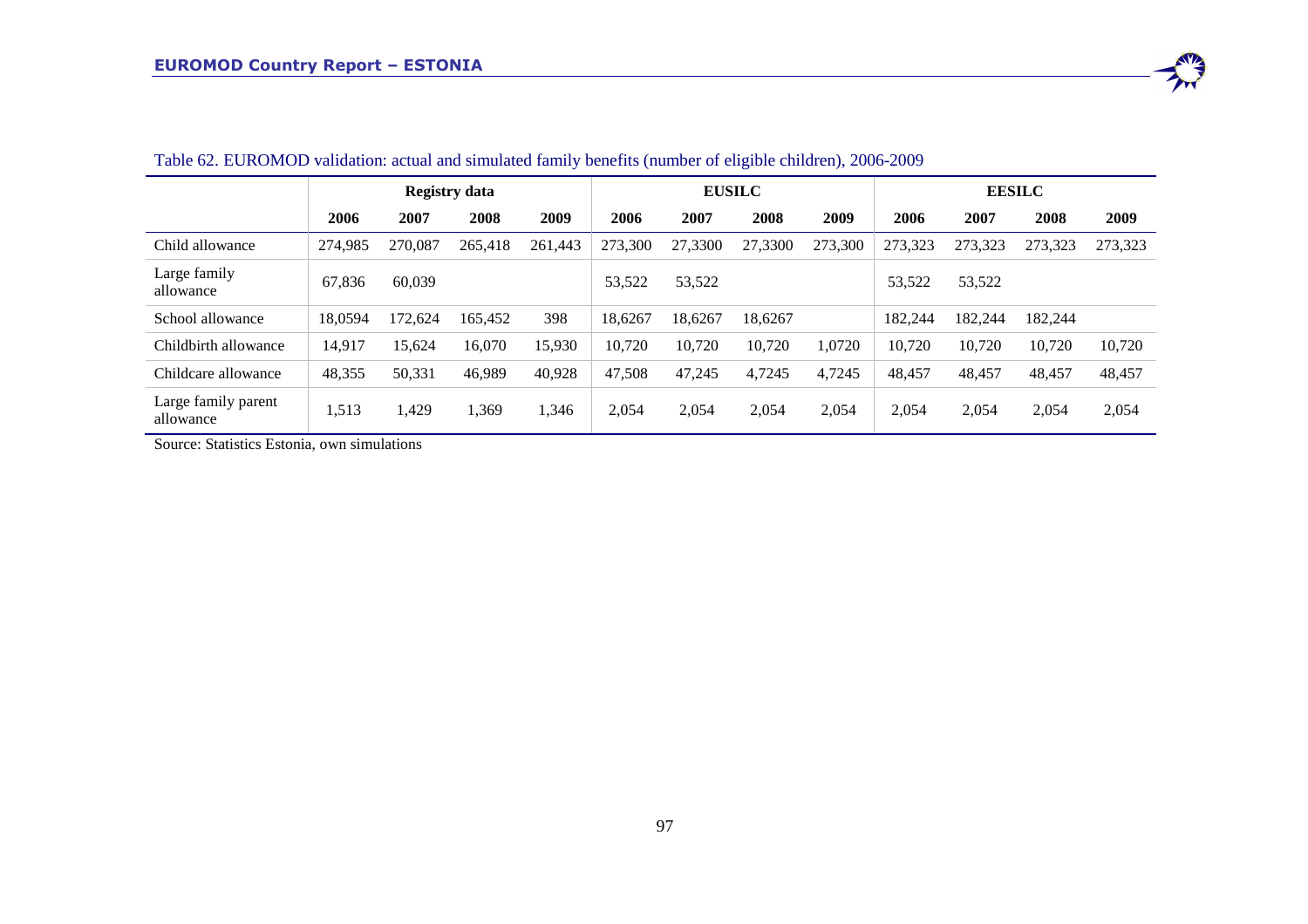Table 62. EUROMOD validation: actual and simulated family benefits (number of eligible children), 2006-2009

| | Registry data | | | | EUSILC | | | | EESILC | | | |
|---|---|---|---|---|---|---|---|---|---|---|---|---|
| | 2006 | 2007 | 2008 | 2009 | 2006 | 2007 | 2008 | 2009 | 2006 | 2007 | 2008 | 2009 |
| Child allowance | 274,985 | 270,087 | 265,418 | 261,443 | 273,300 | 27,3300 | 27,3300 | 273,300 | 273,323 | 273,323 | 273,323 | 273,323 |
| Large family allowance | 67,836 | 60,039 | | | 53,522 | 53,522 | | | 53,522 | 53,522 | | |
| School allowance | 18,0594 | 172,624 | 165,452 | 398 | 18,6267 | 18,6267 | 18,6267 | | 182,244 | 182,244 | 182,244 | |
| Childbirth allowance | 14,917 | 15,624 | 16,070 | 15,930 | 10,720 | 10,720 | 10,720 | 1,0720 | 10,720 | 10,720 | 10,720 | 10,720 |
| Childcare allowance | 48,355 | 50,331 | 46,989 | 40,928 | 47,508 | 47,245 | 4,7245 | 4,7245 | 48,457 | 48,457 | 48,457 | 48,457 |
| Large family parent allowance | 1,513 | 1,429 | 1,369 | 1,346 | 2,054 | 2,054 | 2,054 | 2,054 | 2,054 | 2,054 | 2,054 | 2,054 |

Source: Statistics Estonia, own simulations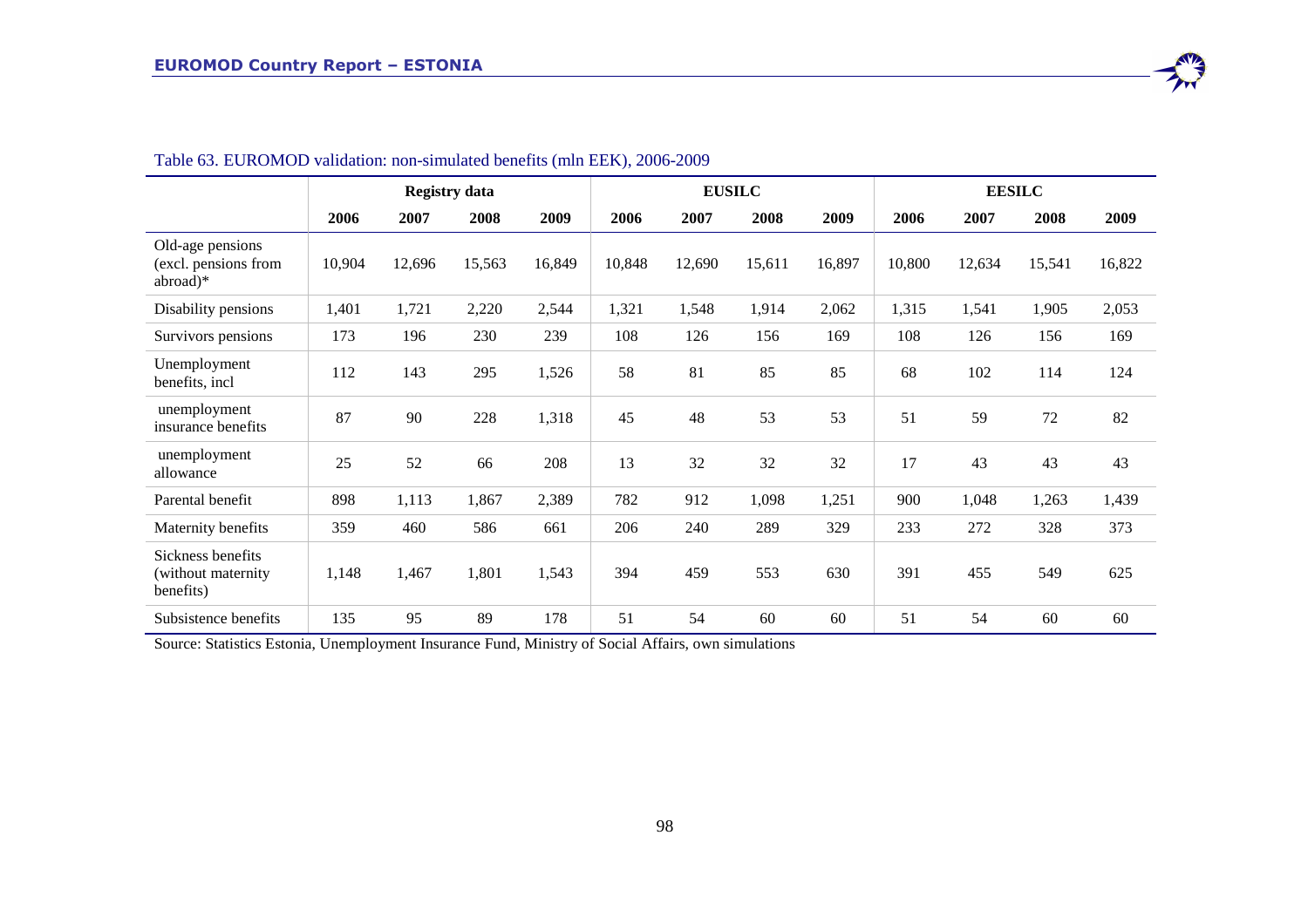Table 63. EUROMOD validation: non-simulated benefits (mln EEK), 2006-2009

| | Registry data | | | | EUSILC | | | | EESILC | | | |
|---|---|---|---|---|---|---|---|---|---|---|---|---|
| | 2006 | 2007 | 2008 | 2009 | 2006 | 2007 | 2008 | 2009 | 2006 | 2007 | 2008 | 2009 |
| Old-age pensions (excl. pensions from abroad)* | 10,904 | 12,696 | 15,563 | 16,849 | 10,848 | 12,690 | 15,611 | 16,897 | 10,800 | 12,634 | 15,541 | 16,822 |
| Disability pensions | 1,401 | 1,721 | 2,220 | 2,544 | 1,321 | 1,548 | 1,914 | 2,062 | 1,315 | 1,541 | 1,905 | 2,053 |
| Survivors pensions | 173 | 196 | 230 | 239 | 108 | 126 | 156 | 169 | 108 | 126 | 156 | 169 |
| Unemployment benefits, incl | 112 | 143 | 295 | 1,526 | 58 | 81 | 85 | 85 | 68 | 102 | 114 | 124 |
| unemployment insurance benefits | 87 | 90 | 228 | 1,318 | 45 | 48 | 53 | 53 | 51 | 59 | 72 | 82 |
| unemployment allowance | 25 | 52 | 66 | 208 | 13 | 32 | 32 | 32 | 17 | 43 | 43 | 43 |
| Parental benefit | 898 | 1,113 | 1,867 | 2,389 | 782 | 912 | 1,098 | 1,251 | 900 | 1,048 | 1,263 | 1,439 |
| Maternity benefits | 359 | 460 | 586 | 661 | 206 | 240 | 289 | 329 | 233 | 272 | 328 | 373 |
| Sickness benefits (without maternity benefits) | 1,148 | 1,467 | 1,801 | 1,543 | 394 | 459 | 553 | 630 | 391 | 455 | 549 | 625 |
| Subsistence benefits | 135 | 95 | 89 | 178 | 51 | 54 | 60 | 60 | 51 | 54 | 60 | 60 |

Source: Statistics Estonia, Unemployment Insurance Fund, Ministry of Social Affairs, own simulations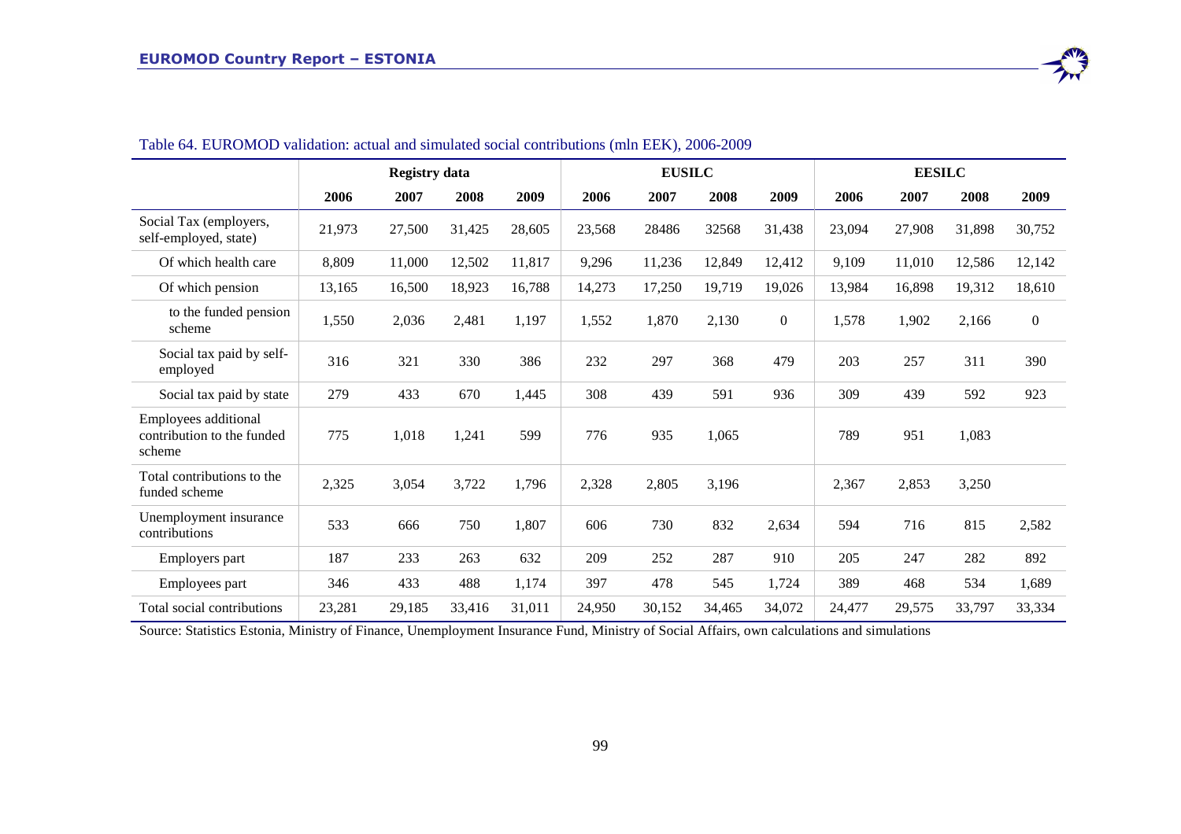Table 64. EUROMOD validation: actual and simulated social contributions (mln EEK), 2006-2009

| | Registry data | | | | EUSILC | | | | EESILC | | | |
|---|---|---|---|---|---|---|---|---|---|---|---|---|
| | 2006 | 2007 | 2008 | 2009 | 2006 | 2007 | 2008 | 2009 | 2006 | 2007 | 2008 | 2009 |
| Social Tax (employers, self-employed, state) | 21,973 | 27,500 | 31,425 | 28,605 | 23,568 | 28486 | 32568 | 31,438 | 23,094 | 27,908 | 31,898 | 30,752 |
| Of which health care | 8,809 | 11,000 | 12,502 | 11,817 | 9,296 | 11,236 | 12,849 | 12,412 | 9,109 | 11,010 | 12,586 | 12,142 |
| Of which pension | 13,165 | 16,500 | 18,923 | 16,788 | 14,273 | 17,250 | 19,719 | 19,026 | 13,984 | 16,898 | 19,312 | 18,610 |
| to the funded pension scheme | 1,550 | 2,036 | 2,481 | 1,197 | 1,552 | 1,870 | 2,130 | 0 | 1,578 | 1,902 | 2,166 | 0 |
| Social tax paid by self-employed | 316 | 321 | 330 | 386 | 232 | 297 | 368 | 479 | 203 | 257 | 311 | 390 |
| Social tax paid by state | 279 | 433 | 670 | 1,445 | 308 | 439 | 591 | 936 | 309 | 439 | 592 | 923 |
| Employees additional contribution to the funded scheme | 775 | 1,018 | 1,241 | 599 | 776 | 935 | 1,065 | | 789 | 951 | 1,083 | |
| Total contributions to the funded scheme | 2,325 | 3,054 | 3,722 | 1,796 | 2,328 | 2,805 | 3,196 | | 2,367 | 2,853 | 3,250 | |
| Unemployment insurance contributions | 533 | 666 | 750 | 1,807 | 606 | 730 | 832 | 2,634 | 594 | 716 | 815 | 2,582 |
| Employers part | 187 | 233 | 263 | 632 | 209 | 252 | 287 | 910 | 205 | 247 | 282 | 892 |
| Employees part | 346 | 433 | 488 | 1,174 | 397 | 478 | 545 | 1,724 | 389 | 468 | 534 | 1,689 |
| Total social contributions | 23,281 | 29,185 | 33,416 | 31,011 | 24,950 | 30,152 | 34,465 | 34,072 | 24,477 | 29,575 | 33,797 | 33,334 |

Source: Statistics Estonia, Ministry of Finance, Unemployment Insurance Fund, Ministry of Social Affairs, own calculations and simulations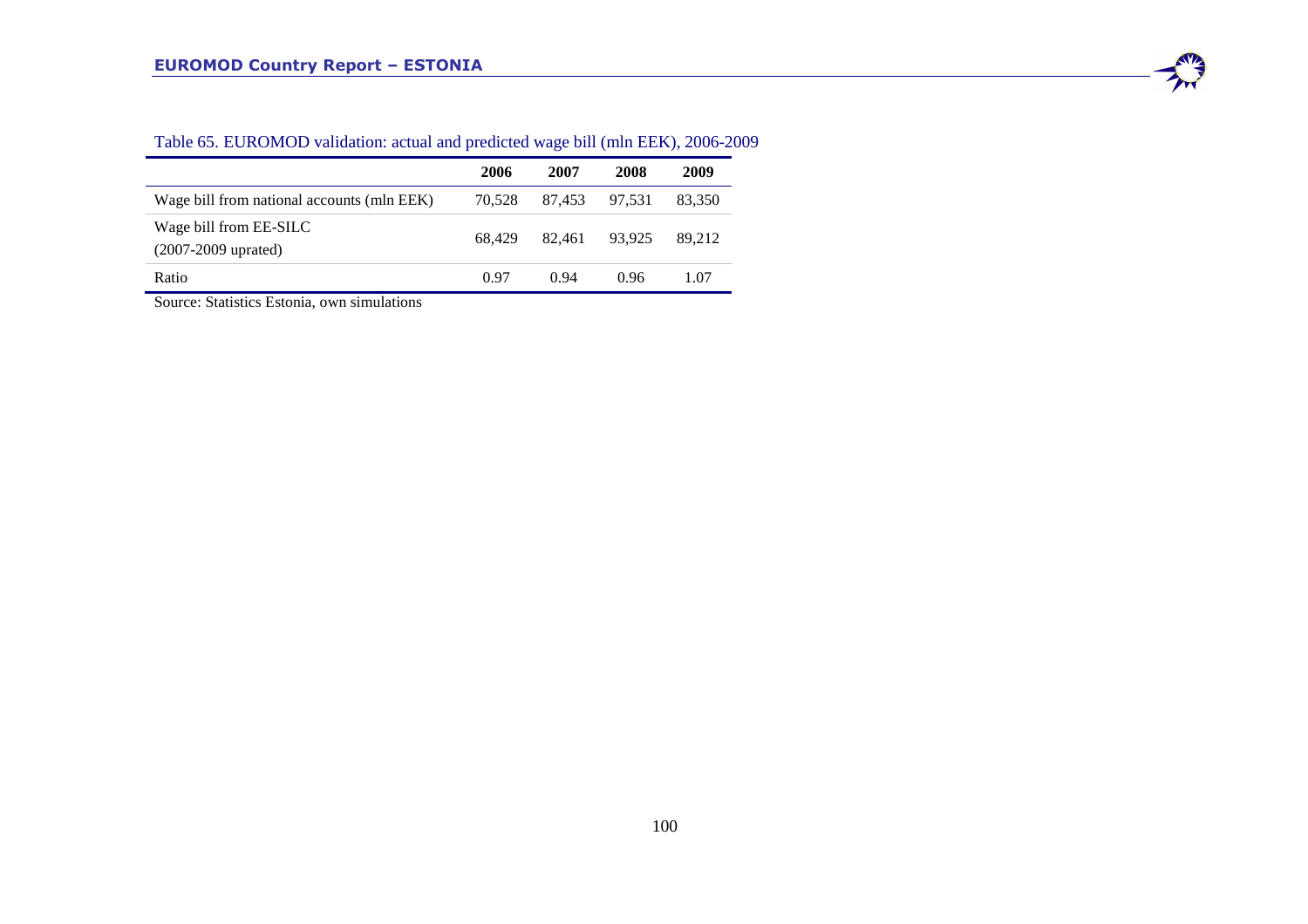Table 65. EUROMOD validation: actual and predicted wage bill (mln EEK), 2006-2009

| | 2006 | 2007 | 2008 | 2009 |
|---|---|---|---|---|
| Wage bill from national accounts (mln EEK) | 70,528 | 87,453 | 97,531 | 83,350 |
| Wage bill from EE-SILC (2007-2009 uprated) | 68,429 | 82,461 | 93,925 | 89,212 |
| Ratio | 0.97 | 0.94 | 0.96 | 1.07 |

Source: Statistics Estonia, own simulations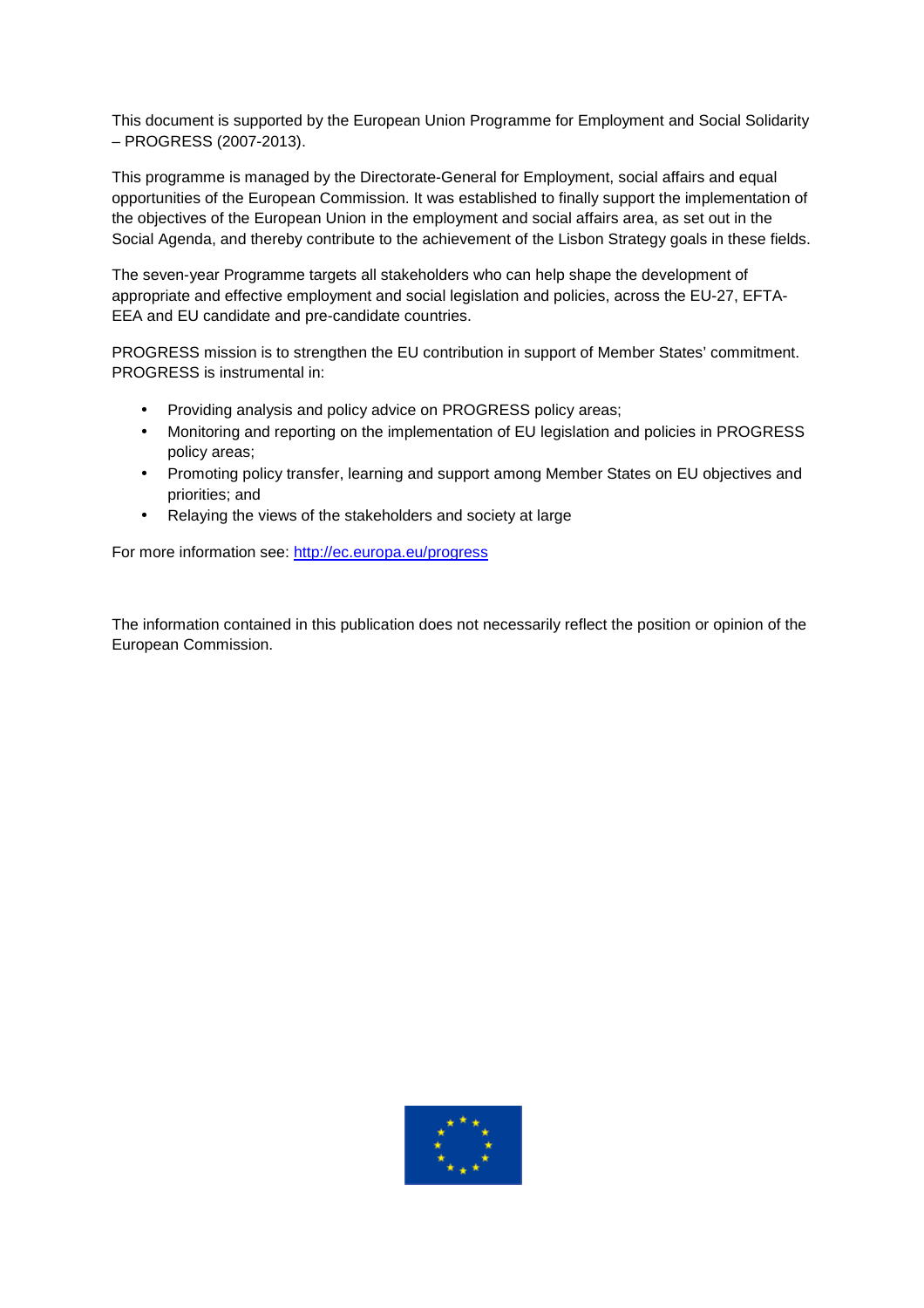This document is supported by the European Union Programme for Employment and Social Solidarity – PROGRESS (2007-2013).

This programme is managed by the Directorate-General for Employment, social affairs and equal opportunities of the European Commission. It was established to finally support the implementation of the objectives of the European Union in the employment and social affairs area, as set out in the Social Agenda, and thereby contribute to the achievement of the Lisbon Strategy goals in these fields.

The seven-year Programme targets all stakeholders who can help shape the development of appropriate and effective employment and social legislation and policies, across the EU-27, EFTA-EEA and EU candidate and pre-candidate countries.

PROGRESS mission is to strengthen the EU contribution in support of Member States' commitment. PROGRESS is instrumental in:

- Providing analysis and policy advice on PROGRESS policy areas;
- Monitoring and reporting on the implementation of EU legislation and policies in PROGRESS policy areas;
- Promoting policy transfer, learning and support among Member States on EU objectives and priorities; and
- Relaying the views of the stakeholders and society at large

For more information see: [http://ec.europa.eu/progress](http://ec.europa.eu/progress)

The information contained in this publication does not necessarily reflect the position or opinion of the European Commission.